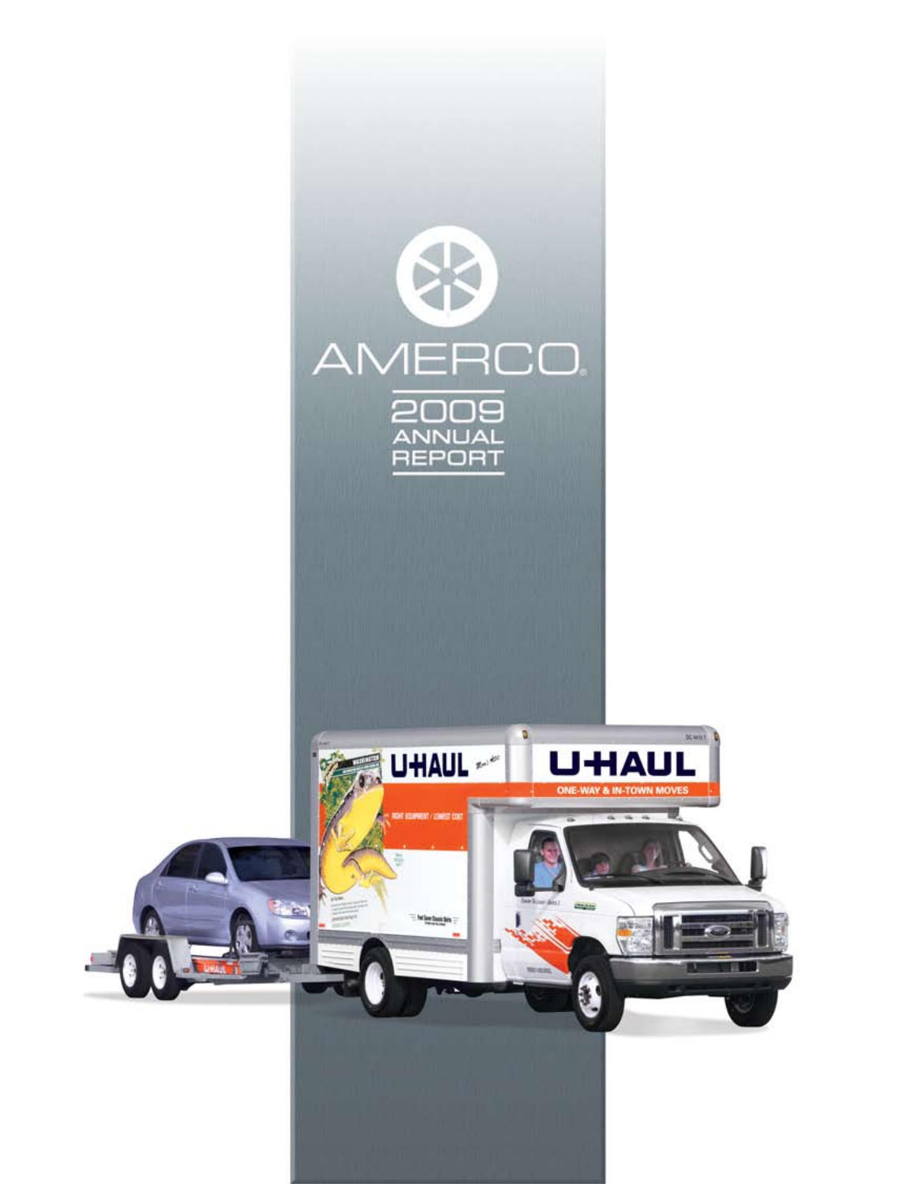# AMERCO®

## 2009 ANNUAL REPORT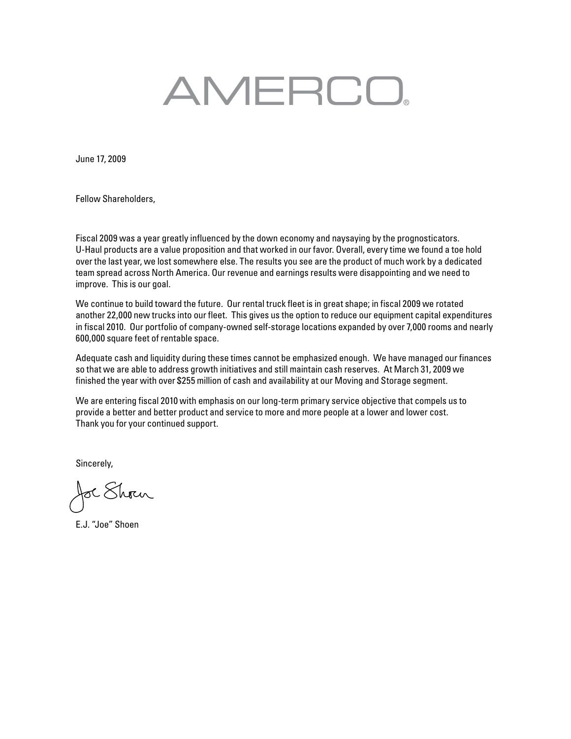# AMERCO

June 17, 2009

Fellow Shareholders,

Fiscal 2009 was a year greatly influenced by the down economy and naysaying by the prognosticators. U-Haul products are a value proposition and that worked in our favor. Overall, every time we found a toe hold over the last year, we lost somewhere else. The results you see are the product of much work by a dedicated team spread across North America. Our revenue and earnings results were disappointing and we need to improve. This is our goal.

We continue to build toward the future. Our rental truck fleet is in great shape; in fiscal 2009 we rotated another 22,000 new trucks into our fleet. This gives us the option to reduce our equipment capital expenditures in fiscal 2010. Our portfolio of company-owned self-storage locations expanded by over 7,000 rooms and nearly 600,000 square feet of rentable space.

Adequate cash and liquidity during these times cannot be emphasized enough. We have managed our finances so that we are able to address growth initiatives and still maintain cash reserves. At March 31, 2009 we finished the year with over $255 million of cash and availability at our Moving and Storage segment.

We are entering fiscal 2010 with emphasis on our long-term primary service objective that compels us to provide a better and better product and service to more and more people at a lower and lower cost. Thank you for your continued support.

Sincerely,

Joe Shoen

E.J. "Joe" Shoen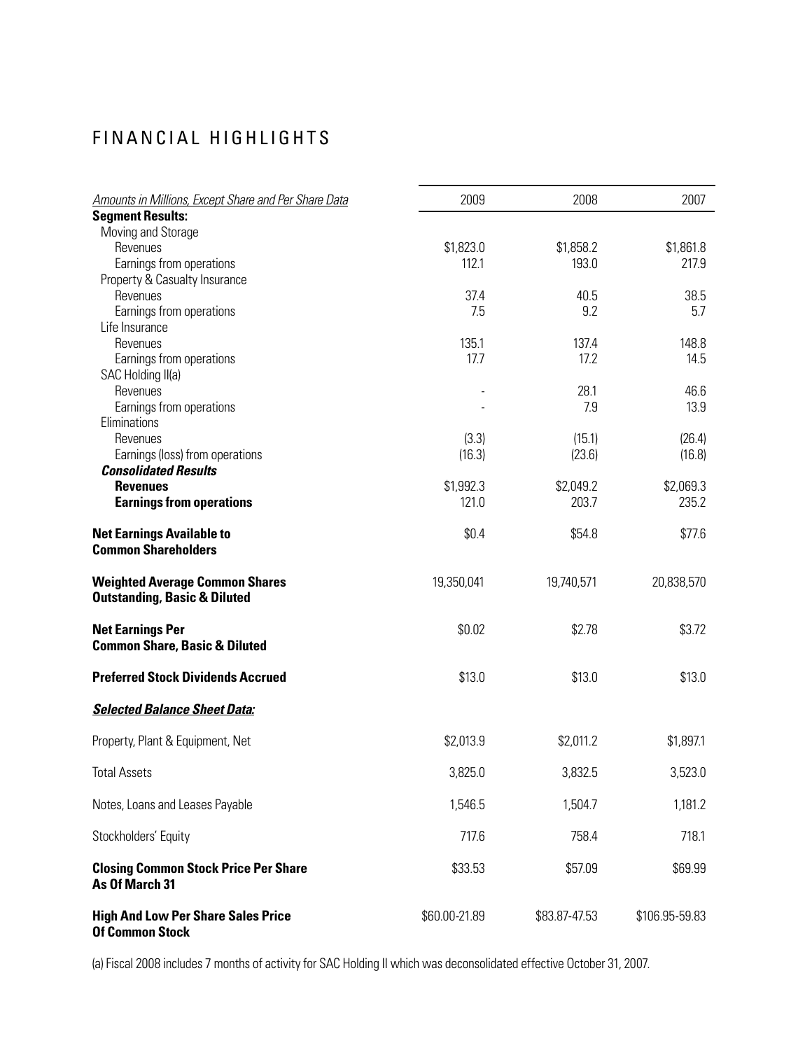# FINANCIAL HIGHLIGHTS

| *Amounts in Millions, Except Share and Per Share Data* | 2009 | 2008 | 2007 |
|---|---|---|---|
| **Segment Results:** | | | |
| Moving and Storage | | | |
| Revenues | $1,823.0 | $1,858.2 | $1,861.8 |
| Earnings from operations | 112.1 | 193.0 | 217.9 |
| Property & Casualty Insurance | | | |
| Revenues | 37.4 | 40.5 | 38.5 |
| Earnings from operations | 7.5 | 9.2 | 5.7 |
| Life Insurance | | | |
| Revenues | 135.1 | 137.4 | 148.8 |
| Earnings from operations | 17.7 | 17.2 | 14.5 |
| SAC Holding II(a) | | | |
| Revenues | - | 28.1 | 46.6 |
| Earnings from operations | - | 7.9 | 13.9 |
| Eliminations | | | |
| Revenues | (3.3) | (15.1) | (26.4) |
| Earnings (loss) from operations | (16.3) | (23.6) | (16.8) |
| ***Consolidated Results*** | | | |
| **Revenues** | $1,992.3 | $2,049.2 | $2,069.3 |
| **Earnings from operations** | 121.0 | 203.7 | 235.2 |
| **Net Earnings Available to Common Shareholders** | $0.4 | $54.8 | $77.6 |
| **Weighted Average Common Shares Outstanding, Basic & Diluted** | 19,350,041 | 19,740,571 | 20,838,570 |
| **Net Earnings Per Common Share, Basic & Diluted** | $0.02 | $2.78 | $3.72 |
| **Preferred Stock Dividends Accrued** | $13.0 | $13.0 | $13.0 |
| ***Selected Balance Sheet Data:*** | | | |
| Property, Plant & Equipment, Net | $2,013.9 | $2,011.2 | $1,897.1 |
| Total Assets | 3,825.0 | 3,832.5 | 3,523.0 |
| Notes, Loans and Leases Payable | 1,546.5 | 1,504.7 | 1,181.2 |
| Stockholders' Equity | 717.6 | 758.4 | 718.1 |
| **Closing Common Stock Price Per Share As Of March 31** | $33.53 | $57.09 | $69.99 |
| **High And Low Per Share Sales Price Of Common Stock** | $60.00-21.89 | $83.87-47.53 | $106.95-59.83 |

(a) Fiscal 2008 includes 7 months of activity for SAC Holding II which was deconsolidated effective October 31, 2007.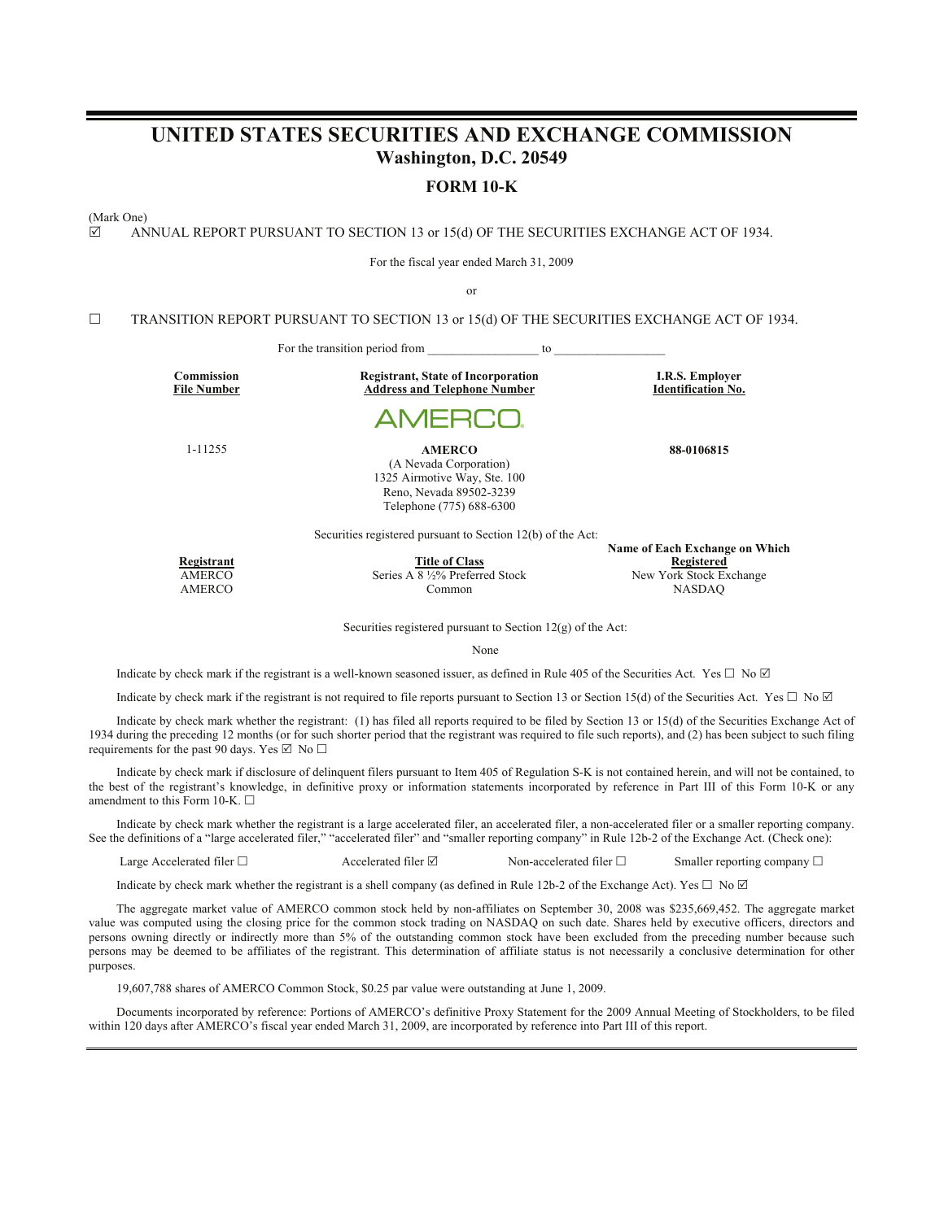# UNITED STATES SECURITIES AND EXCHANGE COMMISSION

## Washington, D.C. 20549

## FORM 10-K

(Mark One)

☑ ANNUAL REPORT PURSUANT TO SECTION 13 or 15(d) OF THE SECURITIES EXCHANGE ACT OF 1934.

For the fiscal year ended March 31, 2009

or

☐ TRANSITION REPORT PURSUANT TO SECTION 13 or 15(d) OF THE SECURITIES EXCHANGE ACT OF 1934.

For the transition period from _________________ to _________________

| Commission File Number | Registrant, State of Incorporation Address and Telephone Number | I.R.S. Employer Identification No. |
|---|---|---|
| | AMERCO | |
| 1-11255 | **AMERCO** (A Nevada Corporation) 1325 Airmotive Way, Ste. 100 Reno, Nevada 89502-3239 Telephone (775) 688-6300 | **88-0106815** |

Securities registered pursuant to Section 12(b) of the Act:

| Registrant | Title of Class | Name of Each Exchange on Which Registered |
|---|---|---|
| AMERCO | Series A 8 ½% Preferred Stock | New York Stock Exchange |
| AMERCO | Common | NASDAQ |

Securities registered pursuant to Section 12(g) of the Act:

None

Indicate by check mark if the registrant is a well-known seasoned issuer, as defined in Rule 405 of the Securities Act. Yes ☐ No ☑

Indicate by check mark if the registrant is not required to file reports pursuant to Section 13 or Section 15(d) of the Securities Act. Yes ☐ No ☑

Indicate by check mark whether the registrant: (1) has filed all reports required to be filed by Section 13 or 15(d) of the Securities Exchange Act of 1934 during the preceding 12 months (or for such shorter period that the registrant was required to file such reports), and (2) has been subject to such filing requirements for the past 90 days. Yes ☑ No ☐

Indicate by check mark if disclosure of delinquent filers pursuant to Item 405 of Regulation S-K is not contained herein, and will not be contained, to the best of the registrant's knowledge, in definitive proxy or information statements incorporated by reference in Part III of this Form 10-K or any amendment to this Form 10-K. ☐

Indicate by check mark whether the registrant is a large accelerated filer, an accelerated filer, a non-accelerated filer or a smaller reporting company. See the definitions of a "large accelerated filer," "accelerated filer" and "smaller reporting company" in Rule 12b-2 of the Exchange Act. (Check one):

Large Accelerated filer ☐ Accelerated filer ☑ Non-accelerated filer ☐ Smaller reporting company ☐

Indicate by check mark whether the registrant is a shell company (as defined in Rule 12b-2 of the Exchange Act). Yes ☐ No ☑

The aggregate market value of AMERCO common stock held by non-affiliates on September 30, 2008 was $235,669,452. The aggregate market value was computed using the closing price for the common stock trading on NASDAQ on such date. Shares held by executive officers, directors and persons owning directly or indirectly more than 5% of the outstanding common stock have been excluded from the preceding number because such persons may be deemed to be affiliates of the registrant. This determination of affiliate status is not necessarily a conclusive determination for other purposes.

19,607,788 shares of AMERCO Common Stock, $0.25 par value were outstanding at June 1, 2009.

Documents incorporated by reference: Portions of AMERCO's definitive Proxy Statement for the 2009 Annual Meeting of Stockholders, to be filed within 120 days after AMERCO's fiscal year ended March 31, 2009, are incorporated by reference into Part III of this report.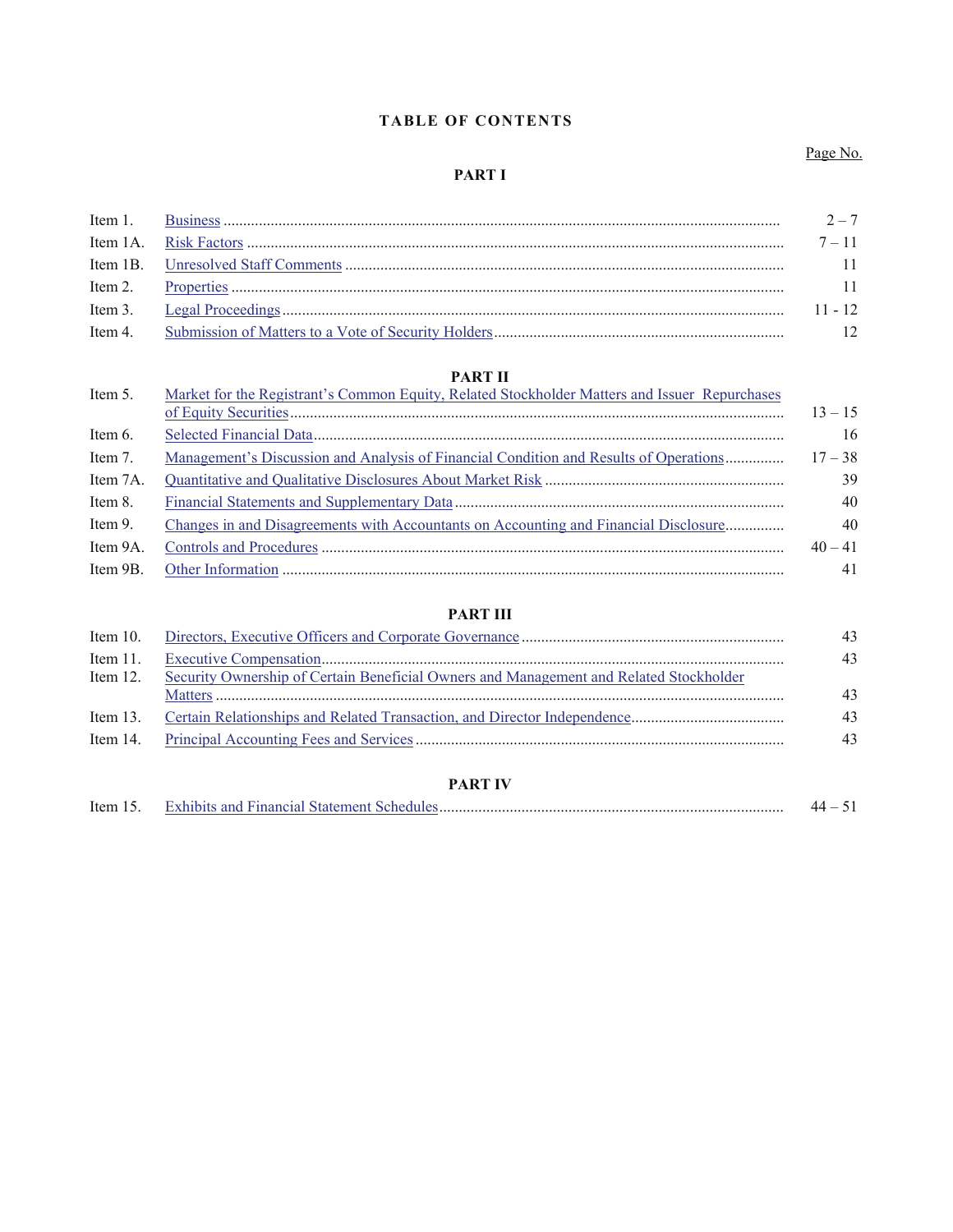# TABLE OF CONTENTS

| | | Page No. |
|---|---|---|
| **PART I** | | |
| Item 1. | Business | 2 – 7 |
| Item 1A. | Risk Factors | 7 – 11 |
| Item 1B. | Unresolved Staff Comments | 11 |
| Item 2. | Properties | 11 |
| Item 3. | Legal Proceedings | 11 - 12 |
| Item 4. | Submission of Matters to a Vote of Security Holders | 12 |
| **PART II** | | |
| Item 5. | Market for the Registrant's Common Equity, Related Stockholder Matters and Issuer Repurchases of Equity Securities | 13 – 15 |
| Item 6. | Selected Financial Data | 16 |
| Item 7. | Management's Discussion and Analysis of Financial Condition and Results of Operations | 17 – 38 |
| Item 7A. | Quantitative and Qualitative Disclosures About Market Risk | 39 |
| Item 8. | Financial Statements and Supplementary Data | 40 |
| Item 9. | Changes in and Disagreements with Accountants on Accounting and Financial Disclosure | 40 |
| Item 9A. | Controls and Procedures | 40 – 41 |
| Item 9B. | Other Information | 41 |
| **PART III** | | |
| Item 10. | Directors, Executive Officers and Corporate Governance | 43 |
| Item 11. | Executive Compensation | 43 |
| Item 12. | Security Ownership of Certain Beneficial Owners and Management and Related Stockholder Matters | 43 |
| Item 13. | Certain Relationships and Related Transaction, and Director Independence | 43 |
| Item 14. | Principal Accounting Fees and Services | 43 |
| **PART IV** | | |
| Item 15. | Exhibits and Financial Statement Schedules | 44 – 51 |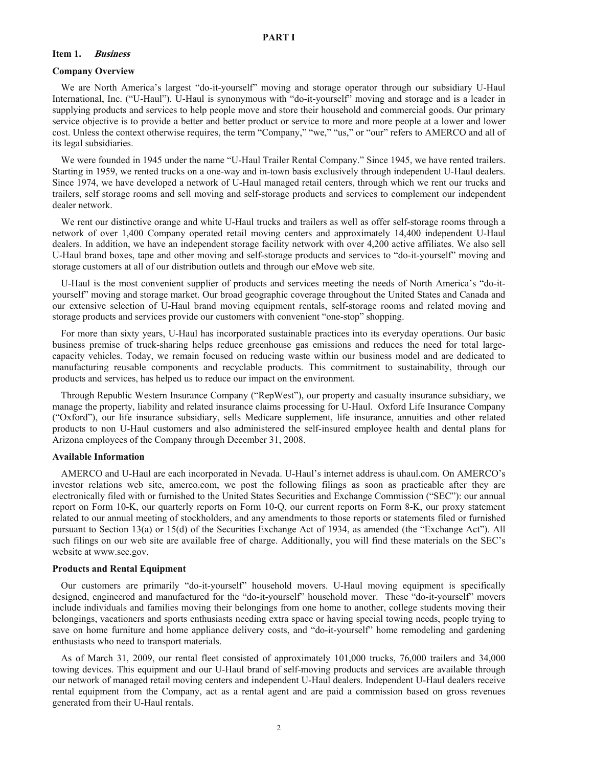# PART I

## Item 1. *Business*

### Company Overview

We are North America's largest "do-it-yourself" moving and storage operator through our subsidiary U-Haul International, Inc. ("U-Haul"). U-Haul is synonymous with "do-it-yourself" moving and storage and is a leader in supplying products and services to help people move and store their household and commercial goods. Our primary service objective is to provide a better and better product or service to more and more people at a lower and lower cost. Unless the context otherwise requires, the term "Company," "we," "us," or "our" refers to AMERCO and all of its legal subsidiaries.

We were founded in 1945 under the name "U-Haul Trailer Rental Company." Since 1945, we have rented trailers. Starting in 1959, we rented trucks on a one-way and in-town basis exclusively through independent U-Haul dealers. Since 1974, we have developed a network of U-Haul managed retail centers, through which we rent our trucks and trailers, self storage rooms and sell moving and self-storage products and services to complement our independent dealer network.

We rent our distinctive orange and white U-Haul trucks and trailers as well as offer self-storage rooms through a network of over 1,400 Company operated retail moving centers and approximately 14,400 independent U-Haul dealers. In addition, we have an independent storage facility network with over 4,200 active affiliates. We also sell U-Haul brand boxes, tape and other moving and self-storage products and services to "do-it-yourself" moving and storage customers at all of our distribution outlets and through our eMove web site.

U-Haul is the most convenient supplier of products and services meeting the needs of North America's "do-it-yourself" moving and storage market. Our broad geographic coverage throughout the United States and Canada and our extensive selection of U-Haul brand moving equipment rentals, self-storage rooms and related moving and storage products and services provide our customers with convenient "one-stop" shopping.

For more than sixty years, U-Haul has incorporated sustainable practices into its everyday operations. Our basic business premise of truck-sharing helps reduce greenhouse gas emissions and reduces the need for total large-capacity vehicles. Today, we remain focused on reducing waste within our business model and are dedicated to manufacturing reusable components and recyclable products. This commitment to sustainability, through our products and services, has helped us to reduce our impact on the environment.

Through Republic Western Insurance Company ("RepWest"), our property and casualty insurance subsidiary, we manage the property, liability and related insurance claims processing for U-Haul. Oxford Life Insurance Company ("Oxford"), our life insurance subsidiary, sells Medicare supplement, life insurance, annuities and other related products to non U-Haul customers and also administered the self-insured employee health and dental plans for Arizona employees of the Company through December 31, 2008.

### Available Information

AMERCO and U-Haul are each incorporated in Nevada. U-Haul's internet address is uhaul.com. On AMERCO's investor relations web site, amerco.com, we post the following filings as soon as practicable after they are electronically filed with or furnished to the United States Securities and Exchange Commission ("SEC"): our annual report on Form 10-K, our quarterly reports on Form 10-Q, our current reports on Form 8-K, our proxy statement related to our annual meeting of stockholders, and any amendments to those reports or statements filed or furnished pursuant to Section 13(a) or 15(d) of the Securities Exchange Act of 1934, as amended (the "Exchange Act"). All such filings on our web site are available free of charge. Additionally, you will find these materials on the SEC's website at www.sec.gov.

### Products and Rental Equipment

Our customers are primarily "do-it-yourself" household movers. U-Haul moving equipment is specifically designed, engineered and manufactured for the "do-it-yourself" household mover. These "do-it-yourself" movers include individuals and families moving their belongings from one home to another, college students moving their belongings, vacationers and sports enthusiasts needing extra space or having special towing needs, people trying to save on home furniture and home appliance delivery costs, and "do-it-yourself" home remodeling and gardening enthusiasts who need to transport materials.

As of March 31, 2009, our rental fleet consisted of approximately 101,000 trucks, 76,000 trailers and 34,000 towing devices. This equipment and our U-Haul brand of self-moving products and services are available through our network of managed retail moving centers and independent U-Haul dealers. Independent U-Haul dealers receive rental equipment from the Company, act as a rental agent and are paid a commission based on gross revenues generated from their U-Haul rentals.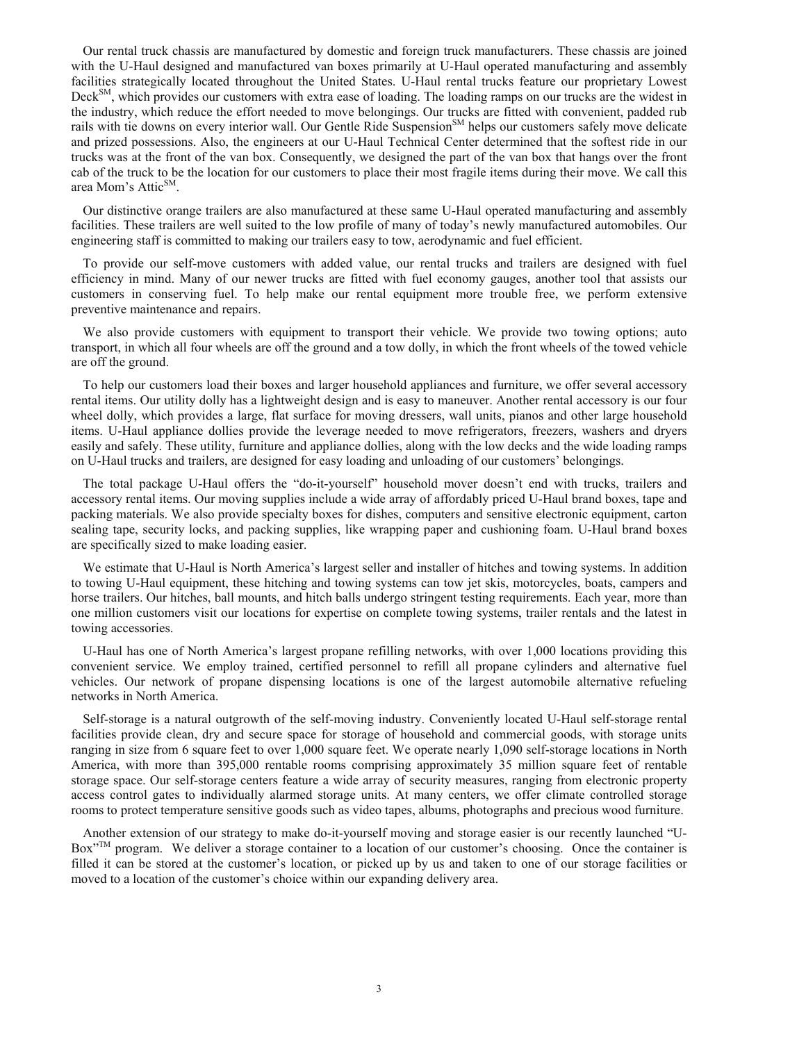Our rental truck chassis are manufactured by domestic and foreign truck manufacturers. These chassis are joined with the U-Haul designed and manufactured van boxes primarily at U-Haul operated manufacturing and assembly facilities strategically located throughout the United States. U-Haul rental trucks feature our proprietary Lowest Deck[SM], which provides our customers with extra ease of loading. The loading ramps on our trucks are the widest in the industry, which reduce the effort needed to move belongings. Our trucks are fitted with convenient, padded rub rails with tie downs on every interior wall. Our Gentle Ride Suspension[SM] helps our customers safely move delicate and prized possessions. Also, the engineers at our U-Haul Technical Center determined that the softest ride in our trucks was at the front of the van box. Consequently, we designed the part of the van box that hangs over the front cab of the truck to be the location for our customers to place their most fragile items during their move. We call this area Mom's Attic[SM].

Our distinctive orange trailers are also manufactured at these same U-Haul operated manufacturing and assembly facilities. These trailers are well suited to the low profile of many of today's newly manufactured automobiles. Our engineering staff is committed to making our trailers easy to tow, aerodynamic and fuel efficient.

To provide our self-move customers with added value, our rental trucks and trailers are designed with fuel efficiency in mind. Many of our newer trucks are fitted with fuel economy gauges, another tool that assists our customers in conserving fuel. To help make our rental equipment more trouble free, we perform extensive preventive maintenance and repairs.

We also provide customers with equipment to transport their vehicle. We provide two towing options; auto transport, in which all four wheels are off the ground and a tow dolly, in which the front wheels of the towed vehicle are off the ground.

To help our customers load their boxes and larger household appliances and furniture, we offer several accessory rental items. Our utility dolly has a lightweight design and is easy to maneuver. Another rental accessory is our four wheel dolly, which provides a large, flat surface for moving dressers, wall units, pianos and other large household items. U-Haul appliance dollies provide the leverage needed to move refrigerators, freezers, washers and dryers easily and safely. These utility, furniture and appliance dollies, along with the low decks and the wide loading ramps on U-Haul trucks and trailers, are designed for easy loading and unloading of our customers' belongings.

The total package U-Haul offers the "do-it-yourself" household mover doesn't end with trucks, trailers and accessory rental items. Our moving supplies include a wide array of affordably priced U-Haul brand boxes, tape and packing materials. We also provide specialty boxes for dishes, computers and sensitive electronic equipment, carton sealing tape, security locks, and packing supplies, like wrapping paper and cushioning foam. U-Haul brand boxes are specifically sized to make loading easier.

We estimate that U-Haul is North America's largest seller and installer of hitches and towing systems. In addition to towing U-Haul equipment, these hitching and towing systems can tow jet skis, motorcycles, boats, campers and horse trailers. Our hitches, ball mounts, and hitch balls undergo stringent testing requirements. Each year, more than one million customers visit our locations for expertise on complete towing systems, trailer rentals and the latest in towing accessories.

U-Haul has one of North America's largest propane refilling networks, with over 1,000 locations providing this convenient service. We employ trained, certified personnel to refill all propane cylinders and alternative fuel vehicles. Our network of propane dispensing locations is one of the largest automobile alternative refueling networks in North America.

Self-storage is a natural outgrowth of the self-moving industry. Conveniently located U-Haul self-storage rental facilities provide clean, dry and secure space for storage of household and commercial goods, with storage units ranging in size from 6 square feet to over 1,000 square feet. We operate nearly 1,090 self-storage locations in North America, with more than 395,000 rentable rooms comprising approximately 35 million square feet of rentable storage space. Our self-storage centers feature a wide array of security measures, ranging from electronic property access control gates to individually alarmed storage units. At many centers, we offer climate controlled storage rooms to protect temperature sensitive goods such as video tapes, albums, photographs and precious wood furniture.

Another extension of our strategy to make do-it-yourself moving and storage easier is our recently launched "U-Box"[TM] program. We deliver a storage container to a location of our customer's choosing. Once the container is filled it can be stored at the customer's location, or picked up by us and taken to one of our storage facilities or moved to a location of the customer's choice within our expanding delivery area.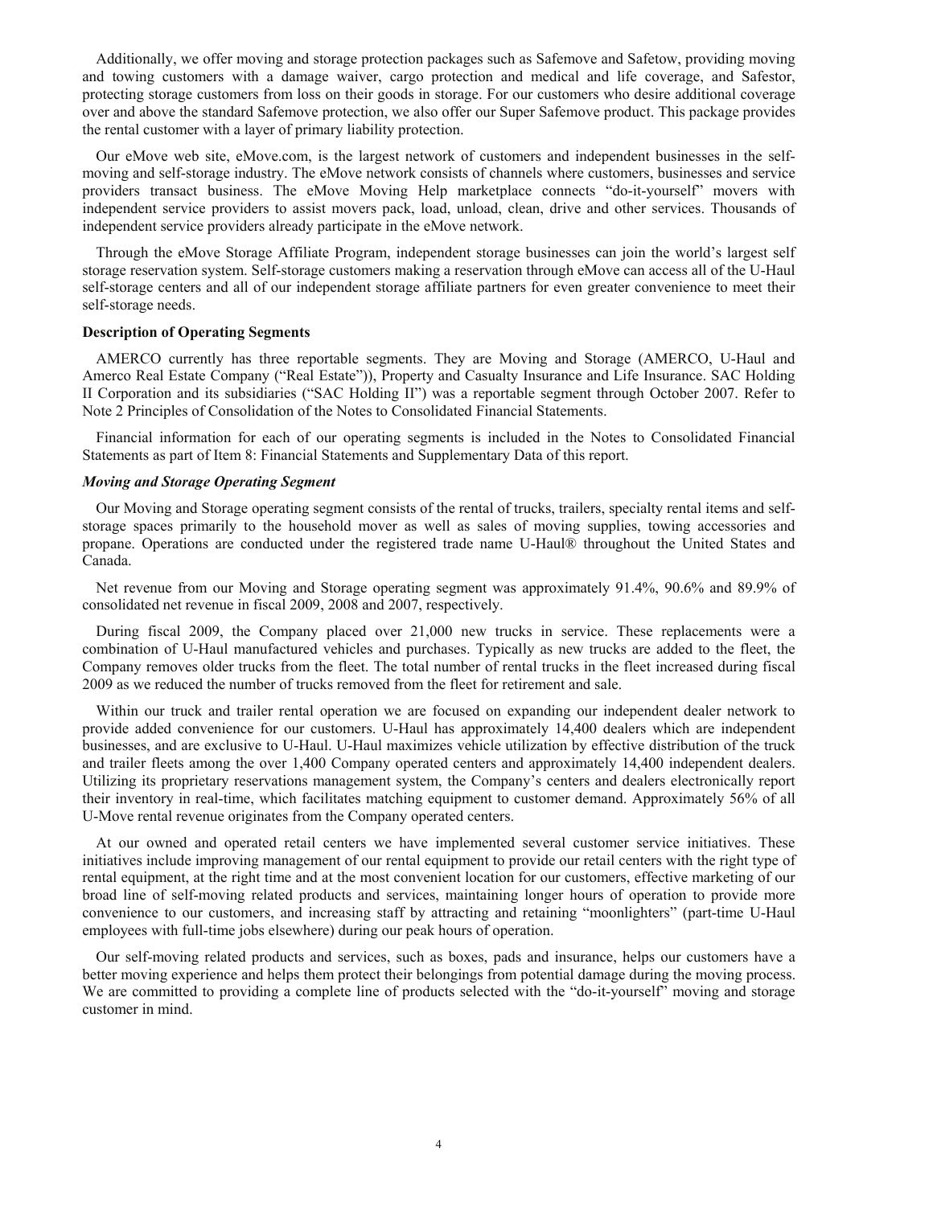Additionally, we offer moving and storage protection packages such as Safemove and Safetow, providing moving and towing customers with a damage waiver, cargo protection and medical and life coverage, and Safestor, protecting storage customers from loss on their goods in storage. For our customers who desire additional coverage over and above the standard Safemove protection, we also offer our Super Safemove product. This package provides the rental customer with a layer of primary liability protection.

Our eMove web site, eMove.com, is the largest network of customers and independent businesses in the self-moving and self-storage industry. The eMove network consists of channels where customers, businesses and service providers transact business. The eMove Moving Help marketplace connects "do-it-yourself" movers with independent service providers to assist movers pack, load, unload, clean, drive and other services. Thousands of independent service providers already participate in the eMove network.

Through the eMove Storage Affiliate Program, independent storage businesses can join the world's largest self storage reservation system. Self-storage customers making a reservation through eMove can access all of the U-Haul self-storage centers and all of our independent storage affiliate partners for even greater convenience to meet their self-storage needs.

**Description of Operating Segments**

AMERCO currently has three reportable segments. They are Moving and Storage (AMERCO, U-Haul and Amerco Real Estate Company ("Real Estate")), Property and Casualty Insurance and Life Insurance. SAC Holding II Corporation and its subsidiaries ("SAC Holding II") was a reportable segment through October 2007. Refer to Note 2 Principles of Consolidation of the Notes to Consolidated Financial Statements.

Financial information for each of our operating segments is included in the Notes to Consolidated Financial Statements as part of Item 8: Financial Statements and Supplementary Data of this report.

***Moving and Storage Operating Segment***

Our Moving and Storage operating segment consists of the rental of trucks, trailers, specialty rental items and self-storage spaces primarily to the household mover as well as sales of moving supplies, towing accessories and propane. Operations are conducted under the registered trade name U-Haul® throughout the United States and Canada.

Net revenue from our Moving and Storage operating segment was approximately 91.4%, 90.6% and 89.9% of consolidated net revenue in fiscal 2009, 2008 and 2007, respectively.

During fiscal 2009, the Company placed over 21,000 new trucks in service. These replacements were a combination of U-Haul manufactured vehicles and purchases. Typically as new trucks are added to the fleet, the Company removes older trucks from the fleet. The total number of rental trucks in the fleet increased during fiscal 2009 as we reduced the number of trucks removed from the fleet for retirement and sale.

Within our truck and trailer rental operation we are focused on expanding our independent dealer network to provide added convenience for our customers. U-Haul has approximately 14,400 dealers which are independent businesses, and are exclusive to U-Haul. U-Haul maximizes vehicle utilization by effective distribution of the truck and trailer fleets among the over 1,400 Company operated centers and approximately 14,400 independent dealers. Utilizing its proprietary reservations management system, the Company's centers and dealers electronically report their inventory in real-time, which facilitates matching equipment to customer demand. Approximately 56% of all U-Move rental revenue originates from the Company operated centers.

At our owned and operated retail centers we have implemented several customer service initiatives. These initiatives include improving management of our rental equipment to provide our retail centers with the right type of rental equipment, at the right time and at the most convenient location for our customers, effective marketing of our broad line of self-moving related products and services, maintaining longer hours of operation to provide more convenience to our customers, and increasing staff by attracting and retaining "moonlighters" (part-time U-Haul employees with full-time jobs elsewhere) during our peak hours of operation.

Our self-moving related products and services, such as boxes, pads and insurance, helps our customers have a better moving experience and helps them protect their belongings from potential damage during the moving process. We are committed to providing a complete line of products selected with the "do-it-yourself" moving and storage customer in mind.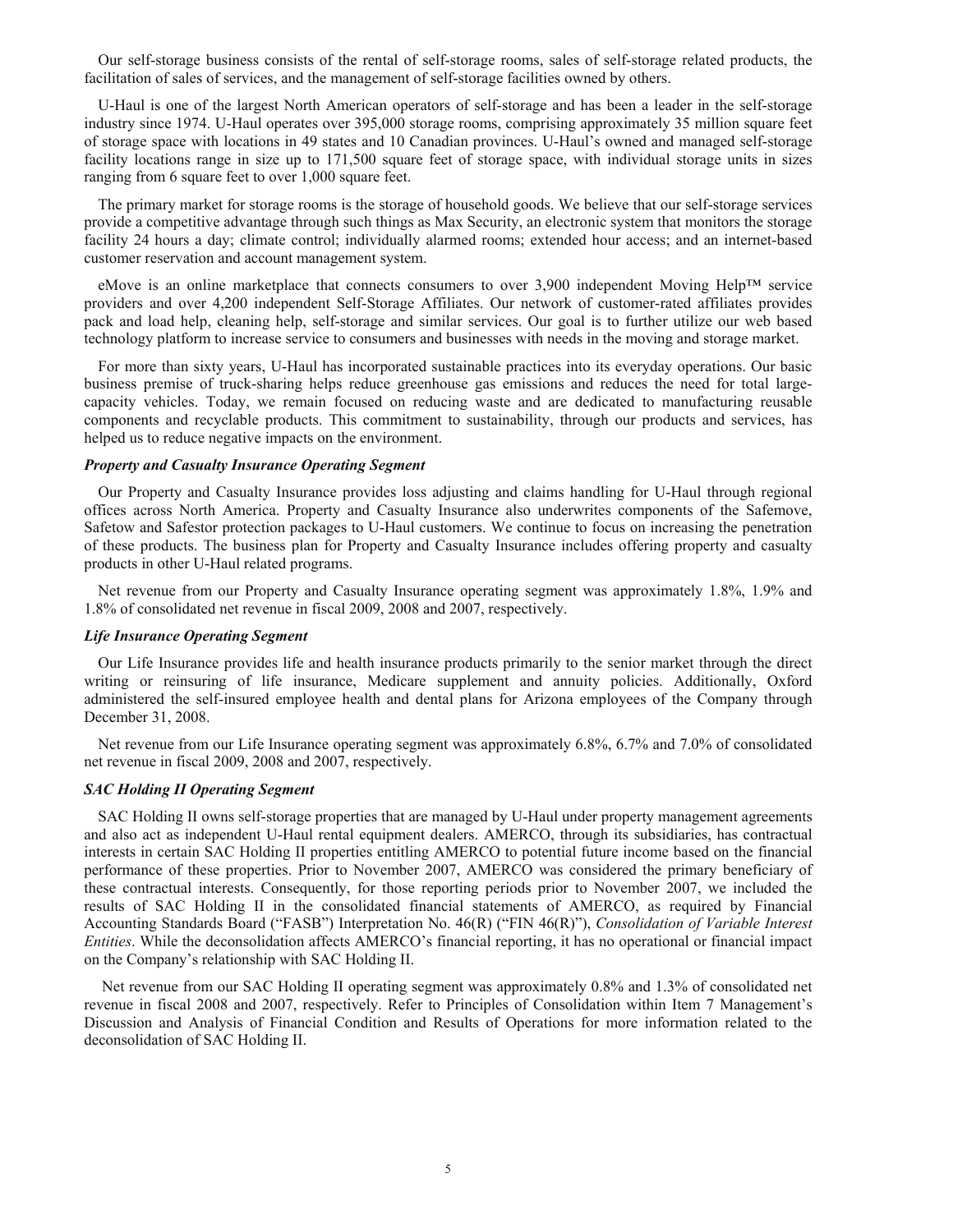Our self-storage business consists of the rental of self-storage rooms, sales of self-storage related products, the facilitation of sales of services, and the management of self-storage facilities owned by others.

U-Haul is one of the largest North American operators of self-storage and has been a leader in the self-storage industry since 1974. U-Haul operates over 395,000 storage rooms, comprising approximately 35 million square feet of storage space with locations in 49 states and 10 Canadian provinces. U-Haul's owned and managed self-storage facility locations range in size up to 171,500 square feet of storage space, with individual storage units in sizes ranging from 6 square feet to over 1,000 square feet.

The primary market for storage rooms is the storage of household goods. We believe that our self-storage services provide a competitive advantage through such things as Max Security, an electronic system that monitors the storage facility 24 hours a day; climate control; individually alarmed rooms; extended hour access; and an internet-based customer reservation and account management system.

eMove is an online marketplace that connects consumers to over 3,900 independent Moving Help™ service providers and over 4,200 independent Self-Storage Affiliates. Our network of customer-rated affiliates provides pack and load help, cleaning help, self-storage and similar services. Our goal is to further utilize our web based technology platform to increase service to consumers and businesses with needs in the moving and storage market.

For more than sixty years, U-Haul has incorporated sustainable practices into its everyday operations. Our basic business premise of truck-sharing helps reduce greenhouse gas emissions and reduces the need for total large-capacity vehicles. Today, we remain focused on reducing waste and are dedicated to manufacturing reusable components and recyclable products. This commitment to sustainability, through our products and services, has helped us to reduce negative impacts on the environment.

***Property and Casualty Insurance Operating Segment***

Our Property and Casualty Insurance provides loss adjusting and claims handling for U-Haul through regional offices across North America. Property and Casualty Insurance also underwrites components of the Safemove, Safetow and Safestor protection packages to U-Haul customers. We continue to focus on increasing the penetration of these products. The business plan for Property and Casualty Insurance includes offering property and casualty products in other U-Haul related programs.

Net revenue from our Property and Casualty Insurance operating segment was approximately 1.8%, 1.9% and 1.8% of consolidated net revenue in fiscal 2009, 2008 and 2007, respectively.

***Life Insurance Operating Segment***

Our Life Insurance provides life and health insurance products primarily to the senior market through the direct writing or reinsuring of life insurance, Medicare supplement and annuity policies. Additionally, Oxford administered the self-insured employee health and dental plans for Arizona employees of the Company through December 31, 2008.

Net revenue from our Life Insurance operating segment was approximately 6.8%, 6.7% and 7.0% of consolidated net revenue in fiscal 2009, 2008 and 2007, respectively.

***SAC Holding II Operating Segment***

SAC Holding II owns self-storage properties that are managed by U-Haul under property management agreements and also act as independent U-Haul rental equipment dealers. AMERCO, through its subsidiaries, has contractual interests in certain SAC Holding II properties entitling AMERCO to potential future income based on the financial performance of these properties. Prior to November 2007, AMERCO was considered the primary beneficiary of these contractual interests. Consequently, for those reporting periods prior to November 2007, we included the results of SAC Holding II in the consolidated financial statements of AMERCO, as required by Financial Accounting Standards Board ("FASB") Interpretation No. 46(R) ("FIN 46(R)"), *Consolidation of Variable Interest Entities*. While the deconsolidation affects AMERCO's financial reporting, it has no operational or financial impact on the Company's relationship with SAC Holding II.

Net revenue from our SAC Holding II operating segment was approximately 0.8% and 1.3% of consolidated net revenue in fiscal 2008 and 2007, respectively. Refer to Principles of Consolidation within Item 7 Management's Discussion and Analysis of Financial Condition and Results of Operations for more information related to the deconsolidation of SAC Holding II.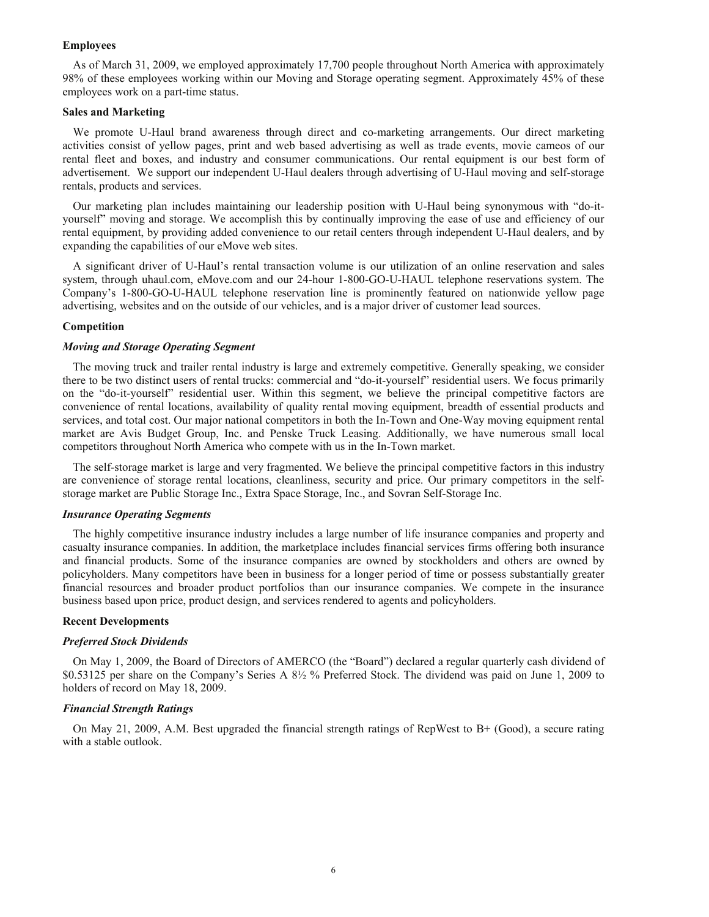### Employees

As of March 31, 2009, we employed approximately 17,700 people throughout North America with approximately 98% of these employees working within our Moving and Storage operating segment. Approximately 45% of these employees work on a part-time status.

### Sales and Marketing

We promote U-Haul brand awareness through direct and co-marketing arrangements. Our direct marketing activities consist of yellow pages, print and web based advertising as well as trade events, movie cameos of our rental fleet and boxes, and industry and consumer communications. Our rental equipment is our best form of advertisement. We support our independent U-Haul dealers through advertising of U-Haul moving and self-storage rentals, products and services.

Our marketing plan includes maintaining our leadership position with U-Haul being synonymous with "do-it-yourself" moving and storage. We accomplish this by continually improving the ease of use and efficiency of our rental equipment, by providing added convenience to our retail centers through independent U-Haul dealers, and by expanding the capabilities of our eMove web sites.

A significant driver of U-Haul's rental transaction volume is our utilization of an online reservation and sales system, through uhaul.com, eMove.com and our 24-hour 1-800-GO-U-HAUL telephone reservations system. The Company's 1-800-GO-U-HAUL telephone reservation line is prominently featured on nationwide yellow page advertising, websites and on the outside of our vehicles, and is a major driver of customer lead sources.

### Competition

#### *Moving and Storage Operating Segment*

The moving truck and trailer rental industry is large and extremely competitive. Generally speaking, we consider there to be two distinct users of rental trucks: commercial and "do-it-yourself" residential users. We focus primarily on the "do-it-yourself" residential user. Within this segment, we believe the principal competitive factors are convenience of rental locations, availability of quality rental moving equipment, breadth of essential products and services, and total cost. Our major national competitors in both the In-Town and One-Way moving equipment rental market are Avis Budget Group, Inc. and Penske Truck Leasing. Additionally, we have numerous small local competitors throughout North America who compete with us in the In-Town market.

The self-storage market is large and very fragmented. We believe the principal competitive factors in this industry are convenience of storage rental locations, cleanliness, security and price. Our primary competitors in the self-storage market are Public Storage Inc., Extra Space Storage, Inc., and Sovran Self-Storage Inc.

#### *Insurance Operating Segments*

The highly competitive insurance industry includes a large number of life insurance companies and property and casualty insurance companies. In addition, the marketplace includes financial services firms offering both insurance and financial products. Some of the insurance companies are owned by stockholders and others are owned by policyholders. Many competitors have been in business for a longer period of time or possess substantially greater financial resources and broader product portfolios than our insurance companies. We compete in the insurance business based upon price, product design, and services rendered to agents and policyholders.

### Recent Developments

#### *Preferred Stock Dividends*

On May 1, 2009, the Board of Directors of AMERCO (the "Board") declared a regular quarterly cash dividend of \$0.53125 per share on the Company's Series A 8½ % Preferred Stock. The dividend was paid on June 1, 2009 to holders of record on May 18, 2009.

#### *Financial Strength Ratings*

On May 21, 2009, A.M. Best upgraded the financial strength ratings of RepWest to B+ (Good), a secure rating with a stable outlook.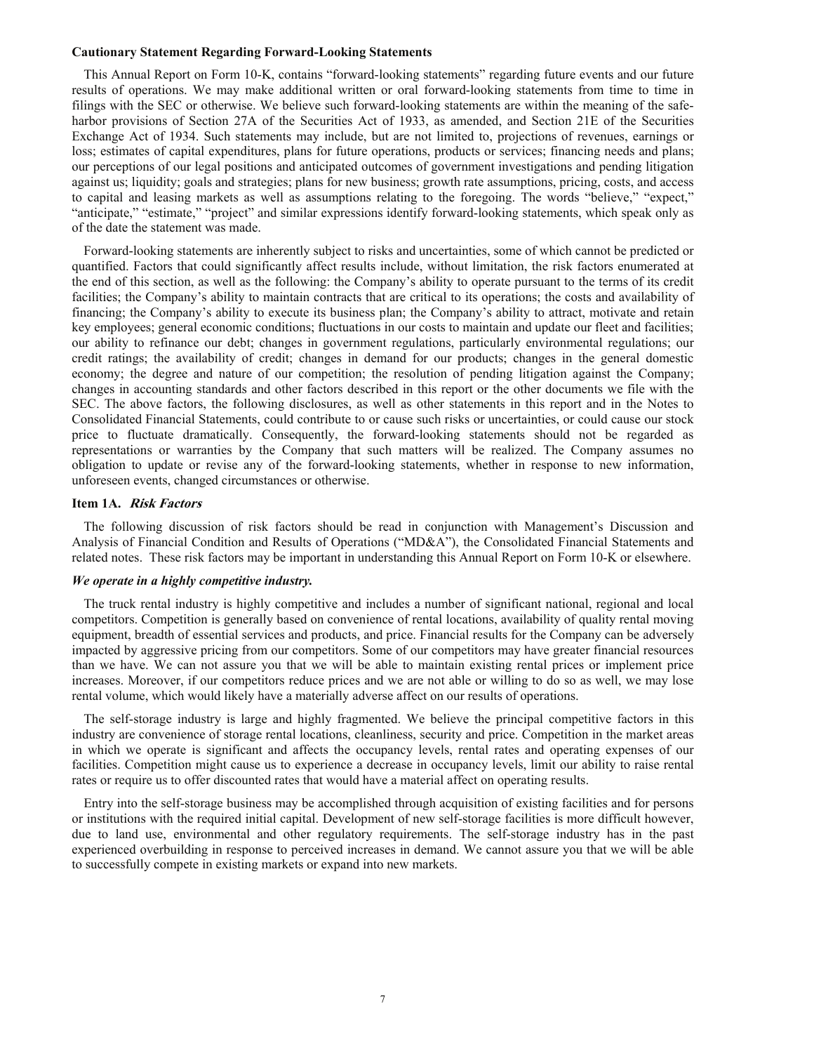**Cautionary Statement Regarding Forward-Looking Statements**

This Annual Report on Form 10-K, contains "forward-looking statements" regarding future events and our future results of operations. We may make additional written or oral forward-looking statements from time to time in filings with the SEC or otherwise. We believe such forward-looking statements are within the meaning of the safe-harbor provisions of Section 27A of the Securities Act of 1933, as amended, and Section 21E of the Securities Exchange Act of 1934. Such statements may include, but are not limited to, projections of revenues, earnings or loss; estimates of capital expenditures, plans for future operations, products or services; financing needs and plans; our perceptions of our legal positions and anticipated outcomes of government investigations and pending litigation against us; liquidity; goals and strategies; plans for new business; growth rate assumptions, pricing, costs, and access to capital and leasing markets as well as assumptions relating to the foregoing. The words "believe," "expect," "anticipate," "estimate," "project" and similar expressions identify forward-looking statements, which speak only as of the date the statement was made.

Forward-looking statements are inherently subject to risks and uncertainties, some of which cannot be predicted or quantified. Factors that could significantly affect results include, without limitation, the risk factors enumerated at the end of this section, as well as the following: the Company's ability to operate pursuant to the terms of its credit facilities; the Company's ability to maintain contracts that are critical to its operations; the costs and availability of financing; the Company's ability to execute its business plan; the Company's ability to attract, motivate and retain key employees; general economic conditions; fluctuations in our costs to maintain and update our fleet and facilities; our ability to refinance our debt; changes in government regulations, particularly environmental regulations; our credit ratings; the availability of credit; changes in demand for our products; changes in the general domestic economy; the degree and nature of our competition; the resolution of pending litigation against the Company; changes in accounting standards and other factors described in this report or the other documents we file with the SEC. The above factors, the following disclosures, as well as other statements in this report and in the Notes to Consolidated Financial Statements, could contribute to or cause such risks or uncertainties, or could cause our stock price to fluctuate dramatically. Consequently, the forward-looking statements should not be regarded as representations or warranties by the Company that such matters will be realized. The Company assumes no obligation to update or revise any of the forward-looking statements, whether in response to new information, unforeseen events, changed circumstances or otherwise.

## Item 1A. *Risk Factors*

The following discussion of risk factors should be read in conjunction with Management's Discussion and Analysis of Financial Condition and Results of Operations ("MD&A"), the Consolidated Financial Statements and related notes. These risk factors may be important in understanding this Annual Report on Form 10-K or elsewhere.

***We operate in a highly competitive industry.***

The truck rental industry is highly competitive and includes a number of significant national, regional and local competitors. Competition is generally based on convenience of rental locations, availability of quality rental moving equipment, breadth of essential services and products, and price. Financial results for the Company can be adversely impacted by aggressive pricing from our competitors. Some of our competitors may have greater financial resources than we have. We can not assure you that we will be able to maintain existing rental prices or implement price increases. Moreover, if our competitors reduce prices and we are not able or willing to do so as well, we may lose rental volume, which would likely have a materially adverse affect on our results of operations.

The self-storage industry is large and highly fragmented. We believe the principal competitive factors in this industry are convenience of storage rental locations, cleanliness, security and price. Competition in the market areas in which we operate is significant and affects the occupancy levels, rental rates and operating expenses of our facilities. Competition might cause us to experience a decrease in occupancy levels, limit our ability to raise rental rates or require us to offer discounted rates that would have a material affect on operating results.

Entry into the self-storage business may be accomplished through acquisition of existing facilities and for persons or institutions with the required initial capital. Development of new self-storage facilities is more difficult however, due to land use, environmental and other regulatory requirements. The self-storage industry has in the past experienced overbuilding in response to perceived increases in demand. We cannot assure you that we will be able to successfully compete in existing markets or expand into new markets.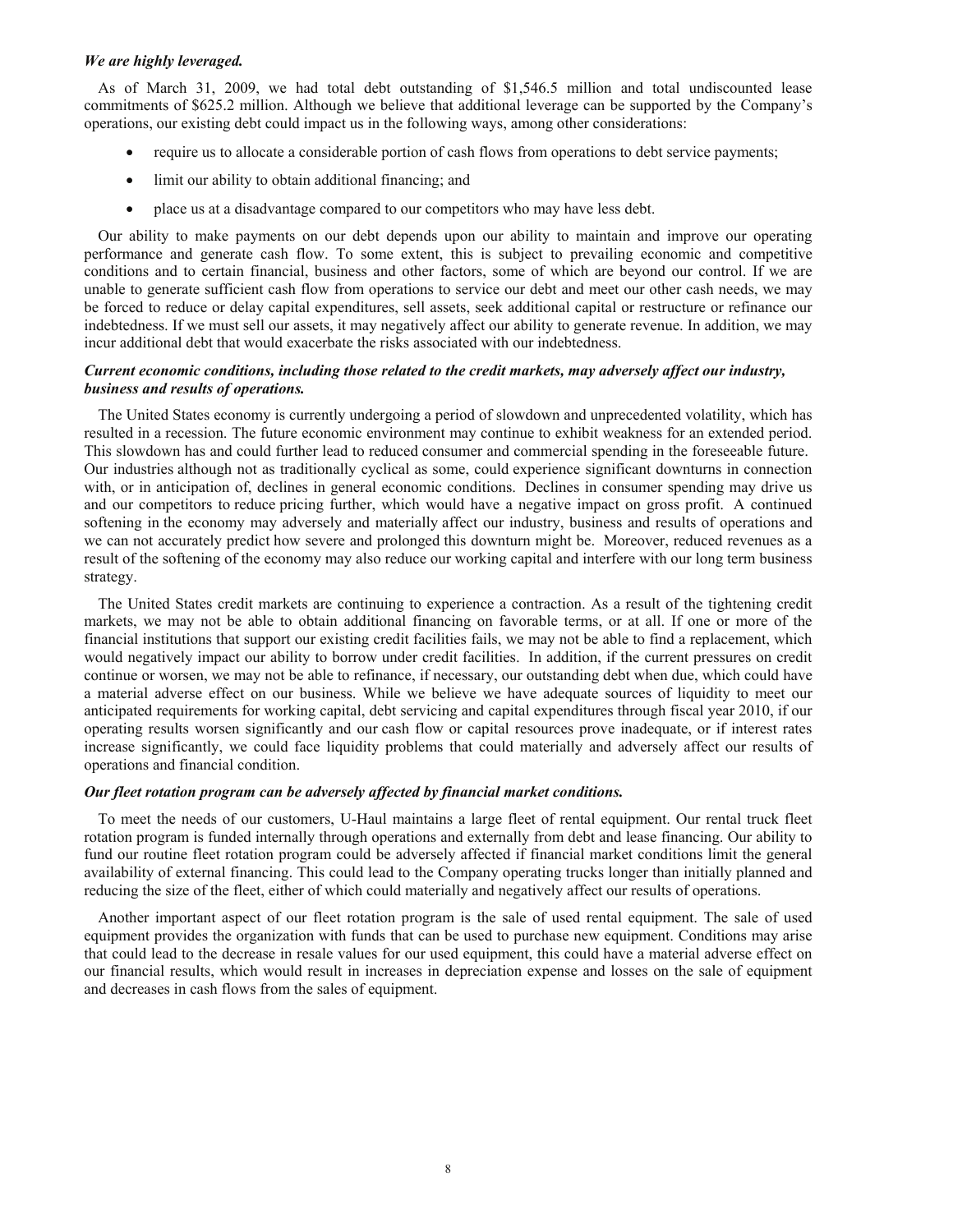***We are highly leveraged.***

As of March 31, 2009, we had total debt outstanding of $1,546.5 million and total undiscounted lease commitments of $625.2 million. Although we believe that additional leverage can be supported by the Company's operations, our existing debt could impact us in the following ways, among other considerations:

- require us to allocate a considerable portion of cash flows from operations to debt service payments;
- limit our ability to obtain additional financing; and
- place us at a disadvantage compared to our competitors who may have less debt.

Our ability to make payments on our debt depends upon our ability to maintain and improve our operating performance and generate cash flow. To some extent, this is subject to prevailing economic and competitive conditions and to certain financial, business and other factors, some of which are beyond our control. If we are unable to generate sufficient cash flow from operations to service our debt and meet our other cash needs, we may be forced to reduce or delay capital expenditures, sell assets, seek additional capital or restructure or refinance our indebtedness. If we must sell our assets, it may negatively affect our ability to generate revenue. In addition, we may incur additional debt that would exacerbate the risks associated with our indebtedness.

***Current economic conditions, including those related to the credit markets, may adversely affect our industry, business and results of operations.***

The United States economy is currently undergoing a period of slowdown and unprecedented volatility, which has resulted in a recession. The future economic environment may continue to exhibit weakness for an extended period. This slowdown has and could further lead to reduced consumer and commercial spending in the foreseeable future. Our industries although not as traditionally cyclical as some, could experience significant downturns in connection with, or in anticipation of, declines in general economic conditions. Declines in consumer spending may drive us and our competitors to reduce pricing further, which would have a negative impact on gross profit. A continued softening in the economy may adversely and materially affect our industry, business and results of operations and we can not accurately predict how severe and prolonged this downturn might be. Moreover, reduced revenues as a result of the softening of the economy may also reduce our working capital and interfere with our long term business strategy.

The United States credit markets are continuing to experience a contraction. As a result of the tightening credit markets, we may not be able to obtain additional financing on favorable terms, or at all. If one or more of the financial institutions that support our existing credit facilities fails, we may not be able to find a replacement, which would negatively impact our ability to borrow under credit facilities. In addition, if the current pressures on credit continue or worsen, we may not be able to refinance, if necessary, our outstanding debt when due, which could have a material adverse effect on our business. While we believe we have adequate sources of liquidity to meet our anticipated requirements for working capital, debt servicing and capital expenditures through fiscal year 2010, if our operating results worsen significantly and our cash flow or capital resources prove inadequate, or if interest rates increase significantly, we could face liquidity problems that could materially and adversely affect our results of operations and financial condition.

***Our fleet rotation program can be adversely affected by financial market conditions.***

To meet the needs of our customers, U-Haul maintains a large fleet of rental equipment. Our rental truck fleet rotation program is funded internally through operations and externally from debt and lease financing. Our ability to fund our routine fleet rotation program could be adversely affected if financial market conditions limit the general availability of external financing. This could lead to the Company operating trucks longer than initially planned and reducing the size of the fleet, either of which could materially and negatively affect our results of operations.

Another important aspect of our fleet rotation program is the sale of used rental equipment. The sale of used equipment provides the organization with funds that can be used to purchase new equipment. Conditions may arise that could lead to the decrease in resale values for our used equipment, this could have a material adverse effect on our financial results, which would result in increases in depreciation expense and losses on the sale of equipment and decreases in cash flows from the sales of equipment.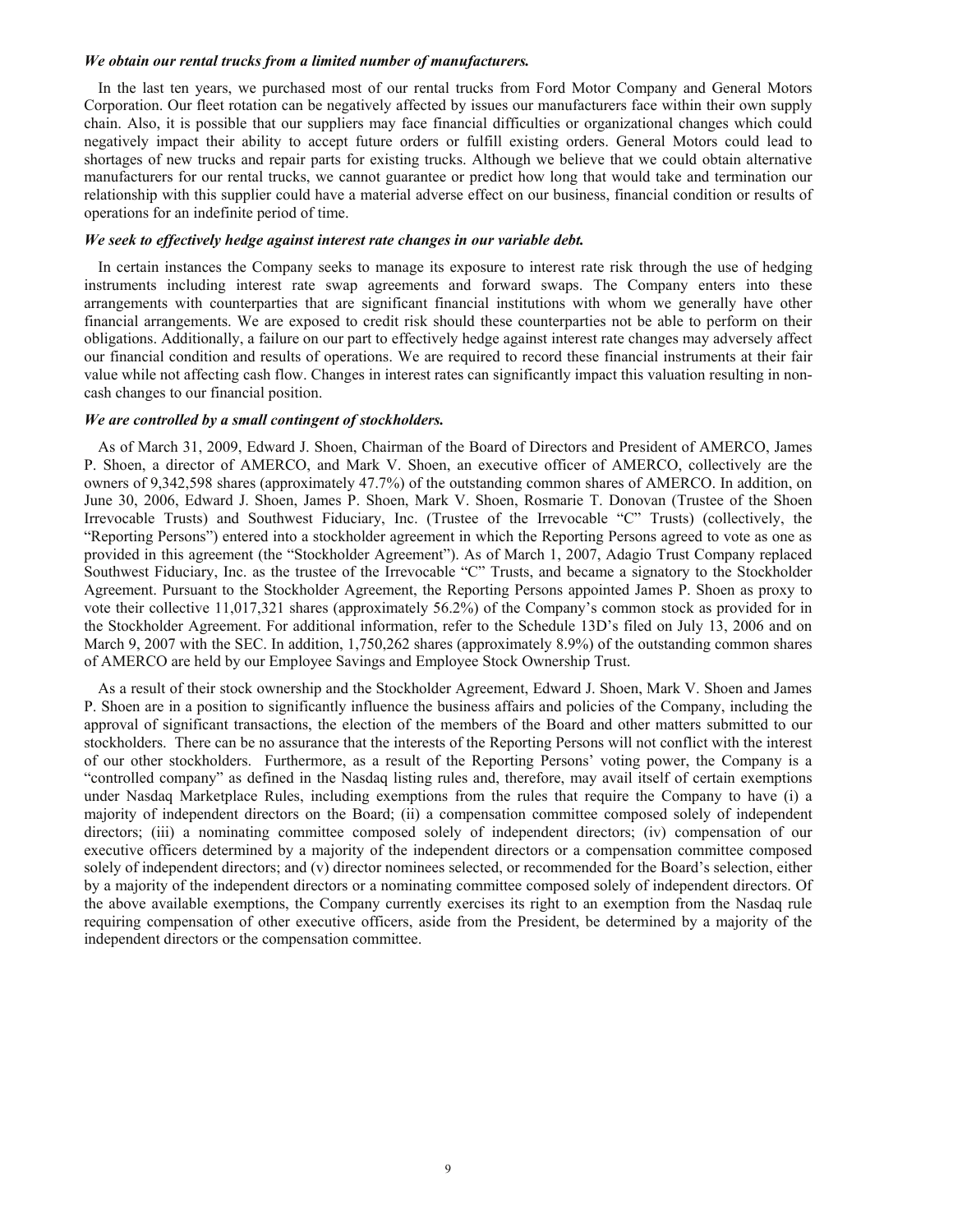***We obtain our rental trucks from a limited number of manufacturers.***

In the last ten years, we purchased most of our rental trucks from Ford Motor Company and General Motors Corporation. Our fleet rotation can be negatively affected by issues our manufacturers face within their own supply chain. Also, it is possible that our suppliers may face financial difficulties or organizational changes which could negatively impact their ability to accept future orders or fulfill existing orders. General Motors could lead to shortages of new trucks and repair parts for existing trucks. Although we believe that we could obtain alternative manufacturers for our rental trucks, we cannot guarantee or predict how long that would take and termination our relationship with this supplier could have a material adverse effect on our business, financial condition or results of operations for an indefinite period of time.

***We seek to effectively hedge against interest rate changes in our variable debt.***

In certain instances the Company seeks to manage its exposure to interest rate risk through the use of hedging instruments including interest rate swap agreements and forward swaps. The Company enters into these arrangements with counterparties that are significant financial institutions with whom we generally have other financial arrangements. We are exposed to credit risk should these counterparties not be able to perform on their obligations. Additionally, a failure on our part to effectively hedge against interest rate changes may adversely affect our financial condition and results of operations. We are required to record these financial instruments at their fair value while not affecting cash flow. Changes in interest rates can significantly impact this valuation resulting in non-cash changes to our financial position.

***We are controlled by a small contingent of stockholders.***

As of March 31, 2009, Edward J. Shoen, Chairman of the Board of Directors and President of AMERCO, James P. Shoen, a director of AMERCO, and Mark V. Shoen, an executive officer of AMERCO, collectively are the owners of 9,342,598 shares (approximately 47.7%) of the outstanding common shares of AMERCO. In addition, on June 30, 2006, Edward J. Shoen, James P. Shoen, Mark V. Shoen, Rosmarie T. Donovan (Trustee of the Shoen Irrevocable Trusts) and Southwest Fiduciary, Inc. (Trustee of the Irrevocable "C" Trusts) (collectively, the "Reporting Persons") entered into a stockholder agreement in which the Reporting Persons agreed to vote as one as provided in this agreement (the "Stockholder Agreement"). As of March 1, 2007, Adagio Trust Company replaced Southwest Fiduciary, Inc. as the trustee of the Irrevocable "C" Trusts, and became a signatory to the Stockholder Agreement. Pursuant to the Stockholder Agreement, the Reporting Persons appointed James P. Shoen as proxy to vote their collective 11,017,321 shares (approximately 56.2%) of the Company's common stock as provided for in the Stockholder Agreement. For additional information, refer to the Schedule 13D's filed on July 13, 2006 and on March 9, 2007 with the SEC. In addition, 1,750,262 shares (approximately 8.9%) of the outstanding common shares of AMERCO are held by our Employee Savings and Employee Stock Ownership Trust.

As a result of their stock ownership and the Stockholder Agreement, Edward J. Shoen, Mark V. Shoen and James P. Shoen are in a position to significantly influence the business affairs and policies of the Company, including the approval of significant transactions, the election of the members of the Board and other matters submitted to our stockholders. There can be no assurance that the interests of the Reporting Persons will not conflict with the interest of our other stockholders. Furthermore, as a result of the Reporting Persons' voting power, the Company is a "controlled company" as defined in the Nasdaq listing rules and, therefore, may avail itself of certain exemptions under Nasdaq Marketplace Rules, including exemptions from the rules that require the Company to have (i) a majority of independent directors on the Board; (ii) a compensation committee composed solely of independent directors; (iii) a nominating committee composed solely of independent directors; (iv) compensation of our executive officers determined by a majority of the independent directors or a compensation committee composed solely of independent directors; and (v) director nominees selected, or recommended for the Board's selection, either by a majority of the independent directors or a nominating committee composed solely of independent directors. Of the above available exemptions, the Company currently exercises its right to an exemption from the Nasdaq rule requiring compensation of other executive officers, aside from the President, be determined by a majority of the independent directors or the compensation committee.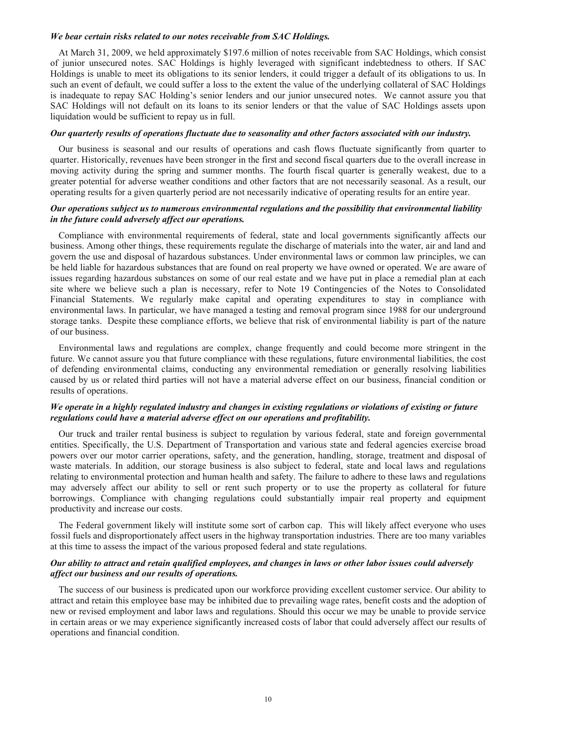***We bear certain risks related to our notes receivable from SAC Holdings.***

At March 31, 2009, we held approximately $197.6 million of notes receivable from SAC Holdings, which consist of junior unsecured notes. SAC Holdings is highly leveraged with significant indebtedness to others. If SAC Holdings is unable to meet its obligations to its senior lenders, it could trigger a default of its obligations to us. In such an event of default, we could suffer a loss to the extent the value of the underlying collateral of SAC Holdings is inadequate to repay SAC Holding's senior lenders and our junior unsecured notes. We cannot assure you that SAC Holdings will not default on its loans to its senior lenders or that the value of SAC Holdings assets upon liquidation would be sufficient to repay us in full.

***Our quarterly results of operations fluctuate due to seasonality and other factors associated with our industry.***

Our business is seasonal and our results of operations and cash flows fluctuate significantly from quarter to quarter. Historically, revenues have been stronger in the first and second fiscal quarters due to the overall increase in moving activity during the spring and summer months. The fourth fiscal quarter is generally weakest, due to a greater potential for adverse weather conditions and other factors that are not necessarily seasonal. As a result, our operating results for a given quarterly period are not necessarily indicative of operating results for an entire year.

***Our operations subject us to numerous environmental regulations and the possibility that environmental liability in the future could adversely affect our operations.***

Compliance with environmental requirements of federal, state and local governments significantly affects our business. Among other things, these requirements regulate the discharge of materials into the water, air and land and govern the use and disposal of hazardous substances. Under environmental laws or common law principles, we can be held liable for hazardous substances that are found on real property we have owned or operated. We are aware of issues regarding hazardous substances on some of our real estate and we have put in place a remedial plan at each site where we believe such a plan is necessary, refer to Note 19 Contingencies of the Notes to Consolidated Financial Statements. We regularly make capital and operating expenditures to stay in compliance with environmental laws. In particular, we have managed a testing and removal program since 1988 for our underground storage tanks. Despite these compliance efforts, we believe that risk of environmental liability is part of the nature of our business.

Environmental laws and regulations are complex, change frequently and could become more stringent in the future. We cannot assure you that future compliance with these regulations, future environmental liabilities, the cost of defending environmental claims, conducting any environmental remediation or generally resolving liabilities caused by us or related third parties will not have a material adverse effect on our business, financial condition or results of operations.

***We operate in a highly regulated industry and changes in existing regulations or violations of existing or future regulations could have a material adverse effect on our operations and profitability.***

Our truck and trailer rental business is subject to regulation by various federal, state and foreign governmental entities. Specifically, the U.S. Department of Transportation and various state and federal agencies exercise broad powers over our motor carrier operations, safety, and the generation, handling, storage, treatment and disposal of waste materials. In addition, our storage business is also subject to federal, state and local laws and regulations relating to environmental protection and human health and safety. The failure to adhere to these laws and regulations may adversely affect our ability to sell or rent such property or to use the property as collateral for future borrowings. Compliance with changing regulations could substantially impair real property and equipment productivity and increase our costs.

The Federal government likely will institute some sort of carbon cap. This will likely affect everyone who uses fossil fuels and disproportionately affect users in the highway transportation industries. There are too many variables at this time to assess the impact of the various proposed federal and state regulations.

***Our ability to attract and retain qualified employees, and changes in laws or other labor issues could adversely affect our business and our results of operations.***

The success of our business is predicated upon our workforce providing excellent customer service. Our ability to attract and retain this employee base may be inhibited due to prevailing wage rates, benefit costs and the adoption of new or revised employment and labor laws and regulations. Should this occur we may be unable to provide service in certain areas or we may experience significantly increased costs of labor that could adversely affect our results of operations and financial condition.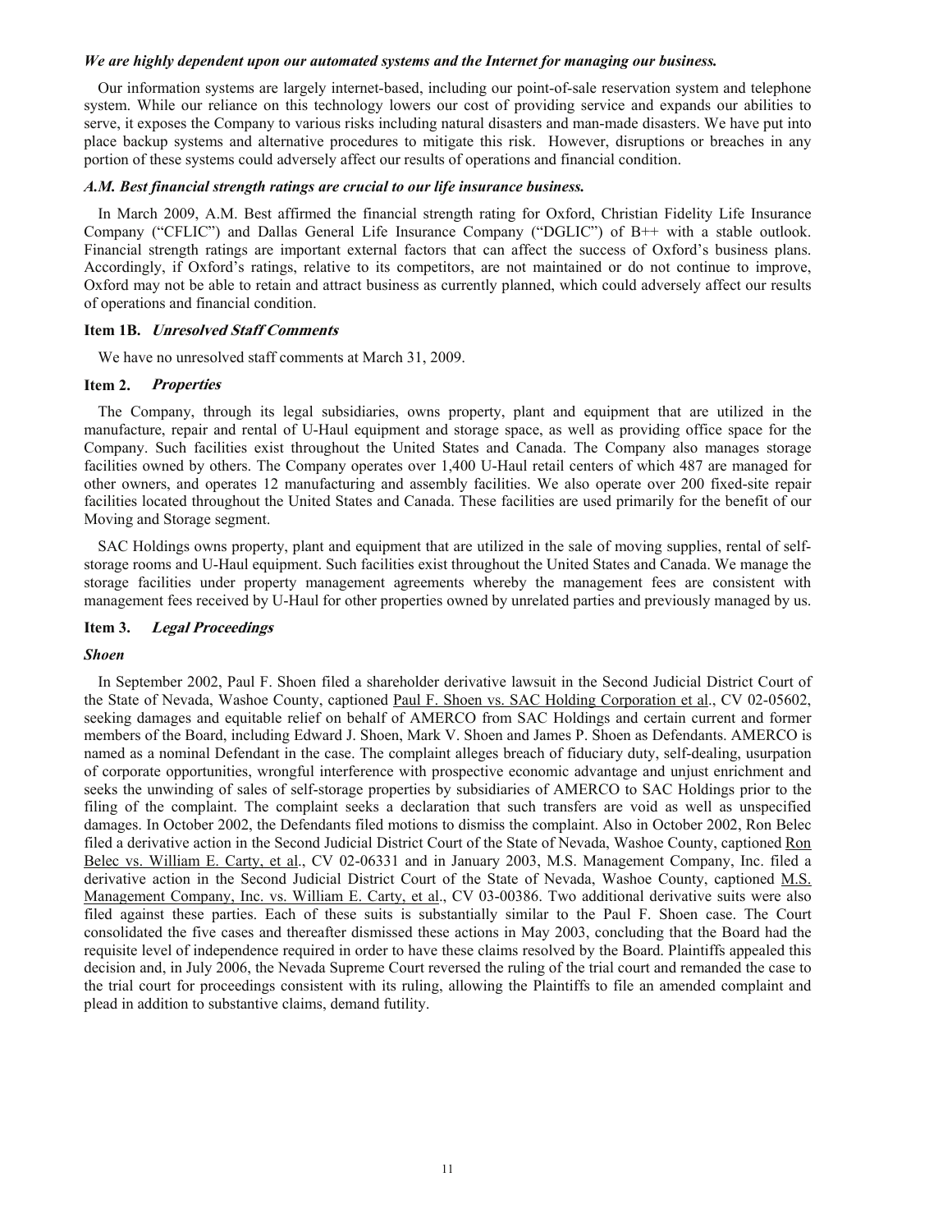***We are highly dependent upon our automated systems and the Internet for managing our business.***

Our information systems are largely internet-based, including our point-of-sale reservation system and telephone system. While our reliance on this technology lowers our cost of providing service and expands our abilities to serve, it exposes the Company to various risks including natural disasters and man-made disasters. We have put into place backup systems and alternative procedures to mitigate this risk. However, disruptions or breaches in any portion of these systems could adversely affect our results of operations and financial condition.

***A.M. Best financial strength ratings are crucial to our life insurance business.***

In March 2009, A.M. Best affirmed the financial strength rating for Oxford, Christian Fidelity Life Insurance Company ("CFLIC") and Dallas General Life Insurance Company ("DGLIC") of B++ with a stable outlook. Financial strength ratings are important external factors that can affect the success of Oxford's business plans. Accordingly, if Oxford's ratings, relative to its competitors, are not maintained or do not continue to improve, Oxford may not be able to retain and attract business as currently planned, which could adversely affect our results of operations and financial condition.

## Item 1B. *Unresolved Staff Comments*

We have no unresolved staff comments at March 31, 2009.

## Item 2. *Properties*

The Company, through its legal subsidiaries, owns property, plant and equipment that are utilized in the manufacture, repair and rental of U-Haul equipment and storage space, as well as providing office space for the Company. Such facilities exist throughout the United States and Canada. The Company also manages storage facilities owned by others. The Company operates over 1,400 U-Haul retail centers of which 487 are managed for other owners, and operates 12 manufacturing and assembly facilities. We also operate over 200 fixed-site repair facilities located throughout the United States and Canada. These facilities are used primarily for the benefit of our Moving and Storage segment.

SAC Holdings owns property, plant and equipment that are utilized in the sale of moving supplies, rental of self-storage rooms and U-Haul equipment. Such facilities exist throughout the United States and Canada. We manage the storage facilities under property management agreements whereby the management fees are consistent with management fees received by U-Haul for other properties owned by unrelated parties and previously managed by us.

## Item 3. *Legal Proceedings*

### *Shoen*

In September 2002, Paul F. Shoen filed a shareholder derivative lawsuit in the Second Judicial District Court of the State of Nevada, Washoe County, captioned Paul F. Shoen vs. SAC Holding Corporation et al., CV 02-05602, seeking damages and equitable relief on behalf of AMERCO from SAC Holdings and certain current and former members of the Board, including Edward J. Shoen, Mark V. Shoen and James P. Shoen as Defendants. AMERCO is named as a nominal Defendant in the case. The complaint alleges breach of fiduciary duty, self-dealing, usurpation of corporate opportunities, wrongful interference with prospective economic advantage and unjust enrichment and seeks the unwinding of sales of self-storage properties by subsidiaries of AMERCO to SAC Holdings prior to the filing of the complaint. The complaint seeks a declaration that such transfers are void as well as unspecified damages. In October 2002, the Defendants filed motions to dismiss the complaint. Also in October 2002, Ron Belec filed a derivative action in the Second Judicial District Court of the State of Nevada, Washoe County, captioned Ron Belec vs. William E. Carty, et al., CV 02-06331 and in January 2003, M.S. Management Company, Inc. filed a derivative action in the Second Judicial District Court of the State of Nevada, Washoe County, captioned M.S. Management Company, Inc. vs. William E. Carty, et al., CV 03-00386. Two additional derivative suits were also filed against these parties. Each of these suits is substantially similar to the Paul F. Shoen case. The Court consolidated the five cases and thereafter dismissed these actions in May 2003, concluding that the Board had the requisite level of independence required in order to have these claims resolved by the Board. Plaintiffs appealed this decision and, in July 2006, the Nevada Supreme Court reversed the ruling of the trial court and remanded the case to the trial court for proceedings consistent with its ruling, allowing the Plaintiffs to file an amended complaint and plead in addition to substantive claims, demand futility.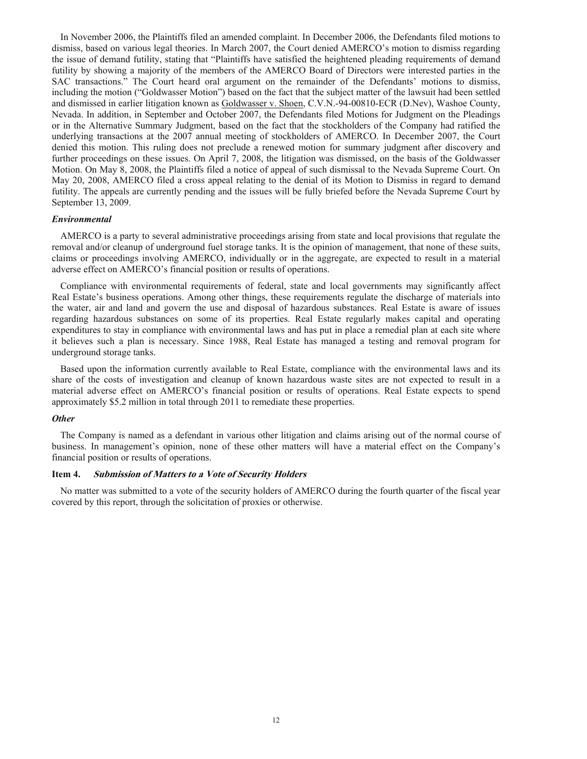In November 2006, the Plaintiffs filed an amended complaint. In December 2006, the Defendants filed motions to dismiss, based on various legal theories. In March 2007, the Court denied AMERCO's motion to dismiss regarding the issue of demand futility, stating that "Plaintiffs have satisfied the heightened pleading requirements of demand futility by showing a majority of the members of the AMERCO Board of Directors were interested parties in the SAC transactions." The Court heard oral argument on the remainder of the Defendants' motions to dismiss, including the motion ("Goldwasser Motion") based on the fact that the subject matter of the lawsuit had been settled and dismissed in earlier litigation known as Goldwasser v. Shoen, C.V.N.-94-00810-ECR (D.Nev), Washoe County, Nevada. In addition, in September and October 2007, the Defendants filed Motions for Judgment on the Pleadings or in the Alternative Summary Judgment, based on the fact that the stockholders of the Company had ratified the underlying transactions at the 2007 annual meeting of stockholders of AMERCO. In December 2007, the Court denied this motion. This ruling does not preclude a renewed motion for summary judgment after discovery and further proceedings on these issues. On April 7, 2008, the litigation was dismissed, on the basis of the Goldwasser Motion. On May 8, 2008, the Plaintiffs filed a notice of appeal of such dismissal to the Nevada Supreme Court. On May 20, 2008, AMERCO filed a cross appeal relating to the denial of its Motion to Dismiss in regard to demand futility. The appeals are currently pending and the issues will be fully briefed before the Nevada Supreme Court by September 13, 2009.

### *Environmental*

AMERCO is a party to several administrative proceedings arising from state and local provisions that regulate the removal and/or cleanup of underground fuel storage tanks. It is the opinion of management, that none of these suits, claims or proceedings involving AMERCO, individually or in the aggregate, are expected to result in a material adverse effect on AMERCO's financial position or results of operations.

Compliance with environmental requirements of federal, state and local governments may significantly affect Real Estate's business operations. Among other things, these requirements regulate the discharge of materials into the water, air and land and govern the use and disposal of hazardous substances. Real Estate is aware of issues regarding hazardous substances on some of its properties. Real Estate regularly makes capital and operating expenditures to stay in compliance with environmental laws and has put in place a remedial plan at each site where it believes such a plan is necessary. Since 1988, Real Estate has managed a testing and removal program for underground storage tanks.

Based upon the information currently available to Real Estate, compliance with the environmental laws and its share of the costs of investigation and cleanup of known hazardous waste sites are not expected to result in a material adverse effect on AMERCO's financial position or results of operations. Real Estate expects to spend approximately $5.2 million in total through 2011 to remediate these properties.

### *Other*

The Company is named as a defendant in various other litigation and claims arising out of the normal course of business. In management's opinion, none of these other matters will have a material effect on the Company's financial position or results of operations.

## Item 4. *Submission of Matters to a Vote of Security Holders*

No matter was submitted to a vote of the security holders of AMERCO during the fourth quarter of the fiscal year covered by this report, through the solicitation of proxies or otherwise.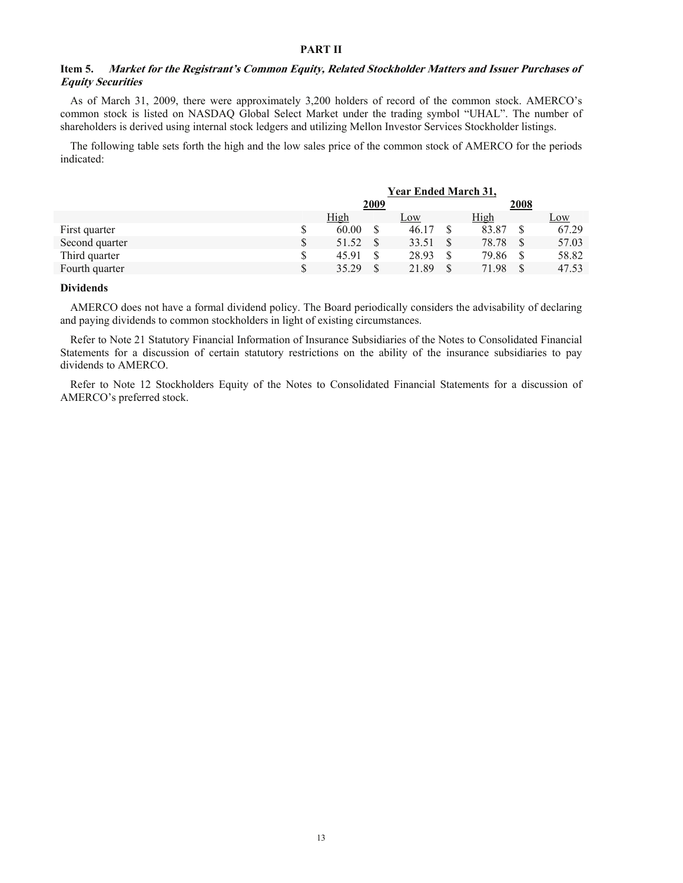# PART II

## Item 5. *Market for the Registrant's Common Equity, Related Stockholder Matters and Issuer Purchases of Equity Securities*

As of March 31, 2009, there were approximately 3,200 holders of record of the common stock. AMERCO's common stock is listed on NASDAQ Global Select Market under the trading symbol "UHAL". The number of shareholders is derived using internal stock ledgers and utilizing Mellon Investor Services Stockholder listings.

The following table sets forth the high and the low sales price of the common stock of AMERCO for the periods indicated:

| | Year Ended March 31, | | | |
|---|---|---|---|---|
| | 2009 | | 2008 | |
| | High | Low | High | Low |
| First quarter | $ 60.00 | $ 46.17 | $ 83.87 | $ 67.29 |
| Second quarter | $ 51.52 | $ 33.51 | $ 78.78 | $ 57.03 |
| Third quarter | $ 45.91 | $ 28.93 | $ 79.86 | $ 58.82 |
| Fourth quarter | $ 35.29 | $ 21.89 | $ 71.98 | $ 47.53 |

**Dividends**

AMERCO does not have a formal dividend policy. The Board periodically considers the advisability of declaring and paying dividends to common stockholders in light of existing circumstances.

Refer to Note 21 Statutory Financial Information of Insurance Subsidiaries of the Notes to Consolidated Financial Statements for a discussion of certain statutory restrictions on the ability of the insurance subsidiaries to pay dividends to AMERCO.

Refer to Note 12 Stockholders Equity of the Notes to Consolidated Financial Statements for a discussion of AMERCO's preferred stock.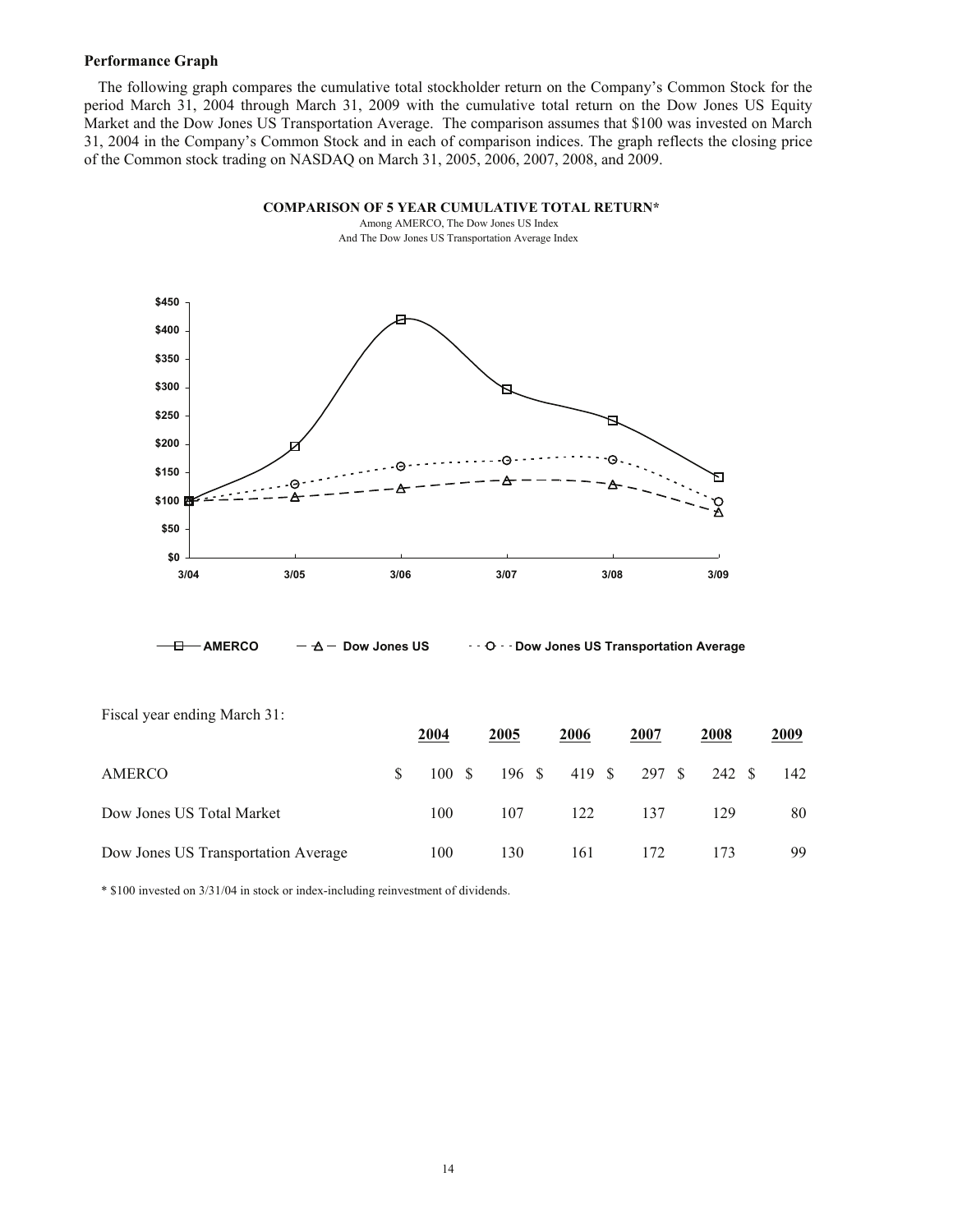**Performance Graph**

The following graph compares the cumulative total stockholder return on the Company's Common Stock for the period March 31, 2004 through March 31, 2009 with the cumulative total return on the Dow Jones US Equity Market and the Dow Jones US Transportation Average. The comparison assumes that $100 was invested on March 31, 2004 in the Company's Common Stock and in each of comparison indices. The graph reflects the closing price of the Common stock trading on NASDAQ on March 31, 2005, 2006, 2007, 2008, and 2009.

**COMPARISON OF 5 YEAR CUMULATIVE TOTAL RETURN***

Among AMERCO, The Dow Jones US Index
And The Dow Jones US Transportation Average Index

Fiscal year ending March 31:

| | 2004 | 2005 | 2006 | 2007 | 2008 | 2009 |
|---|---|---|---|---|---|---|
| AMERCO | $ 100 | $ 196 | $ 419 | $ 297 | $ 242 | $ 142 |
| Dow Jones US Total Market | 100 | 107 | 122 | 137 | 129 | 80 |
| Dow Jones US Transportation Average | 100 | 130 | 161 | 172 | 173 | 99 |

* $100 invested on 3/31/04 in stock or index-including reinvestment of dividends.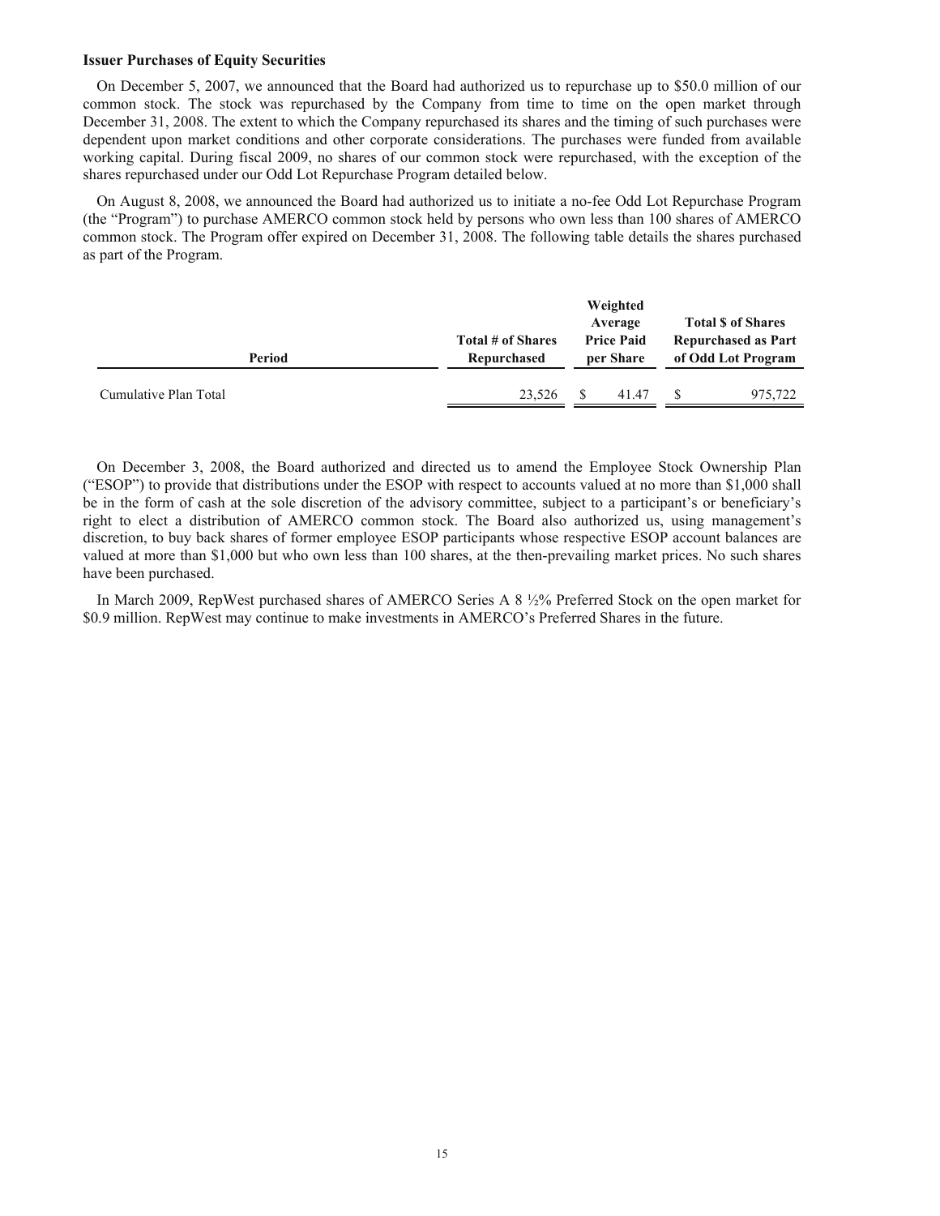**Issuer Purchases of Equity Securities**

On December 5, 2007, we announced that the Board had authorized us to repurchase up to $50.0 million of our common stock. The stock was repurchased by the Company from time to time on the open market through December 31, 2008. The extent to which the Company repurchased its shares and the timing of such purchases were dependent upon market conditions and other corporate considerations. The purchases were funded from available working capital. During fiscal 2009, no shares of our common stock were repurchased, with the exception of the shares repurchased under our Odd Lot Repurchase Program detailed below.

On August 8, 2008, we announced the Board had authorized us to initiate a no-fee Odd Lot Repurchase Program (the "Program") to purchase AMERCO common stock held by persons who own less than 100 shares of AMERCO common stock. The Program offer expired on December 31, 2008. The following table details the shares purchased as part of the Program.

| Period | Total # of Shares Repurchased | Weighted Average Price Paid per Share | Total $ of Shares Repurchased as Part of Odd Lot Program |
|---|---|---|---|
| Cumulative Plan Total | 23,526 | $ 41.47 | $ 975,722 |

On December 3, 2008, the Board authorized and directed us to amend the Employee Stock Ownership Plan ("ESOP") to provide that distributions under the ESOP with respect to accounts valued at no more than $1,000 shall be in the form of cash at the sole discretion of the advisory committee, subject to a participant's or beneficiary's right to elect a distribution of AMERCO common stock. The Board also authorized us, using management's discretion, to buy back shares of former employee ESOP participants whose respective ESOP account balances are valued at more than $1,000 but who own less than 100 shares, at the then-prevailing market prices. No such shares have been purchased.

In March 2009, RepWest purchased shares of AMERCO Series A 8 ½% Preferred Stock on the open market for $0.9 million. RepWest may continue to make investments in AMERCO's Preferred Shares in the future.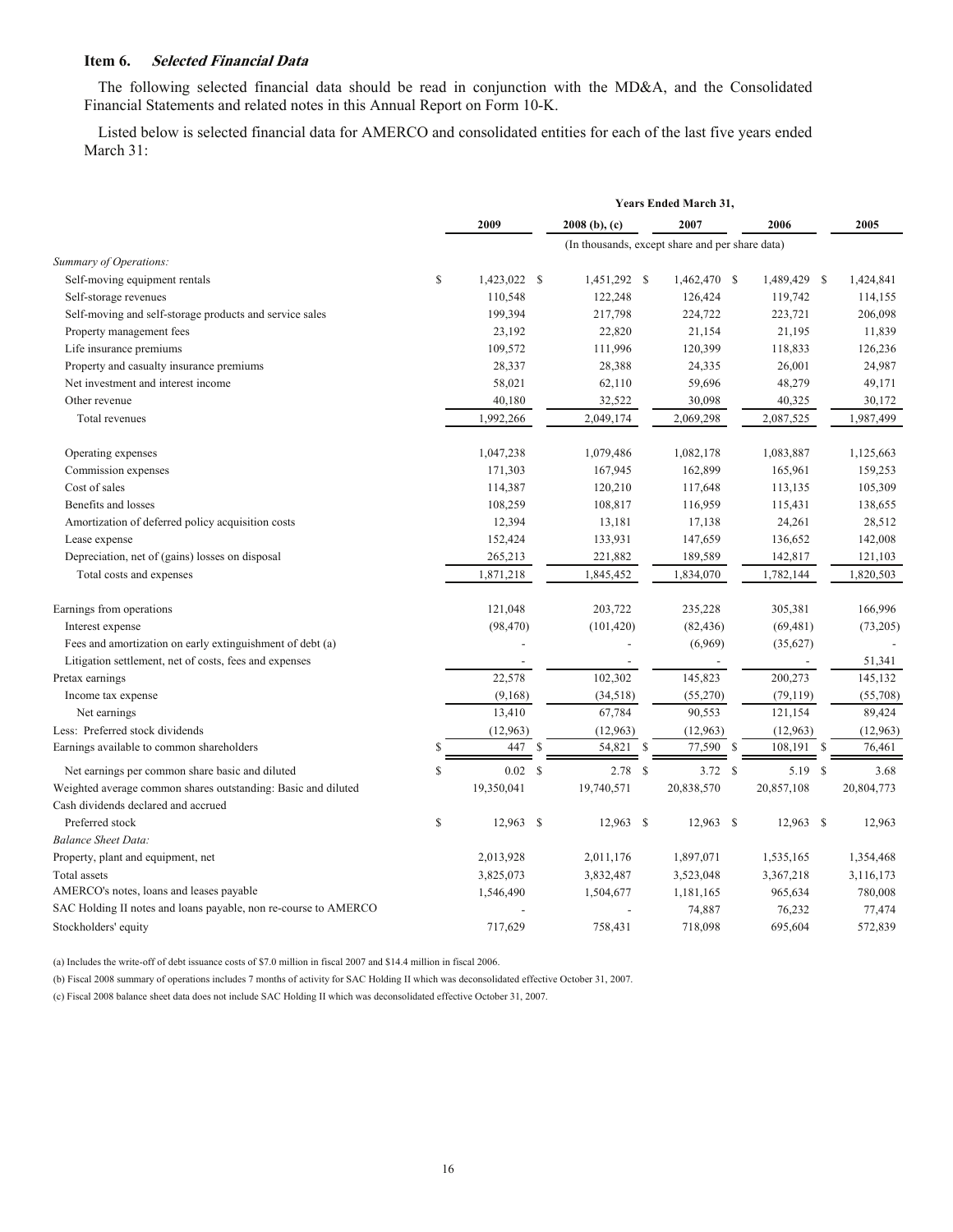## Item 6. *Selected Financial Data*

The following selected financial data should be read in conjunction with the MD&A, and the Consolidated Financial Statements and related notes in this Annual Report on Form 10-K.

Listed below is selected financial data for AMERCO and consolidated entities for each of the last five years ended March 31:

| | Years Ended March 31, | | | | |
|---|---|---|---|---|---|
| | 2009 | 2008 (b), (c) | 2007 | 2006 | 2005 |
| | (In thousands, except share and per share data) | | | | |
| *Summary of Operations:* | | | | | |
| Self-moving equipment rentals | $ 1,423,022 | $ 1,451,292 | $ 1,462,470 | $ 1,489,429 | $ 1,424,841 |
| Self-storage revenues | 110,548 | 122,248 | 126,424 | 119,742 | 114,155 |
| Self-moving and self-storage products and service sales | 199,394 | 217,798 | 224,722 | 223,721 | 206,098 |
| Property management fees | 23,192 | 22,820 | 21,154 | 21,195 | 11,839 |
| Life insurance premiums | 109,572 | 111,996 | 120,399 | 118,833 | 126,236 |
| Property and casualty insurance premiums | 28,337 | 28,388 | 24,335 | 26,001 | 24,987 |
| Net investment and interest income | 58,021 | 62,110 | 59,696 | 48,279 | 49,171 |
| Other revenue | 40,180 | 32,522 | 30,098 | 40,325 | 30,172 |
| Total revenues | 1,992,266 | 2,049,174 | 2,069,298 | 2,087,525 | 1,987,499 |
| Operating expenses | 1,047,238 | 1,079,486 | 1,082,178 | 1,083,887 | 1,125,663 |
| Commission expenses | 171,303 | 167,945 | 162,899 | 165,961 | 159,253 |
| Cost of sales | 114,387 | 120,210 | 117,648 | 113,135 | 105,309 |
| Benefits and losses | 108,259 | 108,817 | 116,959 | 115,431 | 138,655 |
| Amortization of deferred policy acquisition costs | 12,394 | 13,181 | 17,138 | 24,261 | 28,512 |
| Lease expense | 152,424 | 133,931 | 147,659 | 136,652 | 142,008 |
| Depreciation, net of (gains) losses on disposal | 265,213 | 221,882 | 189,589 | 142,817 | 121,103 |
| Total costs and expenses | 1,871,218 | 1,845,452 | 1,834,070 | 1,782,144 | 1,820,503 |
| Earnings from operations | 121,048 | 203,722 | 235,228 | 305,381 | 166,996 |
| Interest expense | (98,470) | (101,420) | (82,436) | (69,481) | (73,205) |
| Fees and amortization on early extinguishment of debt (a) | - | - | (6,969) | (35,627) | - |
| Litigation settlement, net of costs, fees and expenses | - | - | - | - | 51,341 |
| Pretax earnings | 22,578 | 102,302 | 145,823 | 200,273 | 145,132 |
| Income tax expense | (9,168) | (34,518) | (55,270) | (79,119) | (55,708) |
| Net earnings | 13,410 | 67,784 | 90,553 | 121,154 | 89,424 |
| Less: Preferred stock dividends | (12,963) | (12,963) | (12,963) | (12,963) | (12,963) |
| Earnings available to common shareholders | $ 447 | $ 54,821 | $ 77,590 | $ 108,191 | $ 76,461 |
| Net earnings per common share basic and diluted | $ 0.02 | $ 2.78 | $ 3.72 | $ 5.19 | $ 3.68 |
| Weighted average common shares outstanding: Basic and diluted | 19,350,041 | 19,740,571 | 20,838,570 | 20,857,108 | 20,804,773 |
| Cash dividends declared and accrued | | | | | |
| Preferred stock | $ 12,963 | $ 12,963 | $ 12,963 | $ 12,963 | $ 12,963 |
| *Balance Sheet Data:* | | | | | |
| Property, plant and equipment, net | 2,013,928 | 2,011,176 | 1,897,071 | 1,535,165 | 1,354,468 |
| Total assets | 3,825,073 | 3,832,487 | 3,523,048 | 3,367,218 | 3,116,173 |
| AMERCO's notes, loans and leases payable | 1,546,490 | 1,504,677 | 1,181,165 | 965,634 | 780,008 |
| SAC Holding II notes and loans payable, non re-course to AMERCO | - | - | 74,887 | 76,232 | 77,474 |
| Stockholders' equity | 717,629 | 758,431 | 718,098 | 695,604 | 572,839 |

(a) Includes the write-off of debt issuance costs of $7.0 million in fiscal 2007 and $14.4 million in fiscal 2006.

(b) Fiscal 2008 summary of operations includes 7 months of activity for SAC Holding II which was deconsolidated effective October 31, 2007.

(c) Fiscal 2008 balance sheet data does not include SAC Holding II which was deconsolidated effective October 31, 2007.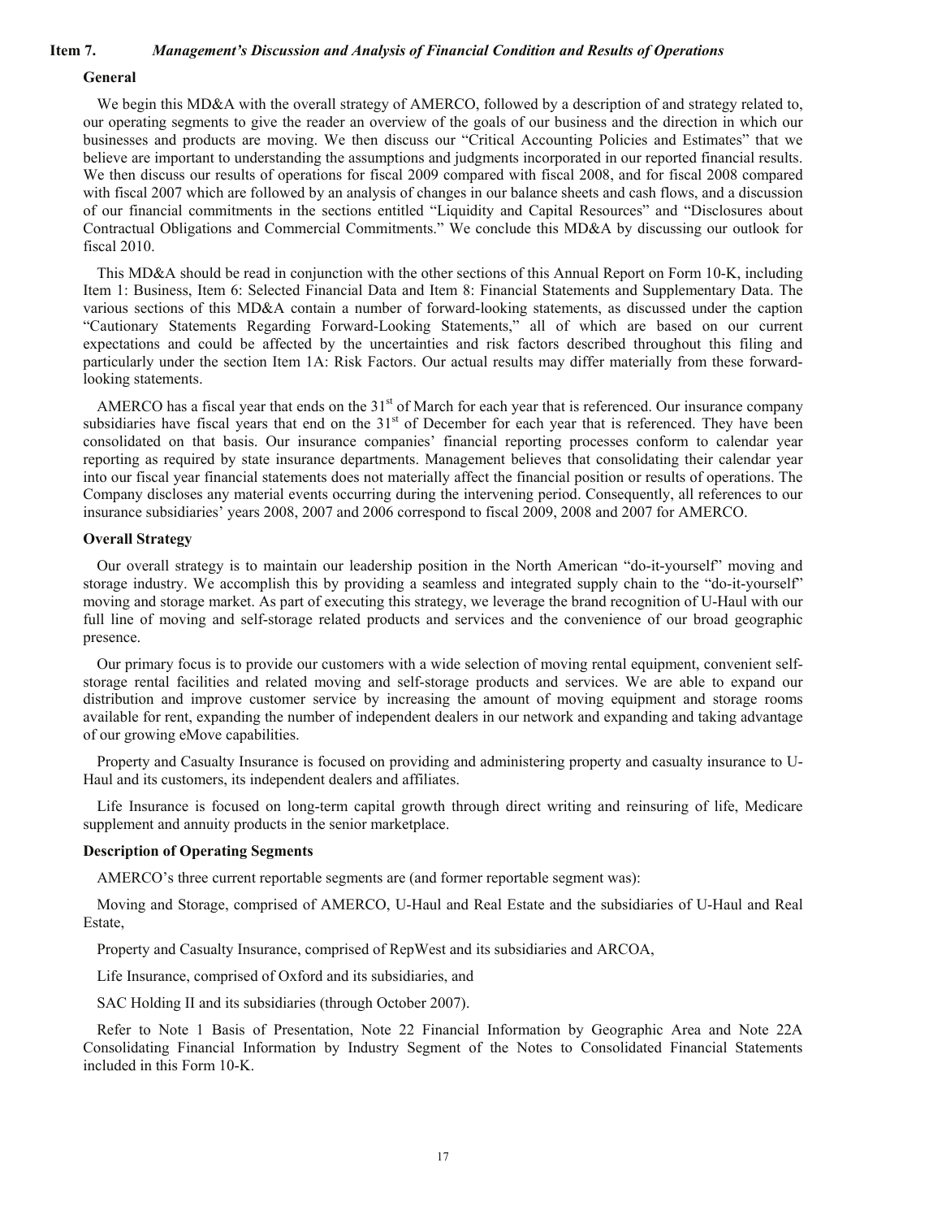## Item 7. *Management's Discussion and Analysis of Financial Condition and Results of Operations*

### General

We begin this MD&A with the overall strategy of AMERCO, followed by a description of and strategy related to, our operating segments to give the reader an overview of the goals of our business and the direction in which our businesses and products are moving. We then discuss our "Critical Accounting Policies and Estimates" that we believe are important to understanding the assumptions and judgments incorporated in our reported financial results. We then discuss our results of operations for fiscal 2009 compared with fiscal 2008, and for fiscal 2008 compared with fiscal 2007 which are followed by an analysis of changes in our balance sheets and cash flows, and a discussion of our financial commitments in the sections entitled "Liquidity and Capital Resources" and "Disclosures about Contractual Obligations and Commercial Commitments." We conclude this MD&A by discussing our outlook for fiscal 2010.

This MD&A should be read in conjunction with the other sections of this Annual Report on Form 10-K, including Item 1: Business, Item 6: Selected Financial Data and Item 8: Financial Statements and Supplementary Data. The various sections of this MD&A contain a number of forward-looking statements, as discussed under the caption "Cautionary Statements Regarding Forward-Looking Statements," all of which are based on our current expectations and could be affected by the uncertainties and risk factors described throughout this filing and particularly under the section Item 1A: Risk Factors. Our actual results may differ materially from these forward-looking statements.

AMERCO has a fiscal year that ends on the 31st of March for each year that is referenced. Our insurance company subsidiaries have fiscal years that end on the 31st of December for each year that is referenced. They have been consolidated on that basis. Our insurance companies' financial reporting processes conform to calendar year reporting as required by state insurance departments. Management believes that consolidating their calendar year into our fiscal year financial statements does not materially affect the financial position or results of operations. The Company discloses any material events occurring during the intervening period. Consequently, all references to our insurance subsidiaries' years 2008, 2007 and 2006 correspond to fiscal 2009, 2008 and 2007 for AMERCO.

### Overall Strategy

Our overall strategy is to maintain our leadership position in the North American "do-it-yourself" moving and storage industry. We accomplish this by providing a seamless and integrated supply chain to the "do-it-yourself" moving and storage market. As part of executing this strategy, we leverage the brand recognition of U-Haul with our full line of moving and self-storage related products and services and the convenience of our broad geographic presence.

Our primary focus is to provide our customers with a wide selection of moving rental equipment, convenient self-storage rental facilities and related moving and self-storage products and services. We are able to expand our distribution and improve customer service by increasing the amount of moving equipment and storage rooms available for rent, expanding the number of independent dealers in our network and expanding and taking advantage of our growing eMove capabilities.

Property and Casualty Insurance is focused on providing and administering property and casualty insurance to U-Haul and its customers, its independent dealers and affiliates.

Life Insurance is focused on long-term capital growth through direct writing and reinsuring of life, Medicare supplement and annuity products in the senior marketplace.

### Description of Operating Segments

AMERCO's three current reportable segments are (and former reportable segment was):

Moving and Storage, comprised of AMERCO, U-Haul and Real Estate and the subsidiaries of U-Haul and Real Estate,

Property and Casualty Insurance, comprised of RepWest and its subsidiaries and ARCOA,

Life Insurance, comprised of Oxford and its subsidiaries, and

SAC Holding II and its subsidiaries (through October 2007).

Refer to Note 1 Basis of Presentation, Note 22 Financial Information by Geographic Area and Note 22A Consolidating Financial Information by Industry Segment of the Notes to Consolidated Financial Statements included in this Form 10-K.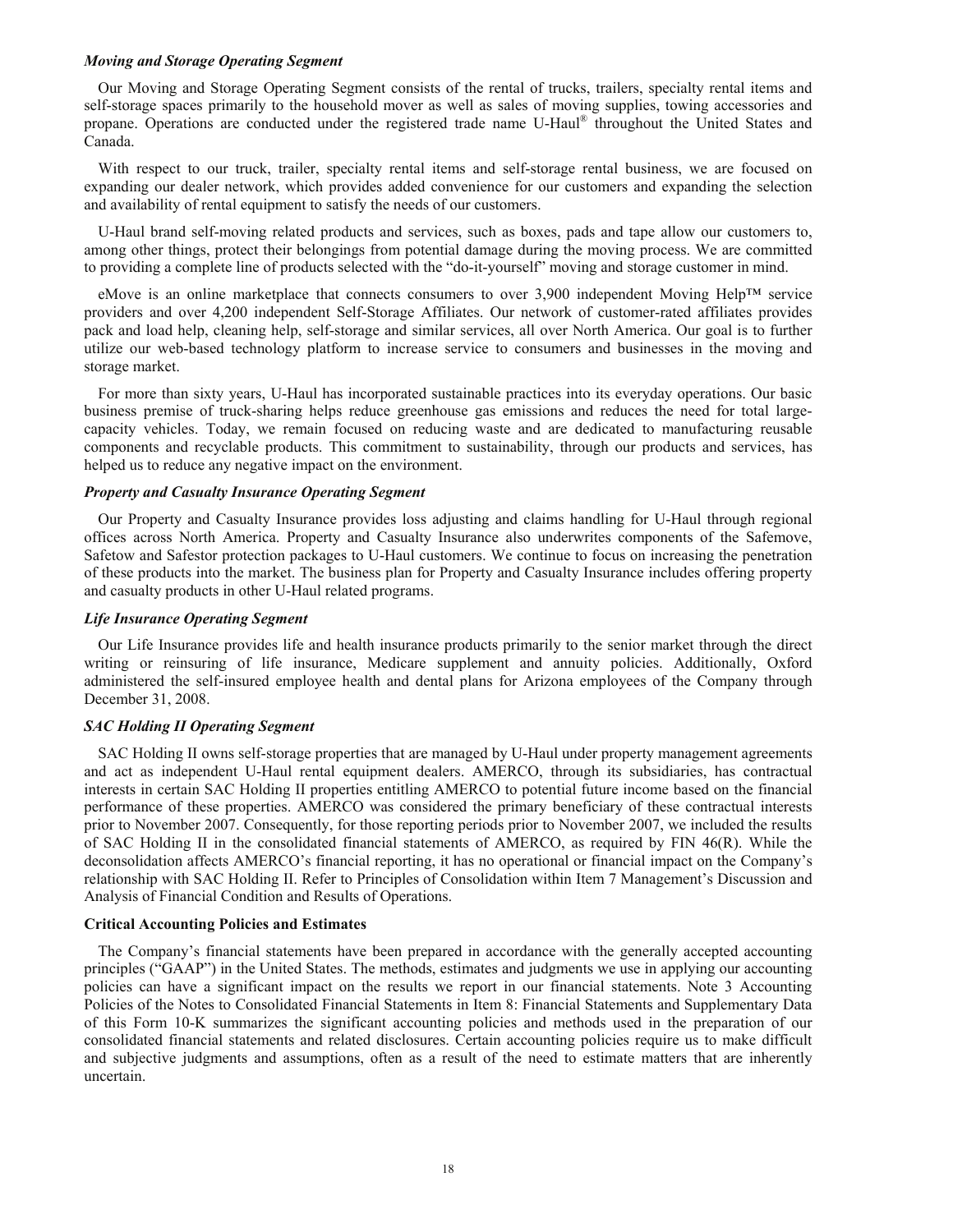### *Moving and Storage Operating Segment*

Our Moving and Storage Operating Segment consists of the rental of trucks, trailers, specialty rental items and self-storage spaces primarily to the household mover as well as sales of moving supplies, towing accessories and propane. Operations are conducted under the registered trade name U-Haul® throughout the United States and Canada.

With respect to our truck, trailer, specialty rental items and self-storage rental business, we are focused on expanding our dealer network, which provides added convenience for our customers and expanding the selection and availability of rental equipment to satisfy the needs of our customers.

U-Haul brand self-moving related products and services, such as boxes, pads and tape allow our customers to, among other things, protect their belongings from potential damage during the moving process. We are committed to providing a complete line of products selected with the "do-it-yourself" moving and storage customer in mind.

eMove is an online marketplace that connects consumers to over 3,900 independent Moving Help™ service providers and over 4,200 independent Self-Storage Affiliates. Our network of customer-rated affiliates provides pack and load help, cleaning help, self-storage and similar services, all over North America. Our goal is to further utilize our web-based technology platform to increase service to consumers and businesses in the moving and storage market.

For more than sixty years, U-Haul has incorporated sustainable practices into its everyday operations. Our basic business premise of truck-sharing helps reduce greenhouse gas emissions and reduces the need for total large-capacity vehicles. Today, we remain focused on reducing waste and are dedicated to manufacturing reusable components and recyclable products. This commitment to sustainability, through our products and services, has helped us to reduce any negative impact on the environment.

### *Property and Casualty Insurance Operating Segment*

Our Property and Casualty Insurance provides loss adjusting and claims handling for U-Haul through regional offices across North America. Property and Casualty Insurance also underwrites components of the Safemove, Safetow and Safestor protection packages to U-Haul customers. We continue to focus on increasing the penetration of these products into the market. The business plan for Property and Casualty Insurance includes offering property and casualty products in other U-Haul related programs.

### *Life Insurance Operating Segment*

Our Life Insurance provides life and health insurance products primarily to the senior market through the direct writing or reinsuring of life insurance, Medicare supplement and annuity policies. Additionally, Oxford administered the self-insured employee health and dental plans for Arizona employees of the Company through December 31, 2008.

### *SAC Holding II Operating Segment*

SAC Holding II owns self-storage properties that are managed by U-Haul under property management agreements and act as independent U-Haul rental equipment dealers. AMERCO, through its subsidiaries, has contractual interests in certain SAC Holding II properties entitling AMERCO to potential future income based on the financial performance of these properties. AMERCO was considered the primary beneficiary of these contractual interests prior to November 2007. Consequently, for those reporting periods prior to November 2007, we included the results of SAC Holding II in the consolidated financial statements of AMERCO, as required by FIN 46(R). While the deconsolidation affects AMERCO's financial reporting, it has no operational or financial impact on the Company's relationship with SAC Holding II. Refer to Principles of Consolidation within Item 7 Management's Discussion and Analysis of Financial Condition and Results of Operations.

## Critical Accounting Policies and Estimates

The Company's financial statements have been prepared in accordance with the generally accepted accounting principles ("GAAP") in the United States. The methods, estimates and judgments we use in applying our accounting policies can have a significant impact on the results we report in our financial statements. Note 3 Accounting Policies of the Notes to Consolidated Financial Statements in Item 8: Financial Statements and Supplementary Data of this Form 10-K summarizes the significant accounting policies and methods used in the preparation of our consolidated financial statements and related disclosures. Certain accounting policies require us to make difficult and subjective judgments and assumptions, often as a result of the need to estimate matters that are inherently uncertain.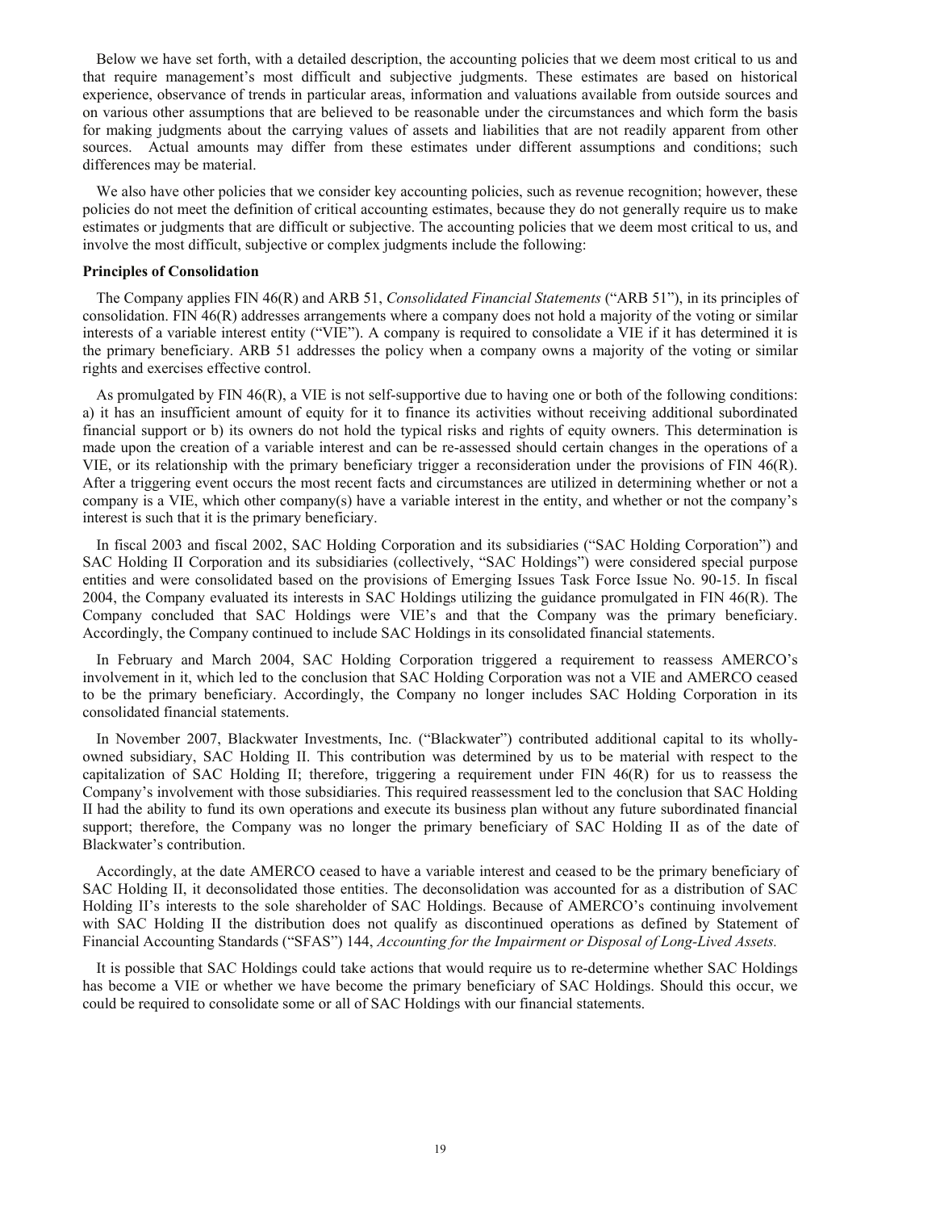Below we have set forth, with a detailed description, the accounting policies that we deem most critical to us and that require management's most difficult and subjective judgments. These estimates are based on historical experience, observance of trends in particular areas, information and valuations available from outside sources and on various other assumptions that are believed to be reasonable under the circumstances and which form the basis for making judgments about the carrying values of assets and liabilities that are not readily apparent from other sources. Actual amounts may differ from these estimates under different assumptions and conditions; such differences may be material.

We also have other policies that we consider key accounting policies, such as revenue recognition; however, these policies do not meet the definition of critical accounting estimates, because they do not generally require us to make estimates or judgments that are difficult or subjective. The accounting policies that we deem most critical to us, and involve the most difficult, subjective or complex judgments include the following:

**Principles of Consolidation**

The Company applies FIN 46(R) and ARB 51, *Consolidated Financial Statements* ("ARB 51"), in its principles of consolidation. FIN 46(R) addresses arrangements where a company does not hold a majority of the voting or similar interests of a variable interest entity ("VIE"). A company is required to consolidate a VIE if it has determined it is the primary beneficiary. ARB 51 addresses the policy when a company owns a majority of the voting or similar rights and exercises effective control.

As promulgated by FIN 46(R), a VIE is not self-supportive due to having one or both of the following conditions: a) it has an insufficient amount of equity for it to finance its activities without receiving additional subordinated financial support or b) its owners do not hold the typical risks and rights of equity owners. This determination is made upon the creation of a variable interest and can be re-assessed should certain changes in the operations of a VIE, or its relationship with the primary beneficiary trigger a reconsideration under the provisions of FIN 46(R). After a triggering event occurs the most recent facts and circumstances are utilized in determining whether or not a company is a VIE, which other company(s) have a variable interest in the entity, and whether or not the company's interest is such that it is the primary beneficiary.

In fiscal 2003 and fiscal 2002, SAC Holding Corporation and its subsidiaries ("SAC Holding Corporation") and SAC Holding II Corporation and its subsidiaries (collectively, "SAC Holdings") were considered special purpose entities and were consolidated based on the provisions of Emerging Issues Task Force Issue No. 90-15. In fiscal 2004, the Company evaluated its interests in SAC Holdings utilizing the guidance promulgated in FIN 46(R). The Company concluded that SAC Holdings were VIE's and that the Company was the primary beneficiary. Accordingly, the Company continued to include SAC Holdings in its consolidated financial statements.

In February and March 2004, SAC Holding Corporation triggered a requirement to reassess AMERCO's involvement in it, which led to the conclusion that SAC Holding Corporation was not a VIE and AMERCO ceased to be the primary beneficiary. Accordingly, the Company no longer includes SAC Holding Corporation in its consolidated financial statements.

In November 2007, Blackwater Investments, Inc. ("Blackwater") contributed additional capital to its wholly-owned subsidiary, SAC Holding II. This contribution was determined by us to be material with respect to the capitalization of SAC Holding II; therefore, triggering a requirement under FIN 46(R) for us to reassess the Company's involvement with those subsidiaries. This required reassessment led to the conclusion that SAC Holding II had the ability to fund its own operations and execute its business plan without any future subordinated financial support; therefore, the Company was no longer the primary beneficiary of SAC Holding II as of the date of Blackwater's contribution.

Accordingly, at the date AMERCO ceased to have a variable interest and ceased to be the primary beneficiary of SAC Holding II, it deconsolidated those entities. The deconsolidation was accounted for as a distribution of SAC Holding II's interests to the sole shareholder of SAC Holdings. Because of AMERCO's continuing involvement with SAC Holding II the distribution does not qualify as discontinued operations as defined by Statement of Financial Accounting Standards ("SFAS") 144, *Accounting for the Impairment or Disposal of Long-Lived Assets.*

It is possible that SAC Holdings could take actions that would require us to re-determine whether SAC Holdings has become a VIE or whether we have become the primary beneficiary of SAC Holdings. Should this occur, we could be required to consolidate some or all of SAC Holdings with our financial statements.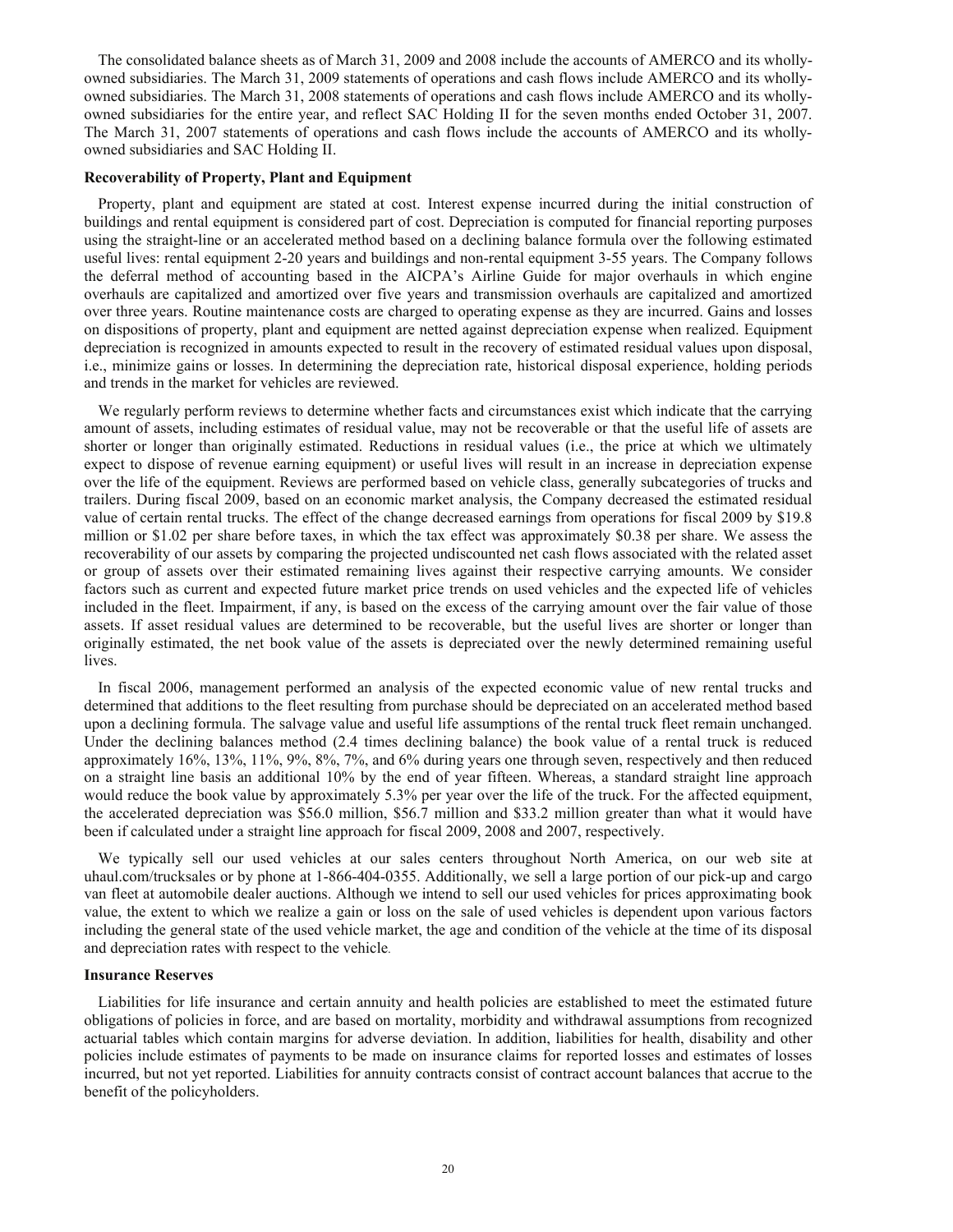The consolidated balance sheets as of March 31, 2009 and 2008 include the accounts of AMERCO and its wholly-owned subsidiaries. The March 31, 2009 statements of operations and cash flows include AMERCO and its wholly-owned subsidiaries. The March 31, 2008 statements of operations and cash flows include AMERCO and its wholly-owned subsidiaries for the entire year, and reflect SAC Holding II for the seven months ended October 31, 2007. The March 31, 2007 statements of operations and cash flows include the accounts of AMERCO and its wholly-owned subsidiaries and SAC Holding II.

**Recoverability of Property, Plant and Equipment**

Property, plant and equipment are stated at cost. Interest expense incurred during the initial construction of buildings and rental equipment is considered part of cost. Depreciation is computed for financial reporting purposes using the straight-line or an accelerated method based on a declining balance formula over the following estimated useful lives: rental equipment 2-20 years and buildings and non-rental equipment 3-55 years. The Company follows the deferral method of accounting based in the AICPA's Airline Guide for major overhauls in which engine overhauls are capitalized and amortized over five years and transmission overhauls are capitalized and amortized over three years. Routine maintenance costs are charged to operating expense as they are incurred. Gains and losses on dispositions of property, plant and equipment are netted against depreciation expense when realized. Equipment depreciation is recognized in amounts expected to result in the recovery of estimated residual values upon disposal, i.e., minimize gains or losses. In determining the depreciation rate, historical disposal experience, holding periods and trends in the market for vehicles are reviewed.

We regularly perform reviews to determine whether facts and circumstances exist which indicate that the carrying amount of assets, including estimates of residual value, may not be recoverable or that the useful life of assets are shorter or longer than originally estimated. Reductions in residual values (i.e., the price at which we ultimately expect to dispose of revenue earning equipment) or useful lives will result in an increase in depreciation expense over the life of the equipment. Reviews are performed based on vehicle class, generally subcategories of trucks and trailers. During fiscal 2009, based on an economic market analysis, the Company decreased the estimated residual value of certain rental trucks. The effect of the change decreased earnings from operations for fiscal 2009 by $19.8 million or $1.02 per share before taxes, in which the tax effect was approximately $0.38 per share. We assess the recoverability of our assets by comparing the projected undiscounted net cash flows associated with the related asset or group of assets over their estimated remaining lives against their respective carrying amounts. We consider factors such as current and expected future market price trends on used vehicles and the expected life of vehicles included in the fleet. Impairment, if any, is based on the excess of the carrying amount over the fair value of those assets. If asset residual values are determined to be recoverable, but the useful lives are shorter or longer than originally estimated, the net book value of the assets is depreciated over the newly determined remaining useful lives.

In fiscal 2006, management performed an analysis of the expected economic value of new rental trucks and determined that additions to the fleet resulting from purchase should be depreciated on an accelerated method based upon a declining formula. The salvage value and useful life assumptions of the rental truck fleet remain unchanged. Under the declining balances method (2.4 times declining balance) the book value of a rental truck is reduced approximately 16%, 13%, 11%, 9%, 8%, 7%, and 6% during years one through seven, respectively and then reduced on a straight line basis an additional 10% by the end of year fifteen. Whereas, a standard straight line approach would reduce the book value by approximately 5.3% per year over the life of the truck. For the affected equipment, the accelerated depreciation was $56.0 million, $56.7 million and $33.2 million greater than what it would have been if calculated under a straight line approach for fiscal 2009, 2008 and 2007, respectively.

We typically sell our used vehicles at our sales centers throughout North America, on our web site at uhaul.com/trucksales or by phone at 1-866-404-0355. Additionally, we sell a large portion of our pick-up and cargo van fleet at automobile dealer auctions. Although we intend to sell our used vehicles for prices approximating book value, the extent to which we realize a gain or loss on the sale of used vehicles is dependent upon various factors including the general state of the used vehicle market, the age and condition of the vehicle at the time of its disposal and depreciation rates with respect to the vehicle.

**Insurance Reserves**

Liabilities for life insurance and certain annuity and health policies are established to meet the estimated future obligations of policies in force, and are based on mortality, morbidity and withdrawal assumptions from recognized actuarial tables which contain margins for adverse deviation. In addition, liabilities for health, disability and other policies include estimates of payments to be made on insurance claims for reported losses and estimates of losses incurred, but not yet reported. Liabilities for annuity contracts consist of contract account balances that accrue to the benefit of the policyholders.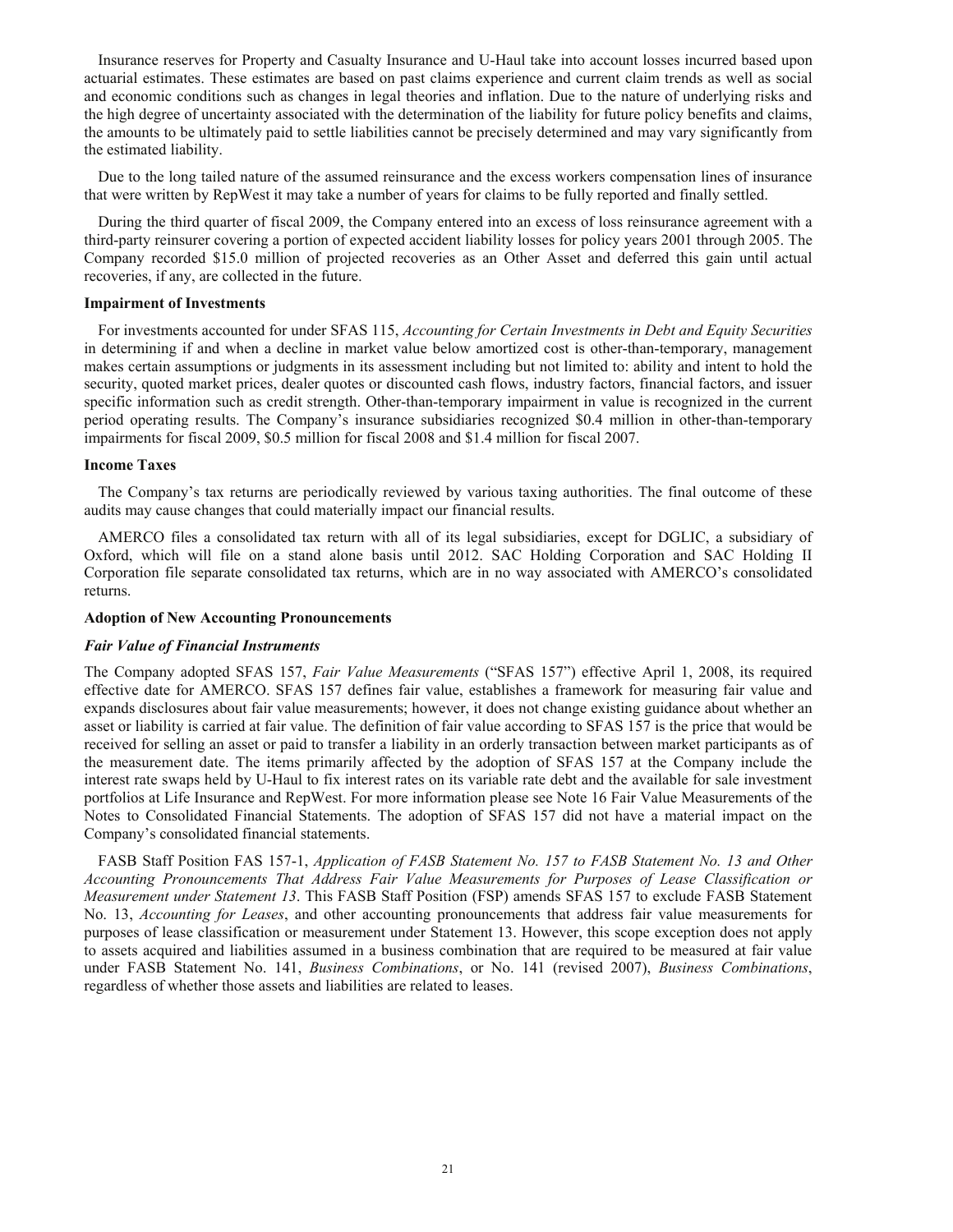Insurance reserves for Property and Casualty Insurance and U-Haul take into account losses incurred based upon actuarial estimates. These estimates are based on past claims experience and current claim trends as well as social and economic conditions such as changes in legal theories and inflation. Due to the nature of underlying risks and the high degree of uncertainty associated with the determination of the liability for future policy benefits and claims, the amounts to be ultimately paid to settle liabilities cannot be precisely determined and may vary significantly from the estimated liability.

Due to the long tailed nature of the assumed reinsurance and the excess workers compensation lines of insurance that were written by RepWest it may take a number of years for claims to be fully reported and finally settled.

During the third quarter of fiscal 2009, the Company entered into an excess of loss reinsurance agreement with a third-party reinsurer covering a portion of expected accident liability losses for policy years 2001 through 2005. The Company recorded $15.0 million of projected recoveries as an Other Asset and deferred this gain until actual recoveries, if any, are collected in the future.

**Impairment of Investments**

For investments accounted for under SFAS 115, *Accounting for Certain Investments in Debt and Equity Securities* in determining if and when a decline in market value below amortized cost is other-than-temporary, management makes certain assumptions or judgments in its assessment including but not limited to: ability and intent to hold the security, quoted market prices, dealer quotes or discounted cash flows, industry factors, financial factors, and issuer specific information such as credit strength. Other-than-temporary impairment in value is recognized in the current period operating results. The Company's insurance subsidiaries recognized $0.4 million in other-than-temporary impairments for fiscal 2009, $0.5 million for fiscal 2008 and $1.4 million for fiscal 2007.

**Income Taxes**

The Company's tax returns are periodically reviewed by various taxing authorities. The final outcome of these audits may cause changes that could materially impact our financial results.

AMERCO files a consolidated tax return with all of its legal subsidiaries, except for DGLIC, a subsidiary of Oxford, which will file on a stand alone basis until 2012. SAC Holding Corporation and SAC Holding II Corporation file separate consolidated tax returns, which are in no way associated with AMERCO's consolidated returns.

**Adoption of New Accounting Pronouncements**

***Fair Value of Financial Instruments***

The Company adopted SFAS 157, *Fair Value Measurements* ("SFAS 157") effective April 1, 2008, its required effective date for AMERCO. SFAS 157 defines fair value, establishes a framework for measuring fair value and expands disclosures about fair value measurements; however, it does not change existing guidance about whether an asset or liability is carried at fair value. The definition of fair value according to SFAS 157 is the price that would be received for selling an asset or paid to transfer a liability in an orderly transaction between market participants as of the measurement date. The items primarily affected by the adoption of SFAS 157 at the Company include the interest rate swaps held by U-Haul to fix interest rates on its variable rate debt and the available for sale investment portfolios at Life Insurance and RepWest. For more information please see Note 16 Fair Value Measurements of the Notes to Consolidated Financial Statements. The adoption of SFAS 157 did not have a material impact on the Company's consolidated financial statements.

FASB Staff Position FAS 157-1, *Application of FASB Statement No. 157 to FASB Statement No. 13 and Other Accounting Pronouncements That Address Fair Value Measurements for Purposes of Lease Classification or Measurement under Statement 13*. This FASB Staff Position (FSP) amends SFAS 157 to exclude FASB Statement No. 13, *Accounting for Leases*, and other accounting pronouncements that address fair value measurements for purposes of lease classification or measurement under Statement 13. However, this scope exception does not apply to assets acquired and liabilities assumed in a business combination that are required to be measured at fair value under FASB Statement No. 141, *Business Combinations*, or No. 141 (revised 2007), *Business Combinations*, regardless of whether those assets and liabilities are related to leases.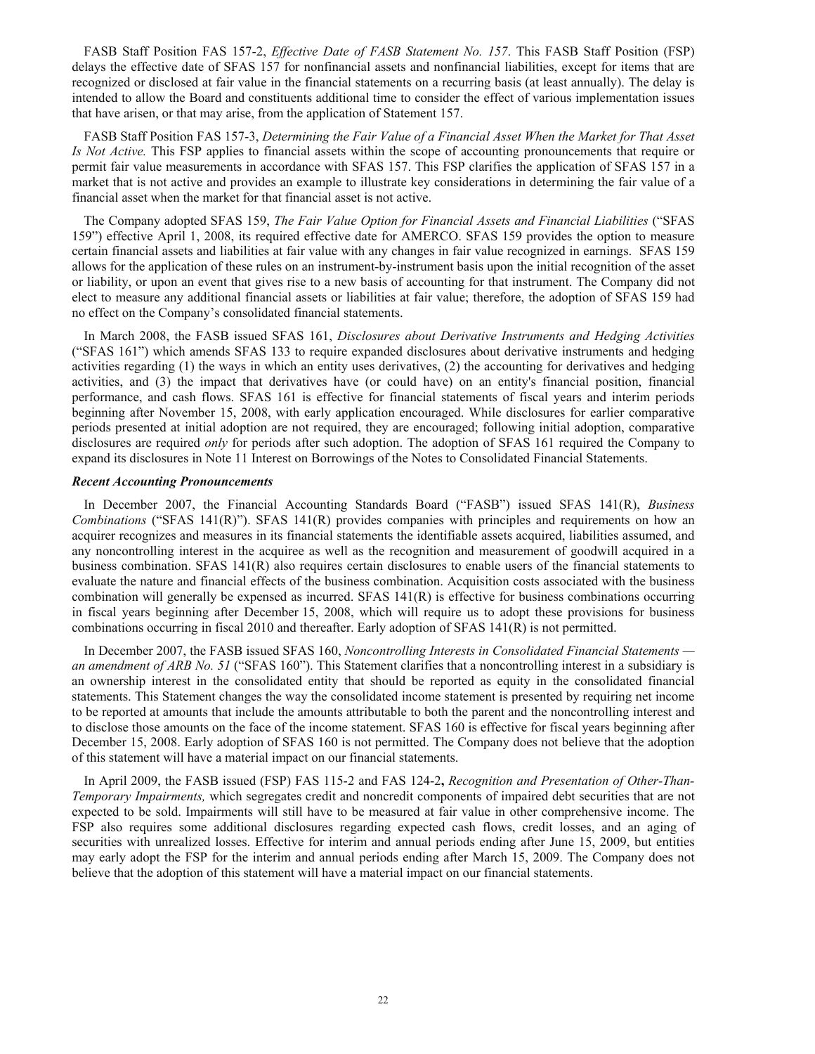FASB Staff Position FAS 157-2, *Effective Date of FASB Statement No. 157*. This FASB Staff Position (FSP) delays the effective date of SFAS 157 for nonfinancial assets and nonfinancial liabilities, except for items that are recognized or disclosed at fair value in the financial statements on a recurring basis (at least annually). The delay is intended to allow the Board and constituents additional time to consider the effect of various implementation issues that have arisen, or that may arise, from the application of Statement 157.

FASB Staff Position FAS 157-3, *Determining the Fair Value of a Financial Asset When the Market for That Asset Is Not Active.* This FSP applies to financial assets within the scope of accounting pronouncements that require or permit fair value measurements in accordance with SFAS 157. This FSP clarifies the application of SFAS 157 in a market that is not active and provides an example to illustrate key considerations in determining the fair value of a financial asset when the market for that financial asset is not active.

The Company adopted SFAS 159, *The Fair Value Option for Financial Assets and Financial Liabilities* ("SFAS 159") effective April 1, 2008, its required effective date for AMERCO. SFAS 159 provides the option to measure certain financial assets and liabilities at fair value with any changes in fair value recognized in earnings. SFAS 159 allows for the application of these rules on an instrument-by-instrument basis upon the initial recognition of the asset or liability, or upon an event that gives rise to a new basis of accounting for that instrument. The Company did not elect to measure any additional financial assets or liabilities at fair value; therefore, the adoption of SFAS 159 had no effect on the Company's consolidated financial statements.

In March 2008, the FASB issued SFAS 161, *Disclosures about Derivative Instruments and Hedging Activities* ("SFAS 161") which amends SFAS 133 to require expanded disclosures about derivative instruments and hedging activities regarding (1) the ways in which an entity uses derivatives, (2) the accounting for derivatives and hedging activities, and (3) the impact that derivatives have (or could have) on an entity's financial position, financial performance, and cash flows. SFAS 161 is effective for financial statements of fiscal years and interim periods beginning after November 15, 2008, with early application encouraged. While disclosures for earlier comparative periods presented at initial adoption are not required, they are encouraged; following initial adoption, comparative disclosures are required *only* for periods after such adoption. The adoption of SFAS 161 required the Company to expand its disclosures in Note 11 Interest on Borrowings of the Notes to Consolidated Financial Statements.

***Recent Accounting Pronouncements***

In December 2007, the Financial Accounting Standards Board ("FASB") issued SFAS 141(R), *Business Combinations* ("SFAS 141(R)"). SFAS 141(R) provides companies with principles and requirements on how an acquirer recognizes and measures in its financial statements the identifiable assets acquired, liabilities assumed, and any noncontrolling interest in the acquiree as well as the recognition and measurement of goodwill acquired in a business combination. SFAS 141(R) also requires certain disclosures to enable users of the financial statements to evaluate the nature and financial effects of the business combination. Acquisition costs associated with the business combination will generally be expensed as incurred. SFAS 141(R) is effective for business combinations occurring in fiscal years beginning after December 15, 2008, which will require us to adopt these provisions for business combinations occurring in fiscal 2010 and thereafter. Early adoption of SFAS 141(R) is not permitted.

In December 2007, the FASB issued SFAS 160, *Noncontrolling Interests in Consolidated Financial Statements — an amendment of ARB No. 51* ("SFAS 160"). This Statement clarifies that a noncontrolling interest in a subsidiary is an ownership interest in the consolidated entity that should be reported as equity in the consolidated financial statements. This Statement changes the way the consolidated income statement is presented by requiring net income to be reported at amounts that include the amounts attributable to both the parent and the noncontrolling interest and to disclose those amounts on the face of the income statement. SFAS 160 is effective for fiscal years beginning after December 15, 2008. Early adoption of SFAS 160 is not permitted. The Company does not believe that the adoption of this statement will have a material impact on our financial statements.

In April 2009, the FASB issued (FSP) FAS 115-2 and FAS 124-2**,** *Recognition and Presentation of Other-Than-Temporary Impairments,* which segregates credit and noncredit components of impaired debt securities that are not expected to be sold. Impairments will still have to be measured at fair value in other comprehensive income. The FSP also requires some additional disclosures regarding expected cash flows, credit losses, and an aging of securities with unrealized losses. Effective for interim and annual periods ending after June 15, 2009, but entities may early adopt the FSP for the interim and annual periods ending after March 15, 2009. The Company does not believe that the adoption of this statement will have a material impact on our financial statements.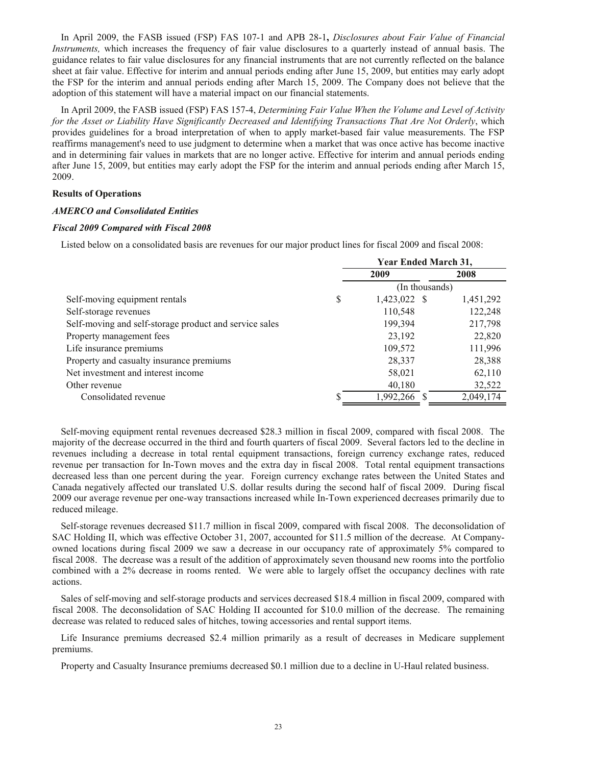In April 2009, the FASB issued (FSP) FAS 107-1 and APB 28-1**,** *Disclosures about Fair Value of Financial Instruments,* which increases the frequency of fair value disclosures to a quarterly instead of annual basis. The guidance relates to fair value disclosures for any financial instruments that are not currently reflected on the balance sheet at fair value. Effective for interim and annual periods ending after June 15, 2009, but entities may early adopt the FSP for the interim and annual periods ending after March 15, 2009. The Company does not believe that the adoption of this statement will have a material impact on our financial statements.

In April 2009, the FASB issued (FSP) FAS 157-4, *Determining Fair Value When the Volume and Level of Activity for the Asset or Liability Have Significantly Decreased and Identifying Transactions That Are Not Orderly*, which provides guidelines for a broad interpretation of when to apply market-based fair value measurements. The FSP reaffirms management's need to use judgment to determine when a market that was once active has become inactive and in determining fair values in markets that are no longer active. Effective for interim and annual periods ending after June 15, 2009, but entities may early adopt the FSP for the interim and annual periods ending after March 15, 2009.

**Results of Operations**

***AMERCO and Consolidated Entities***

***Fiscal 2009 Compared with Fiscal 2008***

Listed below on a consolidated basis are revenues for our major product lines for fiscal 2009 and fiscal 2008:

| | Year Ended March 31, | |
|---|---|---|
| | 2009 | 2008 |
| | (In thousands) | |
| Self-moving equipment rentals | $ 1,423,022 | $ 1,451,292 |
| Self-storage revenues | 110,548 | 122,248 |
| Self-moving and self-storage product and service sales | 199,394 | 217,798 |
| Property management fees | 23,192 | 22,820 |
| Life insurance premiums | 109,572 | 111,996 |
| Property and casualty insurance premiums | 28,337 | 28,388 |
| Net investment and interest income | 58,021 | 62,110 |
| Other revenue | 40,180 | 32,522 |
| Consolidated revenue | $ 1,992,266 | $ 2,049,174 |

Self-moving equipment rental revenues decreased $28.3 million in fiscal 2009, compared with fiscal 2008. The majority of the decrease occurred in the third and fourth quarters of fiscal 2009. Several factors led to the decline in revenues including a decrease in total rental equipment transactions, foreign currency exchange rates, reduced revenue per transaction for In-Town moves and the extra day in fiscal 2008. Total rental equipment transactions decreased less than one percent during the year. Foreign currency exchange rates between the United States and Canada negatively affected our translated U.S. dollar results during the second half of fiscal 2009. During fiscal 2009 our average revenue per one-way transactions increased while In-Town experienced decreases primarily due to reduced mileage.

Self-storage revenues decreased $11.7 million in fiscal 2009, compared with fiscal 2008. The deconsolidation of SAC Holding II, which was effective October 31, 2007, accounted for $11.5 million of the decrease. At Company-owned locations during fiscal 2009 we saw a decrease in our occupancy rate of approximately 5% compared to fiscal 2008. The decrease was a result of the addition of approximately seven thousand new rooms into the portfolio combined with a 2% decrease in rooms rented. We were able to largely offset the occupancy declines with rate actions.

Sales of self-moving and self-storage products and services decreased $18.4 million in fiscal 2009, compared with fiscal 2008. The deconsolidation of SAC Holding II accounted for $10.0 million of the decrease. The remaining decrease was related to reduced sales of hitches, towing accessories and rental support items.

Life Insurance premiums decreased $2.4 million primarily as a result of decreases in Medicare supplement premiums.

Property and Casualty Insurance premiums decreased $0.1 million due to a decline in U-Haul related business.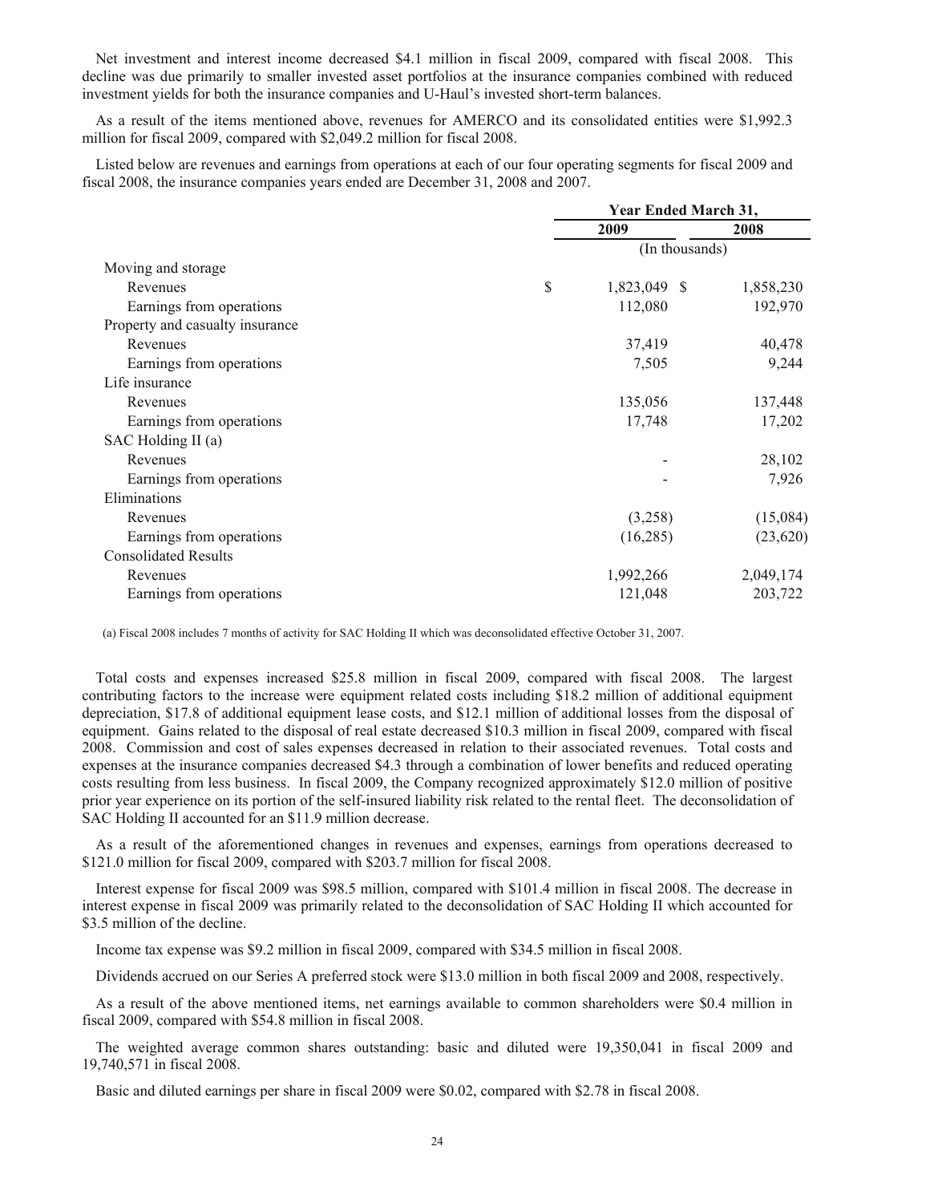Net investment and interest income decreased $4.1 million in fiscal 2009, compared with fiscal 2008. This decline was due primarily to smaller invested asset portfolios at the insurance companies combined with reduced investment yields for both the insurance companies and U-Haul's invested short-term balances.

As a result of the items mentioned above, revenues for AMERCO and its consolidated entities were $1,992.3 million for fiscal 2009, compared with $2,049.2 million for fiscal 2008.

Listed below are revenues and earnings from operations at each of our four operating segments for fiscal 2009 and fiscal 2008, the insurance companies years ended are December 31, 2008 and 2007.

| | Year Ended March 31, | |
|---|---|---|
| | 2009 | 2008 |
| | (In thousands) | |
| Moving and storage | | |
| Revenues | $ 1,823,049 | $ 1,858,230 |
| Earnings from operations | 112,080 | 192,970 |
| Property and casualty insurance | | |
| Revenues | 37,419 | 40,478 |
| Earnings from operations | 7,505 | 9,244 |
| Life insurance | | |
| Revenues | 135,056 | 137,448 |
| Earnings from operations | 17,748 | 17,202 |
| SAC Holding II (a) | | |
| Revenues | - | 28,102 |
| Earnings from operations | - | 7,926 |
| Eliminations | | |
| Revenues | (3,258) | (15,084) |
| Earnings from operations | (16,285) | (23,620) |
| Consolidated Results | | |
| Revenues | 1,992,266 | 2,049,174 |
| Earnings from operations | 121,048 | 203,722 |

(a) Fiscal 2008 includes 7 months of activity for SAC Holding II which was deconsolidated effective October 31, 2007.

Total costs and expenses increased $25.8 million in fiscal 2009, compared with fiscal 2008. The largest contributing factors to the increase were equipment related costs including $18.2 million of additional equipment depreciation, $17.8 of additional equipment lease costs, and $12.1 million of additional losses from the disposal of equipment. Gains related to the disposal of real estate decreased $10.3 million in fiscal 2009, compared with fiscal 2008. Commission and cost of sales expenses decreased in relation to their associated revenues. Total costs and expenses at the insurance companies decreased $4.3 through a combination of lower benefits and reduced operating costs resulting from less business. In fiscal 2009, the Company recognized approximately $12.0 million of positive prior year experience on its portion of the self-insured liability risk related to the rental fleet. The deconsolidation of SAC Holding II accounted for an $11.9 million decrease.

As a result of the aforementioned changes in revenues and expenses, earnings from operations decreased to $121.0 million for fiscal 2009, compared with $203.7 million for fiscal 2008.

Interest expense for fiscal 2009 was $98.5 million, compared with $101.4 million in fiscal 2008. The decrease in interest expense in fiscal 2009 was primarily related to the deconsolidation of SAC Holding II which accounted for $3.5 million of the decline.

Income tax expense was $9.2 million in fiscal 2009, compared with $34.5 million in fiscal 2008.

Dividends accrued on our Series A preferred stock were $13.0 million in both fiscal 2009 and 2008, respectively.

As a result of the above mentioned items, net earnings available to common shareholders were $0.4 million in fiscal 2009, compared with $54.8 million in fiscal 2008.

The weighted average common shares outstanding: basic and diluted were 19,350,041 in fiscal 2009 and 19,740,571 in fiscal 2008.

Basic and diluted earnings per share in fiscal 2009 were $0.02, compared with $2.78 in fiscal 2008.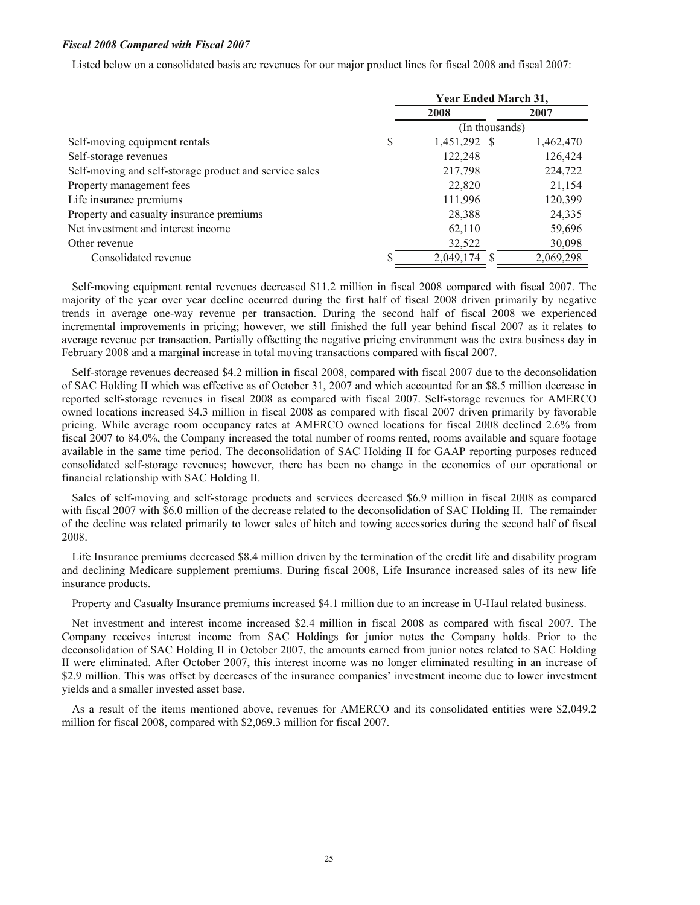***Fiscal 2008 Compared with Fiscal 2007***

Listed below on a consolidated basis are revenues for our major product lines for fiscal 2008 and fiscal 2007:

| | Year Ended March 31, | |
|---|---|---|
| | 2008 | 2007 |
| | (In thousands) | |
| Self-moving equipment rentals | $ 1,451,292 | $ 1,462,470 |
| Self-storage revenues | 122,248 | 126,424 |
| Self-moving and self-storage product and service sales | 217,798 | 224,722 |
| Property management fees | 22,820 | 21,154 |
| Life insurance premiums | 111,996 | 120,399 |
| Property and casualty insurance premiums | 28,388 | 24,335 |
| Net investment and interest income | 62,110 | 59,696 |
| Other revenue | 32,522 | 30,098 |
| Consolidated revenue | $ 2,049,174 | $ 2,069,298 |

Self-moving equipment rental revenues decreased $11.2 million in fiscal 2008 compared with fiscal 2007. The majority of the year over year decline occurred during the first half of fiscal 2008 driven primarily by negative trends in average one-way revenue per transaction. During the second half of fiscal 2008 we experienced incremental improvements in pricing; however, we still finished the full year behind fiscal 2007 as it relates to average revenue per transaction. Partially offsetting the negative pricing environment was the extra business day in February 2008 and a marginal increase in total moving transactions compared with fiscal 2007.

Self-storage revenues decreased $4.2 million in fiscal 2008, compared with fiscal 2007 due to the deconsolidation of SAC Holding II which was effective as of October 31, 2007 and which accounted for an $8.5 million decrease in reported self-storage revenues in fiscal 2008 as compared with fiscal 2007. Self-storage revenues for AMERCO owned locations increased $4.3 million in fiscal 2008 as compared with fiscal 2007 driven primarily by favorable pricing. While average room occupancy rates at AMERCO owned locations for fiscal 2008 declined 2.6% from fiscal 2007 to 84.0%, the Company increased the total number of rooms rented, rooms available and square footage available in the same time period. The deconsolidation of SAC Holding II for GAAP reporting purposes reduced consolidated self-storage revenues; however, there has been no change in the economics of our operational or financial relationship with SAC Holding II.

Sales of self-moving and self-storage products and services decreased $6.9 million in fiscal 2008 as compared with fiscal 2007 with $6.0 million of the decrease related to the deconsolidation of SAC Holding II. The remainder of the decline was related primarily to lower sales of hitch and towing accessories during the second half of fiscal 2008.

Life Insurance premiums decreased $8.4 million driven by the termination of the credit life and disability program and declining Medicare supplement premiums. During fiscal 2008, Life Insurance increased sales of its new life insurance products.

Property and Casualty Insurance premiums increased $4.1 million due to an increase in U-Haul related business.

Net investment and interest income increased $2.4 million in fiscal 2008 as compared with fiscal 2007. The Company receives interest income from SAC Holdings for junior notes the Company holds. Prior to the deconsolidation of SAC Holding II in October 2007, the amounts earned from junior notes related to SAC Holding II were eliminated. After October 2007, this interest income was no longer eliminated resulting in an increase of $2.9 million. This was offset by decreases of the insurance companies' investment income due to lower investment yields and a smaller invested asset base.

As a result of the items mentioned above, revenues for AMERCO and its consolidated entities were $2,049.2 million for fiscal 2008, compared with $2,069.3 million for fiscal 2007.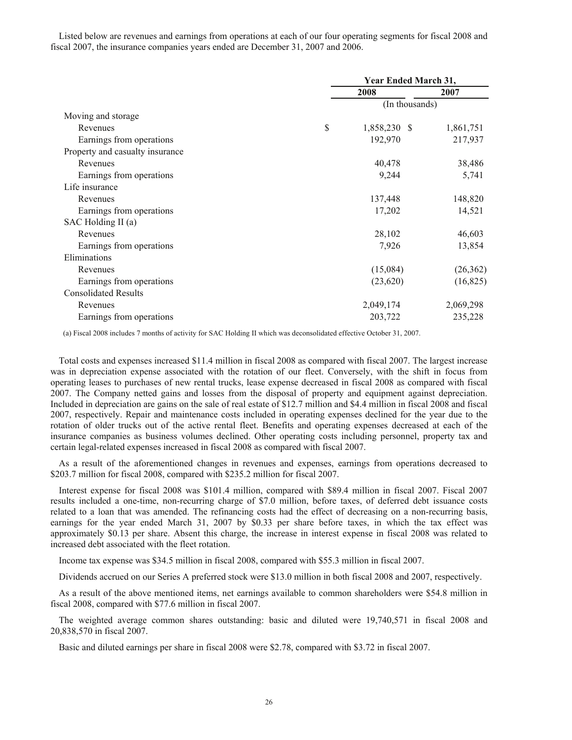Listed below are revenues and earnings from operations at each of our four operating segments for fiscal 2008 and fiscal 2007, the insurance companies years ended are December 31, 2007 and 2006.

| | Year Ended March 31, | |
|---|---|---|
| | 2008 | 2007 |
| | (In thousands) | |
| Moving and storage | | |
| Revenues | $ 1,858,230 | $ 1,861,751 |
| Earnings from operations | 192,970 | 217,937 |
| Property and casualty insurance | | |
| Revenues | 40,478 | 38,486 |
| Earnings from operations | 9,244 | 5,741 |
| Life insurance | | |
| Revenues | 137,448 | 148,820 |
| Earnings from operations | 17,202 | 14,521 |
| SAC Holding II (a) | | |
| Revenues | 28,102 | 46,603 |
| Earnings from operations | 7,926 | 13,854 |
| Eliminations | | |
| Revenues | (15,084) | (26,362) |
| Earnings from operations | (23,620) | (16,825) |
| Consolidated Results | | |
| Revenues | 2,049,174 | 2,069,298 |
| Earnings from operations | 203,722 | 235,228 |

(a) Fiscal 2008 includes 7 months of activity for SAC Holding II which was deconsolidated effective October 31, 2007.

Total costs and expenses increased $11.4 million in fiscal 2008 as compared with fiscal 2007. The largest increase was in depreciation expense associated with the rotation of our fleet. Conversely, with the shift in focus from operating leases to purchases of new rental trucks, lease expense decreased in fiscal 2008 as compared with fiscal 2007. The Company netted gains and losses from the disposal of property and equipment against depreciation. Included in depreciation are gains on the sale of real estate of $12.7 million and $4.4 million in fiscal 2008 and fiscal 2007, respectively. Repair and maintenance costs included in operating expenses declined for the year due to the rotation of older trucks out of the active rental fleet. Benefits and operating expenses decreased at each of the insurance companies as business volumes declined. Other operating costs including personnel, property tax and certain legal-related expenses increased in fiscal 2008 as compared with fiscal 2007.

As a result of the aforementioned changes in revenues and expenses, earnings from operations decreased to $203.7 million for fiscal 2008, compared with $235.2 million for fiscal 2007.

Interest expense for fiscal 2008 was $101.4 million, compared with $89.4 million in fiscal 2007. Fiscal 2007 results included a one-time, non-recurring charge of $7.0 million, before taxes, of deferred debt issuance costs related to a loan that was amended. The refinancing costs had the effect of decreasing on a non-recurring basis, earnings for the year ended March 31, 2007 by $0.33 per share before taxes, in which the tax effect was approximately $0.13 per share. Absent this charge, the increase in interest expense in fiscal 2008 was related to increased debt associated with the fleet rotation.

Income tax expense was $34.5 million in fiscal 2008, compared with $55.3 million in fiscal 2007.

Dividends accrued on our Series A preferred stock were $13.0 million in both fiscal 2008 and 2007, respectively.

As a result of the above mentioned items, net earnings available to common shareholders were $54.8 million in fiscal 2008, compared with $77.6 million in fiscal 2007.

The weighted average common shares outstanding: basic and diluted were 19,740,571 in fiscal 2008 and 20,838,570 in fiscal 2007.

Basic and diluted earnings per share in fiscal 2008 were $2.78, compared with $3.72 in fiscal 2007.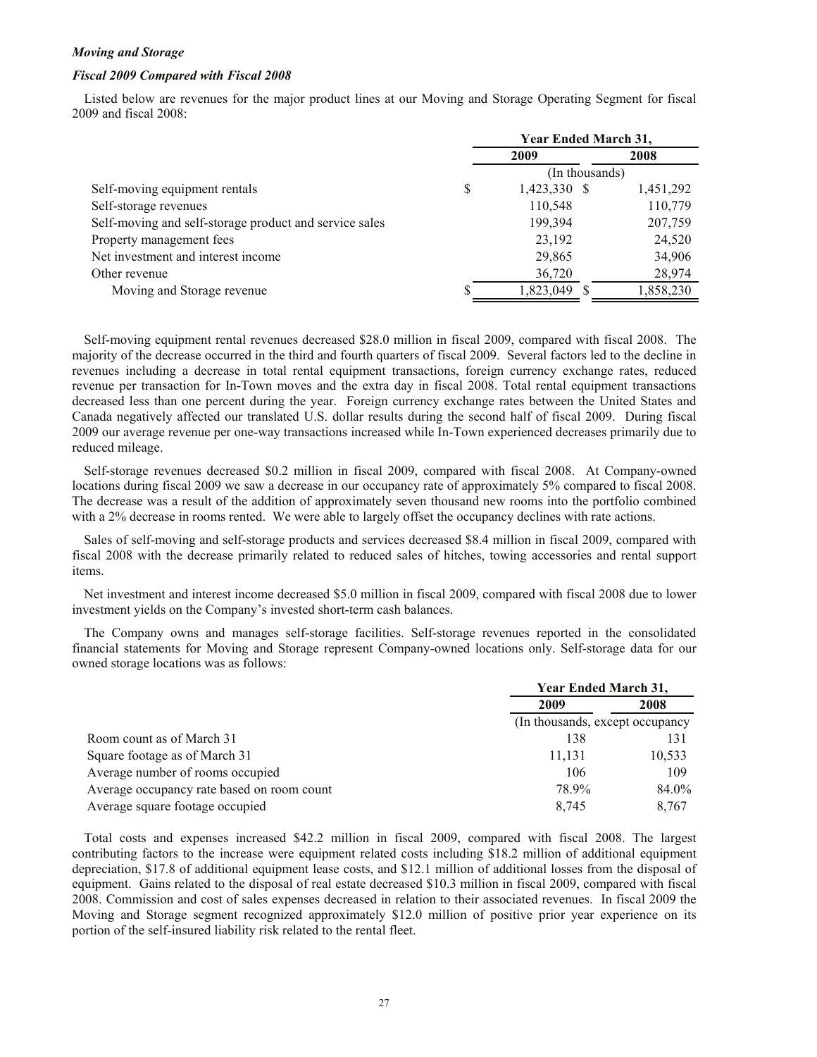*Moving and Storage*

*Fiscal 2009 Compared with Fiscal 2008*

Listed below are revenues for the major product lines at our Moving and Storage Operating Segment for fiscal 2009 and fiscal 2008:

| | Year Ended March 31, | |
|---|---|---|
| | 2009 | 2008 |
| | (In thousands) | |
| Self-moving equipment rentals | $ 1,423,330 | $ 1,451,292 |
| Self-storage revenues | 110,548 | 110,779 |
| Self-moving and self-storage product and service sales | 199,394 | 207,759 |
| Property management fees | 23,192 | 24,520 |
| Net investment and interest income | 29,865 | 34,906 |
| Other revenue | 36,720 | 28,974 |
| Moving and Storage revenue | $ 1,823,049 | $ 1,858,230 |

Self-moving equipment rental revenues decreased $28.0 million in fiscal 2009, compared with fiscal 2008. The majority of the decrease occurred in the third and fourth quarters of fiscal 2009. Several factors led to the decline in revenues including a decrease in total rental equipment transactions, foreign currency exchange rates, reduced revenue per transaction for In-Town moves and the extra day in fiscal 2008. Total rental equipment transactions decreased less than one percent during the year. Foreign currency exchange rates between the United States and Canada negatively affected our translated U.S. dollar results during the second half of fiscal 2009. During fiscal 2009 our average revenue per one-way transactions increased while In-Town experienced decreases primarily due to reduced mileage.

Self-storage revenues decreased $0.2 million in fiscal 2009, compared with fiscal 2008. At Company-owned locations during fiscal 2009 we saw a decrease in our occupancy rate of approximately 5% compared to fiscal 2008. The decrease was a result of the addition of approximately seven thousand new rooms into the portfolio combined with a 2% decrease in rooms rented. We were able to largely offset the occupancy declines with rate actions.

Sales of self-moving and self-storage products and services decreased $8.4 million in fiscal 2009, compared with fiscal 2008 with the decrease primarily related to reduced sales of hitches, towing accessories and rental support items.

Net investment and interest income decreased $5.0 million in fiscal 2009, compared with fiscal 2008 due to lower investment yields on the Company's invested short-term cash balances.

The Company owns and manages self-storage facilities. Self-storage revenues reported in the consolidated financial statements for Moving and Storage represent Company-owned locations only. Self-storage data for our owned storage locations was as follows:

| | Year Ended March 31, | |
|---|---|---|
| | 2009 | 2008 |
| | (In thousands, except occupancy | |
| Room count as of March 31 | 138 | 131 |
| Square footage as of March 31 | 11,131 | 10,533 |
| Average number of rooms occupied | 106 | 109 |
| Average occupancy rate based on room count | 78.9% | 84.0% |
| Average square footage occupied | 8,745 | 8,767 |

Total costs and expenses increased $42.2 million in fiscal 2009, compared with fiscal 2008. The largest contributing factors to the increase were equipment related costs including $18.2 million of additional equipment depreciation, $17.8 of additional equipment lease costs, and $12.1 million of additional losses from the disposal of equipment. Gains related to the disposal of real estate decreased $10.3 million in fiscal 2009, compared with fiscal 2008. Commission and cost of sales expenses decreased in relation to their associated revenues. In fiscal 2009 the Moving and Storage segment recognized approximately $12.0 million of positive prior year experience on its portion of the self-insured liability risk related to the rental fleet.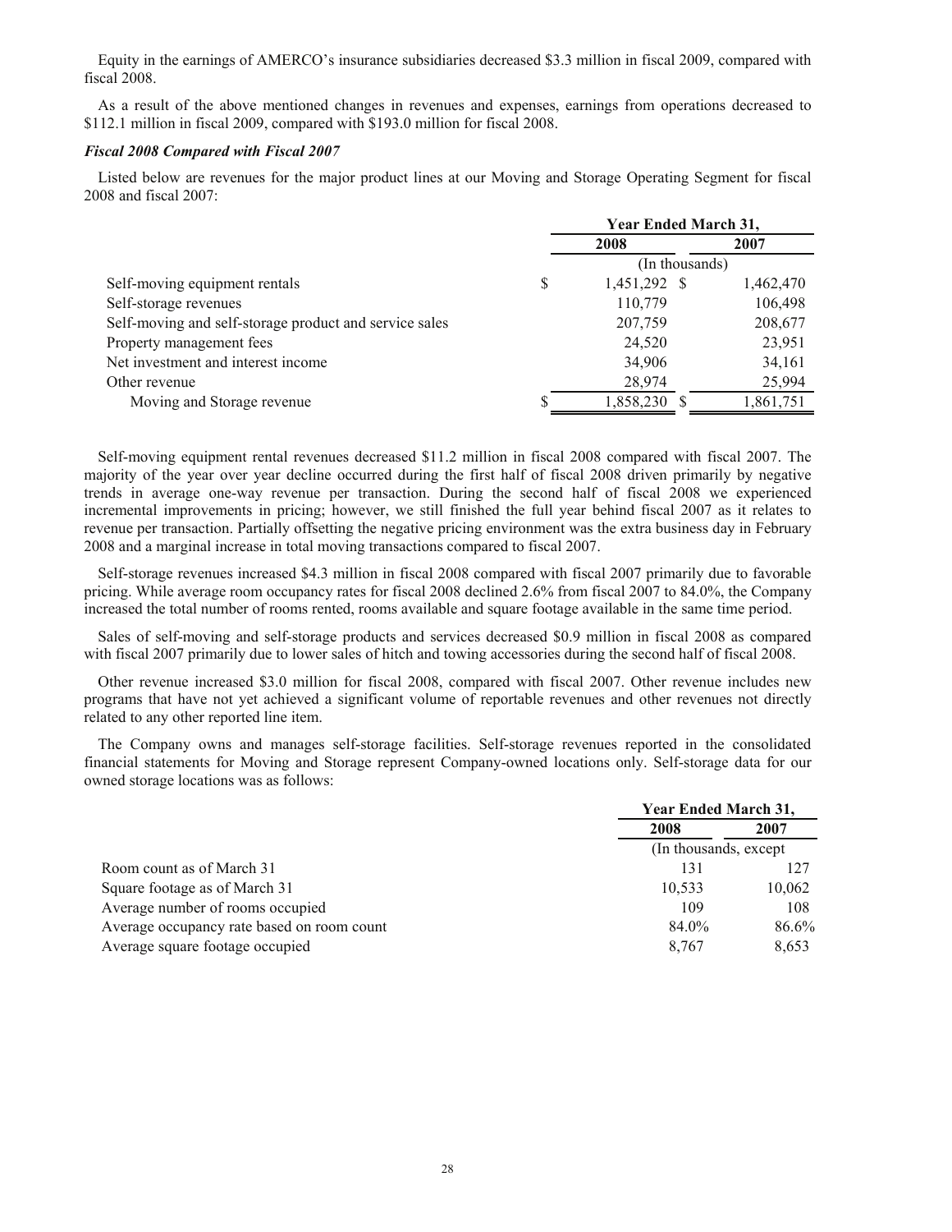Equity in the earnings of AMERCO's insurance subsidiaries decreased $3.3 million in fiscal 2009, compared with fiscal 2008.

As a result of the above mentioned changes in revenues and expenses, earnings from operations decreased to $112.1 million in fiscal 2009, compared with $193.0 million for fiscal 2008.

***Fiscal 2008 Compared with Fiscal 2007***

Listed below are revenues for the major product lines at our Moving and Storage Operating Segment for fiscal 2008 and fiscal 2007:

| | Year Ended March 31, | |
|---|---|---|
| | 2008 | 2007 |
| | (In thousands) | |
| Self-moving equipment rentals | $ 1,451,292 | $ 1,462,470 |
| Self-storage revenues | 110,779 | 106,498 |
| Self-moving and self-storage product and service sales | 207,759 | 208,677 |
| Property management fees | 24,520 | 23,951 |
| Net investment and interest income | 34,906 | 34,161 |
| Other revenue | 28,974 | 25,994 |
| Moving and Storage revenue | $ 1,858,230 | $ 1,861,751 |

Self-moving equipment rental revenues decreased $11.2 million in fiscal 2008 compared with fiscal 2007. The majority of the year over year decline occurred during the first half of fiscal 2008 driven primarily by negative trends in average one-way revenue per transaction. During the second half of fiscal 2008 we experienced incremental improvements in pricing; however, we still finished the full year behind fiscal 2007 as it relates to revenue per transaction. Partially offsetting the negative pricing environment was the extra business day in February 2008 and a marginal increase in total moving transactions compared to fiscal 2007.

Self-storage revenues increased $4.3 million in fiscal 2008 compared with fiscal 2007 primarily due to favorable pricing. While average room occupancy rates for fiscal 2008 declined 2.6% from fiscal 2007 to 84.0%, the Company increased the total number of rooms rented, rooms available and square footage available in the same time period.

Sales of self-moving and self-storage products and services decreased $0.9 million in fiscal 2008 as compared with fiscal 2007 primarily due to lower sales of hitch and towing accessories during the second half of fiscal 2008.

Other revenue increased $3.0 million for fiscal 2008, compared with fiscal 2007. Other revenue includes new programs that have not yet achieved a significant volume of reportable revenues and other revenues not directly related to any other reported line item.

The Company owns and manages self-storage facilities. Self-storage revenues reported in the consolidated financial statements for Moving and Storage represent Company-owned locations only. Self-storage data for our owned storage locations was as follows:

| | Year Ended March 31, | |
|---|---|---|
| | 2008 | 2007 |
| | (In thousands, except | |
| Room count as of March 31 | 131 | 127 |
| Square footage as of March 31 | 10,533 | 10,062 |
| Average number of rooms occupied | 109 | 108 |
| Average occupancy rate based on room count | 84.0% | 86.6% |
| Average square footage occupied | 8,767 | 8,653 |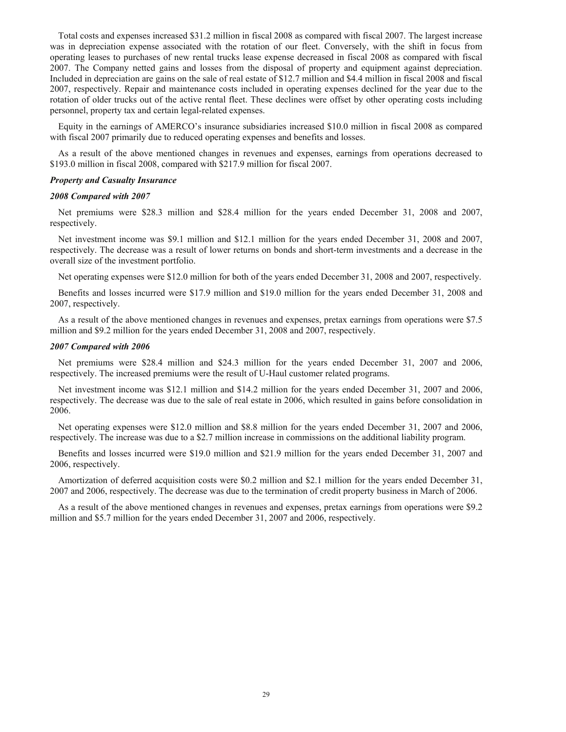Total costs and expenses increased $31.2 million in fiscal 2008 as compared with fiscal 2007. The largest increase was in depreciation expense associated with the rotation of our fleet. Conversely, with the shift in focus from operating leases to purchases of new rental trucks lease expense decreased in fiscal 2008 as compared with fiscal 2007. The Company netted gains and losses from the disposal of property and equipment against depreciation. Included in depreciation are gains on the sale of real estate of $12.7 million and $4.4 million in fiscal 2008 and fiscal 2007, respectively. Repair and maintenance costs included in operating expenses declined for the year due to the rotation of older trucks out of the active rental fleet. These declines were offset by other operating costs including personnel, property tax and certain legal-related expenses.

Equity in the earnings of AMERCO's insurance subsidiaries increased $10.0 million in fiscal 2008 as compared with fiscal 2007 primarily due to reduced operating expenses and benefits and losses.

As a result of the above mentioned changes in revenues and expenses, earnings from operations decreased to $193.0 million in fiscal 2008, compared with $217.9 million for fiscal 2007.

***Property and Casualty Insurance***

***2008 Compared with 2007***

Net premiums were $28.3 million and $28.4 million for the years ended December 31, 2008 and 2007, respectively.

Net investment income was $9.1 million and $12.1 million for the years ended December 31, 2008 and 2007, respectively. The decrease was a result of lower returns on bonds and short-term investments and a decrease in the overall size of the investment portfolio.

Net operating expenses were $12.0 million for both of the years ended December 31, 2008 and 2007, respectively.

Benefits and losses incurred were $17.9 million and $19.0 million for the years ended December 31, 2008 and 2007, respectively.

As a result of the above mentioned changes in revenues and expenses, pretax earnings from operations were $7.5 million and $9.2 million for the years ended December 31, 2008 and 2007, respectively.

***2007 Compared with 2006***

Net premiums were $28.4 million and $24.3 million for the years ended December 31, 2007 and 2006, respectively. The increased premiums were the result of U-Haul customer related programs.

Net investment income was $12.1 million and $14.2 million for the years ended December 31, 2007 and 2006, respectively. The decrease was due to the sale of real estate in 2006, which resulted in gains before consolidation in 2006.

Net operating expenses were $12.0 million and $8.8 million for the years ended December 31, 2007 and 2006, respectively. The increase was due to a $2.7 million increase in commissions on the additional liability program.

Benefits and losses incurred were $19.0 million and $21.9 million for the years ended December 31, 2007 and 2006, respectively.

Amortization of deferred acquisition costs were $0.2 million and $2.1 million for the years ended December 31, 2007 and 2006, respectively. The decrease was due to the termination of credit property business in March of 2006.

As a result of the above mentioned changes in revenues and expenses, pretax earnings from operations were $9.2 million and $5.7 million for the years ended December 31, 2007 and 2006, respectively.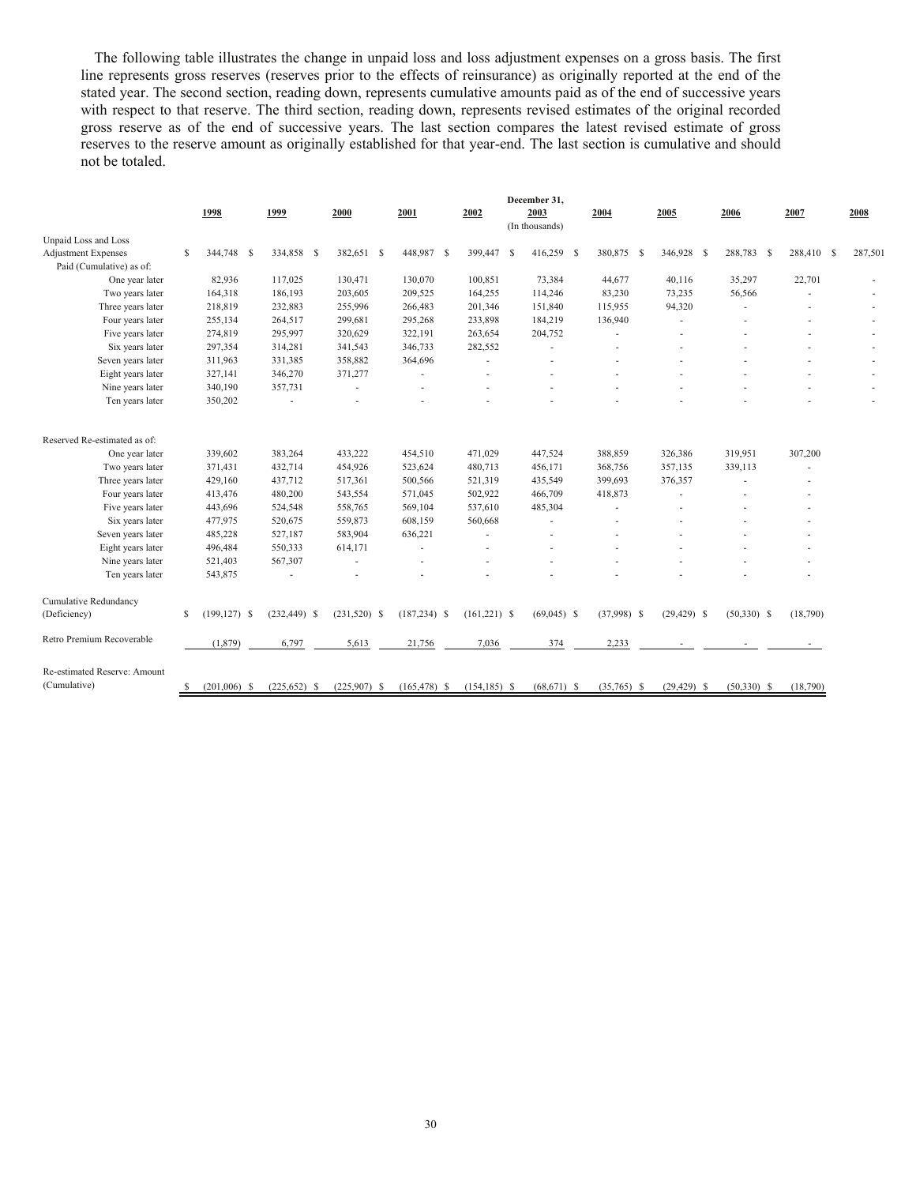The following table illustrates the change in unpaid loss and loss adjustment expenses on a gross basis. The first line represents gross reserves (reserves prior to the effects of reinsurance) as originally reported at the end of the stated year. The second section, reading down, represents cumulative amounts paid as of the end of successive years with respect to that reserve. The third section, reading down, represents revised estimates of the original recorded gross reserve as of the end of successive years. The last section compares the latest revised estimate of gross reserves to the reserve amount as originally established for that year-end. The last section is cumulative and should not be totaled.

| | December 31, | | | | | | | | | | |
|---|---|---|---|---|---|---|---|---|---|---|---|
| | 1998 | 1999 | 2000 | 2001 | 2002 | 2003 (In thousands) | 2004 | 2005 | 2006 | 2007 | 2008 |
| Unpaid Loss and Loss Adjustment Expenses | $ 344,748 | $ 334,858 | $ 382,651 | $ 448,987 | $ 399,447 | $ 416,259 | $ 380,875 | $ 346,928 | $ 288,783 | $ 288,410 | $ 287,501 |
| Paid (Cumulative) as of: | | | | | | | | | | | |
| One year later | 82,936 | 117,025 | 130,471 | 130,070 | 100,851 | 73,384 | 44,677 | 40,116 | 35,297 | 22,701 | - |
| Two years later | 164,318 | 186,193 | 203,605 | 209,525 | 164,255 | 114,246 | 83,230 | 73,235 | 56,566 | - | - |
| Three years later | 218,819 | 232,883 | 255,996 | 266,483 | 201,346 | 151,840 | 115,955 | 94,320 | - | - | - |
| Four years later | 255,134 | 264,517 | 299,681 | 295,268 | 233,898 | 184,219 | 136,940 | - | - | - | - |
| Five years later | 274,819 | 295,997 | 320,629 | 322,191 | 263,654 | 204,752 | - | - | - | - | - |
| Six years later | 297,354 | 314,281 | 341,543 | 346,733 | 282,552 | - | - | - | - | - | - |
| Seven years later | 311,963 | 331,385 | 358,882 | 364,696 | - | - | - | - | - | - | - |
| Eight years later | 327,141 | 346,270 | 371,277 | - | - | - | - | - | - | - | - |
| Nine years later | 340,190 | 357,731 | - | - | - | - | - | - | - | - | - |
| Ten years later | 350,202 | - | - | - | - | - | - | - | - | - | - |
| Reserved Re-estimated as of: | | | | | | | | | | | |
| One year later | 339,602 | 383,264 | 433,222 | 454,510 | 471,029 | 447,524 | 388,859 | 326,386 | 319,951 | 307,200 | |
| Two years later | 371,431 | 432,714 | 454,926 | 523,624 | 480,713 | 456,171 | 368,756 | 357,135 | 339,113 | - | |
| Three years later | 429,160 | 437,712 | 517,361 | 500,566 | 521,319 | 435,549 | 399,693 | 376,357 | - | - | |
| Four years later | 413,476 | 480,200 | 543,554 | 571,045 | 502,922 | 466,709 | 418,873 | - | - | - | |
| Five years later | 443,696 | 524,548 | 558,765 | 569,104 | 537,610 | 485,304 | - | - | - | - | |
| Six years later | 477,975 | 520,675 | 559,873 | 608,159 | 560,668 | - | - | - | - | - | |
| Seven years later | 485,228 | 527,187 | 583,904 | 636,221 | - | - | - | - | - | - | |
| Eight years later | 496,484 | 550,333 | 614,171 | - | - | - | - | - | - | - | |
| Nine years later | 521,403 | 567,307 | - | - | - | - | - | - | - | - | |
| Ten years later | 543,875 | - | - | - | - | - | - | - | - | - | |
| Cumulative Redundancy (Deficiency) | $ (199,127) | $ (232,449) | $ (231,520) | $ (187,234) | $ (161,221) | $ (69,045) | $ (37,998) | $ (29,429) | $ (50,330) | $ (18,790) | |
| Retro Premium Recoverable | (1,879) | 6,797 | 5,613 | 21,756 | 7,036 | 374 | 2,233 | - | - | - | |
| Re-estimated Reserve: Amount (Cumulative) | $ (201,006) | $ (225,652) | $ (225,907) | $ (165,478) | $ (154,185) | $ (68,671) | $ (35,765) | $ (29,429) | $ (50,330) | $ (18,790) | |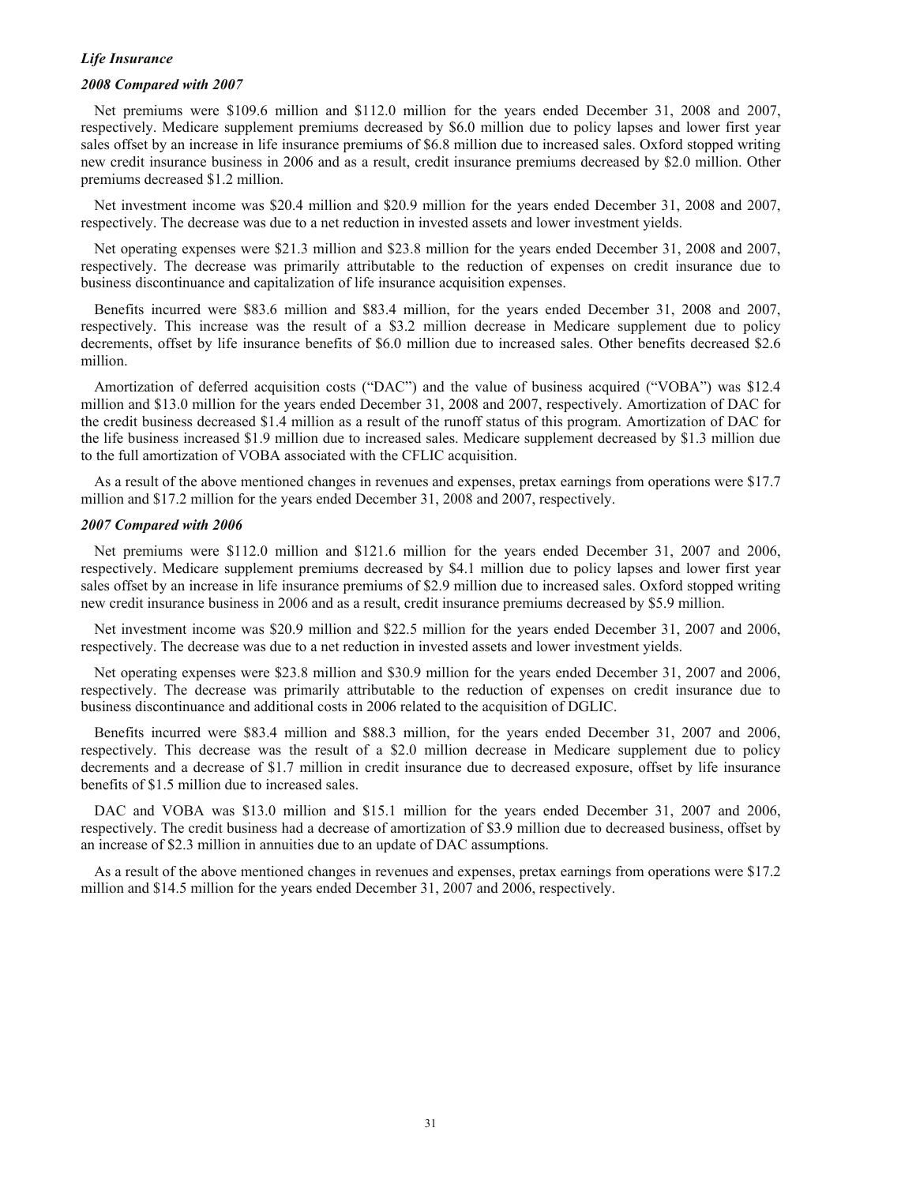### *Life Insurance*

#### *2008 Compared with 2007*

Net premiums were \$109.6 million and \$112.0 million for the years ended December 31, 2008 and 2007, respectively. Medicare supplement premiums decreased by \$6.0 million due to policy lapses and lower first year sales offset by an increase in life insurance premiums of \$6.8 million due to increased sales. Oxford stopped writing new credit insurance business in 2006 and as a result, credit insurance premiums decreased by \$2.0 million. Other premiums decreased \$1.2 million.

Net investment income was \$20.4 million and \$20.9 million for the years ended December 31, 2008 and 2007, respectively. The decrease was due to a net reduction in invested assets and lower investment yields.

Net operating expenses were \$21.3 million and \$23.8 million for the years ended December 31, 2008 and 2007, respectively. The decrease was primarily attributable to the reduction of expenses on credit insurance due to business discontinuance and capitalization of life insurance acquisition expenses.

Benefits incurred were \$83.6 million and \$83.4 million, for the years ended December 31, 2008 and 2007, respectively. This increase was the result of a \$3.2 million decrease in Medicare supplement due to policy decrements, offset by life insurance benefits of \$6.0 million due to increased sales. Other benefits decreased \$2.6 million.

Amortization of deferred acquisition costs ("DAC") and the value of business acquired ("VOBA") was \$12.4 million and \$13.0 million for the years ended December 31, 2008 and 2007, respectively. Amortization of DAC for the credit business decreased \$1.4 million as a result of the runoff status of this program. Amortization of DAC for the life business increased \$1.9 million due to increased sales. Medicare supplement decreased by \$1.3 million due to the full amortization of VOBA associated with the CFLIC acquisition.

As a result of the above mentioned changes in revenues and expenses, pretax earnings from operations were \$17.7 million and \$17.2 million for the years ended December 31, 2008 and 2007, respectively.

#### *2007 Compared with 2006*

Net premiums were \$112.0 million and \$121.6 million for the years ended December 31, 2007 and 2006, respectively. Medicare supplement premiums decreased by \$4.1 million due to policy lapses and lower first year sales offset by an increase in life insurance premiums of \$2.9 million due to increased sales. Oxford stopped writing new credit insurance business in 2006 and as a result, credit insurance premiums decreased by \$5.9 million.

Net investment income was \$20.9 million and \$22.5 million for the years ended December 31, 2007 and 2006, respectively. The decrease was due to a net reduction in invested assets and lower investment yields.

Net operating expenses were \$23.8 million and \$30.9 million for the years ended December 31, 2007 and 2006, respectively. The decrease was primarily attributable to the reduction of expenses on credit insurance due to business discontinuance and additional costs in 2006 related to the acquisition of DGLIC.

Benefits incurred were \$83.4 million and \$88.3 million, for the years ended December 31, 2007 and 2006, respectively. This decrease was the result of a \$2.0 million decrease in Medicare supplement due to policy decrements and a decrease of \$1.7 million in credit insurance due to decreased exposure, offset by life insurance benefits of \$1.5 million due to increased sales.

DAC and VOBA was \$13.0 million and \$15.1 million for the years ended December 31, 2007 and 2006, respectively. The credit business had a decrease of amortization of \$3.9 million due to decreased business, offset by an increase of \$2.3 million in annuities due to an update of DAC assumptions.

As a result of the above mentioned changes in revenues and expenses, pretax earnings from operations were \$17.2 million and \$14.5 million for the years ended December 31, 2007 and 2006, respectively.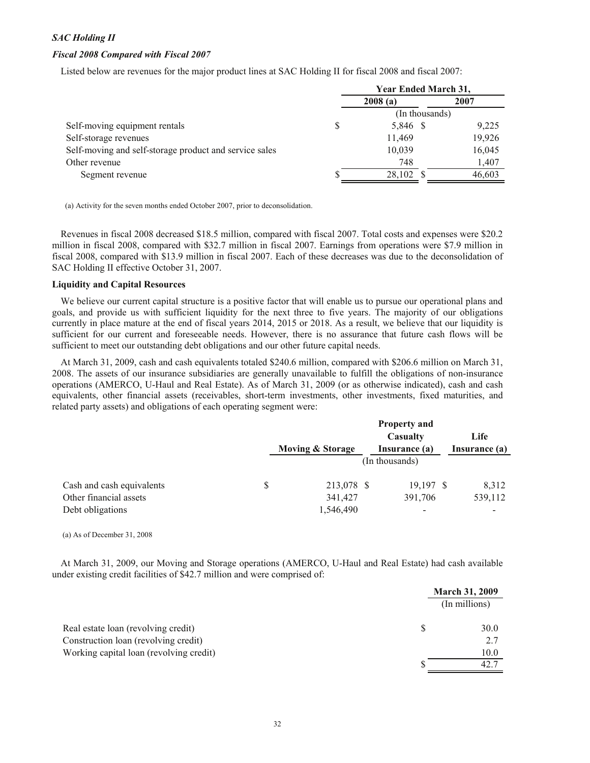*SAC Holding II*

*Fiscal 2008 Compared with Fiscal 2007*

Listed below are revenues for the major product lines at SAC Holding II for fiscal 2008 and fiscal 2007:

| | Year Ended March 31, | |
|---|---|---|
| | 2008 (a) | 2007 |
| | (In thousands) | |
| Self-moving equipment rentals | $ 5,846 | $ 9,225 |
| Self-storage revenues | 11,469 | 19,926 |
| Self-moving and self-storage product and service sales | 10,039 | 16,045 |
| Other revenue | 748 | 1,407 |
| Segment revenue | $ 28,102 | $ 46,603 |

(a) Activity for the seven months ended October 2007, prior to deconsolidation.

Revenues in fiscal 2008 decreased $18.5 million, compared with fiscal 2007. Total costs and expenses were $20.2 million in fiscal 2008, compared with $32.7 million in fiscal 2007. Earnings from operations were $7.9 million in fiscal 2008, compared with $13.9 million in fiscal 2007. Each of these decreases was due to the deconsolidation of SAC Holding II effective October 31, 2007.

**Liquidity and Capital Resources**

We believe our current capital structure is a positive factor that will enable us to pursue our operational plans and goals, and provide us with sufficient liquidity for the next three to five years. The majority of our obligations currently in place mature at the end of fiscal years 2014, 2015 or 2018. As a result, we believe that our liquidity is sufficient for our current and foreseeable needs. However, there is no assurance that future cash flows will be sufficient to meet our outstanding debt obligations and our other future capital needs.

At March 31, 2009, cash and cash equivalents totaled $240.6 million, compared with $206.6 million on March 31, 2008. The assets of our insurance subsidiaries are generally unavailable to fulfill the obligations of non-insurance operations (AMERCO, U-Haul and Real Estate). As of March 31, 2009 (or as otherwise indicated), cash and cash equivalents, other financial assets (receivables, short-term investments, other investments, fixed maturities, and related party assets) and obligations of each operating segment were:

| | Moving & Storage | Property and Casualty Insurance (a) | Life Insurance (a) |
|---|---|---|---|
| | | (In thousands) | |
| Cash and cash equivalents | $ 213,078 | $ 19,197 | $ 8,312 |
| Other financial assets | 341,427 | 391,706 | 539,112 |
| Debt obligations | 1,546,490 | - | - |

(a) As of December 31, 2008

At March 31, 2009, our Moving and Storage operations (AMERCO, U-Haul and Real Estate) had cash available under existing credit facilities of $42.7 million and were comprised of:

| | March 31, 2009 |
|---|---|
| | (In millions) |
| Real estate loan (revolving credit) | $ 30.0 |
| Construction loan (revolving credit) | 2.7 |
| Working capital loan (revolving credit) | 10.0 |
| | $ 42.7 |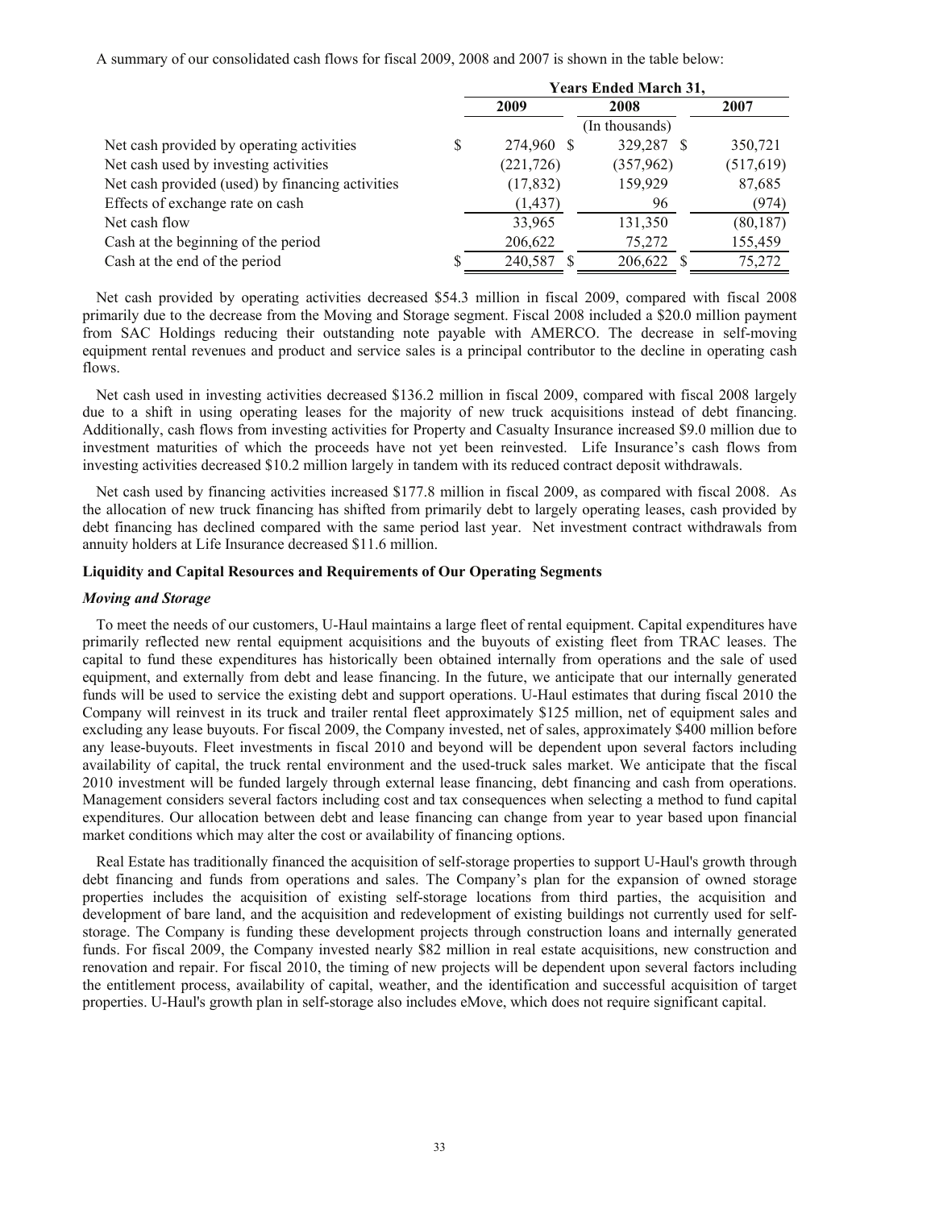A summary of our consolidated cash flows for fiscal 2009, 2008 and 2007 is shown in the table below:

| | Years Ended March 31, | | |
|---|---|---|---|
| | 2009 | 2008 | 2007 |
| | | (In thousands) | |
| Net cash provided by operating activities | $ 274,960 | $ 329,287 | $ 350,721 |
| Net cash used by investing activities | (221,726) | (357,962) | (517,619) |
| Net cash provided (used) by financing activities | (17,832) | 159,929 | 87,685 |
| Effects of exchange rate on cash | (1,437) | 96 | (974) |
| Net cash flow | 33,965 | 131,350 | (80,187) |
| Cash at the beginning of the period | 206,622 | 75,272 | 155,459 |
| Cash at the end of the period | $ 240,587 | $ 206,622 | $ 75,272 |

Net cash provided by operating activities decreased $54.3 million in fiscal 2009, compared with fiscal 2008 primarily due to the decrease from the Moving and Storage segment. Fiscal 2008 included a $20.0 million payment from SAC Holdings reducing their outstanding note payable with AMERCO. The decrease in self-moving equipment rental revenues and product and service sales is a principal contributor to the decline in operating cash flows.

Net cash used in investing activities decreased $136.2 million in fiscal 2009, compared with fiscal 2008 largely due to a shift in using operating leases for the majority of new truck acquisitions instead of debt financing. Additionally, cash flows from investing activities for Property and Casualty Insurance increased $9.0 million due to investment maturities of which the proceeds have not yet been reinvested. Life Insurance's cash flows from investing activities decreased $10.2 million largely in tandem with its reduced contract deposit withdrawals.

Net cash used by financing activities increased $177.8 million in fiscal 2009, as compared with fiscal 2008. As the allocation of new truck financing has shifted from primarily debt to largely operating leases, cash provided by debt financing has declined compared with the same period last year. Net investment contract withdrawals from annuity holders at Life Insurance decreased $11.6 million.

**Liquidity and Capital Resources and Requirements of Our Operating Segments**

***Moving and Storage***

To meet the needs of our customers, U-Haul maintains a large fleet of rental equipment. Capital expenditures have primarily reflected new rental equipment acquisitions and the buyouts of existing fleet from TRAC leases. The capital to fund these expenditures has historically been obtained internally from operations and the sale of used equipment, and externally from debt and lease financing. In the future, we anticipate that our internally generated funds will be used to service the existing debt and support operations. U-Haul estimates that during fiscal 2010 the Company will reinvest in its truck and trailer rental fleet approximately $125 million, net of equipment sales and excluding any lease buyouts. For fiscal 2009, the Company invested, net of sales, approximately $400 million before any lease-buyouts. Fleet investments in fiscal 2010 and beyond will be dependent upon several factors including availability of capital, the truck rental environment and the used-truck sales market. We anticipate that the fiscal 2010 investment will be funded largely through external lease financing, debt financing and cash from operations. Management considers several factors including cost and tax consequences when selecting a method to fund capital expenditures. Our allocation between debt and lease financing can change from year to year based upon financial market conditions which may alter the cost or availability of financing options.

Real Estate has traditionally financed the acquisition of self-storage properties to support U-Haul's growth through debt financing and funds from operations and sales. The Company's plan for the expansion of owned storage properties includes the acquisition of existing self-storage locations from third parties, the acquisition and development of bare land, and the acquisition and redevelopment of existing buildings not currently used for self-storage. The Company is funding these development projects through construction loans and internally generated funds. For fiscal 2009, the Company invested nearly $82 million in real estate acquisitions, new construction and renovation and repair. For fiscal 2010, the timing of new projects will be dependent upon several factors including the entitlement process, availability of capital, weather, and the identification and successful acquisition of target properties. U-Haul's growth plan in self-storage also includes eMove, which does not require significant capital.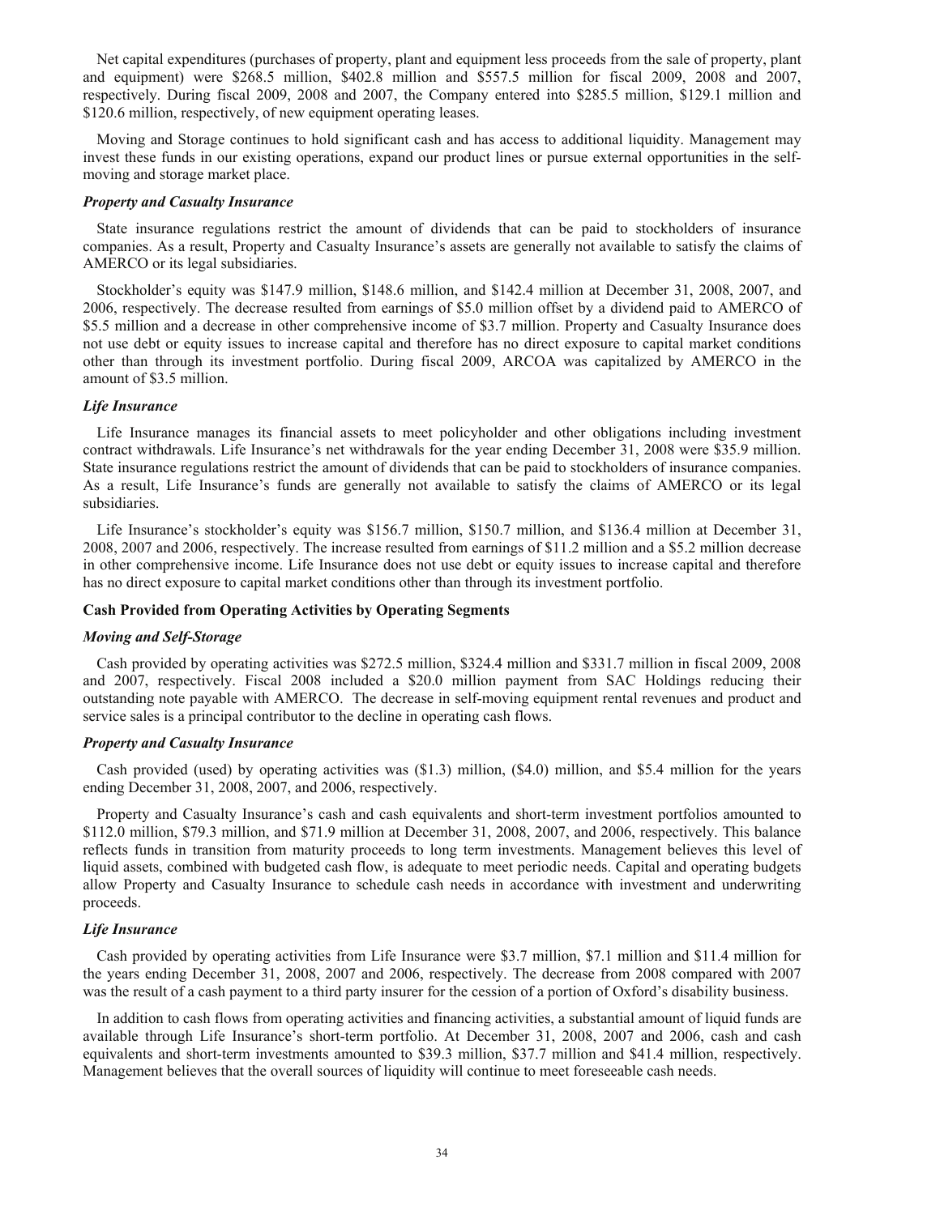Net capital expenditures (purchases of property, plant and equipment less proceeds from the sale of property, plant and equipment) were $268.5 million, $402.8 million and $557.5 million for fiscal 2009, 2008 and 2007, respectively. During fiscal 2009, 2008 and 2007, the Company entered into $285.5 million, $129.1 million and $120.6 million, respectively, of new equipment operating leases.

Moving and Storage continues to hold significant cash and has access to additional liquidity. Management may invest these funds in our existing operations, expand our product lines or pursue external opportunities in the self-moving and storage market place.

### *Property and Casualty Insurance*

State insurance regulations restrict the amount of dividends that can be paid to stockholders of insurance companies. As a result, Property and Casualty Insurance's assets are generally not available to satisfy the claims of AMERCO or its legal subsidiaries.

Stockholder's equity was $147.9 million, $148.6 million, and $142.4 million at December 31, 2008, 2007, and 2006, respectively. The decrease resulted from earnings of $5.0 million offset by a dividend paid to AMERCO of $5.5 million and a decrease in other comprehensive income of $3.7 million. Property and Casualty Insurance does not use debt or equity issues to increase capital and therefore has no direct exposure to capital market conditions other than through its investment portfolio. During fiscal 2009, ARCOA was capitalized by AMERCO in the amount of $3.5 million.

### *Life Insurance*

Life Insurance manages its financial assets to meet policyholder and other obligations including investment contract withdrawals. Life Insurance's net withdrawals for the year ending December 31, 2008 were $35.9 million. State insurance regulations restrict the amount of dividends that can be paid to stockholders of insurance companies. As a result, Life Insurance's funds are generally not available to satisfy the claims of AMERCO or its legal subsidiaries.

Life Insurance's stockholder's equity was $156.7 million, $150.7 million, and $136.4 million at December 31, 2008, 2007 and 2006, respectively. The increase resulted from earnings of $11.2 million and a $5.2 million decrease in other comprehensive income. Life Insurance does not use debt or equity issues to increase capital and therefore has no direct exposure to capital market conditions other than through its investment portfolio.

## Cash Provided from Operating Activities by Operating Segments

### *Moving and Self-Storage*

Cash provided by operating activities was $272.5 million, $324.4 million and $331.7 million in fiscal 2009, 2008 and 2007, respectively. Fiscal 2008 included a $20.0 million payment from SAC Holdings reducing their outstanding note payable with AMERCO. The decrease in self-moving equipment rental revenues and product and service sales is a principal contributor to the decline in operating cash flows.

### *Property and Casualty Insurance*

Cash provided (used) by operating activities was ($1.3) million, ($4.0) million, and $5.4 million for the years ending December 31, 2008, 2007, and 2006, respectively.

Property and Casualty Insurance's cash and cash equivalents and short-term investment portfolios amounted to $112.0 million, $79.3 million, and $71.9 million at December 31, 2008, 2007, and 2006, respectively. This balance reflects funds in transition from maturity proceeds to long term investments. Management believes this level of liquid assets, combined with budgeted cash flow, is adequate to meet periodic needs. Capital and operating budgets allow Property and Casualty Insurance to schedule cash needs in accordance with investment and underwriting proceeds.

### *Life Insurance*

Cash provided by operating activities from Life Insurance were $3.7 million, $7.1 million and $11.4 million for the years ending December 31, 2008, 2007 and 2006, respectively. The decrease from 2008 compared with 2007 was the result of a cash payment to a third party insurer for the cession of a portion of Oxford's disability business.

In addition to cash flows from operating activities and financing activities, a substantial amount of liquid funds are available through Life Insurance's short-term portfolio. At December 31, 2008, 2007 and 2006, cash and cash equivalents and short-term investments amounted to $39.3 million, $37.7 million and $41.4 million, respectively. Management believes that the overall sources of liquidity will continue to meet foreseeable cash needs.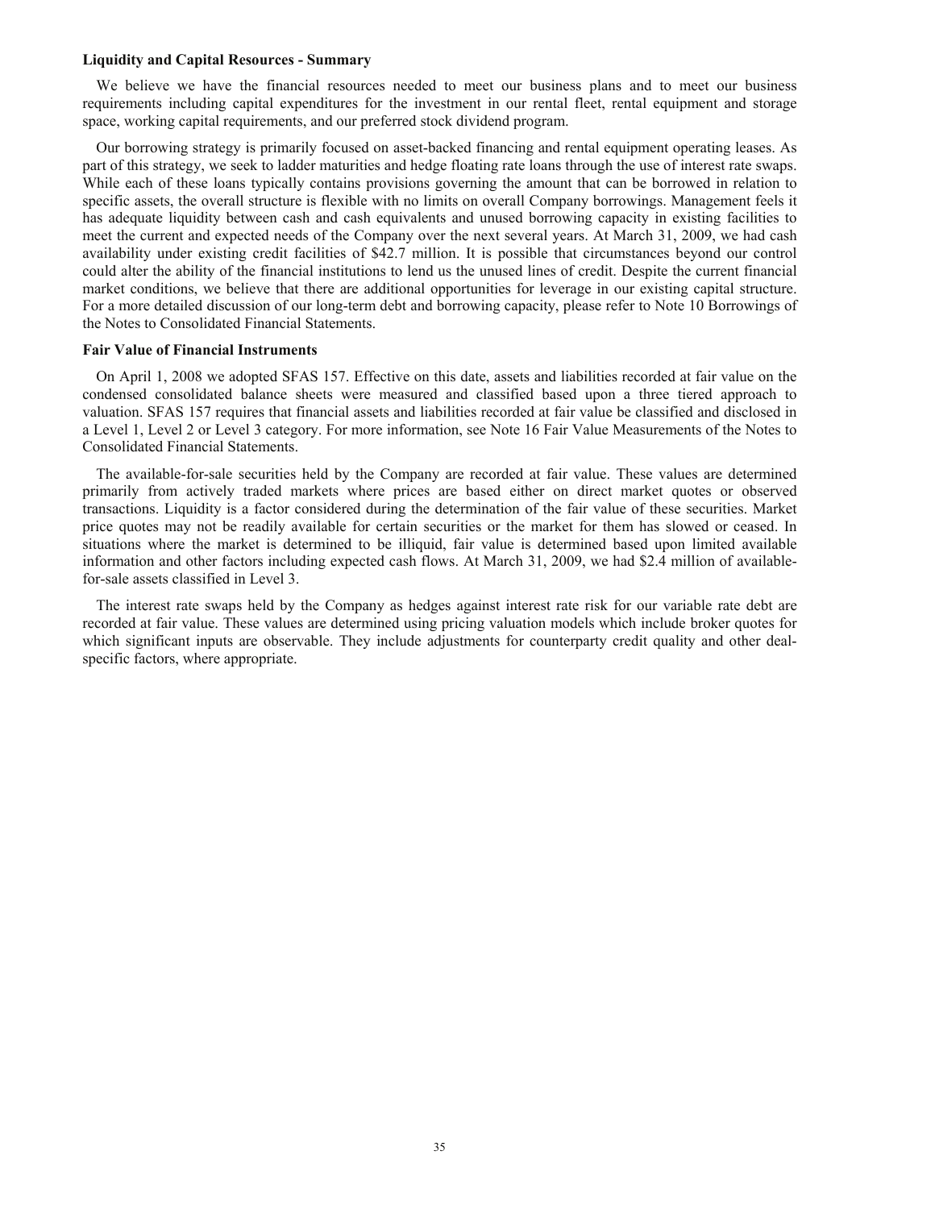**Liquidity and Capital Resources - Summary**

We believe we have the financial resources needed to meet our business plans and to meet our business requirements including capital expenditures for the investment in our rental fleet, rental equipment and storage space, working capital requirements, and our preferred stock dividend program.

Our borrowing strategy is primarily focused on asset-backed financing and rental equipment operating leases. As part of this strategy, we seek to ladder maturities and hedge floating rate loans through the use of interest rate swaps. While each of these loans typically contains provisions governing the amount that can be borrowed in relation to specific assets, the overall structure is flexible with no limits on overall Company borrowings. Management feels it has adequate liquidity between cash and cash equivalents and unused borrowing capacity in existing facilities to meet the current and expected needs of the Company over the next several years. At March 31, 2009, we had cash availability under existing credit facilities of $42.7 million. It is possible that circumstances beyond our control could alter the ability of the financial institutions to lend us the unused lines of credit. Despite the current financial market conditions, we believe that there are additional opportunities for leverage in our existing capital structure. For a more detailed discussion of our long-term debt and borrowing capacity, please refer to Note 10 Borrowings of the Notes to Consolidated Financial Statements.

**Fair Value of Financial Instruments**

On April 1, 2008 we adopted SFAS 157. Effective on this date, assets and liabilities recorded at fair value on the condensed consolidated balance sheets were measured and classified based upon a three tiered approach to valuation. SFAS 157 requires that financial assets and liabilities recorded at fair value be classified and disclosed in a Level 1, Level 2 or Level 3 category. For more information, see Note 16 Fair Value Measurements of the Notes to Consolidated Financial Statements.

The available-for-sale securities held by the Company are recorded at fair value. These values are determined primarily from actively traded markets where prices are based either on direct market quotes or observed transactions. Liquidity is a factor considered during the determination of the fair value of these securities. Market price quotes may not be readily available for certain securities or the market for them has slowed or ceased. In situations where the market is determined to be illiquid, fair value is determined based upon limited available information and other factors including expected cash flows. At March 31, 2009, we had $2.4 million of available-for-sale assets classified in Level 3.

The interest rate swaps held by the Company as hedges against interest rate risk for our variable rate debt are recorded at fair value. These values are determined using pricing valuation models which include broker quotes for which significant inputs are observable. They include adjustments for counterparty credit quality and other deal-specific factors, where appropriate.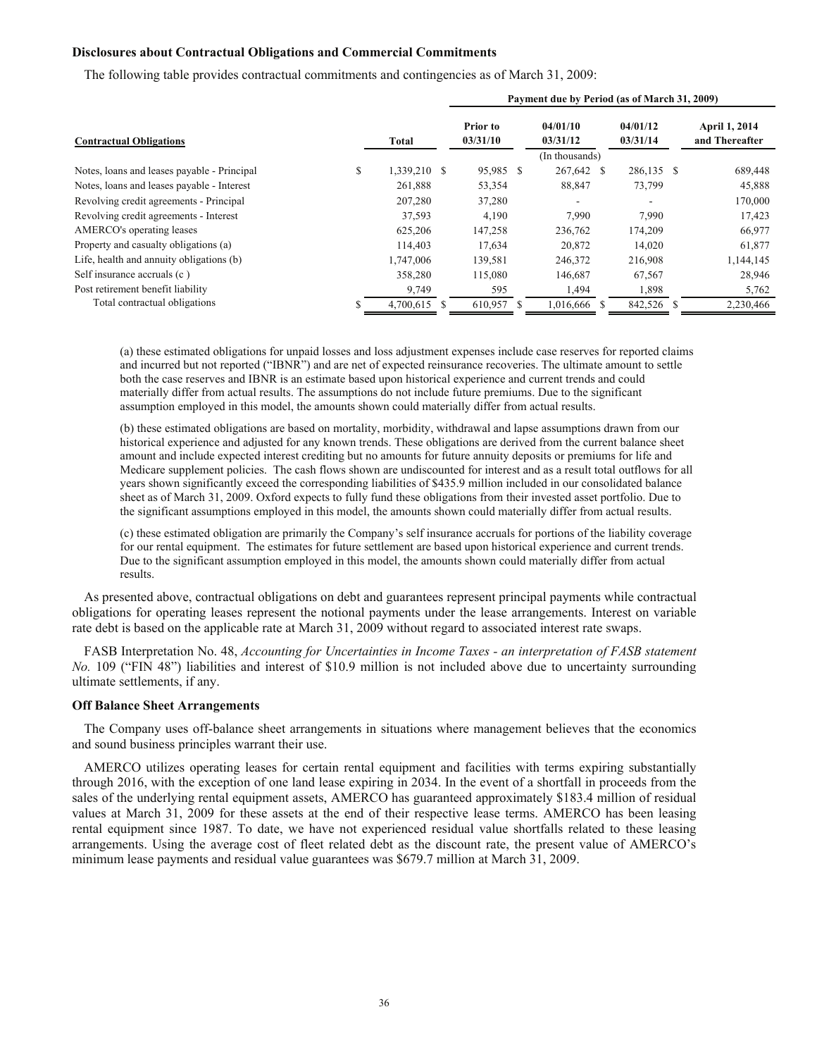### Disclosures about Contractual Obligations and Commercial Commitments

The following table provides contractual commitments and contingencies as of March 31, 2009:

| | | Payment due by Period (as of March 31, 2009) | | | |
|---|---|---|---|---|---|
| **Contractual Obligations** | **Total** | **Prior to 03/31/10** | **04/01/10 03/31/12** | **04/01/12 03/31/14** | **April 1, 2014 and Thereafter** |
| | | | (In thousands) | | |
| Notes, loans and leases payable - Principal | $ 1,339,210 | $ 95,985 | $ 267,642 | $ 286,135 | $ 689,448 |
| Notes, loans and leases payable - Interest | 261,888 | 53,354 | 88,847 | 73,799 | 45,888 |
| Revolving credit agreements - Principal | 207,280 | 37,280 | - | - | 170,000 |
| Revolving credit agreements - Interest | 37,593 | 4,190 | 7,990 | 7,990 | 17,423 |
| AMERCO's operating leases | 625,206 | 147,258 | 236,762 | 174,209 | 66,977 |
| Property and casualty obligations (a) | 114,403 | 17,634 | 20,872 | 14,020 | 61,877 |
| Life, health and annuity obligations (b) | 1,747,006 | 139,581 | 246,372 | 216,908 | 1,144,145 |
| Self insurance accruals (c ) | 358,280 | 115,080 | 146,687 | 67,567 | 28,946 |
| Post retirement benefit liability | 9,749 | 595 | 1,494 | 1,898 | 5,762 |
| Total contractual obligations | $ 4,700,615 | $ 610,957 | $ 1,016,666 | $ 842,526 | $ 2,230,466 |

(a) these estimated obligations for unpaid losses and loss adjustment expenses include case reserves for reported claims and incurred but not reported ("IBNR") and are net of expected reinsurance recoveries. The ultimate amount to settle both the case reserves and IBNR is an estimate based upon historical experience and current trends and could materially differ from actual results. The assumptions do not include future premiums. Due to the significant assumption employed in this model, the amounts shown could materially differ from actual results.

(b) these estimated obligations are based on mortality, morbidity, withdrawal and lapse assumptions drawn from our historical experience and adjusted for any known trends. These obligations are derived from the current balance sheet amount and include expected interest crediting but no amounts for future annuity deposits or premiums for life and Medicare supplement policies. The cash flows shown are undiscounted for interest and as a result total outflows for all years shown significantly exceed the corresponding liabilities of $435.9 million included in our consolidated balance sheet as of March 31, 2009. Oxford expects to fully fund these obligations from their invested asset portfolio. Due to the significant assumptions employed in this model, the amounts shown could materially differ from actual results.

(c) these estimated obligation are primarily the Company's self insurance accruals for portions of the liability coverage for our rental equipment. The estimates for future settlement are based upon historical experience and current trends. Due to the significant assumption employed in this model, the amounts shown could materially differ from actual results.

As presented above, contractual obligations on debt and guarantees represent principal payments while contractual obligations for operating leases represent the notional payments under the lease arrangements. Interest on variable rate debt is based on the applicable rate at March 31, 2009 without regard to associated interest rate swaps.

FASB Interpretation No. 48, *Accounting for Uncertainties in Income Taxes - an interpretation of FASB statement No.* 109 ("FIN 48") liabilities and interest of $10.9 million is not included above due to uncertainty surrounding ultimate settlements, if any.

### Off Balance Sheet Arrangements

The Company uses off-balance sheet arrangements in situations where management believes that the economics and sound business principles warrant their use.

AMERCO utilizes operating leases for certain rental equipment and facilities with terms expiring substantially through 2016, with the exception of one land lease expiring in 2034. In the event of a shortfall in proceeds from the sales of the underlying rental equipment assets, AMERCO has guaranteed approximately $183.4 million of residual values at March 31, 2009 for these assets at the end of their respective lease terms. AMERCO has been leasing rental equipment since 1987. To date, we have not experienced residual value shortfalls related to these leasing arrangements. Using the average cost of fleet related debt as the discount rate, the present value of AMERCO's minimum lease payments and residual value guarantees was $679.7 million at March 31, 2009.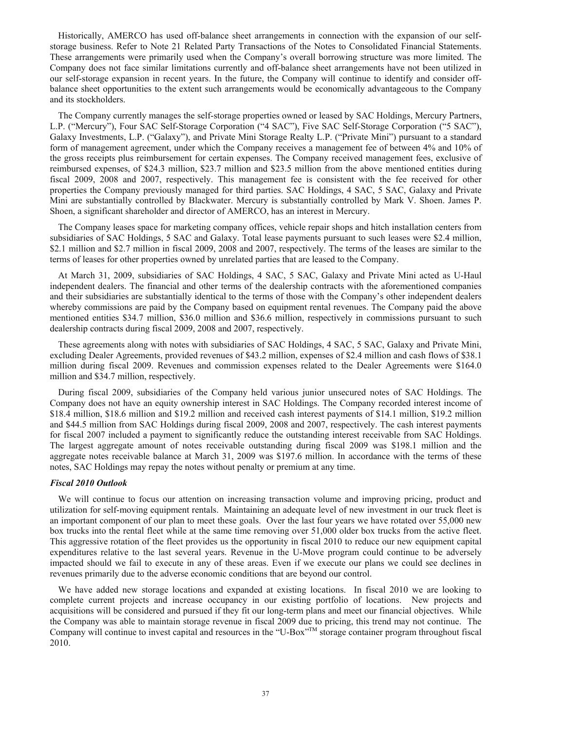Historically, AMERCO has used off-balance sheet arrangements in connection with the expansion of our self-storage business. Refer to Note 21 Related Party Transactions of the Notes to Consolidated Financial Statements. These arrangements were primarily used when the Company's overall borrowing structure was more limited. The Company does not face similar limitations currently and off-balance sheet arrangements have not been utilized in our self-storage expansion in recent years. In the future, the Company will continue to identify and consider off-balance sheet opportunities to the extent such arrangements would be economically advantageous to the Company and its stockholders.

The Company currently manages the self-storage properties owned or leased by SAC Holdings, Mercury Partners, L.P. ("Mercury"), Four SAC Self-Storage Corporation ("4 SAC"), Five SAC Self-Storage Corporation ("5 SAC"), Galaxy Investments, L.P. ("Galaxy"), and Private Mini Storage Realty L.P. ("Private Mini") pursuant to a standard form of management agreement, under which the Company receives a management fee of between 4% and 10% of the gross receipts plus reimbursement for certain expenses. The Company received management fees, exclusive of reimbursed expenses, of $24.3 million, $23.7 million and $23.5 million from the above mentioned entities during fiscal 2009, 2008 and 2007, respectively. This management fee is consistent with the fee received for other properties the Company previously managed for third parties. SAC Holdings, 4 SAC, 5 SAC, Galaxy and Private Mini are substantially controlled by Blackwater. Mercury is substantially controlled by Mark V. Shoen. James P. Shoen, a significant shareholder and director of AMERCO, has an interest in Mercury.

The Company leases space for marketing company offices, vehicle repair shops and hitch installation centers from subsidiaries of SAC Holdings, 5 SAC and Galaxy. Total lease payments pursuant to such leases were $2.4 million, $2.1 million and $2.7 million in fiscal 2009, 2008 and 2007, respectively. The terms of the leases are similar to the terms of leases for other properties owned by unrelated parties that are leased to the Company.

At March 31, 2009, subsidiaries of SAC Holdings, 4 SAC, 5 SAC, Galaxy and Private Mini acted as U-Haul independent dealers. The financial and other terms of the dealership contracts with the aforementioned companies and their subsidiaries are substantially identical to the terms of those with the Company's other independent dealers whereby commissions are paid by the Company based on equipment rental revenues. The Company paid the above mentioned entities $34.7 million, $36.0 million and $36.6 million, respectively in commissions pursuant to such dealership contracts during fiscal 2009, 2008 and 2007, respectively.

These agreements along with notes with subsidiaries of SAC Holdings, 4 SAC, 5 SAC, Galaxy and Private Mini, excluding Dealer Agreements, provided revenues of $43.2 million, expenses of $2.4 million and cash flows of $38.1 million during fiscal 2009. Revenues and commission expenses related to the Dealer Agreements were $164.0 million and $34.7 million, respectively.

During fiscal 2009, subsidiaries of the Company held various junior unsecured notes of SAC Holdings. The Company does not have an equity ownership interest in SAC Holdings. The Company recorded interest income of $18.4 million, $18.6 million and $19.2 million and received cash interest payments of $14.1 million, $19.2 million and $44.5 million from SAC Holdings during fiscal 2009, 2008 and 2007, respectively. The cash interest payments for fiscal 2007 included a payment to significantly reduce the outstanding interest receivable from SAC Holdings. The largest aggregate amount of notes receivable outstanding during fiscal 2009 was $198.1 million and the aggregate notes receivable balance at March 31, 2009 was $197.6 million. In accordance with the terms of these notes, SAC Holdings may repay the notes without penalty or premium at any time.

### *Fiscal 2010 Outlook*

We will continue to focus our attention on increasing transaction volume and improving pricing, product and utilization for self-moving equipment rentals. Maintaining an adequate level of new investment in our truck fleet is an important component of our plan to meet these goals. Over the last four years we have rotated over 55,000 new box trucks into the rental fleet while at the same time removing over 51,000 older box trucks from the active fleet. This aggressive rotation of the fleet provides us the opportunity in fiscal 2010 to reduce our new equipment capital expenditures relative to the last several years. Revenue in the U-Move program could continue to be adversely impacted should we fail to execute in any of these areas. Even if we execute our plans we could see declines in revenues primarily due to the adverse economic conditions that are beyond our control.

We have added new storage locations and expanded at existing locations. In fiscal 2010 we are looking to complete current projects and increase occupancy in our existing portfolio of locations. New projects and acquisitions will be considered and pursued if they fit our long-term plans and meet our financial objectives. While the Company was able to maintain storage revenue in fiscal 2009 due to pricing, this trend may not continue. The Company will continue to invest capital and resources in the "U-Box"™ storage container program throughout fiscal 2010.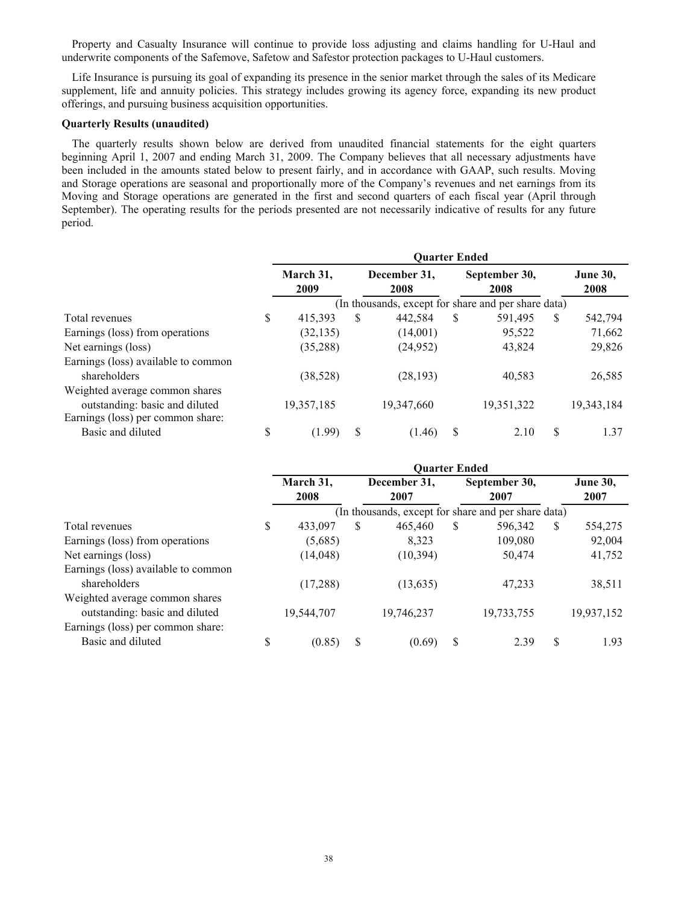Property and Casualty Insurance will continue to provide loss adjusting and claims handling for U-Haul and underwrite components of the Safemove, Safetow and Safestor protection packages to U-Haul customers.

Life Insurance is pursuing its goal of expanding its presence in the senior market through the sales of its Medicare supplement, life and annuity policies. This strategy includes growing its agency force, expanding its new product offerings, and pursuing business acquisition opportunities.

**Quarterly Results (unaudited)**

The quarterly results shown below are derived from unaudited financial statements for the eight quarters beginning April 1, 2007 and ending March 31, 2009. The Company believes that all necessary adjustments have been included in the amounts stated below to present fairly, and in accordance with GAAP, such results. Moving and Storage operations are seasonal and proportionally more of the Company's revenues and net earnings from its Moving and Storage operations are generated in the first and second quarters of each fiscal year (April through September). The operating results for the periods presented are not necessarily indicative of results for any future period.

| | Quarter Ended | | | |
|---|---|---|---|---|
| | March 31, 2009 | December 31, 2008 | September 30, 2008 | June 30, 2008 |
| | (In thousands, except for share and per share data) | | | |
| Total revenues | $ 415,393 | $ 442,584 | $ 591,495 | $ 542,794 |
| Earnings (loss) from operations | (32,135) | (14,001) | 95,522 | 71,662 |
| Net earnings (loss) | (35,288) | (24,952) | 43,824 | 29,826 |
| Earnings (loss) available to common shareholders | (38,528) | (28,193) | 40,583 | 26,585 |
| Weighted average common shares outstanding: basic and diluted | 19,357,185 | 19,347,660 | 19,351,322 | 19,343,184 |
| Earnings (loss) per common share: | | | | |
| Basic and diluted | $ (1.99) | $ (1.46) | $ 2.10 | $ 1.37 |

| | Quarter Ended | | | |
|---|---|---|---|---|
| | March 31, 2008 | December 31, 2007 | September 30, 2007 | June 30, 2007 |
| | (In thousands, except for share and per share data) | | | |
| Total revenues | $ 433,097 | $ 465,460 | $ 596,342 | $ 554,275 |
| Earnings (loss) from operations | (5,685) | 8,323 | 109,080 | 92,004 |
| Net earnings (loss) | (14,048) | (10,394) | 50,474 | 41,752 |
| Earnings (loss) available to common shareholders | (17,288) | (13,635) | 47,233 | 38,511 |
| Weighted average common shares outstanding: basic and diluted | 19,544,707 | 19,746,237 | 19,733,755 | 19,937,152 |
| Earnings (loss) per common share: | | | | |
| Basic and diluted | $ (0.85) | $ (0.69) | $ 2.39 | $ 1.93 |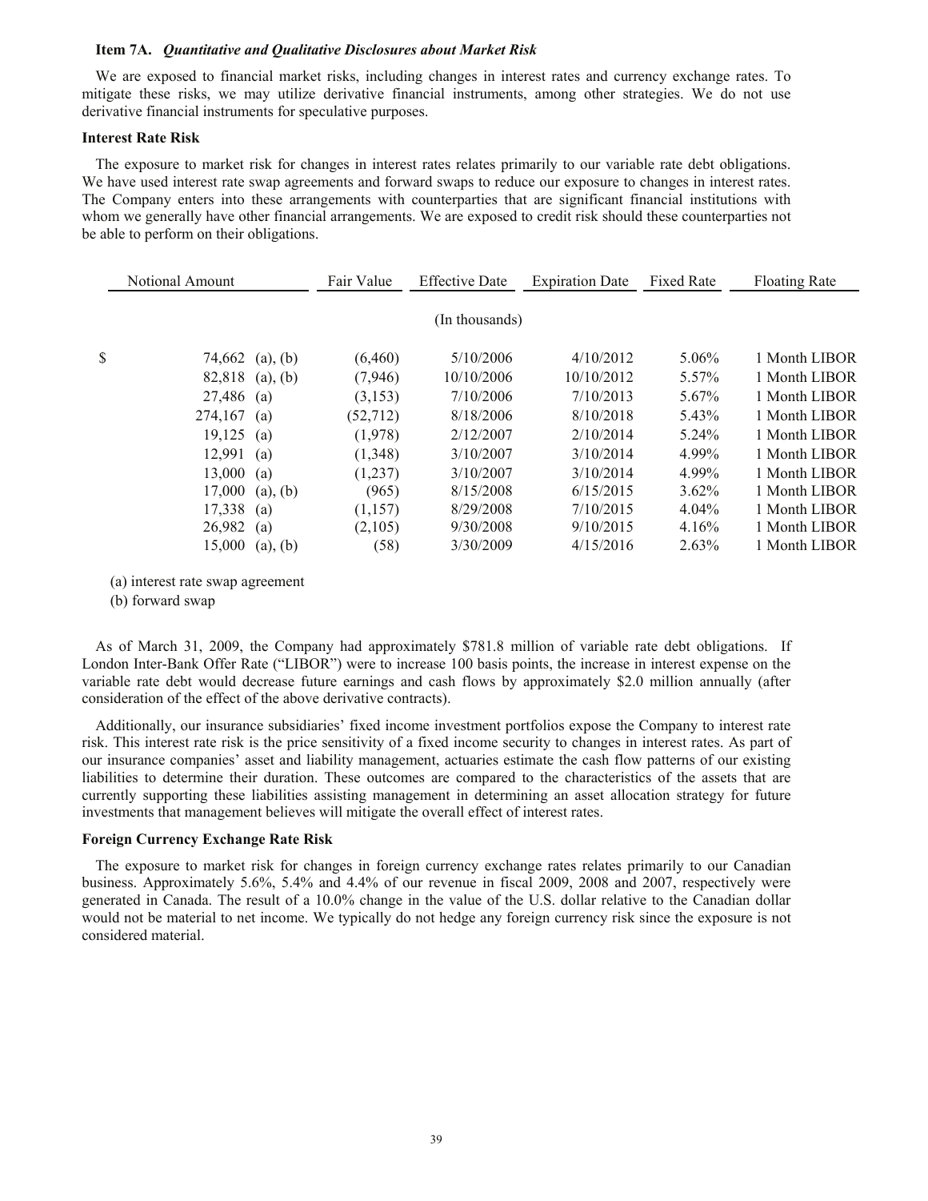**Item 7A.** ***Quantitative and Qualitative Disclosures about Market Risk***

We are exposed to financial market risks, including changes in interest rates and currency exchange rates. To mitigate these risks, we may utilize derivative financial instruments, among other strategies. We do not use derivative financial instruments for speculative purposes.

**Interest Rate Risk**

The exposure to market risk for changes in interest rates relates primarily to our variable rate debt obligations. We have used interest rate swap agreements and forward swaps to reduce our exposure to changes in interest rates. The Company enters into these arrangements with counterparties that are significant financial institutions with whom we generally have other financial arrangements. We are exposed to credit risk should these counterparties not be able to perform on their obligations.

| Notional Amount | | Fair Value | Effective Date | Expiration Date | Fixed Rate | Floating Rate |
|---|---|---|---|---|---|---|
| | | | (In thousands) | | | |
| $ 74,662 | (a), (b) | (6,460) | 5/10/2006 | 4/10/2012 | 5.06% | 1 Month LIBOR |
| 82,818 | (a), (b) | (7,946) | 10/10/2006 | 10/10/2012 | 5.57% | 1 Month LIBOR |
| 27,486 | (a) | (3,153) | 7/10/2006 | 7/10/2013 | 5.67% | 1 Month LIBOR |
| 274,167 | (a) | (52,712) | 8/18/2006 | 8/10/2018 | 5.43% | 1 Month LIBOR |
| 19,125 | (a) | (1,978) | 2/12/2007 | 2/10/2014 | 5.24% | 1 Month LIBOR |
| 12,991 | (a) | (1,348) | 3/10/2007 | 3/10/2014 | 4.99% | 1 Month LIBOR |
| 13,000 | (a) | (1,237) | 3/10/2007 | 3/10/2014 | 4.99% | 1 Month LIBOR |
| 17,000 | (a), (b) | (965) | 8/15/2008 | 6/15/2015 | 3.62% | 1 Month LIBOR |
| 17,338 | (a) | (1,157) | 8/29/2008 | 7/10/2015 | 4.04% | 1 Month LIBOR |
| 26,982 | (a) | (2,105) | 9/30/2008 | 9/10/2015 | 4.16% | 1 Month LIBOR |
| 15,000 | (a), (b) | (58) | 3/30/2009 | 4/15/2016 | 2.63% | 1 Month LIBOR |

(a) interest rate swap agreement

(b) forward swap

As of March 31, 2009, the Company had approximately $781.8 million of variable rate debt obligations. If London Inter-Bank Offer Rate ("LIBOR") were to increase 100 basis points, the increase in interest expense on the variable rate debt would decrease future earnings and cash flows by approximately $2.0 million annually (after consideration of the effect of the above derivative contracts).

Additionally, our insurance subsidiaries' fixed income investment portfolios expose the Company to interest rate risk. This interest rate risk is the price sensitivity of a fixed income security to changes in interest rates. As part of our insurance companies' asset and liability management, actuaries estimate the cash flow patterns of our existing liabilities to determine their duration. These outcomes are compared to the characteristics of the assets that are currently supporting these liabilities assisting management in determining an asset allocation strategy for future investments that management believes will mitigate the overall effect of interest rates.

**Foreign Currency Exchange Rate Risk**

The exposure to market risk for changes in foreign currency exchange rates relates primarily to our Canadian business. Approximately 5.6%, 5.4% and 4.4% of our revenue in fiscal 2009, 2008 and 2007, respectively were generated in Canada. The result of a 10.0% change in the value of the U.S. dollar relative to the Canadian dollar would not be material to net income. We typically do not hedge any foreign currency risk since the exposure is not considered material.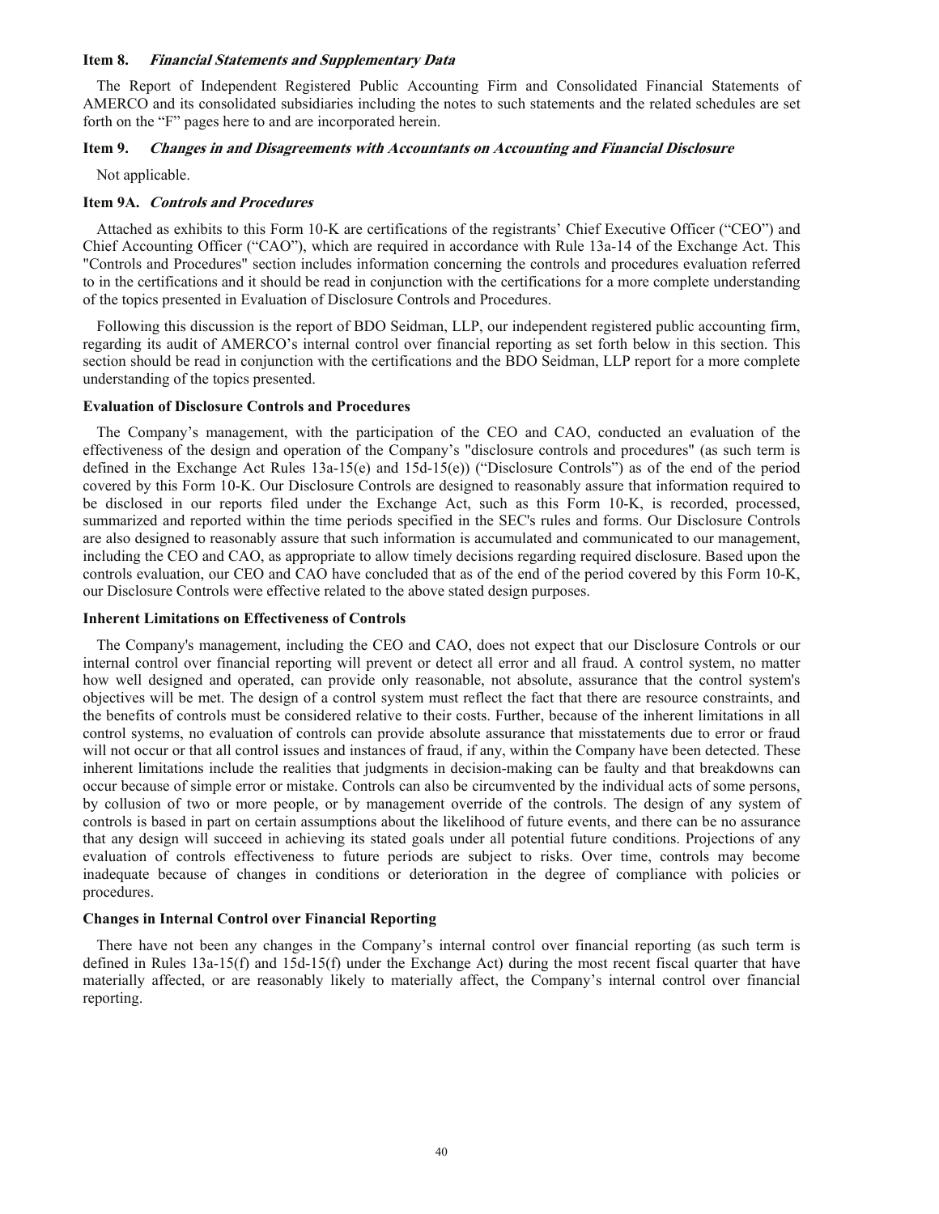### Item 8. *Financial Statements and Supplementary Data*

The Report of Independent Registered Public Accounting Firm and Consolidated Financial Statements of AMERCO and its consolidated subsidiaries including the notes to such statements and the related schedules are set forth on the "F" pages here to and are incorporated herein.

### Item 9. *Changes in and Disagreements with Accountants on Accounting and Financial Disclosure*

Not applicable.

### Item 9A. *Controls and Procedures*

Attached as exhibits to this Form 10-K are certifications of the registrants' Chief Executive Officer ("CEO") and Chief Accounting Officer ("CAO"), which are required in accordance with Rule 13a-14 of the Exchange Act. This "Controls and Procedures" section includes information concerning the controls and procedures evaluation referred to in the certifications and it should be read in conjunction with the certifications for a more complete understanding of the topics presented in Evaluation of Disclosure Controls and Procedures.

Following this discussion is the report of BDO Seidman, LLP, our independent registered public accounting firm, regarding its audit of AMERCO's internal control over financial reporting as set forth below in this section. This section should be read in conjunction with the certifications and the BDO Seidman, LLP report for a more complete understanding of the topics presented.

**Evaluation of Disclosure Controls and Procedures**

The Company's management, with the participation of the CEO and CAO, conducted an evaluation of the effectiveness of the design and operation of the Company's "disclosure controls and procedures" (as such term is defined in the Exchange Act Rules 13a-15(e) and 15d-15(e)) ("Disclosure Controls") as of the end of the period covered by this Form 10-K. Our Disclosure Controls are designed to reasonably assure that information required to be disclosed in our reports filed under the Exchange Act, such as this Form 10-K, is recorded, processed, summarized and reported within the time periods specified in the SEC's rules and forms. Our Disclosure Controls are also designed to reasonably assure that such information is accumulated and communicated to our management, including the CEO and CAO, as appropriate to allow timely decisions regarding required disclosure. Based upon the controls evaluation, our CEO and CAO have concluded that as of the end of the period covered by this Form 10-K, our Disclosure Controls were effective related to the above stated design purposes.

**Inherent Limitations on Effectiveness of Controls**

The Company's management, including the CEO and CAO, does not expect that our Disclosure Controls or our internal control over financial reporting will prevent or detect all error and all fraud. A control system, no matter how well designed and operated, can provide only reasonable, not absolute, assurance that the control system's objectives will be met. The design of a control system must reflect the fact that there are resource constraints, and the benefits of controls must be considered relative to their costs. Further, because of the inherent limitations in all control systems, no evaluation of controls can provide absolute assurance that misstatements due to error or fraud will not occur or that all control issues and instances of fraud, if any, within the Company have been detected. These inherent limitations include the realities that judgments in decision-making can be faulty and that breakdowns can occur because of simple error or mistake. Controls can also be circumvented by the individual acts of some persons, by collusion of two or more people, or by management override of the controls. The design of any system of controls is based in part on certain assumptions about the likelihood of future events, and there can be no assurance that any design will succeed in achieving its stated goals under all potential future conditions. Projections of any evaluation of controls effectiveness to future periods are subject to risks. Over time, controls may become inadequate because of changes in conditions or deterioration in the degree of compliance with policies or procedures.

**Changes in Internal Control over Financial Reporting**

There have not been any changes in the Company's internal control over financial reporting (as such term is defined in Rules 13a-15(f) and 15d-15(f) under the Exchange Act) during the most recent fiscal quarter that have materially affected, or are reasonably likely to materially affect, the Company's internal control over financial reporting.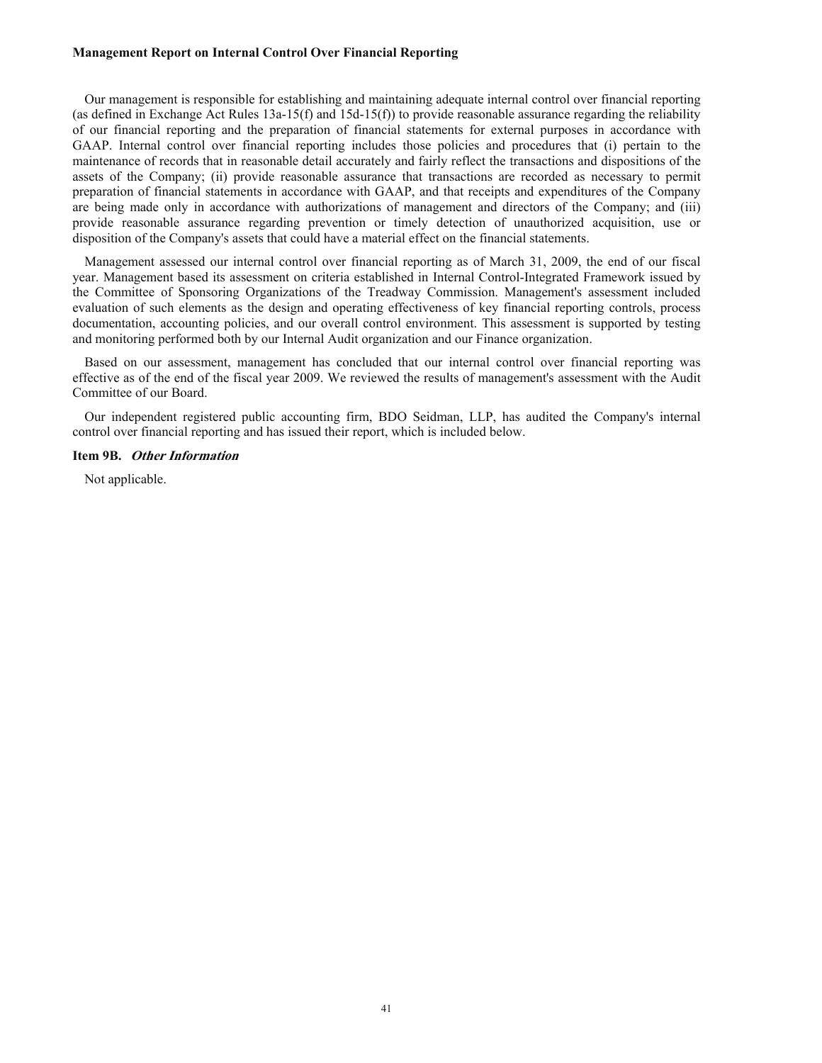**Management Report on Internal Control Over Financial Reporting**

Our management is responsible for establishing and maintaining adequate internal control over financial reporting (as defined in Exchange Act Rules 13a-15(f) and 15d-15(f)) to provide reasonable assurance regarding the reliability of our financial reporting and the preparation of financial statements for external purposes in accordance with GAAP. Internal control over financial reporting includes those policies and procedures that (i) pertain to the maintenance of records that in reasonable detail accurately and fairly reflect the transactions and dispositions of the assets of the Company; (ii) provide reasonable assurance that transactions are recorded as necessary to permit preparation of financial statements in accordance with GAAP, and that receipts and expenditures of the Company are being made only in accordance with authorizations of management and directors of the Company; and (iii) provide reasonable assurance regarding prevention or timely detection of unauthorized acquisition, use or disposition of the Company's assets that could have a material effect on the financial statements.

Management assessed our internal control over financial reporting as of March 31, 2009, the end of our fiscal year. Management based its assessment on criteria established in Internal Control-Integrated Framework issued by the Committee of Sponsoring Organizations of the Treadway Commission. Management's assessment included evaluation of such elements as the design and operating effectiveness of key financial reporting controls, process documentation, accounting policies, and our overall control environment. This assessment is supported by testing and monitoring performed both by our Internal Audit organization and our Finance organization.

Based on our assessment, management has concluded that our internal control over financial reporting was effective as of the end of the fiscal year 2009. We reviewed the results of management's assessment with the Audit Committee of our Board.

Our independent registered public accounting firm, BDO Seidman, LLP, has audited the Company's internal control over financial reporting and has issued their report, which is included below.

**Item 9B.** ***Other Information***

Not applicable.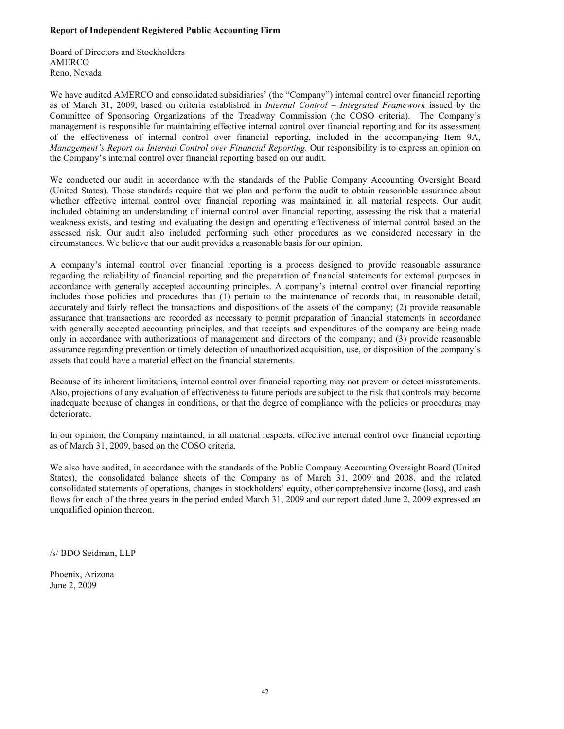**Report of Independent Registered Public Accounting Firm**

Board of Directors and Stockholders
AMERCO
Reno, Nevada

We have audited AMERCO and consolidated subsidiaries' (the "Company") internal control over financial reporting as of March 31, 2009, based on criteria established in *Internal Control – Integrated Framework* issued by the Committee of Sponsoring Organizations of the Treadway Commission (the COSO criteria). The Company's management is responsible for maintaining effective internal control over financial reporting and for its assessment of the effectiveness of internal control over financial reporting, included in the accompanying Item 9A, *Management's Report on Internal Control over Financial Reporting.* Our responsibility is to express an opinion on the Company's internal control over financial reporting based on our audit.

We conducted our audit in accordance with the standards of the Public Company Accounting Oversight Board (United States). Those standards require that we plan and perform the audit to obtain reasonable assurance about whether effective internal control over financial reporting was maintained in all material respects. Our audit included obtaining an understanding of internal control over financial reporting, assessing the risk that a material weakness exists, and testing and evaluating the design and operating effectiveness of internal control based on the assessed risk. Our audit also included performing such other procedures as we considered necessary in the circumstances. We believe that our audit provides a reasonable basis for our opinion.

A company's internal control over financial reporting is a process designed to provide reasonable assurance regarding the reliability of financial reporting and the preparation of financial statements for external purposes in accordance with generally accepted accounting principles. A company's internal control over financial reporting includes those policies and procedures that (1) pertain to the maintenance of records that, in reasonable detail, accurately and fairly reflect the transactions and dispositions of the assets of the company; (2) provide reasonable assurance that transactions are recorded as necessary to permit preparation of financial statements in accordance with generally accepted accounting principles, and that receipts and expenditures of the company are being made only in accordance with authorizations of management and directors of the company; and (3) provide reasonable assurance regarding prevention or timely detection of unauthorized acquisition, use, or disposition of the company's assets that could have a material effect on the financial statements.

Because of its inherent limitations, internal control over financial reporting may not prevent or detect misstatements. Also, projections of any evaluation of effectiveness to future periods are subject to the risk that controls may become inadequate because of changes in conditions, or that the degree of compliance with the policies or procedures may deteriorate.

In our opinion, the Company maintained, in all material respects, effective internal control over financial reporting as of March 31, 2009, based on the COSO criteria*.*

We also have audited, in accordance with the standards of the Public Company Accounting Oversight Board (United States), the consolidated balance sheets of the Company as of March 31, 2009 and 2008, and the related consolidated statements of operations, changes in stockholders' equity, other comprehensive income (loss), and cash flows for each of the three years in the period ended March 31, 2009 and our report dated June 2, 2009 expressed an unqualified opinion thereon.

/s/ BDO Seidman, LLP

Phoenix, Arizona
June 2, 2009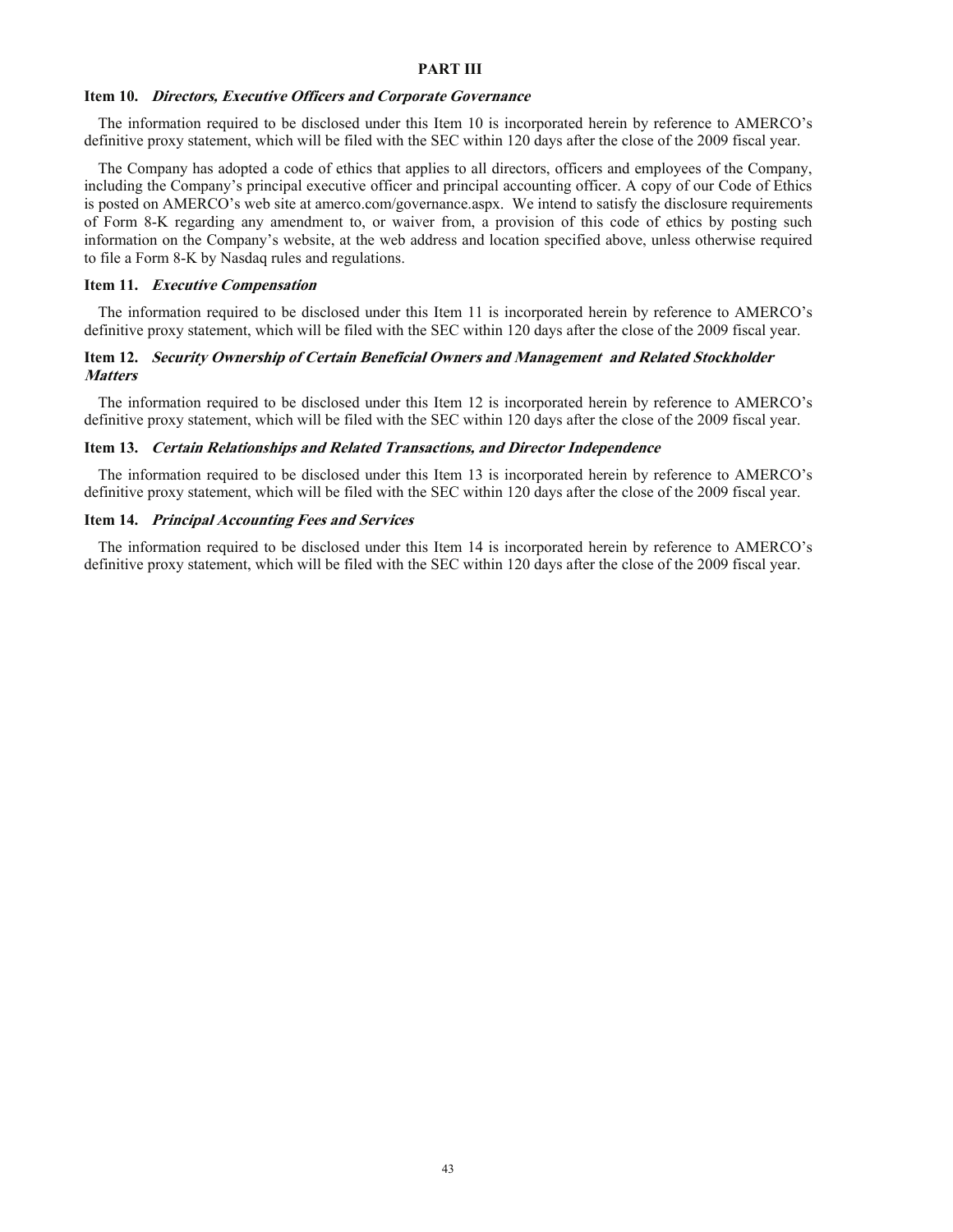## PART III

### Item 10. *Directors, Executive Officers and Corporate Governance*

The information required to be disclosed under this Item 10 is incorporated herein by reference to AMERCO's definitive proxy statement, which will be filed with the SEC within 120 days after the close of the 2009 fiscal year.

The Company has adopted a code of ethics that applies to all directors, officers and employees of the Company, including the Company's principal executive officer and principal accounting officer. A copy of our Code of Ethics is posted on AMERCO's web site at amerco.com/governance.aspx. We intend to satisfy the disclosure requirements of Form 8-K regarding any amendment to, or waiver from, a provision of this code of ethics by posting such information on the Company's website, at the web address and location specified above, unless otherwise required to file a Form 8-K by Nasdaq rules and regulations.

### Item 11. *Executive Compensation*

The information required to be disclosed under this Item 11 is incorporated herein by reference to AMERCO's definitive proxy statement, which will be filed with the SEC within 120 days after the close of the 2009 fiscal year.

### Item 12. *Security Ownership of Certain Beneficial Owners and Management and Related Stockholder Matters*

The information required to be disclosed under this Item 12 is incorporated herein by reference to AMERCO's definitive proxy statement, which will be filed with the SEC within 120 days after the close of the 2009 fiscal year.

### Item 13. *Certain Relationships and Related Transactions, and Director Independence*

The information required to be disclosed under this Item 13 is incorporated herein by reference to AMERCO's definitive proxy statement, which will be filed with the SEC within 120 days after the close of the 2009 fiscal year.

### Item 14. *Principal Accounting Fees and Services*

The information required to be disclosed under this Item 14 is incorporated herein by reference to AMERCO's definitive proxy statement, which will be filed with the SEC within 120 days after the close of the 2009 fiscal year.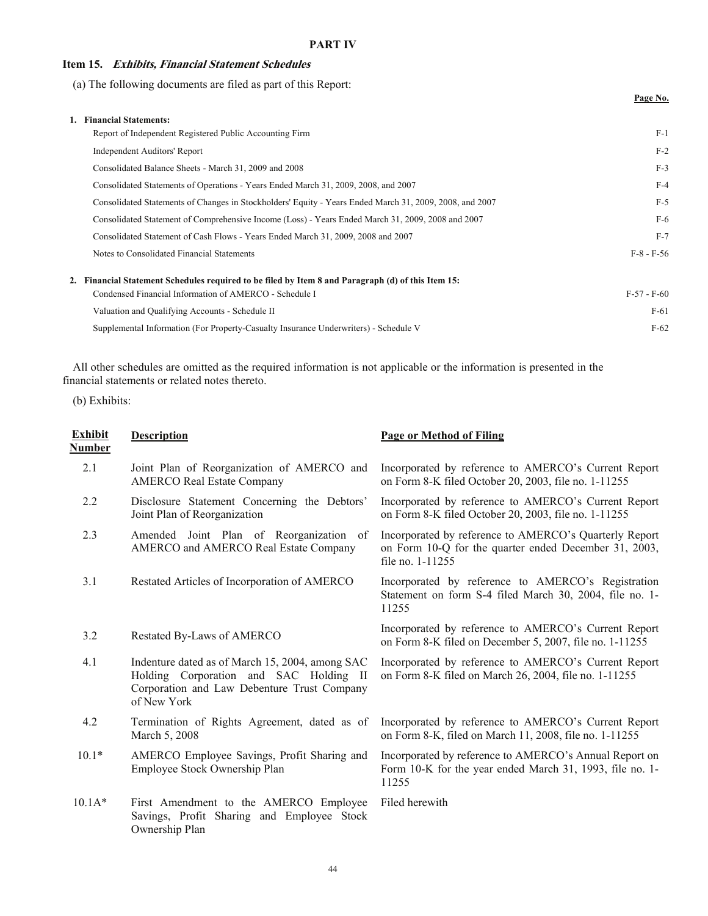# PART IV

## Item 15. *Exhibits, Financial Statement Schedules*

(a) The following documents are filed as part of this Report:

| | Page No. |
|---|---|
| **1. Financial Statements:** | |
| Report of Independent Registered Public Accounting Firm | F-1 |
| Independent Auditors' Report | F-2 |
| Consolidated Balance Sheets - March 31, 2009 and 2008 | F-3 |
| Consolidated Statements of Operations - Years Ended March 31, 2009, 2008, and 2007 | F-4 |
| Consolidated Statements of Changes in Stockholders' Equity - Years Ended March 31, 2009, 2008, and 2007 | F-5 |
| Consolidated Statement of Comprehensive Income (Loss) - Years Ended March 31, 2009, 2008 and 2007 | F-6 |
| Consolidated Statement of Cash Flows - Years Ended March 31, 2009, 2008 and 2007 | F-7 |
| Notes to Consolidated Financial Statements | F-8 - F-56 |
| **2. Financial Statement Schedules required to be filed by Item 8 and Paragraph (d) of this Item 15:** | |
| Condensed Financial Information of AMERCO - Schedule I | F-57 - F-60 |
| Valuation and Qualifying Accounts - Schedule II | F-61 |
| Supplemental Information (For Property-Casualty Insurance Underwriters) - Schedule V | F-62 |

All other schedules are omitted as the required information is not applicable or the information is presented in the financial statements or related notes thereto.

(b) Exhibits:

| Exhibit Number | Description | Page or Method of Filing |
|---|---|---|
| 2.1 | Joint Plan of Reorganization of AMERCO and AMERCO Real Estate Company | Incorporated by reference to AMERCO's Current Report on Form 8-K filed October 20, 2003, file no. 1-11255 |
| 2.2 | Disclosure Statement Concerning the Debtors' Joint Plan of Reorganization | Incorporated by reference to AMERCO's Current Report on Form 8-K filed October 20, 2003, file no. 1-11255 |
| 2.3 | Amended Joint Plan of Reorganization of AMERCO and AMERCO Real Estate Company | Incorporated by reference to AMERCO's Quarterly Report on Form 10-Q for the quarter ended December 31, 2003, file no. 1-11255 |
| 3.1 | Restated Articles of Incorporation of AMERCO | Incorporated by reference to AMERCO's Registration Statement on form S-4 filed March 30, 2004, file no. 1-11255 |
| 3.2 | Restated By-Laws of AMERCO | Incorporated by reference to AMERCO's Current Report on Form 8-K filed on December 5, 2007, file no. 1-11255 |
| 4.1 | Indenture dated as of March 15, 2004, among SAC Holding Corporation and SAC Holding II Corporation and Law Debenture Trust Company of New York | Incorporated by reference to AMERCO's Current Report on Form 8-K filed on March 26, 2004, file no. 1-11255 |
| 4.2 | Termination of Rights Agreement, dated as of March 5, 2008 | Incorporated by reference to AMERCO's Current Report on Form 8-K, filed on March 11, 2008, file no. 1-11255 |
| 10.1* | AMERCO Employee Savings, Profit Sharing and Employee Stock Ownership Plan | Incorporated by reference to AMERCO's Annual Report on Form 10-K for the year ended March 31, 1993, file no. 1-11255 |
| 10.1A* | First Amendment to the AMERCO Employee Savings, Profit Sharing and Employee Stock Ownership Plan | Filed herewith |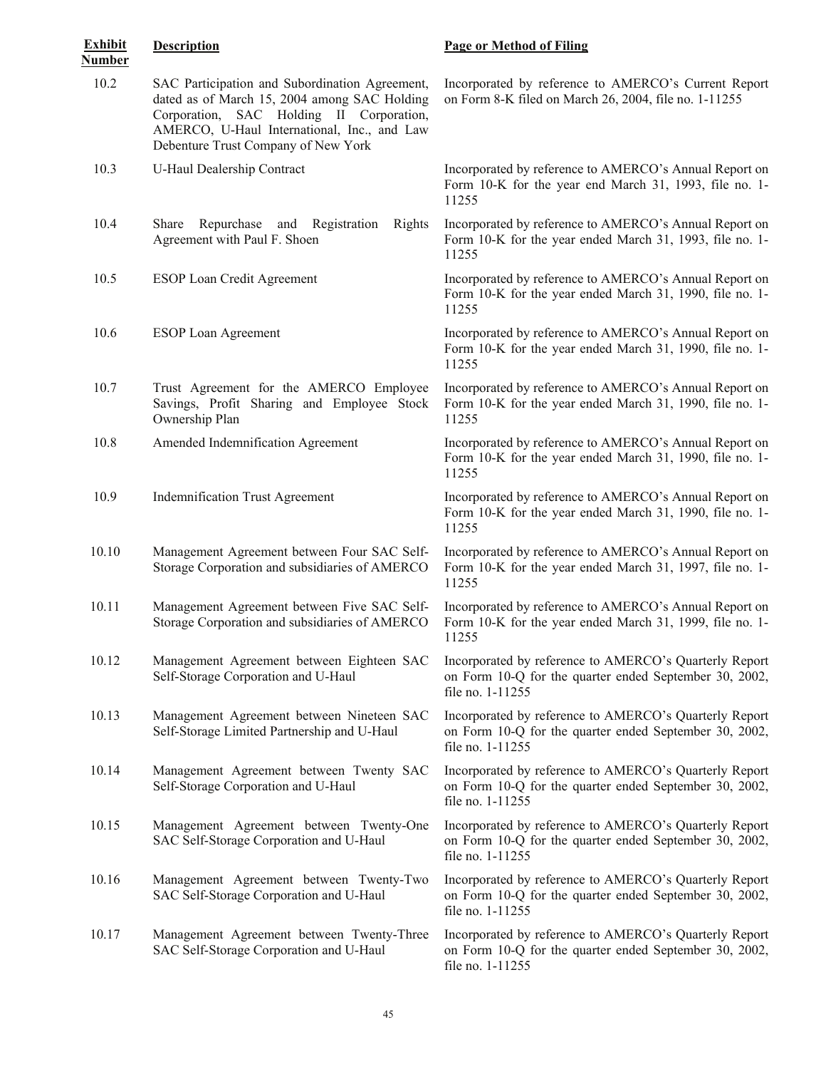| Exhibit Number | Description | Page or Method of Filing |
|---|---|---|
| 10.2 | SAC Participation and Subordination Agreement, dated as of March 15, 2004 among SAC Holding Corporation, SAC Holding II Corporation, AMERCO, U-Haul International, Inc., and Law Debenture Trust Company of New York | Incorporated by reference to AMERCO's Current Report on Form 8-K filed on March 26, 2004, file no. 1-11255 |
| 10.3 | U-Haul Dealership Contract | Incorporated by reference to AMERCO's Annual Report on Form 10-K for the year end March 31, 1993, file no. 1-11255 |
| 10.4 | Share Repurchase and Registration Rights Agreement with Paul F. Shoen | Incorporated by reference to AMERCO's Annual Report on Form 10-K for the year ended March 31, 1993, file no. 1-11255 |
| 10.5 | ESOP Loan Credit Agreement | Incorporated by reference to AMERCO's Annual Report on Form 10-K for the year ended March 31, 1990, file no. 1-11255 |
| 10.6 | ESOP Loan Agreement | Incorporated by reference to AMERCO's Annual Report on Form 10-K for the year ended March 31, 1990, file no. 1-11255 |
| 10.7 | Trust Agreement for the AMERCO Employee Savings, Profit Sharing and Employee Stock Ownership Plan | Incorporated by reference to AMERCO's Annual Report on Form 10-K for the year ended March 31, 1990, file no. 1-11255 |
| 10.8 | Amended Indemnification Agreement | Incorporated by reference to AMERCO's Annual Report on Form 10-K for the year ended March 31, 1990, file no. 1-11255 |
| 10.9 | Indemnification Trust Agreement | Incorporated by reference to AMERCO's Annual Report on Form 10-K for the year ended March 31, 1990, file no. 1-11255 |
| 10.10 | Management Agreement between Four SAC Self-Storage Corporation and subsidiaries of AMERCO | Incorporated by reference to AMERCO's Annual Report on Form 10-K for the year ended March 31, 1997, file no. 1-11255 |
| 10.11 | Management Agreement between Five SAC Self-Storage Corporation and subsidiaries of AMERCO | Incorporated by reference to AMERCO's Annual Report on Form 10-K for the year ended March 31, 1999, file no. 1-11255 |
| 10.12 | Management Agreement between Eighteen SAC Self-Storage Corporation and U-Haul | Incorporated by reference to AMERCO's Quarterly Report on Form 10-Q for the quarter ended September 30, 2002, file no. 1-11255 |
| 10.13 | Management Agreement between Nineteen SAC Self-Storage Limited Partnership and U-Haul | Incorporated by reference to AMERCO's Quarterly Report on Form 10-Q for the quarter ended September 30, 2002, file no. 1-11255 |
| 10.14 | Management Agreement between Twenty SAC Self-Storage Corporation and U-Haul | Incorporated by reference to AMERCO's Quarterly Report on Form 10-Q for the quarter ended September 30, 2002, file no. 1-11255 |
| 10.15 | Management Agreement between Twenty-One SAC Self-Storage Corporation and U-Haul | Incorporated by reference to AMERCO's Quarterly Report on Form 10-Q for the quarter ended September 30, 2002, file no. 1-11255 |
| 10.16 | Management Agreement between Twenty-Two SAC Self-Storage Corporation and U-Haul | Incorporated by reference to AMERCO's Quarterly Report on Form 10-Q for the quarter ended September 30, 2002, file no. 1-11255 |
| 10.17 | Management Agreement between Twenty-Three SAC Self-Storage Corporation and U-Haul | Incorporated by reference to AMERCO's Quarterly Report on Form 10-Q for the quarter ended September 30, 2002, file no. 1-11255 |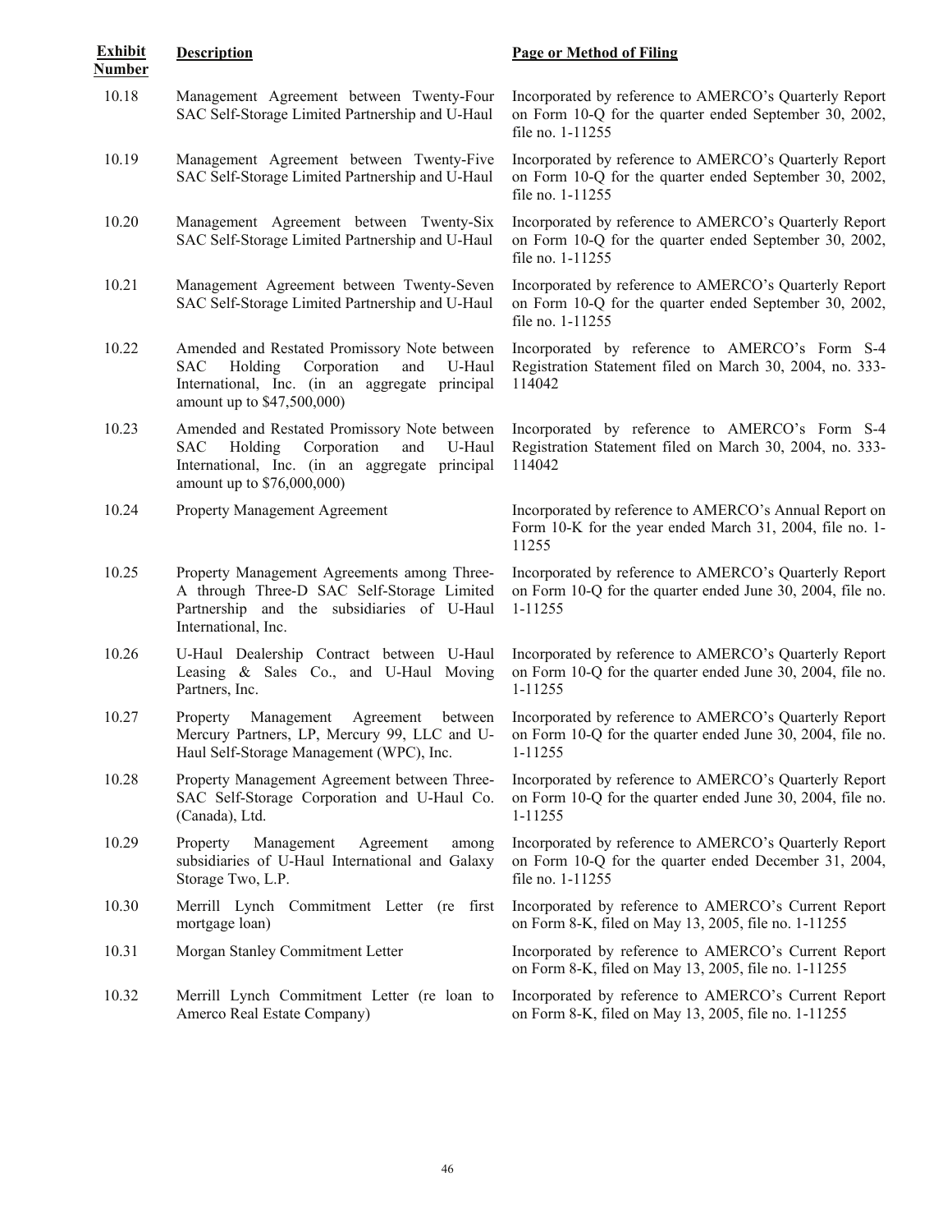| Exhibit Number | Description | Page or Method of Filing |
|---|---|---|
| 10.18 | Management Agreement between Twenty-Four SAC Self-Storage Limited Partnership and U-Haul | Incorporated by reference to AMERCO's Quarterly Report on Form 10-Q for the quarter ended September 30, 2002, file no. 1-11255 |
| 10.19 | Management Agreement between Twenty-Five SAC Self-Storage Limited Partnership and U-Haul | Incorporated by reference to AMERCO's Quarterly Report on Form 10-Q for the quarter ended September 30, 2002, file no. 1-11255 |
| 10.20 | Management Agreement between Twenty-Six SAC Self-Storage Limited Partnership and U-Haul | Incorporated by reference to AMERCO's Quarterly Report on Form 10-Q for the quarter ended September 30, 2002, file no. 1-11255 |
| 10.21 | Management Agreement between Twenty-Seven SAC Self-Storage Limited Partnership and U-Haul | Incorporated by reference to AMERCO's Quarterly Report on Form 10-Q for the quarter ended September 30, 2002, file no. 1-11255 |
| 10.22 | Amended and Restated Promissory Note between SAC Holding Corporation and U-Haul International, Inc. (in an aggregate principal amount up to $47,500,000) | Incorporated by reference to AMERCO's Form S-4 Registration Statement filed on March 30, 2004, no. 333-114042 |
| 10.23 | Amended and Restated Promissory Note between SAC Holding Corporation and U-Haul International, Inc. (in an aggregate principal amount up to $76,000,000) | Incorporated by reference to AMERCO's Form S-4 Registration Statement filed on March 30, 2004, no. 333-114042 |
| 10.24 | Property Management Agreement | Incorporated by reference to AMERCO's Annual Report on Form 10-K for the year ended March 31, 2004, file no. 1-11255 |
| 10.25 | Property Management Agreements among Three-A through Three-D SAC Self-Storage Limited Partnership and the subsidiaries of U-Haul International, Inc. | Incorporated by reference to AMERCO's Quarterly Report on Form 10-Q for the quarter ended June 30, 2004, file no. 1-11255 |
| 10.26 | U-Haul Dealership Contract between U-Haul Leasing & Sales Co., and U-Haul Moving Partners, Inc. | Incorporated by reference to AMERCO's Quarterly Report on Form 10-Q for the quarter ended June 30, 2004, file no. 1-11255 |
| 10.27 | Property Management Agreement between Mercury Partners, LP, Mercury 99, LLC and U-Haul Self-Storage Management (WPC), Inc. | Incorporated by reference to AMERCO's Quarterly Report on Form 10-Q for the quarter ended June 30, 2004, file no. 1-11255 |
| 10.28 | Property Management Agreement between Three-SAC Self-Storage Corporation and U-Haul Co. (Canada), Ltd. | Incorporated by reference to AMERCO's Quarterly Report on Form 10-Q for the quarter ended June 30, 2004, file no. 1-11255 |
| 10.29 | Property Management Agreement among subsidiaries of U-Haul International and Galaxy Storage Two, L.P. | Incorporated by reference to AMERCO's Quarterly Report on Form 10-Q for the quarter ended December 31, 2004, file no. 1-11255 |
| 10.30 | Merrill Lynch Commitment Letter (re first mortgage loan) | Incorporated by reference to AMERCO's Current Report on Form 8-K, filed on May 13, 2005, file no. 1-11255 |
| 10.31 | Morgan Stanley Commitment Letter | Incorporated by reference to AMERCO's Current Report on Form 8-K, filed on May 13, 2005, file no. 1-11255 |
| 10.32 | Merrill Lynch Commitment Letter (re loan to Amerco Real Estate Company) | Incorporated by reference to AMERCO's Current Report on Form 8-K, filed on May 13, 2005, file no. 1-11255 |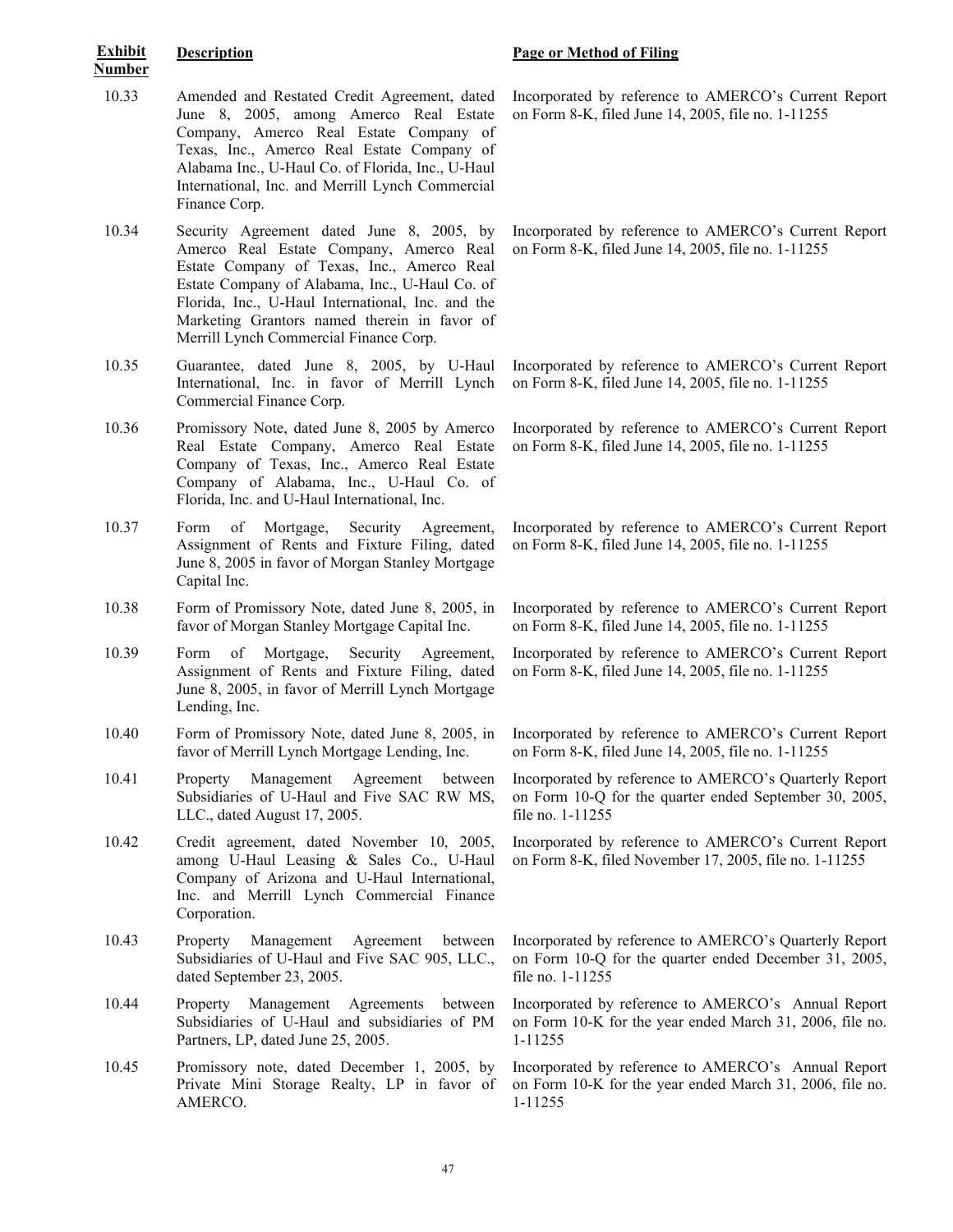| Exhibit Number | Description | Page or Method of Filing |
|---|---|---|
| 10.33 | Amended and Restated Credit Agreement, dated June 8, 2005, among Amerco Real Estate Company, Amerco Real Estate Company of Texas, Inc., Amerco Real Estate Company of Alabama Inc., U-Haul Co. of Florida, Inc., U-Haul International, Inc. and Merrill Lynch Commercial Finance Corp. | Incorporated by reference to AMERCO's Current Report on Form 8-K, filed June 14, 2005, file no. 1-11255 |
| 10.34 | Security Agreement dated June 8, 2005, by Amerco Real Estate Company, Amerco Real Estate Company of Texas, Inc., Amerco Real Estate Company of Alabama, Inc., U-Haul Co. of Florida, Inc., U-Haul International, Inc. and the Marketing Grantors named therein in favor of Merrill Lynch Commercial Finance Corp. | Incorporated by reference to AMERCO's Current Report on Form 8-K, filed June 14, 2005, file no. 1-11255 |
| 10.35 | Guarantee, dated June 8, 2005, by U-Haul International, Inc. in favor of Merrill Lynch Commercial Finance Corp. | Incorporated by reference to AMERCO's Current Report on Form 8-K, filed June 14, 2005, file no. 1-11255 |
| 10.36 | Promissory Note, dated June 8, 2005 by Amerco Real Estate Company, Amerco Real Estate Company of Texas, Inc., Amerco Real Estate Company of Alabama, Inc., U-Haul Co. of Florida, Inc. and U-Haul International, Inc. | Incorporated by reference to AMERCO's Current Report on Form 8-K, filed June 14, 2005, file no. 1-11255 |
| 10.37 | Form of Mortgage, Security Agreement, Assignment of Rents and Fixture Filing, dated June 8, 2005 in favor of Morgan Stanley Mortgage Capital Inc. | Incorporated by reference to AMERCO's Current Report on Form 8-K, filed June 14, 2005, file no. 1-11255 |
| 10.38 | Form of Promissory Note, dated June 8, 2005, in favor of Morgan Stanley Mortgage Capital Inc. | Incorporated by reference to AMERCO's Current Report on Form 8-K, filed June 14, 2005, file no. 1-11255 |
| 10.39 | Form of Mortgage, Security Agreement, Assignment of Rents and Fixture Filing, dated June 8, 2005, in favor of Merrill Lynch Mortgage Lending, Inc. | Incorporated by reference to AMERCO's Current Report on Form 8-K, filed June 14, 2005, file no. 1-11255 |
| 10.40 | Form of Promissory Note, dated June 8, 2005, in favor of Merrill Lynch Mortgage Lending, Inc. | Incorporated by reference to AMERCO's Current Report on Form 8-K, filed June 14, 2005, file no. 1-11255 |
| 10.41 | Property Management Agreement between Subsidiaries of U-Haul and Five SAC RW MS, LLC., dated August 17, 2005. | Incorporated by reference to AMERCO's Quarterly Report on Form 10-Q for the quarter ended September 30, 2005, file no. 1-11255 |
| 10.42 | Credit agreement, dated November 10, 2005, among U-Haul Leasing & Sales Co., U-Haul Company of Arizona and U-Haul International, Inc. and Merrill Lynch Commercial Finance Corporation. | Incorporated by reference to AMERCO's Current Report on Form 8-K, filed November 17, 2005, file no. 1-11255 |
| 10.43 | Property Management Agreement between Subsidiaries of U-Haul and Five SAC 905, LLC., dated September 23, 2005. | Incorporated by reference to AMERCO's Quarterly Report on Form 10-Q for the quarter ended December 31, 2005, file no. 1-11255 |
| 10.44 | Property Management Agreements between Subsidiaries of U-Haul and subsidiaries of PM Partners, LP, dated June 25, 2005. | Incorporated by reference to AMERCO's Annual Report on Form 10-K for the year ended March 31, 2006, file no. 1-11255 |
| 10.45 | Promissory note, dated December 1, 2005, by Private Mini Storage Realty, LP in favor of AMERCO. | Incorporated by reference to AMERCO's Annual Report on Form 10-K for the year ended March 31, 2006, file no. 1-11255 |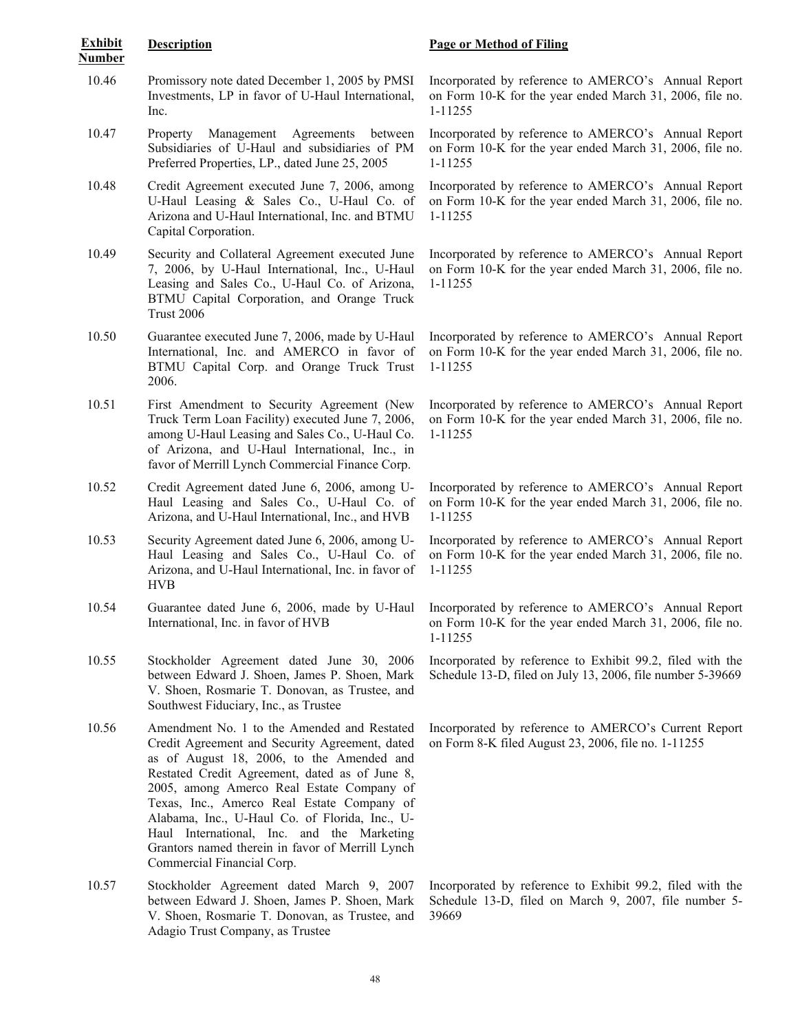| Exhibit Number | Description | Page or Method of Filing |
|---|---|---|
| 10.46 | Promissory note dated December 1, 2005 by PMSI Investments, LP in favor of U-Haul International, Inc. | Incorporated by reference to AMERCO's Annual Report on Form 10-K for the year ended March 31, 2006, file no. 1-11255 |
| 10.47 | Property Management Agreements between Subsidiaries of U-Haul and subsidiaries of PM Preferred Properties, LP., dated June 25, 2005 | Incorporated by reference to AMERCO's Annual Report on Form 10-K for the year ended March 31, 2006, file no. 1-11255 |
| 10.48 | Credit Agreement executed June 7, 2006, among U-Haul Leasing & Sales Co., U-Haul Co. of Arizona and U-Haul International, Inc. and BTMU Capital Corporation. | Incorporated by reference to AMERCO's Annual Report on Form 10-K for the year ended March 31, 2006, file no. 1-11255 |
| 10.49 | Security and Collateral Agreement executed June 7, 2006, by U-Haul International, Inc., U-Haul Leasing and Sales Co., U-Haul Co. of Arizona, BTMU Capital Corporation, and Orange Truck Trust 2006 | Incorporated by reference to AMERCO's Annual Report on Form 10-K for the year ended March 31, 2006, file no. 1-11255 |
| 10.50 | Guarantee executed June 7, 2006, made by U-Haul International, Inc. and AMERCO in favor of BTMU Capital Corp. and Orange Truck Trust 2006. | Incorporated by reference to AMERCO's Annual Report on Form 10-K for the year ended March 31, 2006, file no. 1-11255 |
| 10.51 | First Amendment to Security Agreement (New Truck Term Loan Facility) executed June 7, 2006, among U-Haul Leasing and Sales Co., U-Haul Co. of Arizona, and U-Haul International, Inc., in favor of Merrill Lynch Commercial Finance Corp. | Incorporated by reference to AMERCO's Annual Report on Form 10-K for the year ended March 31, 2006, file no. 1-11255 |
| 10.52 | Credit Agreement dated June 6, 2006, among U-Haul Leasing and Sales Co., U-Haul Co. of Arizona, and U-Haul International, Inc., and HVB | Incorporated by reference to AMERCO's Annual Report on Form 10-K for the year ended March 31, 2006, file no. 1-11255 |
| 10.53 | Security Agreement dated June 6, 2006, among U-Haul Leasing and Sales Co., U-Haul Co. of Arizona, and U-Haul International, Inc. in favor of HVB | Incorporated by reference to AMERCO's Annual Report on Form 10-K for the year ended March 31, 2006, file no. 1-11255 |
| 10.54 | Guarantee dated June 6, 2006, made by U-Haul International, Inc. in favor of HVB | Incorporated by reference to AMERCO's Annual Report on Form 10-K for the year ended March 31, 2006, file no. 1-11255 |
| 10.55 | Stockholder Agreement dated June 30, 2006 between Edward J. Shoen, James P. Shoen, Mark V. Shoen, Rosmarie T. Donovan, as Trustee, and Southwest Fiduciary, Inc., as Trustee | Incorporated by reference to Exhibit 99.2, filed with the Schedule 13-D, filed on July 13, 2006, file number 5-39669 |
| 10.56 | Amendment No. 1 to the Amended and Restated Credit Agreement and Security Agreement, dated as of August 18, 2006, to the Amended and Restated Credit Agreement, dated as of June 8, 2005, among Amerco Real Estate Company of Texas, Inc., Amerco Real Estate Company of Alabama, Inc., U-Haul Co. of Florida, Inc., U-Haul International, Inc. and the Marketing Grantors named therein in favor of Merrill Lynch Commercial Financial Corp. | Incorporated by reference to AMERCO's Current Report on Form 8-K filed August 23, 2006, file no. 1-11255 |
| 10.57 | Stockholder Agreement dated March 9, 2007 between Edward J. Shoen, James P. Shoen, Mark V. Shoen, Rosmarie T. Donovan, as Trustee, and Adagio Trust Company, as Trustee | Incorporated by reference to Exhibit 99.2, filed with the Schedule 13-D, filed on March 9, 2007, file number 5-39669 |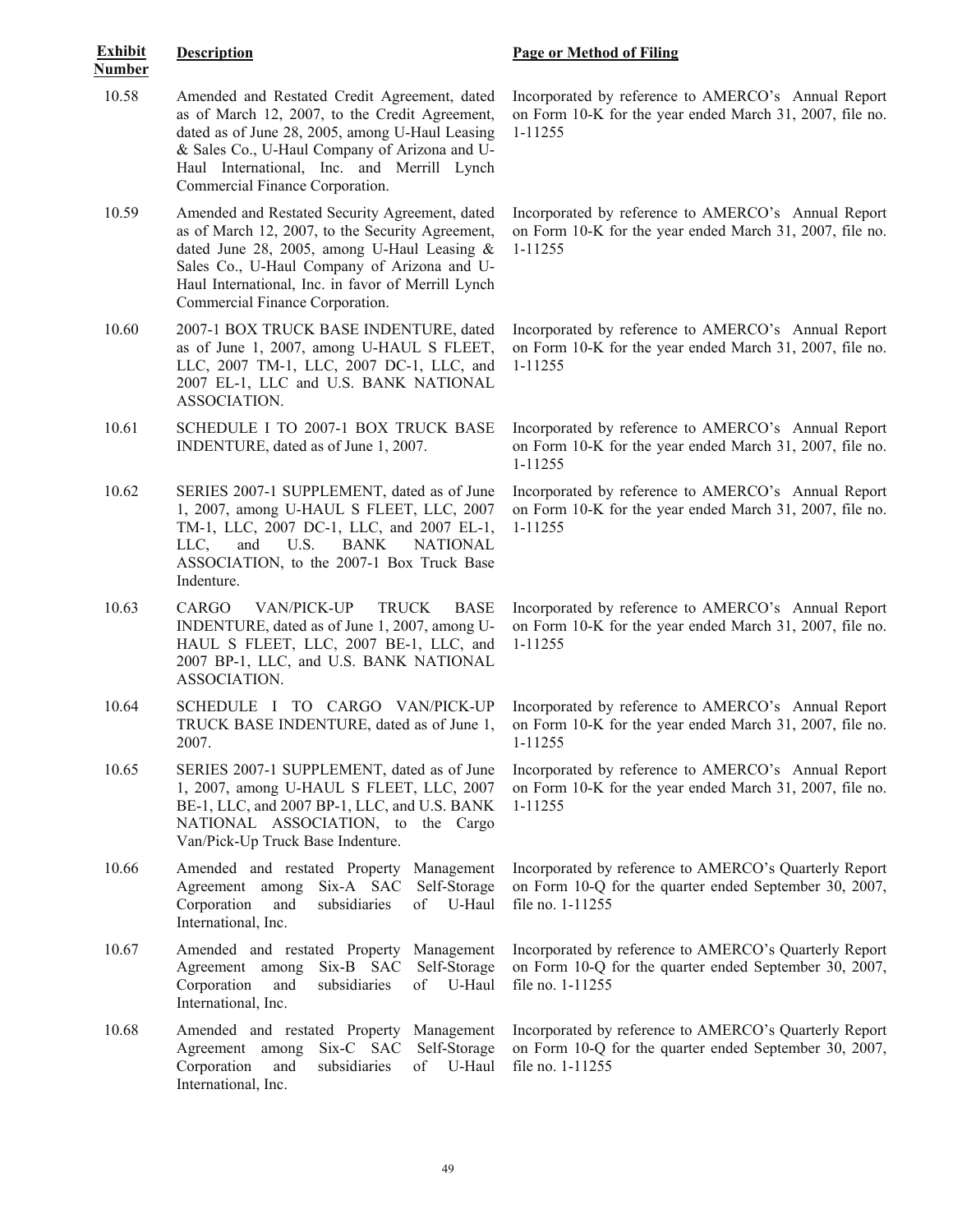| Exhibit Number | Description | Page or Method of Filing |
|---|---|---|
| 10.58 | Amended and Restated Credit Agreement, dated as of March 12, 2007, to the Credit Agreement, dated as of June 28, 2005, among U-Haul Leasing & Sales Co., U-Haul Company of Arizona and U-Haul International, Inc. and Merrill Lynch Commercial Finance Corporation. | Incorporated by reference to AMERCO's Annual Report on Form 10-K for the year ended March 31, 2007, file no. 1-11255 |
| 10.59 | Amended and Restated Security Agreement, dated as of March 12, 2007, to the Security Agreement, dated June 28, 2005, among U-Haul Leasing & Sales Co., U-Haul Company of Arizona and U-Haul International, Inc. in favor of Merrill Lynch Commercial Finance Corporation. | Incorporated by reference to AMERCO's Annual Report on Form 10-K for the year ended March 31, 2007, file no. 1-11255 |
| 10.60 | 2007-1 BOX TRUCK BASE INDENTURE, dated as of June 1, 2007, among U-HAUL S FLEET, LLC, 2007 TM-1, LLC, 2007 DC-1, LLC, and 2007 EL-1, LLC and U.S. BANK NATIONAL ASSOCIATION. | Incorporated by reference to AMERCO's Annual Report on Form 10-K for the year ended March 31, 2007, file no. 1-11255 |
| 10.61 | SCHEDULE I TO 2007-1 BOX TRUCK BASE INDENTURE, dated as of June 1, 2007. | Incorporated by reference to AMERCO's Annual Report on Form 10-K for the year ended March 31, 2007, file no. 1-11255 |
| 10.62 | SERIES 2007-1 SUPPLEMENT, dated as of June 1, 2007, among U-HAUL S FLEET, LLC, 2007 TM-1, LLC, 2007 DC-1, LLC, and 2007 EL-1, LLC, and U.S. BANK NATIONAL ASSOCIATION, to the 2007-1 Box Truck Base Indenture. | Incorporated by reference to AMERCO's Annual Report on Form 10-K for the year ended March 31, 2007, file no. 1-11255 |
| 10.63 | CARGO VAN/PICK-UP TRUCK BASE INDENTURE, dated as of June 1, 2007, among U-HAUL S FLEET, LLC, 2007 BE-1, LLC, and 2007 BP-1, LLC, and U.S. BANK NATIONAL ASSOCIATION. | Incorporated by reference to AMERCO's Annual Report on Form 10-K for the year ended March 31, 2007, file no. 1-11255 |
| 10.64 | SCHEDULE I TO CARGO VAN/PICK-UP TRUCK BASE INDENTURE, dated as of June 1, 2007. | Incorporated by reference to AMERCO's Annual Report on Form 10-K for the year ended March 31, 2007, file no. 1-11255 |
| 10.65 | SERIES 2007-1 SUPPLEMENT, dated as of June 1, 2007, among U-HAUL S FLEET, LLC, 2007 BE-1, LLC, and 2007 BP-1, LLC, and U.S. BANK NATIONAL ASSOCIATION, to the Cargo Van/Pick-Up Truck Base Indenture. | Incorporated by reference to AMERCO's Annual Report on Form 10-K for the year ended March 31, 2007, file no. 1-11255 |
| 10.66 | Amended and restated Property Management Agreement among Six-A SAC Self-Storage Corporation and subsidiaries of U-Haul International, Inc. | Incorporated by reference to AMERCO's Quarterly Report on Form 10-Q for the quarter ended September 30, 2007, file no. 1-11255 |
| 10.67 | Amended and restated Property Management Agreement among Six-B SAC Self-Storage Corporation and subsidiaries of U-Haul International, Inc. | Incorporated by reference to AMERCO's Quarterly Report on Form 10-Q for the quarter ended September 30, 2007, file no. 1-11255 |
| 10.68 | Amended and restated Property Management Agreement among Six-C SAC Self-Storage Corporation and subsidiaries of U-Haul International, Inc. | Incorporated by reference to AMERCO's Quarterly Report on Form 10-Q for the quarter ended September 30, 2007, file no. 1-11255 |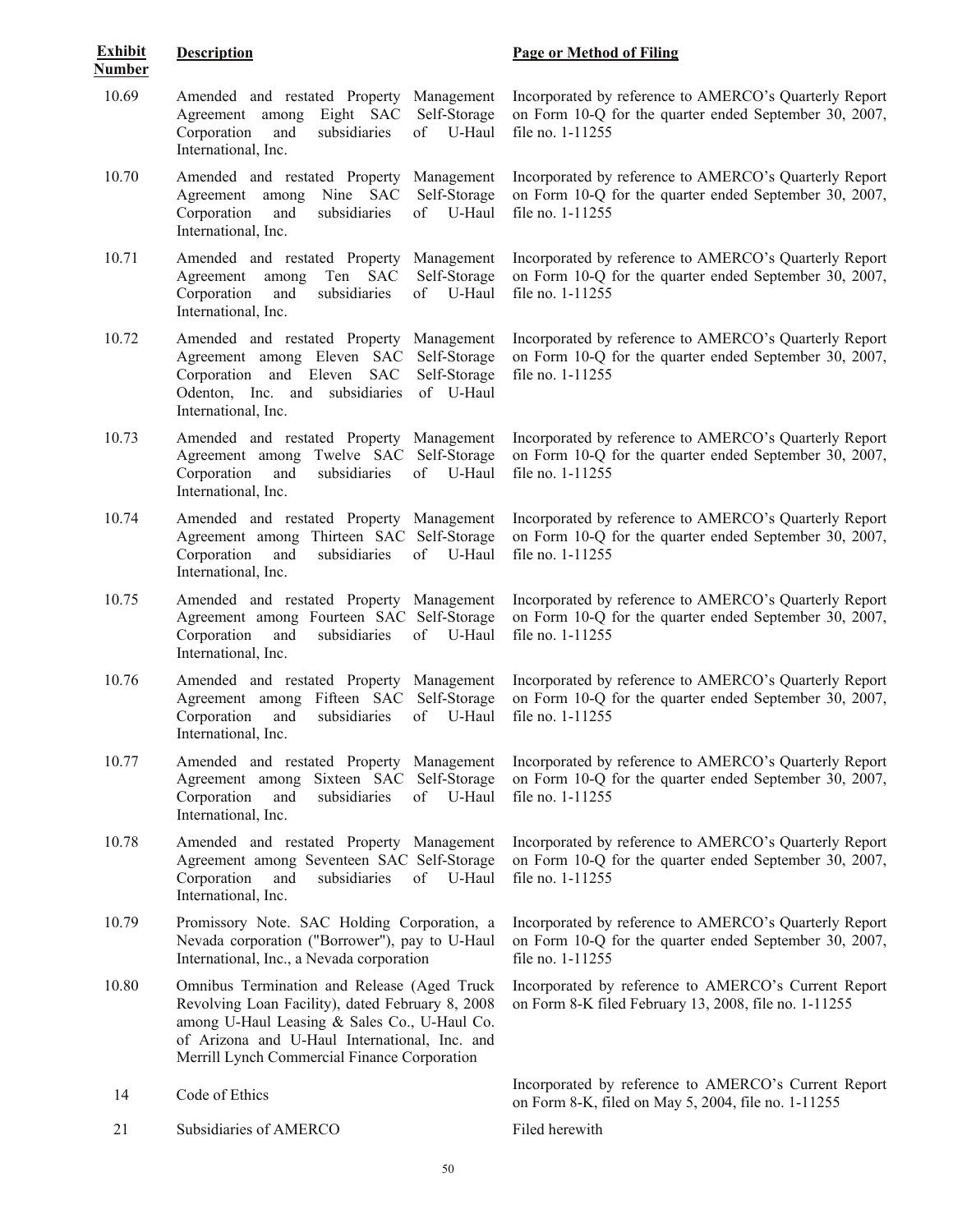| Exhibit Number | Description | Page or Method of Filing |
|---|---|---|
| 10.69 | Amended and restated Property Management Agreement among Eight SAC Self-Storage Corporation and subsidiaries of U-Haul International, Inc. | Incorporated by reference to AMERCO's Quarterly Report on Form 10-Q for the quarter ended September 30, 2007, file no. 1-11255 |
| 10.70 | Amended and restated Property Management Agreement among Nine SAC Self-Storage Corporation and subsidiaries of U-Haul International, Inc. | Incorporated by reference to AMERCO's Quarterly Report on Form 10-Q for the quarter ended September 30, 2007, file no. 1-11255 |
| 10.71 | Amended and restated Property Management Agreement among Ten SAC Self-Storage Corporation and subsidiaries of U-Haul International, Inc. | Incorporated by reference to AMERCO's Quarterly Report on Form 10-Q for the quarter ended September 30, 2007, file no. 1-11255 |
| 10.72 | Amended and restated Property Management Agreement among Eleven SAC Self-Storage Corporation and Eleven SAC Self-Storage Odenton, Inc. and subsidiaries of U-Haul International, Inc. | Incorporated by reference to AMERCO's Quarterly Report on Form 10-Q for the quarter ended September 30, 2007, file no. 1-11255 |
| 10.73 | Amended and restated Property Management Agreement among Twelve SAC Self-Storage Corporation and subsidiaries of U-Haul International, Inc. | Incorporated by reference to AMERCO's Quarterly Report on Form 10-Q for the quarter ended September 30, 2007, file no. 1-11255 |
| 10.74 | Amended and restated Property Management Agreement among Thirteen SAC Self-Storage Corporation and subsidiaries of U-Haul International, Inc. | Incorporated by reference to AMERCO's Quarterly Report on Form 10-Q for the quarter ended September 30, 2007, file no. 1-11255 |
| 10.75 | Amended and restated Property Management Agreement among Fourteen SAC Self-Storage Corporation and subsidiaries of U-Haul International, Inc. | Incorporated by reference to AMERCO's Quarterly Report on Form 10-Q for the quarter ended September 30, 2007, file no. 1-11255 |
| 10.76 | Amended and restated Property Management Agreement among Fifteen SAC Self-Storage Corporation and subsidiaries of U-Haul International, Inc. | Incorporated by reference to AMERCO's Quarterly Report on Form 10-Q for the quarter ended September 30, 2007, file no. 1-11255 |
| 10.77 | Amended and restated Property Management Agreement among Sixteen SAC Self-Storage Corporation and subsidiaries of U-Haul International, Inc. | Incorporated by reference to AMERCO's Quarterly Report on Form 10-Q for the quarter ended September 30, 2007, file no. 1-11255 |
| 10.78 | Amended and restated Property Management Agreement among Seventeen SAC Self-Storage Corporation and subsidiaries of U-Haul International, Inc. | Incorporated by reference to AMERCO's Quarterly Report on Form 10-Q for the quarter ended September 30, 2007, file no. 1-11255 |
| 10.79 | Promissory Note. SAC Holding Corporation, a Nevada corporation ("Borrower"), pay to U-Haul International, Inc., a Nevada corporation | Incorporated by reference to AMERCO's Quarterly Report on Form 10-Q for the quarter ended September 30, 2007, file no. 1-11255 |
| 10.80 | Omnibus Termination and Release (Aged Truck Revolving Loan Facility), dated February 8, 2008 among U-Haul Leasing & Sales Co., U-Haul Co. of Arizona and U-Haul International, Inc. and Merrill Lynch Commercial Finance Corporation | Incorporated by reference to AMERCO's Current Report on Form 8-K filed February 13, 2008, file no. 1-11255 |
| 14 | Code of Ethics | Incorporated by reference to AMERCO's Current Report on Form 8-K, filed on May 5, 2004, file no. 1-11255 |
| 21 | Subsidiaries of AMERCO | Filed herewith |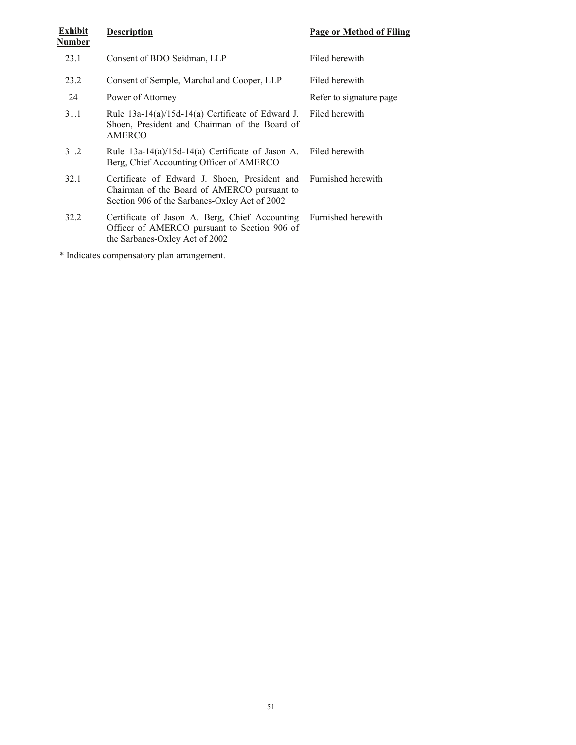| Exhibit Number | Description | Page or Method of Filing |
|---|---|---|
| 23.1 | Consent of BDO Seidman, LLP | Filed herewith |
| 23.2 | Consent of Semple, Marchal and Cooper, LLP | Filed herewith |
| 24 | Power of Attorney | Refer to signature page |
| 31.1 | Rule 13a-14(a)/15d-14(a) Certificate of Edward J. Shoen, President and Chairman of the Board of AMERCO | Filed herewith |
| 31.2 | Rule 13a-14(a)/15d-14(a) Certificate of Jason A. Berg, Chief Accounting Officer of AMERCO | Filed herewith |
| 32.1 | Certificate of Edward J. Shoen, President and Chairman of the Board of AMERCO pursuant to Section 906 of the Sarbanes-Oxley Act of 2002 | Furnished herewith |
| 32.2 | Certificate of Jason A. Berg, Chief Accounting Officer of AMERCO pursuant to Section 906 of the Sarbanes-Oxley Act of 2002 | Furnished herewith |

* Indicates compensatory plan arrangement.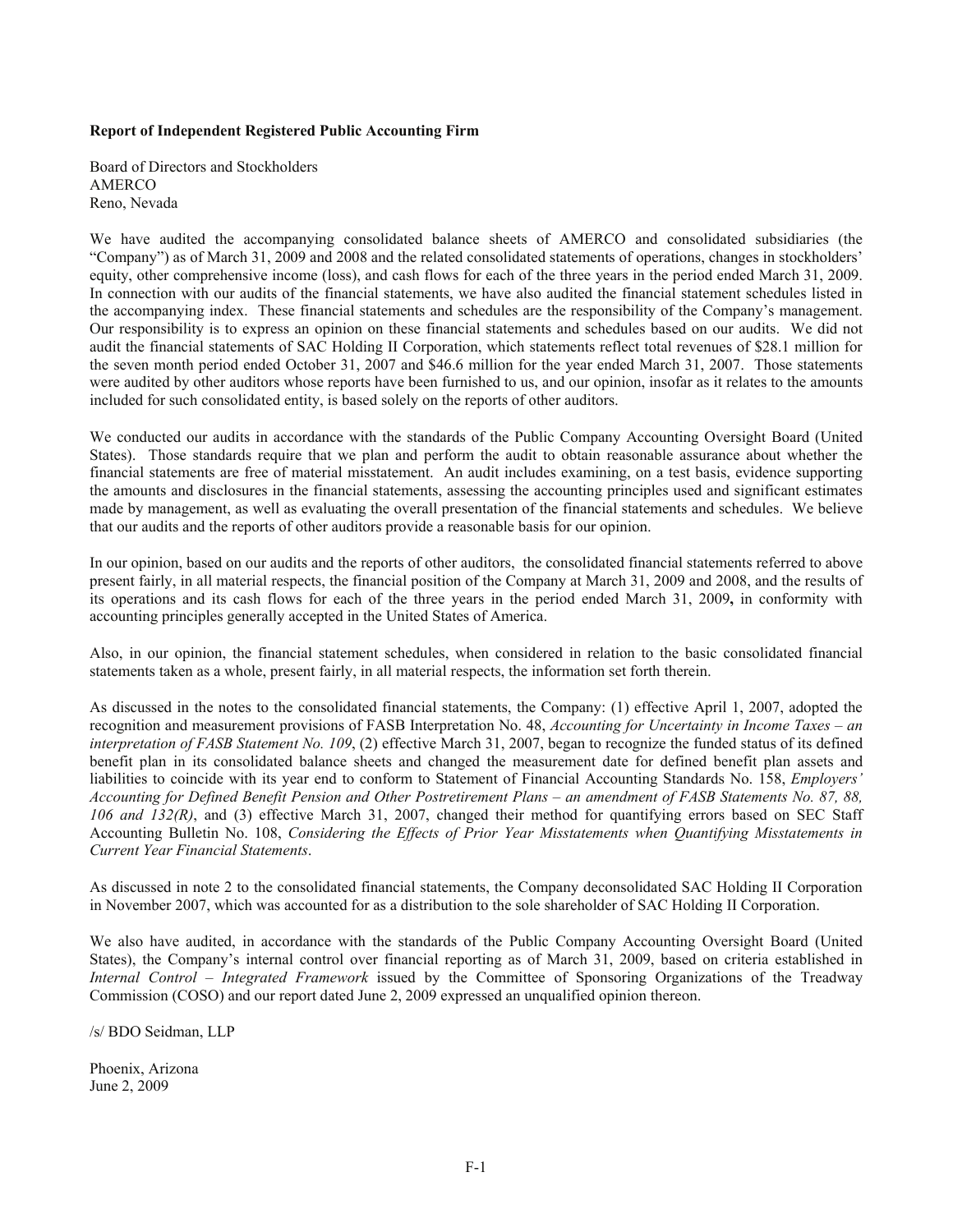**Report of Independent Registered Public Accounting Firm**

Board of Directors and Stockholders
AMERCO
Reno, Nevada

We have audited the accompanying consolidated balance sheets of AMERCO and consolidated subsidiaries (the "Company") as of March 31, 2009 and 2008 and the related consolidated statements of operations, changes in stockholders' equity, other comprehensive income (loss), and cash flows for each of the three years in the period ended March 31, 2009. In connection with our audits of the financial statements, we have also audited the financial statement schedules listed in the accompanying index. These financial statements and schedules are the responsibility of the Company's management. Our responsibility is to express an opinion on these financial statements and schedules based on our audits. We did not audit the financial statements of SAC Holding II Corporation, which statements reflect total revenues of $28.1 million for the seven month period ended October 31, 2007 and $46.6 million for the year ended March 31, 2007. Those statements were audited by other auditors whose reports have been furnished to us, and our opinion, insofar as it relates to the amounts included for such consolidated entity, is based solely on the reports of other auditors.

We conducted our audits in accordance with the standards of the Public Company Accounting Oversight Board (United States). Those standards require that we plan and perform the audit to obtain reasonable assurance about whether the financial statements are free of material misstatement. An audit includes examining, on a test basis, evidence supporting the amounts and disclosures in the financial statements, assessing the accounting principles used and significant estimates made by management, as well as evaluating the overall presentation of the financial statements and schedules. We believe that our audits and the reports of other auditors provide a reasonable basis for our opinion.

In our opinion, based on our audits and the reports of other auditors, the consolidated financial statements referred to above present fairly, in all material respects, the financial position of the Company at March 31, 2009 and 2008, and the results of its operations and its cash flows for each of the three years in the period ended March 31, 2009**,** in conformity with accounting principles generally accepted in the United States of America.

Also, in our opinion, the financial statement schedules, when considered in relation to the basic consolidated financial statements taken as a whole, present fairly, in all material respects, the information set forth therein.

As discussed in the notes to the consolidated financial statements, the Company: (1) effective April 1, 2007, adopted the recognition and measurement provisions of FASB Interpretation No. 48, *Accounting for Uncertainty in Income Taxes – an interpretation of FASB Statement No. 109*, (2) effective March 31, 2007, began to recognize the funded status of its defined benefit plan in its consolidated balance sheets and changed the measurement date for defined benefit plan assets and liabilities to coincide with its year end to conform to Statement of Financial Accounting Standards No. 158, *Employers' Accounting for Defined Benefit Pension and Other Postretirement Plans – an amendment of FASB Statements No. 87, 88, 106 and 132(R)*, and (3) effective March 31, 2007, changed their method for quantifying errors based on SEC Staff Accounting Bulletin No. 108, *Considering the Effects of Prior Year Misstatements when Quantifying Misstatements in Current Year Financial Statements*.

As discussed in note 2 to the consolidated financial statements, the Company deconsolidated SAC Holding II Corporation in November 2007, which was accounted for as a distribution to the sole shareholder of SAC Holding II Corporation.

We also have audited, in accordance with the standards of the Public Company Accounting Oversight Board (United States), the Company's internal control over financial reporting as of March 31, 2009, based on criteria established in *Internal Control – Integrated Framework* issued by the Committee of Sponsoring Organizations of the Treadway Commission (COSO) and our report dated June 2, 2009 expressed an unqualified opinion thereon.

/s/ BDO Seidman, LLP

Phoenix, Arizona
June 2, 2009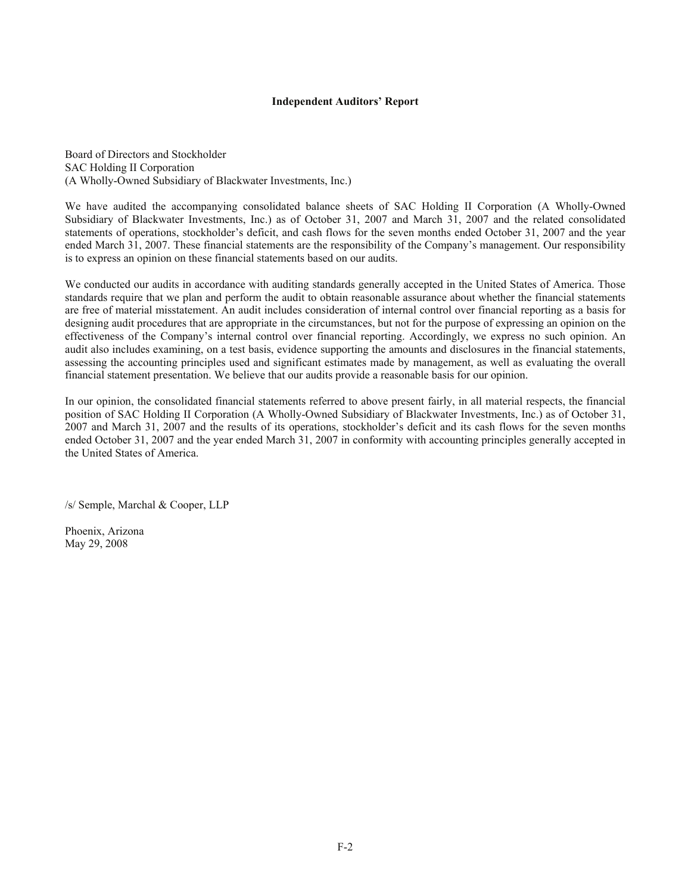**Independent Auditors' Report**

Board of Directors and Stockholder
SAC Holding II Corporation
(A Wholly-Owned Subsidiary of Blackwater Investments, Inc.)

We have audited the accompanying consolidated balance sheets of SAC Holding II Corporation (A Wholly-Owned Subsidiary of Blackwater Investments, Inc.) as of October 31, 2007 and March 31, 2007 and the related consolidated statements of operations, stockholder's deficit, and cash flows for the seven months ended October 31, 2007 and the year ended March 31, 2007. These financial statements are the responsibility of the Company's management. Our responsibility is to express an opinion on these financial statements based on our audits.

We conducted our audits in accordance with auditing standards generally accepted in the United States of America. Those standards require that we plan and perform the audit to obtain reasonable assurance about whether the financial statements are free of material misstatement. An audit includes consideration of internal control over financial reporting as a basis for designing audit procedures that are appropriate in the circumstances, but not for the purpose of expressing an opinion on the effectiveness of the Company's internal control over financial reporting. Accordingly, we express no such opinion. An audit also includes examining, on a test basis, evidence supporting the amounts and disclosures in the financial statements, assessing the accounting principles used and significant estimates made by management, as well as evaluating the overall financial statement presentation. We believe that our audits provide a reasonable basis for our opinion.

In our opinion, the consolidated financial statements referred to above present fairly, in all material respects, the financial position of SAC Holding II Corporation (A Wholly-Owned Subsidiary of Blackwater Investments, Inc.) as of October 31, 2007 and March 31, 2007 and the results of its operations, stockholder's deficit and its cash flows for the seven months ended October 31, 2007 and the year ended March 31, 2007 in conformity with accounting principles generally accepted in the United States of America.

/s/ Semple, Marchal & Cooper, LLP

Phoenix, Arizona
May 29, 2008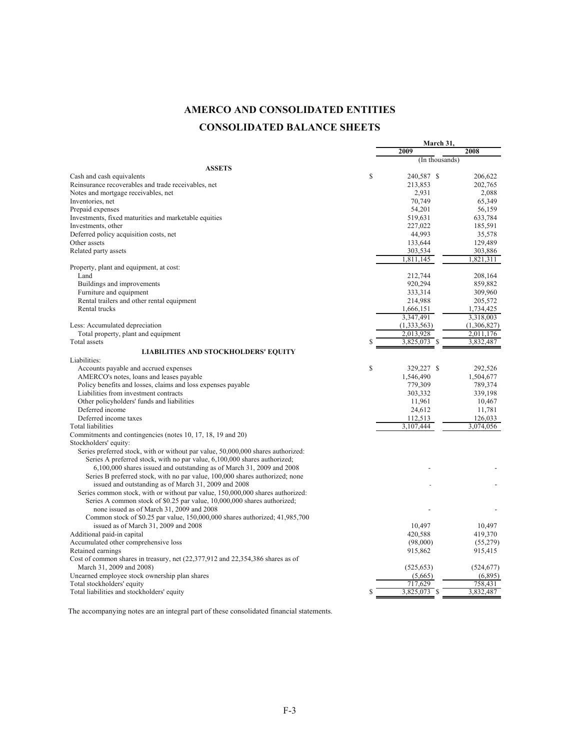# AMERCO AND CONSOLIDATED ENTITIES

## CONSOLIDATED BALANCE SHEETS

| | March 31, 2009 | March 31, 2008 |
|---|---|---|
| | (In thousands) | |
| **ASSETS** | | |
| Cash and cash equivalents | $ 240,587 | $ 206,622 |
| Reinsurance recoverables and trade receivables, net | 213,853 | 202,765 |
| Notes and mortgage receivables, net | 2,931 | 2,088 |
| Inventories, net | 70,749 | 65,349 |
| Prepaid expenses | 54,201 | 56,159 |
| Investments, fixed maturities and marketable equities | 519,631 | 633,784 |
| Investments, other | 227,022 | 185,591 |
| Deferred policy acquisition costs, net | 44,993 | 35,578 |
| Other assets | 133,644 | 129,489 |
| Related party assets | 303,534 | 303,886 |
| | 1,811,145 | 1,821,311 |
| Property, plant and equipment, at cost: | | |
| Land | 212,744 | 208,164 |
| Buildings and improvements | 920,294 | 859,882 |
| Furniture and equipment | 333,314 | 309,960 |
| Rental trailers and other rental equipment | 214,988 | 205,572 |
| Rental trucks | 1,666,151 | 1,734,425 |
| | 3,347,491 | 3,318,003 |
| Less: Accumulated depreciation | (1,333,563) | (1,306,827) |
| Total property, plant and equipment | 2,013,928 | 2,011,176 |
| Total assets | $ 3,825,073 | $ 3,832,487 |
| **LIABILITIES AND STOCKHOLDERS' EQUITY** | | |
| Liabilities: | | |
| Accounts payable and accrued expenses | $ 329,227 | $ 292,526 |
| AMERCO's notes, loans and leases payable | 1,546,490 | 1,504,677 |
| Policy benefits and losses, claims and loss expenses payable | 779,309 | 789,374 |
| Liabilities from investment contracts | 303,332 | 339,198 |
| Other policyholders' funds and liabilities | 11,961 | 10,467 |
| Deferred income | 24,612 | 11,781 |
| Deferred income taxes | 112,513 | 126,033 |
| Total liabilities | 3,107,444 | 3,074,056 |
| Commitments and contingencies (notes 10, 17, 18, 19 and 20) | | |
| Stockholders' equity: | | |
| Series preferred stock, with or without par value, 50,000,000 shares authorized: | | |
| Series A preferred stock, with no par value, 6,100,000 shares authorized; 6,100,000 shares issued and outstanding as of March 31, 2009 and 2008 | - | - |
| Series B preferred stock, with no par value, 100,000 shares authorized; none issued and outstanding as of March 31, 2009 and 2008 | - | - |
| Series common stock, with or without par value, 150,000,000 shares authorized: | | |
| Series A common stock of $0.25 par value, 10,000,000 shares authorized; none issued as of March 31, 2009 and 2008 | - | - |
| Common stock of $0.25 par value, 150,000,000 shares authorized; 41,985,700 issued as of March 31, 2009 and 2008 | 10,497 | 10,497 |
| Additional paid-in capital | 420,588 | 419,370 |
| Accumulated other comprehensive loss | (98,000) | (55,279) |
| Retained earnings | 915,862 | 915,415 |
| Cost of common shares in treasury, net (22,377,912 and 22,354,386 shares as of March 31, 2009 and 2008) | (525,653) | (524,677) |
| Unearned employee stock ownership plan shares | (5,665) | (6,895) |
| Total stockholders' equity | 717,629 | 758,431 |
| Total liabilities and stockholders' equity | $ 3,825,073 | $ 3,832,487 |

The accompanying notes are an integral part of these consolidated financial statements.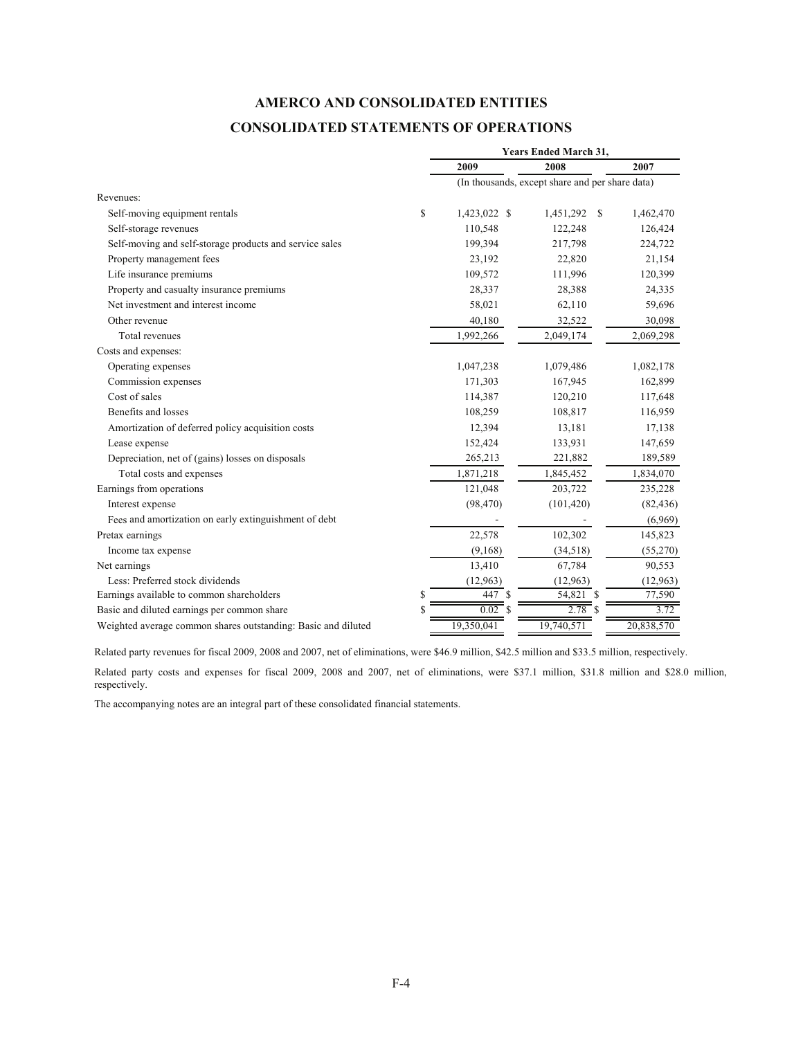# AMERCO AND CONSOLIDATED ENTITIES

## CONSOLIDATED STATEMENTS OF OPERATIONS

| | Years Ended March 31, | | |
|---|---|---|---|
| | 2009 | 2008 | 2007 |
| | (In thousands, except share and per share data) | | |
| Revenues: | | | |
| Self-moving equipment rentals | $ 1,423,022 | $ 1,451,292 | $ 1,462,470 |
| Self-storage revenues | 110,548 | 122,248 | 126,424 |
| Self-moving and self-storage products and service sales | 199,394 | 217,798 | 224,722 |
| Property management fees | 23,192 | 22,820 | 21,154 |
| Life insurance premiums | 109,572 | 111,996 | 120,399 |
| Property and casualty insurance premiums | 28,337 | 28,388 | 24,335 |
| Net investment and interest income | 58,021 | 62,110 | 59,696 |
| Other revenue | 40,180 | 32,522 | 30,098 |
| Total revenues | 1,992,266 | 2,049,174 | 2,069,298 |
| Costs and expenses: | | | |
| Operating expenses | 1,047,238 | 1,079,486 | 1,082,178 |
| Commission expenses | 171,303 | 167,945 | 162,899 |
| Cost of sales | 114,387 | 120,210 | 117,648 |
| Benefits and losses | 108,259 | 108,817 | 116,959 |
| Amortization of deferred policy acquisition costs | 12,394 | 13,181 | 17,138 |
| Lease expense | 152,424 | 133,931 | 147,659 |
| Depreciation, net of (gains) losses on disposals | 265,213 | 221,882 | 189,589 |
| Total costs and expenses | 1,871,218 | 1,845,452 | 1,834,070 |
| Earnings from operations | 121,048 | 203,722 | 235,228 |
| Interest expense | (98,470) | (101,420) | (82,436) |
| Fees and amortization on early extinguishment of debt | - | - | (6,969) |
| Pretax earnings | 22,578 | 102,302 | 145,823 |
| Income tax expense | (9,168) | (34,518) | (55,270) |
| Net earnings | 13,410 | 67,784 | 90,553 |
| Less: Preferred stock dividends | (12,963) | (12,963) | (12,963) |
| Earnings available to common shareholders | $ 447 | $ 54,821 | $ 77,590 |
| Basic and diluted earnings per common share | $ 0.02 | $ 2.78 | $ 3.72 |
| Weighted average common shares outstanding: Basic and diluted | 19,350,041 | 19,740,571 | 20,838,570 |

Related party revenues for fiscal 2009, 2008 and 2007, net of eliminations, were $46.9 million, $42.5 million and $33.5 million, respectively.

Related party costs and expenses for fiscal 2009, 2008 and 2007, net of eliminations, were $37.1 million, $31.8 million and $28.0 million, respectively.

The accompanying notes are an integral part of these consolidated financial statements.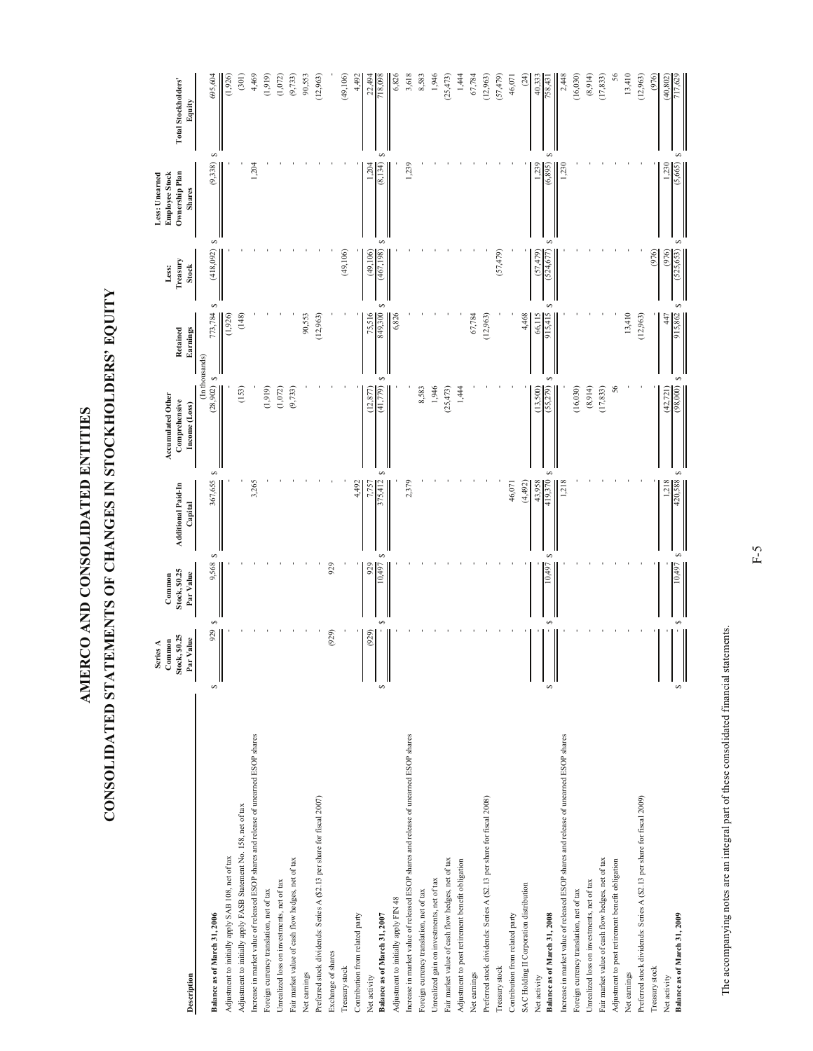# AMERCO AND CONSOLIDATED ENTITIES

# CONSOLIDATED STATEMENTS OF CHANGES IN STOCKHOLDERS' EQUITY

| Description | Series A Common Stock, $0.25 Par Value | Common Stock, $0.25 Par Value | Additional Paid-In Capital | Accumulated Other Comprehensive Income (Loss) | Retained Earnings | Less: Treasury Stock | Less: Unearned Employee Stock Ownership Plan Shares | Total Stockholders' Equity |
|---|---|---|---|---|---|---|---|---|
| | | | | (In thousands) | | | | |
| **Balance as of March 31, 2006** | $ 929 | $ 9,568 | $ 367,655 | $ (28,902) | $ 773,784 | $ (418,092) | $ (9,338) | $ 695,604 |
| Adjustment to initially apply SAB 108, net of tax | - | - | - | - | (1,926) | - | - | (1,926) |
| Adjustment to initially apply FASB Statement No. 158, net of tax | - | - | - | (153) | (148) | - | - | (301) |
| Increase in market value of released ESOP shares and release of unearned ESOP shares | - | - | 3,265 | - | - | - | 1,204 | 4,469 |
| Foreign currency translation, net of tax | - | - | - | (1,919) | - | - | - | (1,919) |
| Unrealized loss on investments, net of tax | - | - | - | (1,072) | - | - | - | (1,072) |
| Fair market value of cash flow hedges, net of tax | - | - | - | (9,733) | - | - | - | (9,733) |
| Net earnings | - | - | - | - | 90,553 | - | - | 90,553 |
| Preferred stock dividends: Series A ($2.13 per share for fiscal 2007) | - | - | - | - | (12,963) | - | - | (12,963) |
| Exchange of shares | (929) | 929 | - | - | - | - | - | - |
| Treasury stock | - | - | - | - | - | (49,106) | - | (49,106) |
| Contribution from related party | - | - | 4,492 | - | - | - | - | 4,492 |
| Net activity | (929) | 929 | 7,757 | (12,877) | 75,516 | (49,106) | 1,204 | 22,494 |
| **Balance as of March 31, 2007** | $ - | $ 10,497 | $ 375,412 | $ (41,779) | $ 849,300 | $ (467,198) | $ (8,134) | $ 718,098 |
| Adjustment to initially apply FIN 48 | - | - | - | - | 6,826 | - | - | 6,826 |
| Increase in market value of released ESOP shares and release of unearned ESOP shares | - | - | 2,379 | - | - | - | 1,239 | 3,618 |
| Foreign currency translation, net of tax | - | - | - | 8,583 | - | - | - | 8,583 |
| Unrealized gain on investments, net of tax | - | - | - | 1,946 | - | - | - | 1,946 |
| Fair market value of cash flow hedges, net of tax | - | - | - | (25,473) | - | - | - | (25,473) |
| Adjustment to post retirement benefit obligation | - | - | - | 1,444 | - | - | - | 1,444 |
| Net earnings | - | - | - | - | 67,784 | - | - | 67,784 |
| Preferred stock dividends: Series A ($2.13 per share for fiscal 2008) | - | - | - | - | (12,963) | - | - | (12,963) |
| Treasury stock | - | - | - | - | - | (57,479) | - | (57,479) |
| Contribution from related party | - | - | 46,071 | - | - | - | - | 46,071 |
| SAC Holding II Corporation distribution | - | - | (4,492) | - | 4,468 | - | - | (24) |
| Net activity | - | - | 43,958 | (13,500) | 66,115 | (57,479) | 1,239 | 40,333 |
| **Balance as of March 31, 2008** | $ - | $ 10,497 | $ 419,370 | $ (55,279) | $ 915,415 | $ (524,677) | $ (6,895) | $ 758,431 |
| Increase in market value of released ESOP shares and release of unearned ESOP shares | - | - | 1,218 | - | - | - | 1,230 | 2,448 |
| Foreign currency translation, net of tax | - | - | - | (16,030) | - | - | - | (16,030) |
| Unrealized loss on investments, net of tax | - | - | - | (8,914) | - | - | - | (8,914) |
| Fair market value of cash flow hedges, net of tax | - | - | - | (17,833) | - | - | - | (17,833) |
| Adjustment to post retirement benefit obligation | - | - | - | 56 | - | - | - | 56 |
| Net earnings | - | - | - | - | 13,410 | - | - | 13,410 |
| Preferred stock dividends: Series A ($2.13 per share for fiscal 2009) | - | - | - | - | (12,963) | - | - | (12,963) |
| Treasury stock | - | - | - | - | - | (976) | - | (976) |
| Net activity | - | - | 1,218 | (42,721) | 447 | (976) | 1,230 | (40,802) |
| **Balance as of March 31, 2009** | $ - | $ 10,497 | $ 420,588 | $ (98,000) | $ 915,862 | $ (525,653) | $ (5,665) | $ 717,629 |

The accompanying notes are an integral part of these consolidated financial statements.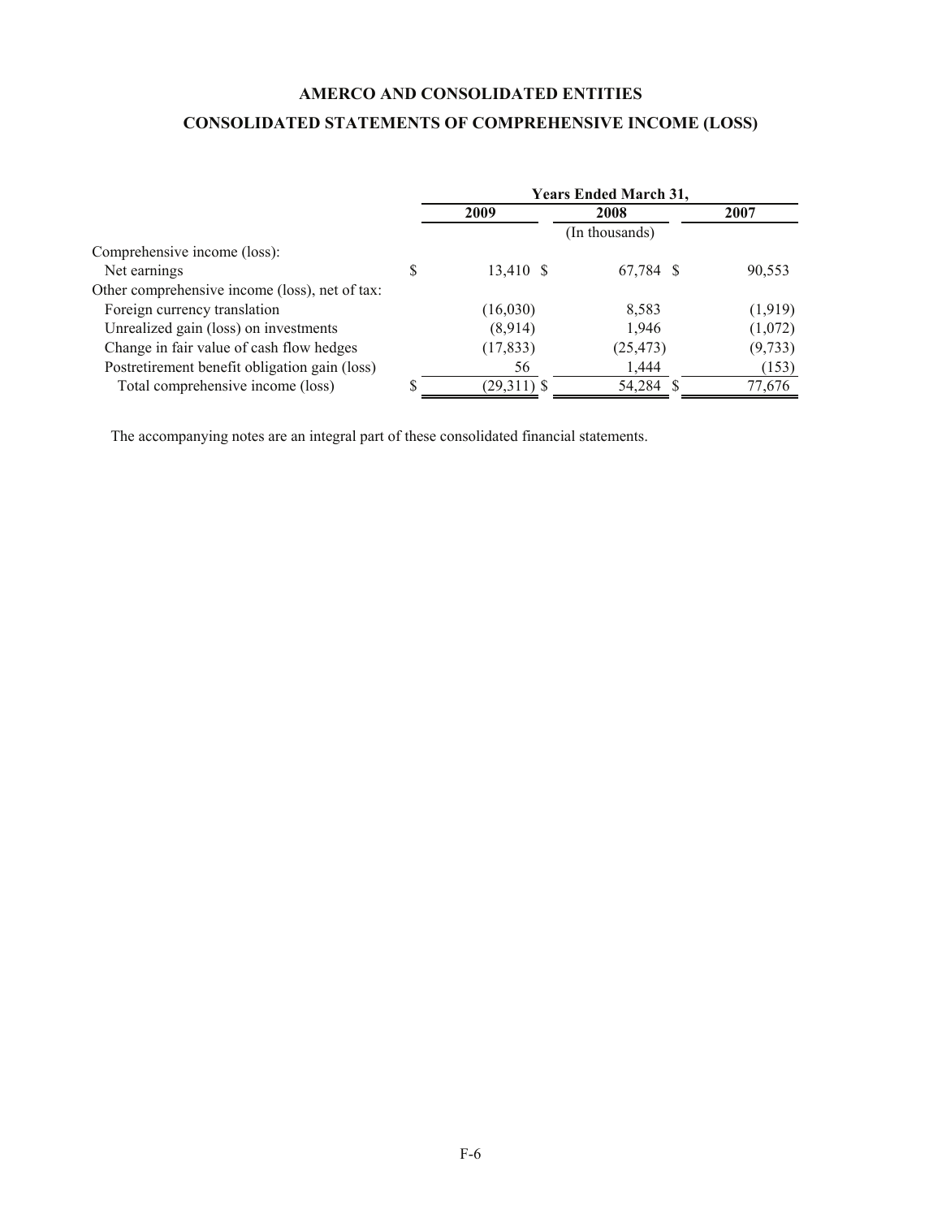# AMERCO AND CONSOLIDATED ENTITIES

## CONSOLIDATED STATEMENTS OF COMPREHENSIVE INCOME (LOSS)

| | Years Ended March 31, | | |
|---|---|---|---|
| | 2009 | 2008 | 2007 |
| | | (In thousands) | |
| Comprehensive income (loss): | | | |
| Net earnings | $ 13,410 | $ 67,784 | $ 90,553 |
| Other comprehensive income (loss), net of tax: | | | |
| Foreign currency translation | (16,030) | 8,583 | (1,919) |
| Unrealized gain (loss) on investments | (8,914) | 1,946 | (1,072) |
| Change in fair value of cash flow hedges | (17,833) | (25,473) | (9,733) |
| Postretirement benefit obligation gain (loss) | 56 | 1,444 | (153) |
| Total comprehensive income (loss) | $ (29,311) | $ 54,284 | $ 77,676 |

The accompanying notes are an integral part of these consolidated financial statements.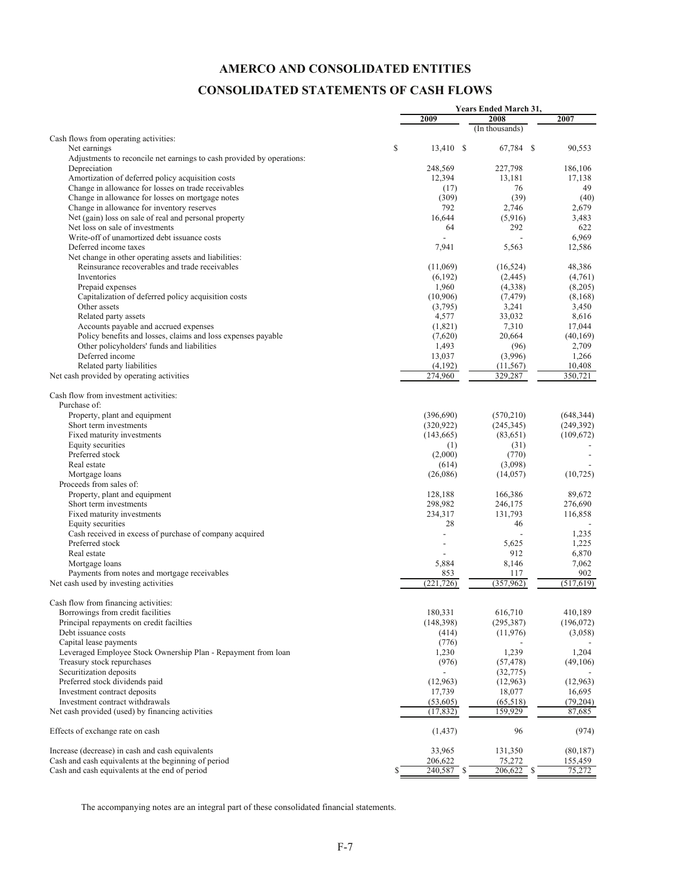# AMERCO AND CONSOLIDATED ENTITIES

## CONSOLIDATED STATEMENTS OF CASH FLOWS

| | Years Ended March 31, | | |
|---|---|---|---|
| | 2009 | 2008 | 2007 |
| | | (In thousands) | |
| Cash flows from operating activities: | | | |
| Net earnings | $ 13,410 | $ 67,784 | $ 90,553 |
| Adjustments to reconcile net earnings to cash provided by operations: | | | |
| Depreciation | 248,569 | 227,798 | 186,106 |
| Amortization of deferred policy acquisition costs | 12,394 | 13,181 | 17,138 |
| Change in allowance for losses on trade receivables | (17) | 76 | 49 |
| Change in allowance for losses on mortgage notes | (309) | (39) | (40) |
| Change in allowance for inventory reserves | 792 | 2,746 | 2,679 |
| Net (gain) loss on sale of real and personal property | 16,644 | (5,916) | 3,483 |
| Net loss on sale of investments | 64 | 292 | 622 |
| Write-off of unamortized debt issuance costs | - | - | 6,969 |
| Deferred income taxes | 7,941 | 5,563 | 12,586 |
| Net change in other operating assets and liabilities: | | | |
| Reinsurance recoverables and trade receivables | (11,069) | (16,524) | 48,386 |
| Inventories | (6,192) | (2,445) | (4,761) |
| Prepaid expenses | 1,960 | (4,338) | (8,205) |
| Capitalization of deferred policy acquisition costs | (10,906) | (7,479) | (8,168) |
| Other assets | (3,795) | 3,241 | 3,450 |
| Related party assets | 4,577 | 33,032 | 8,616 |
| Accounts payable and accrued expenses | (1,821) | 7,310 | 17,044 |
| Policy benefits and losses, claims and loss expenses payable | (7,620) | 20,664 | (40,169) |
| Other policyholders' funds and liabilities | 1,493 | (96) | 2,709 |
| Deferred income | 13,037 | (3,996) | 1,266 |
| Related party liabilities | (4,192) | (11,567) | 10,408 |
| Net cash provided by operating activities | 274,960 | 329,287 | 350,721 |
| | | | |
| Cash flow from investment activities: | | | |
| Purchase of: | | | |
| Property, plant and equipment | (396,690) | (570,210) | (648,344) |
| Short term investments | (320,922) | (245,345) | (249,392) |
| Fixed maturity investments | (143,665) | (83,651) | (109,672) |
| Equity securities | (1) | (31) | - |
| Preferred stock | (2,000) | (770) | - |
| Real estate | (614) | (3,098) | - |
| Mortgage loans | (26,086) | (14,057) | (10,725) |
| Proceeds from sales of: | | | |
| Property, plant and equipment | 128,188 | 166,386 | 89,672 |
| Short term investments | 298,982 | 246,175 | 276,690 |
| Fixed maturity investments | 234,317 | 131,793 | 116,858 |
| Equity securities | 28 | 46 | - |
| Cash received in excess of purchase of company acquired | - | - | 1,235 |
| Preferred stock | - | 5,625 | 1,225 |
| Real estate | - | 912 | 6,870 |
| Mortgage loans | 5,884 | 8,146 | 7,062 |
| Payments from notes and mortgage receivables | 853 | 117 | 902 |
| Net cash used by investing activities | (221,726) | (357,962) | (517,619) |
| | | | |
| Cash flow from financing activities: | | | |
| Borrowings from credit facilities | 180,331 | 616,710 | 410,189 |
| Principal repayments on credit facilties | (148,398) | (295,387) | (196,072) |
| Debt issuance costs | (414) | (11,976) | (3,058) |
| Capital lease payments | (776) | - | - |
| Leveraged Employee Stock Ownership Plan - Repayment from loan | 1,230 | 1,239 | 1,204 |
| Treasury stock repurchases | (976) | (57,478) | (49,106) |
| Securitization deposits | - | (32,775) | - |
| Preferred stock dividends paid | (12,963) | (12,963) | (12,963) |
| Investment contract deposits | 17,739 | 18,077 | 16,695 |
| Investment contract withdrawals | (53,605) | (65,518) | (79,204) |
| Net cash provided (used) by financing activities | (17,832) | 159,929 | 87,685 |
| | | | |
| Effects of exchange rate on cash | (1,437) | 96 | (974) |
| | | | |
| Increase (decrease) in cash and cash equivalents | 33,965 | 131,350 | (80,187) |
| Cash and cash equivalents at the beginning of period | 206,622 | 75,272 | 155,459 |
| Cash and cash equivalents at the end of period | $ 240,587 | $ 206,622 | $ 75,272 |

The accompanying notes are an integral part of these consolidated financial statements.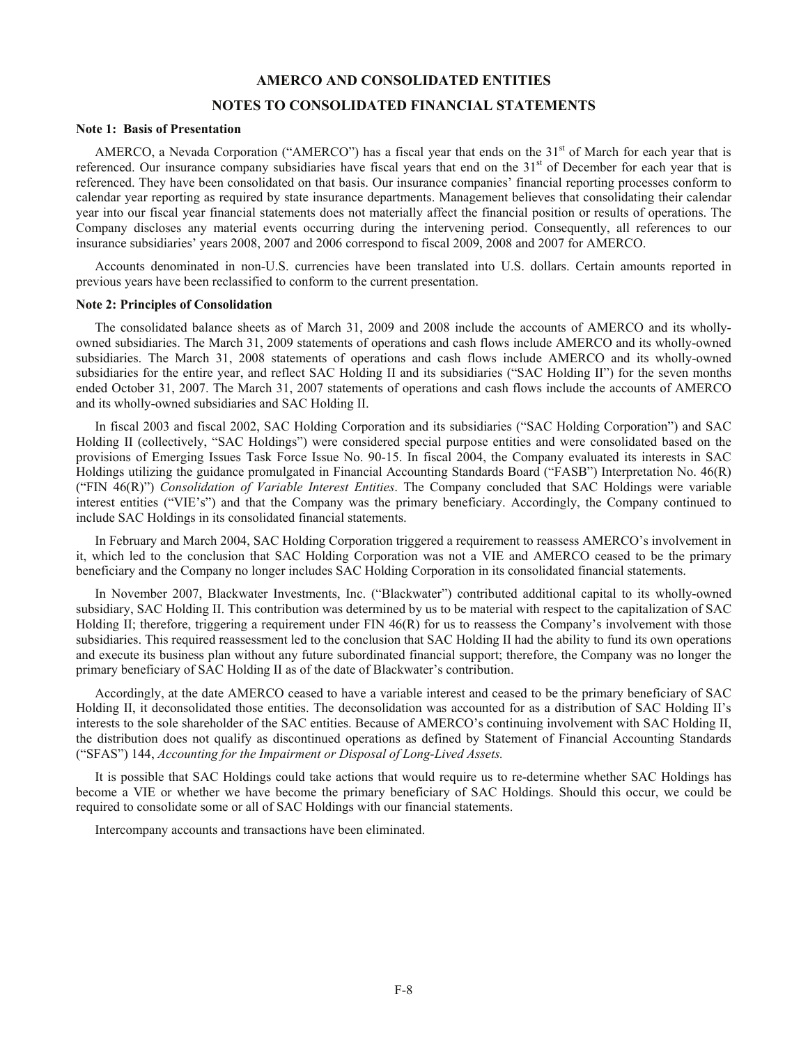# AMERCO AND CONSOLIDATED ENTITIES

## NOTES TO CONSOLIDATED FINANCIAL STATEMENTS

**Note 1: Basis of Presentation**

AMERCO, a Nevada Corporation ("AMERCO") has a fiscal year that ends on the 31st of March for each year that is referenced. Our insurance company subsidiaries have fiscal years that end on the 31st of December for each year that is referenced. They have been consolidated on that basis. Our insurance companies' financial reporting processes conform to calendar year reporting as required by state insurance departments. Management believes that consolidating their calendar year into our fiscal year financial statements does not materially affect the financial position or results of operations. The Company discloses any material events occurring during the intervening period. Consequently, all references to our insurance subsidiaries' years 2008, 2007 and 2006 correspond to fiscal 2009, 2008 and 2007 for AMERCO.

Accounts denominated in non-U.S. currencies have been translated into U.S. dollars. Certain amounts reported in previous years have been reclassified to conform to the current presentation.

**Note 2: Principles of Consolidation**

The consolidated balance sheets as of March 31, 2009 and 2008 include the accounts of AMERCO and its wholly-owned subsidiaries. The March 31, 2009 statements of operations and cash flows include AMERCO and its wholly-owned subsidiaries. The March 31, 2008 statements of operations and cash flows include AMERCO and its wholly-owned subsidiaries for the entire year, and reflect SAC Holding II and its subsidiaries ("SAC Holding II") for the seven months ended October 31, 2007. The March 31, 2007 statements of operations and cash flows include the accounts of AMERCO and its wholly-owned subsidiaries and SAC Holding II.

In fiscal 2003 and fiscal 2002, SAC Holding Corporation and its subsidiaries ("SAC Holding Corporation") and SAC Holding II (collectively, "SAC Holdings") were considered special purpose entities and were consolidated based on the provisions of Emerging Issues Task Force Issue No. 90-15. In fiscal 2004, the Company evaluated its interests in SAC Holdings utilizing the guidance promulgated in Financial Accounting Standards Board ("FASB") Interpretation No. 46(R) ("FIN 46(R)") *Consolidation of Variable Interest Entities*. The Company concluded that SAC Holdings were variable interest entities ("VIE's") and that the Company was the primary beneficiary. Accordingly, the Company continued to include SAC Holdings in its consolidated financial statements.

In February and March 2004, SAC Holding Corporation triggered a requirement to reassess AMERCO's involvement in it, which led to the conclusion that SAC Holding Corporation was not a VIE and AMERCO ceased to be the primary beneficiary and the Company no longer includes SAC Holding Corporation in its consolidated financial statements.

In November 2007, Blackwater Investments, Inc. ("Blackwater") contributed additional capital to its wholly-owned subsidiary, SAC Holding II. This contribution was determined by us to be material with respect to the capitalization of SAC Holding II; therefore, triggering a requirement under FIN 46(R) for us to reassess the Company's involvement with those subsidiaries. This required reassessment led to the conclusion that SAC Holding II had the ability to fund its own operations and execute its business plan without any future subordinated financial support; therefore, the Company was no longer the primary beneficiary of SAC Holding II as of the date of Blackwater's contribution.

Accordingly, at the date AMERCO ceased to have a variable interest and ceased to be the primary beneficiary of SAC Holding II, it deconsolidated those entities. The deconsolidation was accounted for as a distribution of SAC Holding II's interests to the sole shareholder of the SAC entities. Because of AMERCO's continuing involvement with SAC Holding II, the distribution does not qualify as discontinued operations as defined by Statement of Financial Accounting Standards ("SFAS") 144, *Accounting for the Impairment or Disposal of Long-Lived Assets.*

It is possible that SAC Holdings could take actions that would require us to re-determine whether SAC Holdings has become a VIE or whether we have become the primary beneficiary of SAC Holdings. Should this occur, we could be required to consolidate some or all of SAC Holdings with our financial statements.

Intercompany accounts and transactions have been eliminated.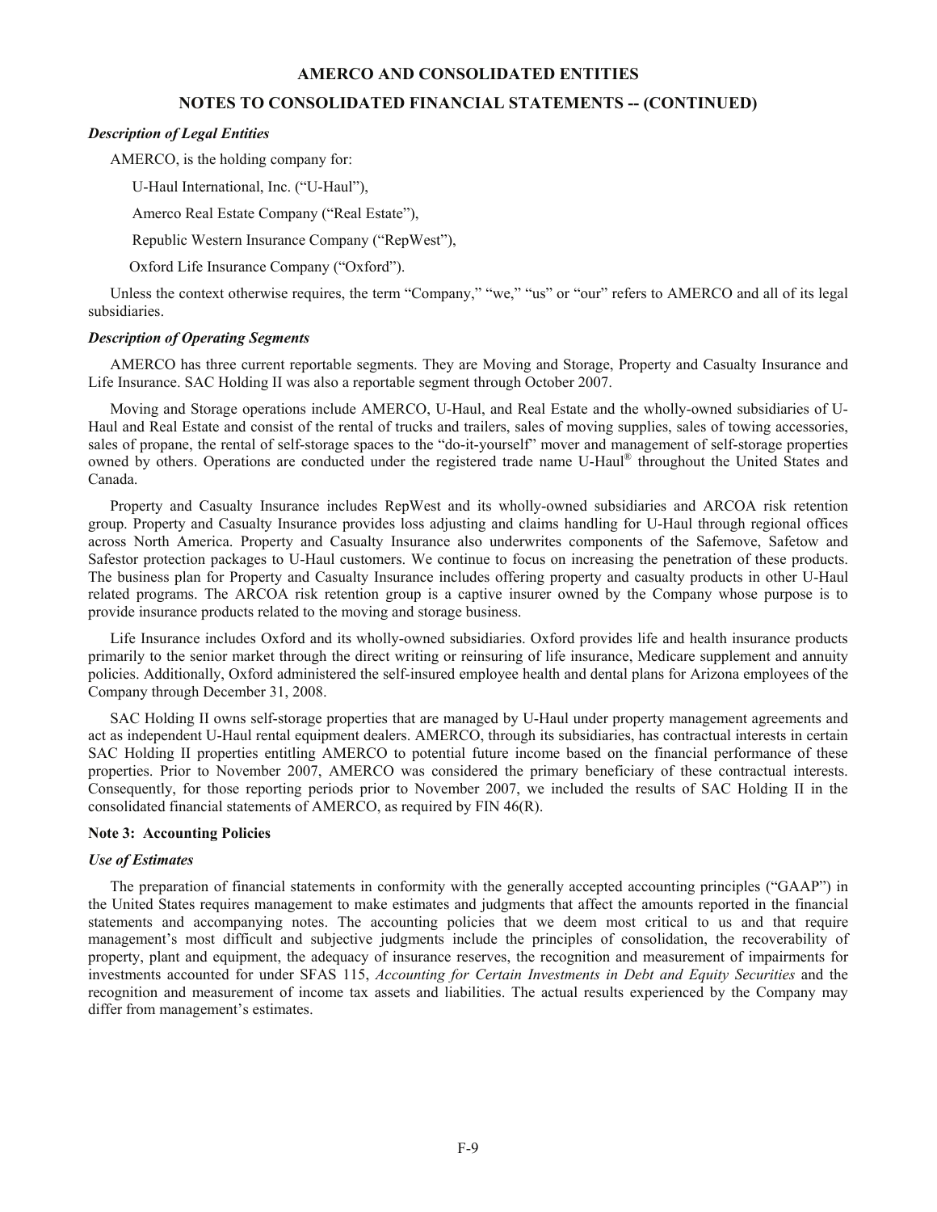*Description of Legal Entities*

AMERCO, is the holding company for:

U-Haul International, Inc. ("U-Haul"),

Amerco Real Estate Company ("Real Estate"),

Republic Western Insurance Company ("RepWest"),

Oxford Life Insurance Company ("Oxford").

Unless the context otherwise requires, the term "Company," "we," "us" or "our" refers to AMERCO and all of its legal subsidiaries.

*Description of Operating Segments*

AMERCO has three current reportable segments. They are Moving and Storage, Property and Casualty Insurance and Life Insurance. SAC Holding II was also a reportable segment through October 2007.

Moving and Storage operations include AMERCO, U-Haul, and Real Estate and the wholly-owned subsidiaries of U-Haul and Real Estate and consist of the rental of trucks and trailers, sales of moving supplies, sales of towing accessories, sales of propane, the rental of self-storage spaces to the "do-it-yourself" mover and management of self-storage properties owned by others. Operations are conducted under the registered trade name U-Haul® throughout the United States and Canada.

Property and Casualty Insurance includes RepWest and its wholly-owned subsidiaries and ARCOA risk retention group. Property and Casualty Insurance provides loss adjusting and claims handling for U-Haul through regional offices across North America. Property and Casualty Insurance also underwrites components of the Safemove, Safetow and Safestor protection packages to U-Haul customers. We continue to focus on increasing the penetration of these products. The business plan for Property and Casualty Insurance includes offering property and casualty products in other U-Haul related programs. The ARCOA risk retention group is a captive insurer owned by the Company whose purpose is to provide insurance products related to the moving and storage business.

Life Insurance includes Oxford and its wholly-owned subsidiaries. Oxford provides life and health insurance products primarily to the senior market through the direct writing or reinsuring of life insurance, Medicare supplement and annuity policies. Additionally, Oxford administered the self-insured employee health and dental plans for Arizona employees of the Company through December 31, 2008.

SAC Holding II owns self-storage properties that are managed by U-Haul under property management agreements and act as independent U-Haul rental equipment dealers. AMERCO, through its subsidiaries, has contractual interests in certain SAC Holding II properties entitling AMERCO to potential future income based on the financial performance of these properties. Prior to November 2007, AMERCO was considered the primary beneficiary of these contractual interests. Consequently, for those reporting periods prior to November 2007, we included the results of SAC Holding II in the consolidated financial statements of AMERCO, as required by FIN 46(R).

**Note 3: Accounting Policies**

*Use of Estimates*

The preparation of financial statements in conformity with the generally accepted accounting principles ("GAAP") in the United States requires management to make estimates and judgments that affect the amounts reported in the financial statements and accompanying notes. The accounting policies that we deem most critical to us and that require management's most difficult and subjective judgments include the principles of consolidation, the recoverability of property, plant and equipment, the adequacy of insurance reserves, the recognition and measurement of impairments for investments accounted for under SFAS 115, *Accounting for Certain Investments in Debt and Equity Securities* and the recognition and measurement of income tax assets and liabilities. The actual results experienced by the Company may differ from management's estimates.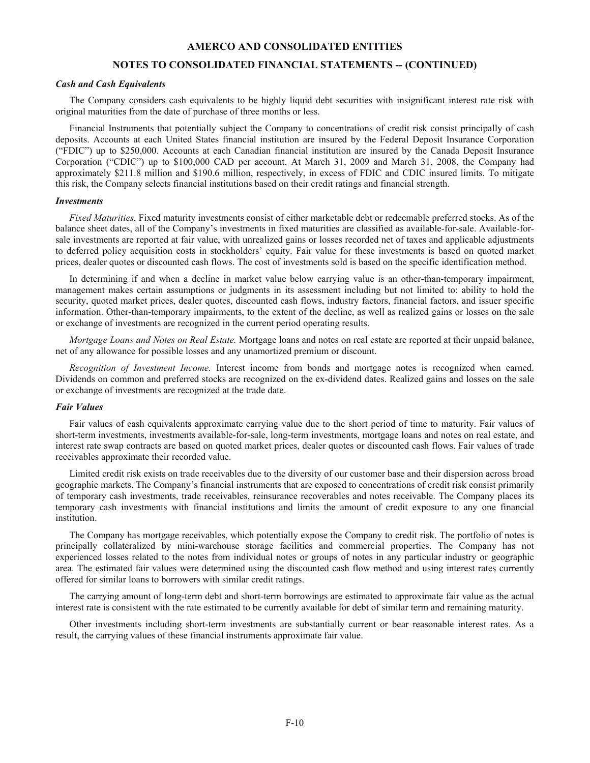#### *Cash and Cash Equivalents*

The Company considers cash equivalents to be highly liquid debt securities with insignificant interest rate risk with original maturities from the date of purchase of three months or less.

Financial Instruments that potentially subject the Company to concentrations of credit risk consist principally of cash deposits. Accounts at each United States financial institution are insured by the Federal Deposit Insurance Corporation ("FDIC") up to $250,000. Accounts at each Canadian financial institution are insured by the Canada Deposit Insurance Corporation ("CDIC") up to $100,000 CAD per account. At March 31, 2009 and March 31, 2008, the Company had approximately $211.8 million and $190.6 million, respectively, in excess of FDIC and CDIC insured limits. To mitigate this risk, the Company selects financial institutions based on their credit ratings and financial strength.

#### *Investments*

*Fixed Maturities.* Fixed maturity investments consist of either marketable debt or redeemable preferred stocks. As of the balance sheet dates, all of the Company's investments in fixed maturities are classified as available-for-sale. Available-for-sale investments are reported at fair value, with unrealized gains or losses recorded net of taxes and applicable adjustments to deferred policy acquisition costs in stockholders' equity. Fair value for these investments is based on quoted market prices, dealer quotes or discounted cash flows. The cost of investments sold is based on the specific identification method.

In determining if and when a decline in market value below carrying value is an other-than-temporary impairment, management makes certain assumptions or judgments in its assessment including but not limited to: ability to hold the security, quoted market prices, dealer quotes, discounted cash flows, industry factors, financial factors, and issuer specific information. Other-than-temporary impairments, to the extent of the decline, as well as realized gains or losses on the sale or exchange of investments are recognized in the current period operating results.

*Mortgage Loans and Notes on Real Estate.* Mortgage loans and notes on real estate are reported at their unpaid balance, net of any allowance for possible losses and any unamortized premium or discount.

*Recognition of Investment Income.* Interest income from bonds and mortgage notes is recognized when earned. Dividends on common and preferred stocks are recognized on the ex-dividend dates. Realized gains and losses on the sale or exchange of investments are recognized at the trade date.

#### *Fair Values*

Fair values of cash equivalents approximate carrying value due to the short period of time to maturity. Fair values of short-term investments, investments available-for-sale, long-term investments, mortgage loans and notes on real estate, and interest rate swap contracts are based on quoted market prices, dealer quotes or discounted cash flows. Fair values of trade receivables approximate their recorded value.

Limited credit risk exists on trade receivables due to the diversity of our customer base and their dispersion across broad geographic markets. The Company's financial instruments that are exposed to concentrations of credit risk consist primarily of temporary cash investments, trade receivables, reinsurance recoverables and notes receivable. The Company places its temporary cash investments with financial institutions and limits the amount of credit exposure to any one financial institution.

The Company has mortgage receivables, which potentially expose the Company to credit risk. The portfolio of notes is principally collateralized by mini-warehouse storage facilities and commercial properties. The Company has not experienced losses related to the notes from individual notes or groups of notes in any particular industry or geographic area. The estimated fair values were determined using the discounted cash flow method and using interest rates currently offered for similar loans to borrowers with similar credit ratings.

The carrying amount of long-term debt and short-term borrowings are estimated to approximate fair value as the actual interest rate is consistent with the rate estimated to be currently available for debt of similar term and remaining maturity.

Other investments including short-term investments are substantially current or bear reasonable interest rates. As a result, the carrying values of these financial instruments approximate fair value.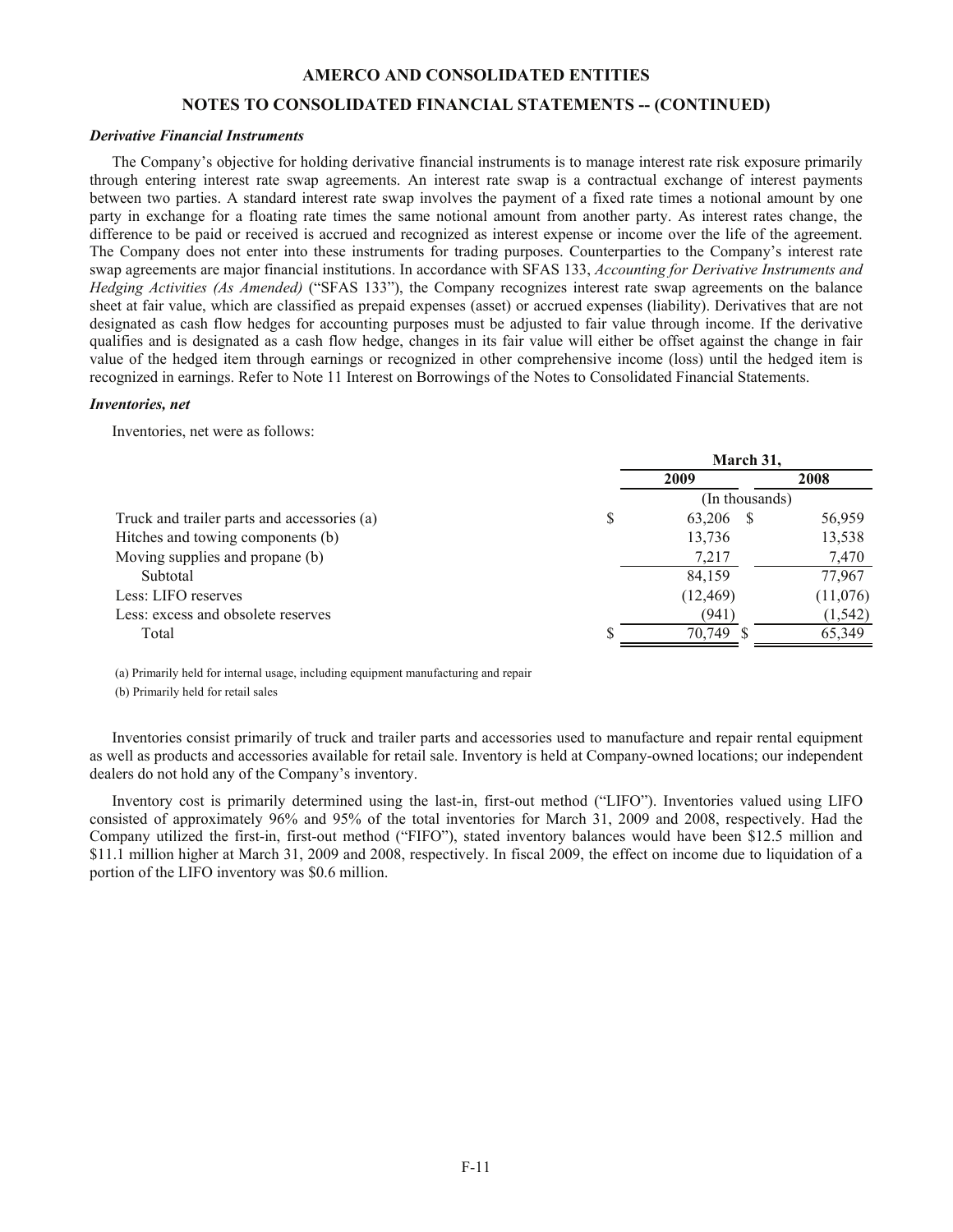## AMERCO AND CONSOLIDATED ENTITIES

## NOTES TO CONSOLIDATED FINANCIAL STATEMENTS -- (CONTINUED)

***Derivative Financial Instruments***

The Company's objective for holding derivative financial instruments is to manage interest rate risk exposure primarily through entering interest rate swap agreements. An interest rate swap is a contractual exchange of interest payments between two parties. A standard interest rate swap involves the payment of a fixed rate times a notional amount by one party in exchange for a floating rate times the same notional amount from another party. As interest rates change, the difference to be paid or received is accrued and recognized as interest expense or income over the life of the agreement. The Company does not enter into these instruments for trading purposes. Counterparties to the Company's interest rate swap agreements are major financial institutions. In accordance with SFAS 133, *Accounting for Derivative Instruments and Hedging Activities (As Amended)* ("SFAS 133"), the Company recognizes interest rate swap agreements on the balance sheet at fair value, which are classified as prepaid expenses (asset) or accrued expenses (liability). Derivatives that are not designated as cash flow hedges for accounting purposes must be adjusted to fair value through income. If the derivative qualifies and is designated as a cash flow hedge, changes in its fair value will either be offset against the change in fair value of the hedged item through earnings or recognized in other comprehensive income (loss) until the hedged item is recognized in earnings. Refer to Note 11 Interest on Borrowings of the Notes to Consolidated Financial Statements.

***Inventories, net***

Inventories, net were as follows:

| | March 31, | |
|---|---|---|
| | 2009 | 2008 |
| | (In thousands) | |
| Truck and trailer parts and accessories (a) | $ 63,206 | $ 56,959 |
| Hitches and towing components (b) | 13,736 | 13,538 |
| Moving supplies and propane (b) | 7,217 | 7,470 |
| Subtotal | 84,159 | 77,967 |
| Less: LIFO reserves | (12,469) | (11,076) |
| Less: excess and obsolete reserves | (941) | (1,542) |
| Total | $ 70,749 | $ 65,349 |

(a) Primarily held for internal usage, including equipment manufacturing and repair

(b) Primarily held for retail sales

Inventories consist primarily of truck and trailer parts and accessories used to manufacture and repair rental equipment as well as products and accessories available for retail sale. Inventory is held at Company-owned locations; our independent dealers do not hold any of the Company's inventory.

Inventory cost is primarily determined using the last-in, first-out method ("LIFO"). Inventories valued using LIFO consisted of approximately 96% and 95% of the total inventories for March 31, 2009 and 2008, respectively. Had the Company utilized the first-in, first-out method ("FIFO"), stated inventory balances would have been $12.5 million and $11.1 million higher at March 31, 2009 and 2008, respectively. In fiscal 2009, the effect on income due to liquidation of a portion of the LIFO inventory was $0.6 million.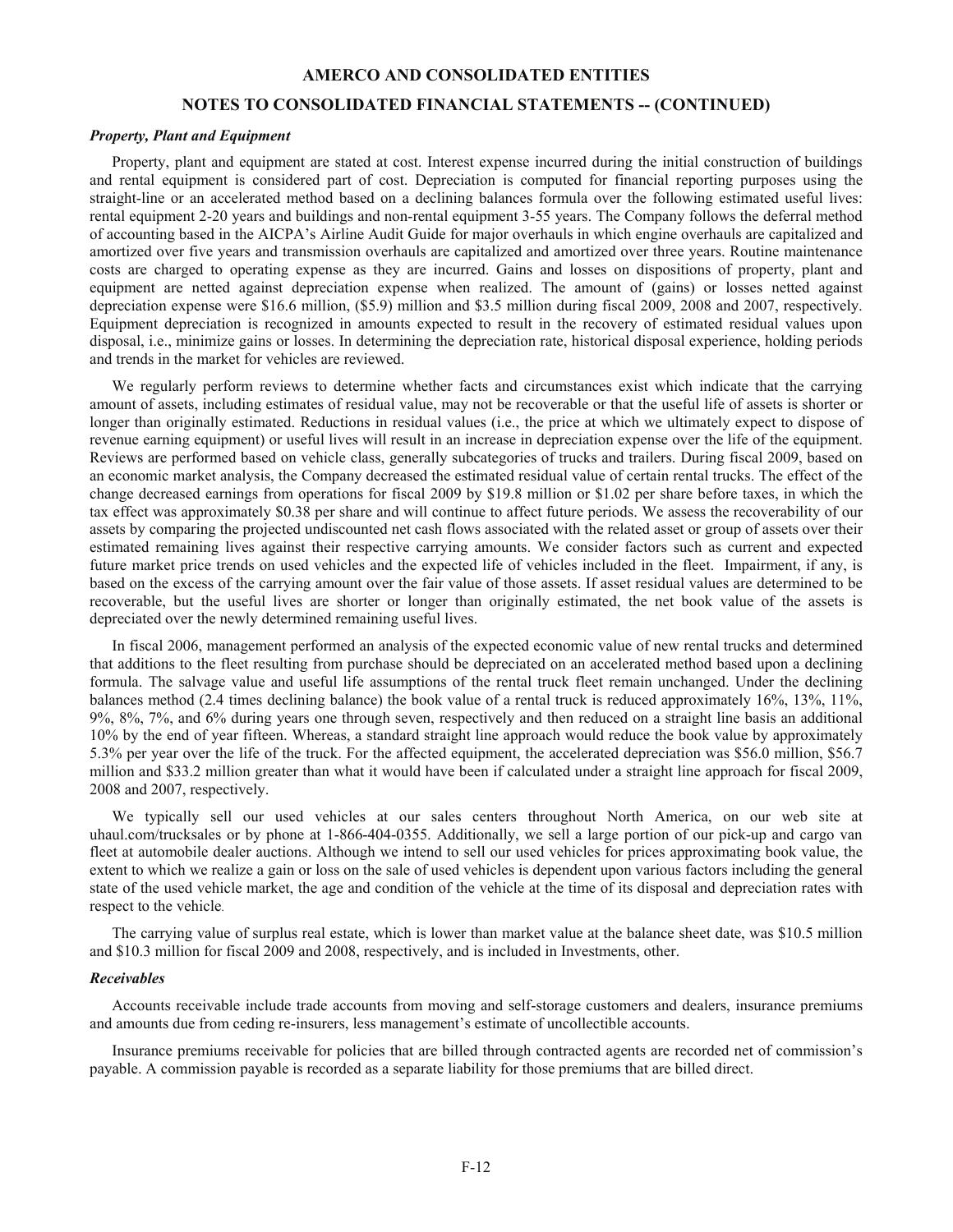# AMERCO AND CONSOLIDATED ENTITIES

## NOTES TO CONSOLIDATED FINANCIAL STATEMENTS -- (CONTINUED)

***Property, Plant and Equipment***

Property, plant and equipment are stated at cost. Interest expense incurred during the initial construction of buildings and rental equipment is considered part of cost. Depreciation is computed for financial reporting purposes using the straight-line or an accelerated method based on a declining balances formula over the following estimated useful lives: rental equipment 2-20 years and buildings and non-rental equipment 3-55 years. The Company follows the deferral method of accounting based in the AICPA's Airline Audit Guide for major overhauls in which engine overhauls are capitalized and amortized over five years and transmission overhauls are capitalized and amortized over three years. Routine maintenance costs are charged to operating expense as they are incurred. Gains and losses on dispositions of property, plant and equipment are netted against depreciation expense when realized. The amount of (gains) or losses netted against depreciation expense were $16.6 million, ($5.9) million and $3.5 million during fiscal 2009, 2008 and 2007, respectively. Equipment depreciation is recognized in amounts expected to result in the recovery of estimated residual values upon disposal, i.e., minimize gains or losses. In determining the depreciation rate, historical disposal experience, holding periods and trends in the market for vehicles are reviewed.

We regularly perform reviews to determine whether facts and circumstances exist which indicate that the carrying amount of assets, including estimates of residual value, may not be recoverable or that the useful life of assets is shorter or longer than originally estimated. Reductions in residual values (i.e., the price at which we ultimately expect to dispose of revenue earning equipment) or useful lives will result in an increase in depreciation expense over the life of the equipment. Reviews are performed based on vehicle class, generally subcategories of trucks and trailers. During fiscal 2009, based on an economic market analysis, the Company decreased the estimated residual value of certain rental trucks. The effect of the change decreased earnings from operations for fiscal 2009 by $19.8 million or $1.02 per share before taxes, in which the tax effect was approximately $0.38 per share and will continue to affect future periods. We assess the recoverability of our assets by comparing the projected undiscounted net cash flows associated with the related asset or group of assets over their estimated remaining lives against their respective carrying amounts. We consider factors such as current and expected future market price trends on used vehicles and the expected life of vehicles included in the fleet. Impairment, if any, is based on the excess of the carrying amount over the fair value of those assets. If asset residual values are determined to be recoverable, but the useful lives are shorter or longer than originally estimated, the net book value of the assets is depreciated over the newly determined remaining useful lives.

In fiscal 2006, management performed an analysis of the expected economic value of new rental trucks and determined that additions to the fleet resulting from purchase should be depreciated on an accelerated method based upon a declining formula. The salvage value and useful life assumptions of the rental truck fleet remain unchanged. Under the declining balances method (2.4 times declining balance) the book value of a rental truck is reduced approximately 16%, 13%, 11%, 9%, 8%, 7%, and 6% during years one through seven, respectively and then reduced on a straight line basis an additional 10% by the end of year fifteen. Whereas, a standard straight line approach would reduce the book value by approximately 5.3% per year over the life of the truck. For the affected equipment, the accelerated depreciation was $56.0 million, $56.7 million and $33.2 million greater than what it would have been if calculated under a straight line approach for fiscal 2009, 2008 and 2007, respectively.

We typically sell our used vehicles at our sales centers throughout North America, on our web site at uhaul.com/trucksales or by phone at 1-866-404-0355. Additionally, we sell a large portion of our pick-up and cargo van fleet at automobile dealer auctions. Although we intend to sell our used vehicles for prices approximating book value, the extent to which we realize a gain or loss on the sale of used vehicles is dependent upon various factors including the general state of the used vehicle market, the age and condition of the vehicle at the time of its disposal and depreciation rates with respect to the vehicle.

The carrying value of surplus real estate, which is lower than market value at the balance sheet date, was $10.5 million and $10.3 million for fiscal 2009 and 2008, respectively, and is included in Investments, other.

***Receivables***

Accounts receivable include trade accounts from moving and self-storage customers and dealers, insurance premiums and amounts due from ceding re-insurers, less management's estimate of uncollectible accounts.

Insurance premiums receivable for policies that are billed through contracted agents are recorded net of commission's payable. A commission payable is recorded as a separate liability for those premiums that are billed direct.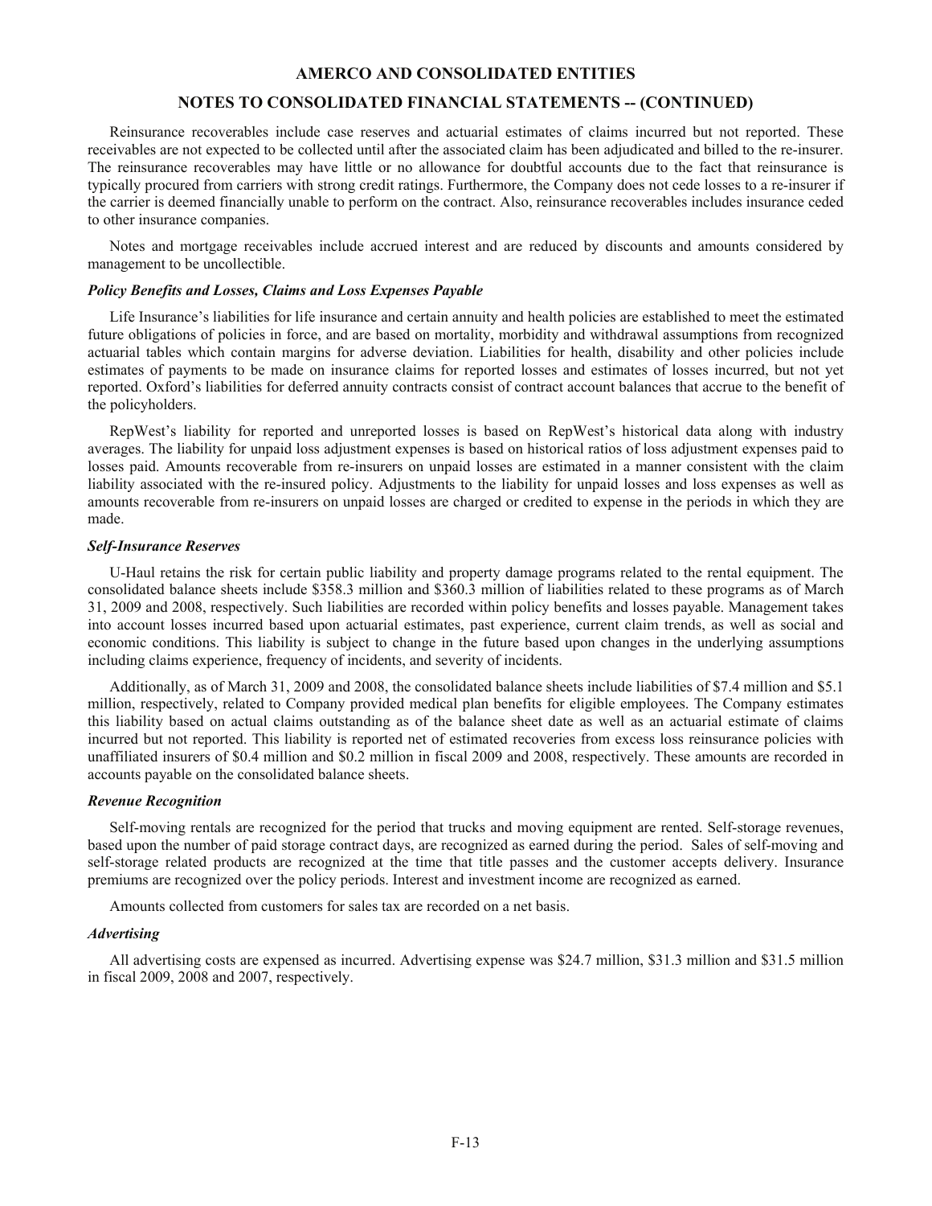Reinsurance recoverables include case reserves and actuarial estimates of claims incurred but not reported. These receivables are not expected to be collected until after the associated claim has been adjudicated and billed to the re-insurer. The reinsurance recoverables may have little or no allowance for doubtful accounts due to the fact that reinsurance is typically procured from carriers with strong credit ratings. Furthermore, the Company does not cede losses to a re-insurer if the carrier is deemed financially unable to perform on the contract. Also, reinsurance recoverables includes insurance ceded to other insurance companies.

Notes and mortgage receivables include accrued interest and are reduced by discounts and amounts considered by management to be uncollectible.

***Policy Benefits and Losses, Claims and Loss Expenses Payable***

Life Insurance's liabilities for life insurance and certain annuity and health policies are established to meet the estimated future obligations of policies in force, and are based on mortality, morbidity and withdrawal assumptions from recognized actuarial tables which contain margins for adverse deviation. Liabilities for health, disability and other policies include estimates of payments to be made on insurance claims for reported losses and estimates of losses incurred, but not yet reported. Oxford's liabilities for deferred annuity contracts consist of contract account balances that accrue to the benefit of the policyholders.

RepWest's liability for reported and unreported losses is based on RepWest's historical data along with industry averages. The liability for unpaid loss adjustment expenses is based on historical ratios of loss adjustment expenses paid to losses paid. Amounts recoverable from re-insurers on unpaid losses are estimated in a manner consistent with the claim liability associated with the re-insured policy. Adjustments to the liability for unpaid losses and loss expenses as well as amounts recoverable from re-insurers on unpaid losses are charged or credited to expense in the periods in which they are made.

***Self-Insurance Reserves***

U-Haul retains the risk for certain public liability and property damage programs related to the rental equipment. The consolidated balance sheets include $358.3 million and $360.3 million of liabilities related to these programs as of March 31, 2009 and 2008, respectively. Such liabilities are recorded within policy benefits and losses payable. Management takes into account losses incurred based upon actuarial estimates, past experience, current claim trends, as well as social and economic conditions. This liability is subject to change in the future based upon changes in the underlying assumptions including claims experience, frequency of incidents, and severity of incidents.

Additionally, as of March 31, 2009 and 2008, the consolidated balance sheets include liabilities of $7.4 million and $5.1 million, respectively, related to Company provided medical plan benefits for eligible employees. The Company estimates this liability based on actual claims outstanding as of the balance sheet date as well as an actuarial estimate of claims incurred but not reported. This liability is reported net of estimated recoveries from excess loss reinsurance policies with unaffiliated insurers of $0.4 million and $0.2 million in fiscal 2009 and 2008, respectively. These amounts are recorded in accounts payable on the consolidated balance sheets.

***Revenue Recognition***

Self-moving rentals are recognized for the period that trucks and moving equipment are rented. Self-storage revenues, based upon the number of paid storage contract days, are recognized as earned during the period. Sales of self-moving and self-storage related products are recognized at the time that title passes and the customer accepts delivery. Insurance premiums are recognized over the policy periods. Interest and investment income are recognized as earned.

Amounts collected from customers for sales tax are recorded on a net basis.

***Advertising***

All advertising costs are expensed as incurred. Advertising expense was $24.7 million, $31.3 million and $31.5 million in fiscal 2009, 2008 and 2007, respectively.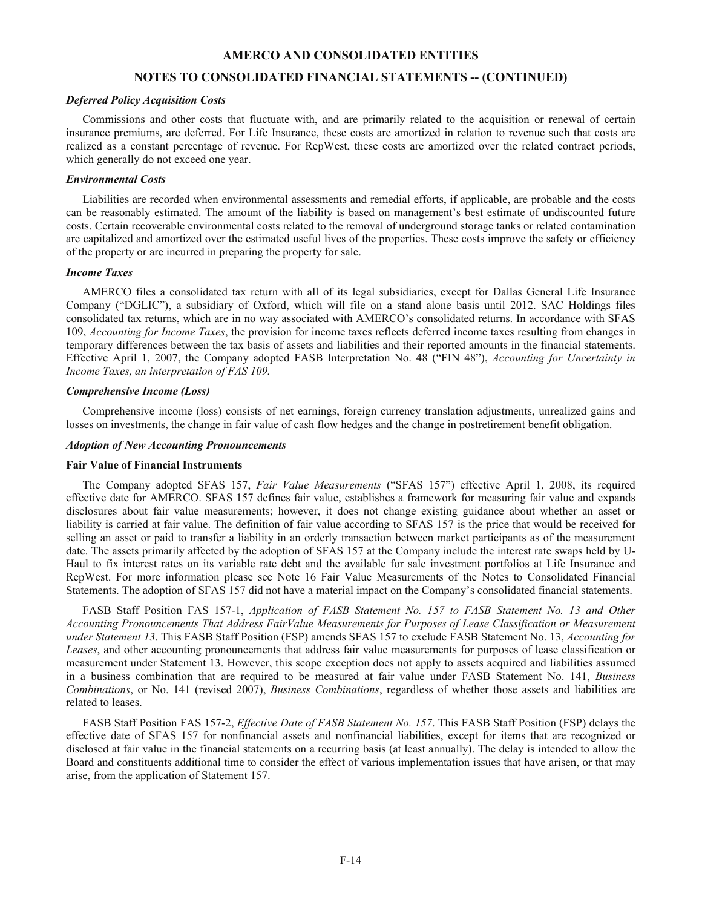#### *Deferred Policy Acquisition Costs*

Commissions and other costs that fluctuate with, and are primarily related to the acquisition or renewal of certain insurance premiums, are deferred. For Life Insurance, these costs are amortized in relation to revenue such that costs are realized as a constant percentage of revenue. For RepWest, these costs are amortized over the related contract periods, which generally do not exceed one year.

#### *Environmental Costs*

Liabilities are recorded when environmental assessments and remedial efforts, if applicable, are probable and the costs can be reasonably estimated. The amount of the liability is based on management's best estimate of undiscounted future costs. Certain recoverable environmental costs related to the removal of underground storage tanks or related contamination are capitalized and amortized over the estimated useful lives of the properties. These costs improve the safety or efficiency of the property or are incurred in preparing the property for sale.

#### *Income Taxes*

AMERCO files a consolidated tax return with all of its legal subsidiaries, except for Dallas General Life Insurance Company ("DGLIC"), a subsidiary of Oxford, which will file on a stand alone basis until 2012. SAC Holdings files consolidated tax returns, which are in no way associated with AMERCO's consolidated returns. In accordance with SFAS 109, *Accounting for Income Taxes*, the provision for income taxes reflects deferred income taxes resulting from changes in temporary differences between the tax basis of assets and liabilities and their reported amounts in the financial statements. Effective April 1, 2007, the Company adopted FASB Interpretation No. 48 ("FIN 48"), *Accounting for Uncertainty in Income Taxes, an interpretation of FAS 109.*

#### *Comprehensive Income (Loss)*

Comprehensive income (loss) consists of net earnings, foreign currency translation adjustments, unrealized gains and losses on investments, the change in fair value of cash flow hedges and the change in postretirement benefit obligation.

#### *Adoption of New Accounting Pronouncements*

**Fair Value of Financial Instruments**

The Company adopted SFAS 157, *Fair Value Measurements* ("SFAS 157") effective April 1, 2008, its required effective date for AMERCO. SFAS 157 defines fair value, establishes a framework for measuring fair value and expands disclosures about fair value measurements; however, it does not change existing guidance about whether an asset or liability is carried at fair value. The definition of fair value according to SFAS 157 is the price that would be received for selling an asset or paid to transfer a liability in an orderly transaction between market participants as of the measurement date. The assets primarily affected by the adoption of SFAS 157 at the Company include the interest rate swaps held by U-Haul to fix interest rates on its variable rate debt and the available for sale investment portfolios at Life Insurance and RepWest. For more information please see Note 16 Fair Value Measurements of the Notes to Consolidated Financial Statements. The adoption of SFAS 157 did not have a material impact on the Company's consolidated financial statements.

FASB Staff Position FAS 157-1, *Application of FASB Statement No. 157 to FASB Statement No. 13 and Other Accounting Pronouncements That Address FairValue Measurements for Purposes of Lease Classification or Measurement under Statement 13*. This FASB Staff Position (FSP) amends SFAS 157 to exclude FASB Statement No. 13, *Accounting for Leases*, and other accounting pronouncements that address fair value measurements for purposes of lease classification or measurement under Statement 13. However, this scope exception does not apply to assets acquired and liabilities assumed in a business combination that are required to be measured at fair value under FASB Statement No. 141, *Business Combinations*, or No. 141 (revised 2007), *Business Combinations*, regardless of whether those assets and liabilities are related to leases.

FASB Staff Position FAS 157-2, *Effective Date of FASB Statement No. 157*. This FASB Staff Position (FSP) delays the effective date of SFAS 157 for nonfinancial assets and nonfinancial liabilities, except for items that are recognized or disclosed at fair value in the financial statements on a recurring basis (at least annually). The delay is intended to allow the Board and constituents additional time to consider the effect of various implementation issues that have arisen, or that may arise, from the application of Statement 157.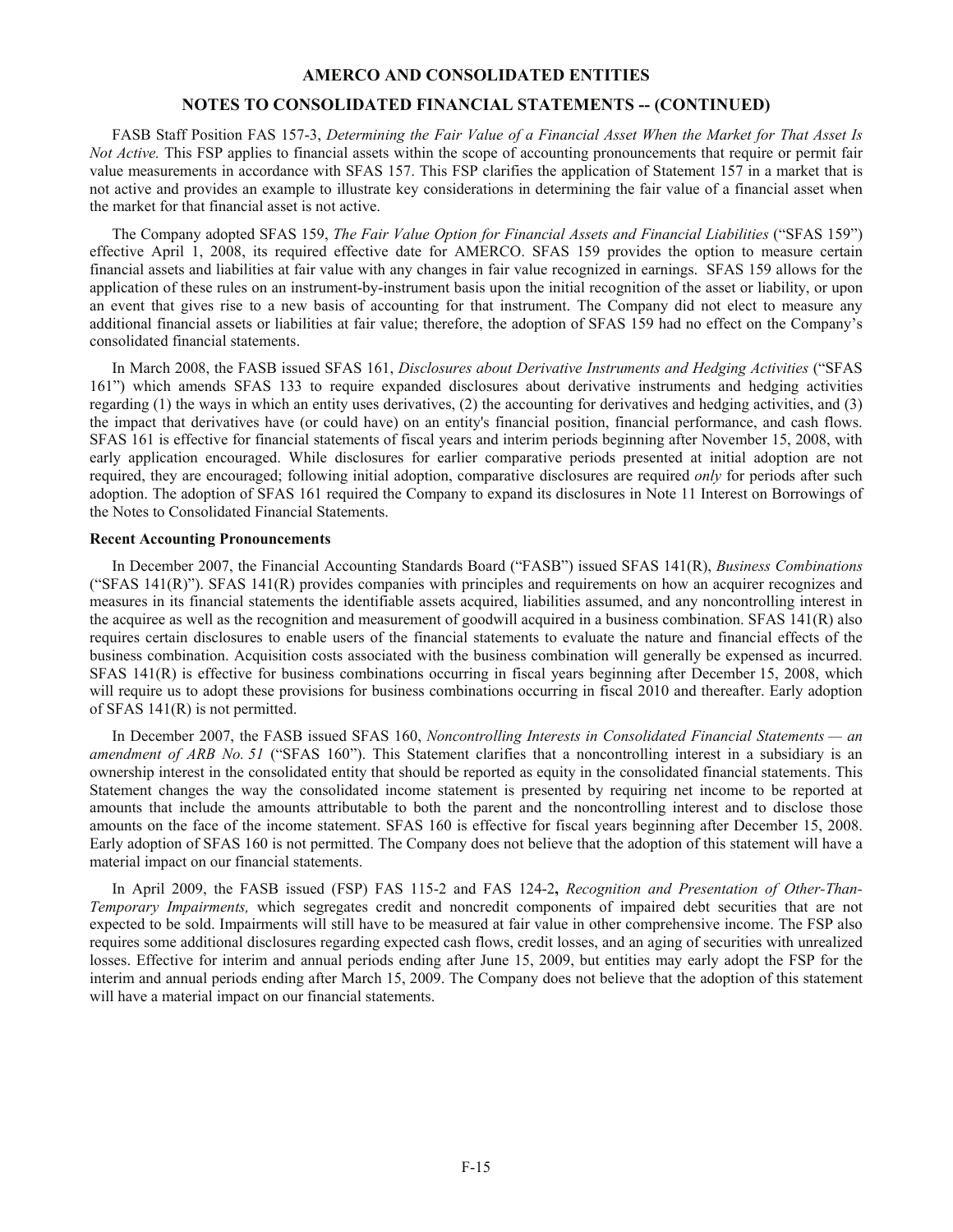FASB Staff Position FAS 157-3, *Determining the Fair Value of a Financial Asset When the Market for That Asset Is Not Active.* This FSP applies to financial assets within the scope of accounting pronouncements that require or permit fair value measurements in accordance with SFAS 157. This FSP clarifies the application of Statement 157 in a market that is not active and provides an example to illustrate key considerations in determining the fair value of a financial asset when the market for that financial asset is not active.

The Company adopted SFAS 159, *The Fair Value Option for Financial Assets and Financial Liabilities* ("SFAS 159") effective April 1, 2008, its required effective date for AMERCO. SFAS 159 provides the option to measure certain financial assets and liabilities at fair value with any changes in fair value recognized in earnings. SFAS 159 allows for the application of these rules on an instrument-by-instrument basis upon the initial recognition of the asset or liability, or upon an event that gives rise to a new basis of accounting for that instrument. The Company did not elect to measure any additional financial assets or liabilities at fair value; therefore, the adoption of SFAS 159 had no effect on the Company's consolidated financial statements.

In March 2008, the FASB issued SFAS 161, *Disclosures about Derivative Instruments and Hedging Activities* ("SFAS 161") which amends SFAS 133 to require expanded disclosures about derivative instruments and hedging activities regarding (1) the ways in which an entity uses derivatives, (2) the accounting for derivatives and hedging activities, and (3) the impact that derivatives have (or could have) on an entity's financial position, financial performance, and cash flows. SFAS 161 is effective for financial statements of fiscal years and interim periods beginning after November 15, 2008, with early application encouraged. While disclosures for earlier comparative periods presented at initial adoption are not required, they are encouraged; following initial adoption, comparative disclosures are required *only* for periods after such adoption. The adoption of SFAS 161 required the Company to expand its disclosures in Note 11 Interest on Borrowings of the Notes to Consolidated Financial Statements.

**Recent Accounting Pronouncements**

In December 2007, the Financial Accounting Standards Board ("FASB") issued SFAS 141(R), *Business Combinations* ("SFAS 141(R)"). SFAS 141(R) provides companies with principles and requirements on how an acquirer recognizes and measures in its financial statements the identifiable assets acquired, liabilities assumed, and any noncontrolling interest in the acquiree as well as the recognition and measurement of goodwill acquired in a business combination. SFAS 141(R) also requires certain disclosures to enable users of the financial statements to evaluate the nature and financial effects of the business combination. Acquisition costs associated with the business combination will generally be expensed as incurred. SFAS 141(R) is effective for business combinations occurring in fiscal years beginning after December 15, 2008, which will require us to adopt these provisions for business combinations occurring in fiscal 2010 and thereafter. Early adoption of SFAS 141(R) is not permitted.

In December 2007, the FASB issued SFAS 160, *Noncontrolling Interests in Consolidated Financial Statements — an amendment of ARB No. 51* ("SFAS 160"). This Statement clarifies that a noncontrolling interest in a subsidiary is an ownership interest in the consolidated entity that should be reported as equity in the consolidated financial statements. This Statement changes the way the consolidated income statement is presented by requiring net income to be reported at amounts that include the amounts attributable to both the parent and the noncontrolling interest and to disclose those amounts on the face of the income statement. SFAS 160 is effective for fiscal years beginning after December 15, 2008. Early adoption of SFAS 160 is not permitted. The Company does not believe that the adoption of this statement will have a material impact on our financial statements.

In April 2009, the FASB issued (FSP) FAS 115-2 and FAS 124-2**,** *Recognition and Presentation of Other-Than-Temporary Impairments,* which segregates credit and noncredit components of impaired debt securities that are not expected to be sold. Impairments will still have to be measured at fair value in other comprehensive income. The FSP also requires some additional disclosures regarding expected cash flows, credit losses, and an aging of securities with unrealized losses. Effective for interim and annual periods ending after June 15, 2009, but entities may early adopt the FSP for the interim and annual periods ending after March 15, 2009. The Company does not believe that the adoption of this statement will have a material impact on our financial statements.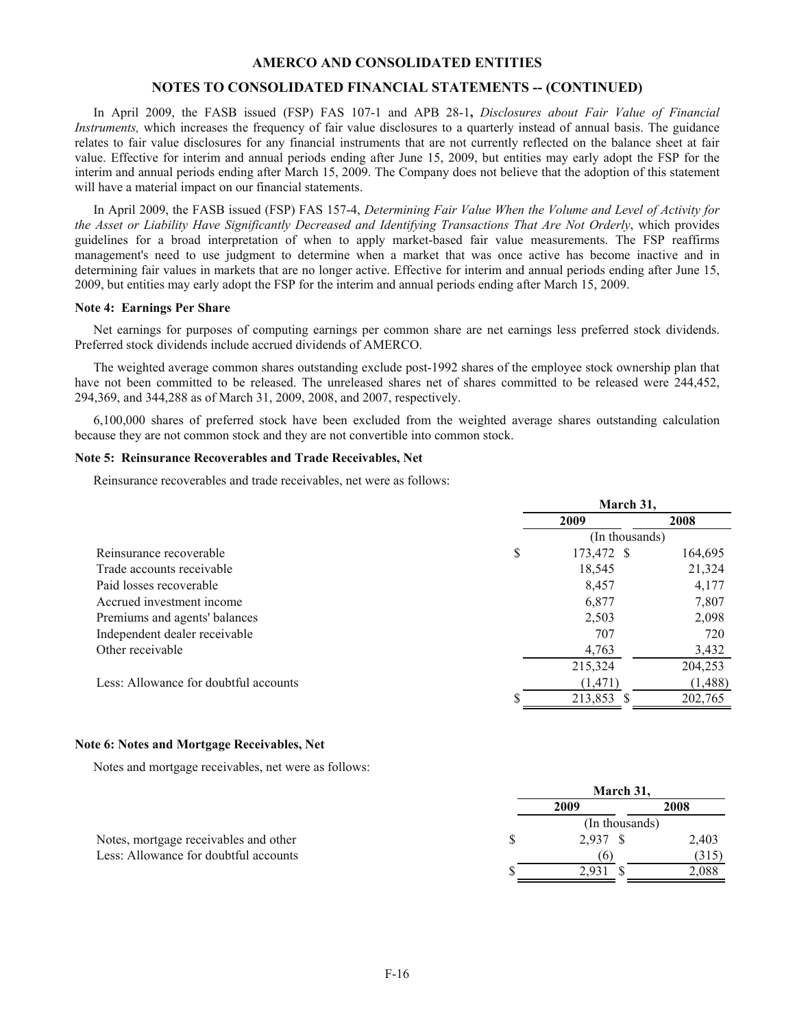In April 2009, the FASB issued (FSP) FAS 107-1 and APB 28-1**,** *Disclosures about Fair Value of Financial Instruments,* which increases the frequency of fair value disclosures to a quarterly instead of annual basis. The guidance relates to fair value disclosures for any financial instruments that are not currently reflected on the balance sheet at fair value. Effective for interim and annual periods ending after June 15, 2009, but entities may early adopt the FSP for the interim and annual periods ending after March 15, 2009. The Company does not believe that the adoption of this statement will have a material impact on our financial statements.

In April 2009, the FASB issued (FSP) FAS 157-4, *Determining Fair Value When the Volume and Level of Activity for the Asset or Liability Have Significantly Decreased and Identifying Transactions That Are Not Orderly*, which provides guidelines for a broad interpretation of when to apply market-based fair value measurements. The FSP reaffirms management's need to use judgment to determine when a market that was once active has become inactive and in determining fair values in markets that are no longer active. Effective for interim and annual periods ending after June 15, 2009, but entities may early adopt the FSP for the interim and annual periods ending after March 15, 2009.

**Note 4: Earnings Per Share**

Net earnings for purposes of computing earnings per common share are net earnings less preferred stock dividends. Preferred stock dividends include accrued dividends of AMERCO.

The weighted average common shares outstanding exclude post-1992 shares of the employee stock ownership plan that have not been committed to be released. The unreleased shares net of shares committed to be released were 244,452, 294,369, and 344,288 as of March 31, 2009, 2008, and 2007, respectively.

6,100,000 shares of preferred stock have been excluded from the weighted average shares outstanding calculation because they are not common stock and they are not convertible into common stock.

**Note 5: Reinsurance Recoverables and Trade Receivables, Net**

Reinsurance recoverables and trade receivables, net were as follows:

| | March 31, | |
|---|---|---|
| | 2009 | 2008 |
| | (In thousands) | |
| Reinsurance recoverable | $ 173,472 | $ 164,695 |
| Trade accounts receivable | 18,545 | 21,324 |
| Paid losses recoverable | 8,457 | 4,177 |
| Accrued investment income | 6,877 | 7,807 |
| Premiums and agents' balances | 2,503 | 2,098 |
| Independent dealer receivable | 707 | 720 |
| Other receivable | 4,763 | 3,432 |
| | 215,324 | 204,253 |
| Less: Allowance for doubtful accounts | (1,471) | (1,488) |
| | $ 213,853 | $ 202,765 |

**Note 6: Notes and Mortgage Receivables, Net**

Notes and mortgage receivables, net were as follows:

| | March 31, | |
|---|---|---|
| | 2009 | 2008 |
| | (In thousands) | |
| Notes, mortgage receivables and other | $ 2,937 | $ 2,403 |
| Less: Allowance for doubtful accounts | (6) | (315) |
| | $ 2,931 | $ 2,088 |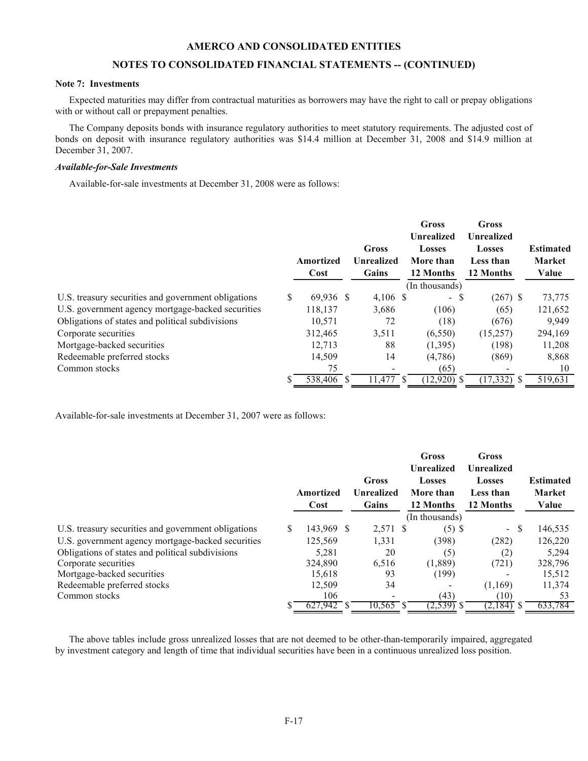## AMERCO AND CONSOLIDATED ENTITIES

## NOTES TO CONSOLIDATED FINANCIAL STATEMENTS -- (CONTINUED)

**Note 7: Investments**

Expected maturities may differ from contractual maturities as borrowers may have the right to call or prepay obligations with or without call or prepayment penalties.

The Company deposits bonds with insurance regulatory authorities to meet statutory requirements. The adjusted cost of bonds on deposit with insurance regulatory authorities was $14.4 million at December 31, 2008 and $14.9 million at December 31, 2007.

***Available-for-Sale Investments***

Available-for-sale investments at December 31, 2008 were as follows:

| | Amortized Cost | Gross Unrealized Gains | Gross Unrealized Losses More than 12 Months | Gross Unrealized Losses Less than 12 Months | Estimated Market Value |
|---|---|---|---|---|---|
| | | | (In thousands) | | |
| U.S. treasury securities and government obligations | $ 69,936 | $ 4,106 | $ - | $ (267) | $ 73,775 |
| U.S. government agency mortgage-backed securities | 118,137 | 3,686 | (106) | (65) | 121,652 |
| Obligations of states and political subdivisions | 10,571 | 72 | (18) | (676) | 9,949 |
| Corporate securities | 312,465 | 3,511 | (6,550) | (15,257) | 294,169 |
| Mortgage-backed securities | 12,713 | 88 | (1,395) | (198) | 11,208 |
| Redeemable preferred stocks | 14,509 | 14 | (4,786) | (869) | 8,868 |
| Common stocks | 75 | - | (65) | - | 10 |
| | $ 538,406 | $ 11,477 | $ (12,920) | $ (17,332) | $ 519,631 |

Available-for-sale investments at December 31, 2007 were as follows:

| | Amortized Cost | Gross Unrealized Gains | Gross Unrealized Losses More than 12 Months | Gross Unrealized Losses Less than 12 Months | Estimated Market Value |
|---|---|---|---|---|---|
| | | | (In thousands) | | |
| U.S. treasury securities and government obligations | $ 143,969 | $ 2,571 | $ (5) | $ - | $ 146,535 |
| U.S. government agency mortgage-backed securities | 125,569 | 1,331 | (398) | (282) | 126,220 |
| Obligations of states and political subdivisions | 5,281 | 20 | (5) | (2) | 5,294 |
| Corporate securities | 324,890 | 6,516 | (1,889) | (721) | 328,796 |
| Mortgage-backed securities | 15,618 | 93 | (199) | - | 15,512 |
| Redeemable preferred stocks | 12,509 | 34 | - | (1,169) | 11,374 |
| Common stocks | 106 | - | (43) | (10) | 53 |
| | $ 627,942 | $ 10,565 | $ (2,539) | $ (2,184) | $ 633,784 |

The above tables include gross unrealized losses that are not deemed to be other-than-temporarily impaired, aggregated by investment category and length of time that individual securities have been in a continuous unrealized loss position.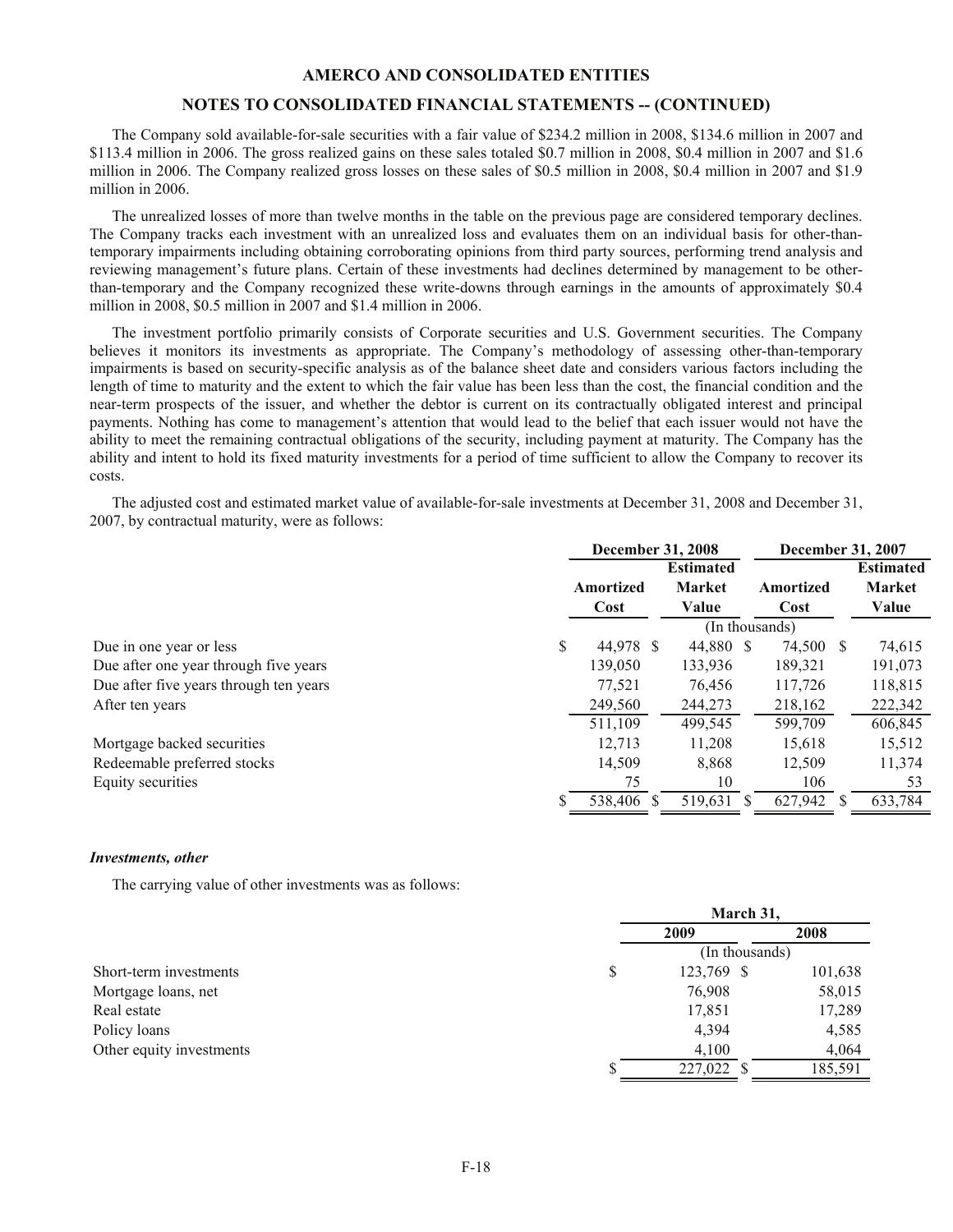The Company sold available-for-sale securities with a fair value of $234.2 million in 2008, $134.6 million in 2007 and $113.4 million in 2006. The gross realized gains on these sales totaled $0.7 million in 2008, $0.4 million in 2007 and $1.6 million in 2006. The Company realized gross losses on these sales of $0.5 million in 2008, $0.4 million in 2007 and $1.9 million in 2006.

The unrealized losses of more than twelve months in the table on the previous page are considered temporary declines. The Company tracks each investment with an unrealized loss and evaluates them on an individual basis for other-than-temporary impairments including obtaining corroborating opinions from third party sources, performing trend analysis and reviewing management's future plans. Certain of these investments had declines determined by management to be other-than-temporary and the Company recognized these write-downs through earnings in the amounts of approximately $0.4 million in 2008, $0.5 million in 2007 and $1.4 million in 2006.

The investment portfolio primarily consists of Corporate securities and U.S. Government securities. The Company believes it monitors its investments as appropriate. The Company's methodology of assessing other-than-temporary impairments is based on security-specific analysis as of the balance sheet date and considers various factors including the length of time to maturity and the extent to which the fair value has been less than the cost, the financial condition and the near-term prospects of the issuer, and whether the debtor is current on its contractually obligated interest and principal payments. Nothing has come to management's attention that would lead to the belief that each issuer would not have the ability to meet the remaining contractual obligations of the security, including payment at maturity. The Company has the ability and intent to hold its fixed maturity investments for a period of time sufficient to allow the Company to recover its costs.

The adjusted cost and estimated market value of available-for-sale investments at December 31, 2008 and December 31, 2007, by contractual maturity, were as follows:

| | December 31, 2008 | | December 31, 2007 | |
|---|---|---|---|---|
| | Amortized Cost | Estimated Market Value | Amortized Cost | Estimated Market Value |
| | (In thousands) | | | |
| Due in one year or less | $ 44,978 | $ 44,880 | $ 74,500 | $ 74,615 |
| Due after one year through five years | 139,050 | 133,936 | 189,321 | 191,073 |
| Due after five years through ten years | 77,521 | 76,456 | 117,726 | 118,815 |
| After ten years | 249,560 | 244,273 | 218,162 | 222,342 |
| | 511,109 | 499,545 | 599,709 | 606,845 |
| Mortgage backed securities | 12,713 | 11,208 | 15,618 | 15,512 |
| Redeemable preferred stocks | 14,509 | 8,868 | 12,509 | 11,374 |
| Equity securities | 75 | 10 | 106 | 53 |
| | $ 538,406 | $ 519,631 | $ 627,942 | $ 633,784 |

***Investments, other***

The carrying value of other investments was as follows:

| | March 31, | |
|---|---|---|
| | 2009 | 2008 |
| | (In thousands) | |
| Short-term investments | $ 123,769 | $ 101,638 |
| Mortgage loans, net | 76,908 | 58,015 |
| Real estate | 17,851 | 17,289 |
| Policy loans | 4,394 | 4,585 |
| Other equity investments | 4,100 | 4,064 |
| | $ 227,022 | $ 185,591 |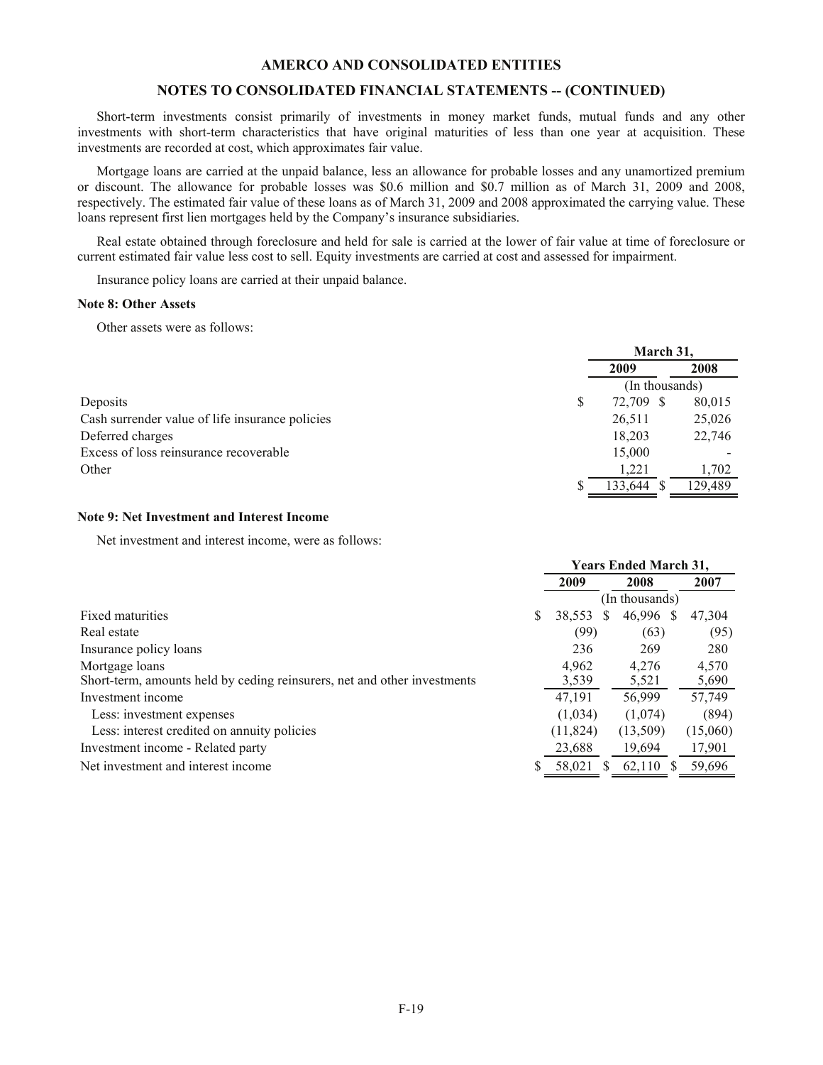Short-term investments consist primarily of investments in money market funds, mutual funds and any other investments with short-term characteristics that have original maturities of less than one year at acquisition. These investments are recorded at cost, which approximates fair value.

Mortgage loans are carried at the unpaid balance, less an allowance for probable losses and any unamortized premium or discount. The allowance for probable losses was \$0.6 million and \$0.7 million as of March 31, 2009 and 2008, respectively. The estimated fair value of these loans as of March 31, 2009 and 2008 approximated the carrying value. These loans represent first lien mortgages held by the Company's insurance subsidiaries.

Real estate obtained through foreclosure and held for sale is carried at the lower of fair value at time of foreclosure or current estimated fair value less cost to sell. Equity investments are carried at cost and assessed for impairment.

Insurance policy loans are carried at their unpaid balance.

**Note 8: Other Assets**

Other assets were as follows:

| | March 31, | |
|---|---|---|
| | 2009 | 2008 |
| | (In thousands) | |
| Deposits | \$ 72,709 | \$ 80,015 |
| Cash surrender value of life insurance policies | 26,511 | 25,026 |
| Deferred charges | 18,203 | 22,746 |
| Excess of loss reinsurance recoverable | 15,000 | - |
| Other | 1,221 | 1,702 |
| | \$ 133,644 | \$ 129,489 |

**Note 9: Net Investment and Interest Income**

Net investment and interest income, were as follows:

| | Years Ended March 31, | | |
|---|---|---|---|
| | 2009 | 2008 | 2007 |
| | (In thousands) | | |
| Fixed maturities | \$ 38,553 | \$ 46,996 | \$ 47,304 |
| Real estate | (99) | (63) | (95) |
| Insurance policy loans | 236 | 269 | 280 |
| Mortgage loans | 4,962 | 4,276 | 4,570 |
| Short-term, amounts held by ceding reinsurers, net and other investments | 3,539 | 5,521 | 5,690 |
| Investment income | 47,191 | 56,999 | 57,749 |
| Less: investment expenses | (1,034) | (1,074) | (894) |
| Less: interest credited on annuity policies | (11,824) | (13,509) | (15,060) |
| Investment income - Related party | 23,688 | 19,694 | 17,901 |
| Net investment and interest income | \$ 58,021 | \$ 62,110 | \$ 59,696 |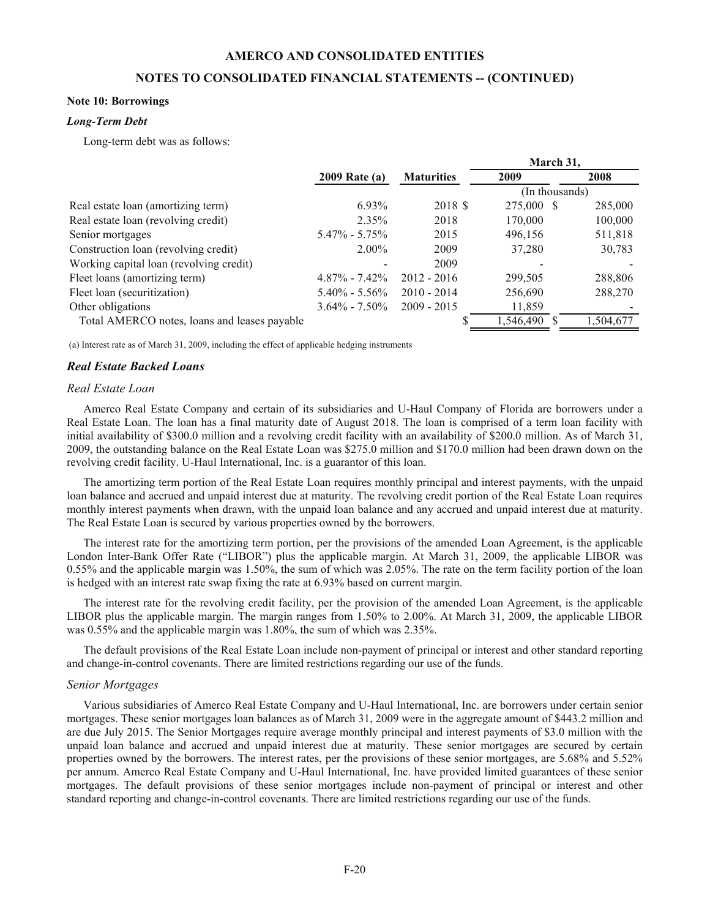# AMERCO AND CONSOLIDATED ENTITIES

## NOTES TO CONSOLIDATED FINANCIAL STATEMENTS -- (CONTINUED)

**Note 10: Borrowings**

***Long-Term Debt***

Long-term debt was as follows:

| | 2009 Rate (a) | Maturities | March 31, 2009 | March 31, 2008 |
|---|---|---|---|---|
| | | | (In thousands) | |
| Real estate loan (amortizing term) | 6.93% | 2018 | $ 275,000 | $ 285,000 |
| Real estate loan (revolving credit) | 2.35% | 2018 | 170,000 | 100,000 |
| Senior mortgages | 5.47% - 5.75% | 2015 | 496,156 | 511,818 |
| Construction loan (revolving credit) | 2.00% | 2009 | 37,280 | 30,783 |
| Working capital loan (revolving credit) | - | 2009 | - | - |
| Fleet loans (amortizing term) | 4.87% - 7.42% | 2012 - 2016 | 299,505 | 288,806 |
| Fleet loan (securitization) | 5.40% - 5.56% | 2010 - 2014 | 256,690 | 288,270 |
| Other obligations | 3.64% - 7.50% | 2009 - 2015 | 11,859 | - |
| Total AMERCO notes, loans and leases payable | | | $ 1,546,490 | $ 1,504,677 |

(a) Interest rate as of March 31, 2009, including the effect of applicable hedging instruments

### *Real Estate Backed Loans*

*Real Estate Loan*

Amerco Real Estate Company and certain of its subsidiaries and U-Haul Company of Florida are borrowers under a Real Estate Loan. The loan has a final maturity date of August 2018. The loan is comprised of a term loan facility with initial availability of $300.0 million and a revolving credit facility with an availability of $200.0 million. As of March 31, 2009, the outstanding balance on the Real Estate Loan was $275.0 million and $170.0 million had been drawn down on the revolving credit facility. U-Haul International, Inc. is a guarantor of this loan.

The amortizing term portion of the Real Estate Loan requires monthly principal and interest payments, with the unpaid loan balance and accrued and unpaid interest due at maturity. The revolving credit portion of the Real Estate Loan requires monthly interest payments when drawn, with the unpaid loan balance and any accrued and unpaid interest due at maturity. The Real Estate Loan is secured by various properties owned by the borrowers.

The interest rate for the amortizing term portion, per the provisions of the amended Loan Agreement, is the applicable London Inter-Bank Offer Rate ("LIBOR") plus the applicable margin. At March 31, 2009, the applicable LIBOR was 0.55% and the applicable margin was 1.50%, the sum of which was 2.05%. The rate on the term facility portion of the loan is hedged with an interest rate swap fixing the rate at 6.93% based on current margin.

The interest rate for the revolving credit facility, per the provision of the amended Loan Agreement, is the applicable LIBOR plus the applicable margin. The margin ranges from 1.50% to 2.00%. At March 31, 2009, the applicable LIBOR was 0.55% and the applicable margin was 1.80%, the sum of which was 2.35%.

The default provisions of the Real Estate Loan include non-payment of principal or interest and other standard reporting and change-in-control covenants. There are limited restrictions regarding our use of the funds.

*Senior Mortgages*

Various subsidiaries of Amerco Real Estate Company and U-Haul International, Inc. are borrowers under certain senior mortgages. These senior mortgages loan balances as of March 31, 2009 were in the aggregate amount of $443.2 million and are due July 2015. The Senior Mortgages require average monthly principal and interest payments of $3.0 million with the unpaid loan balance and accrued and unpaid interest due at maturity. These senior mortgages are secured by certain properties owned by the borrowers. The interest rates, per the provisions of these senior mortgages, are 5.68% and 5.52% per annum. Amerco Real Estate Company and U-Haul International, Inc. have provided limited guarantees of these senior mortgages. The default provisions of these senior mortgages include non-payment of principal or interest and other standard reporting and change-in-control covenants. There are limited restrictions regarding our use of the funds.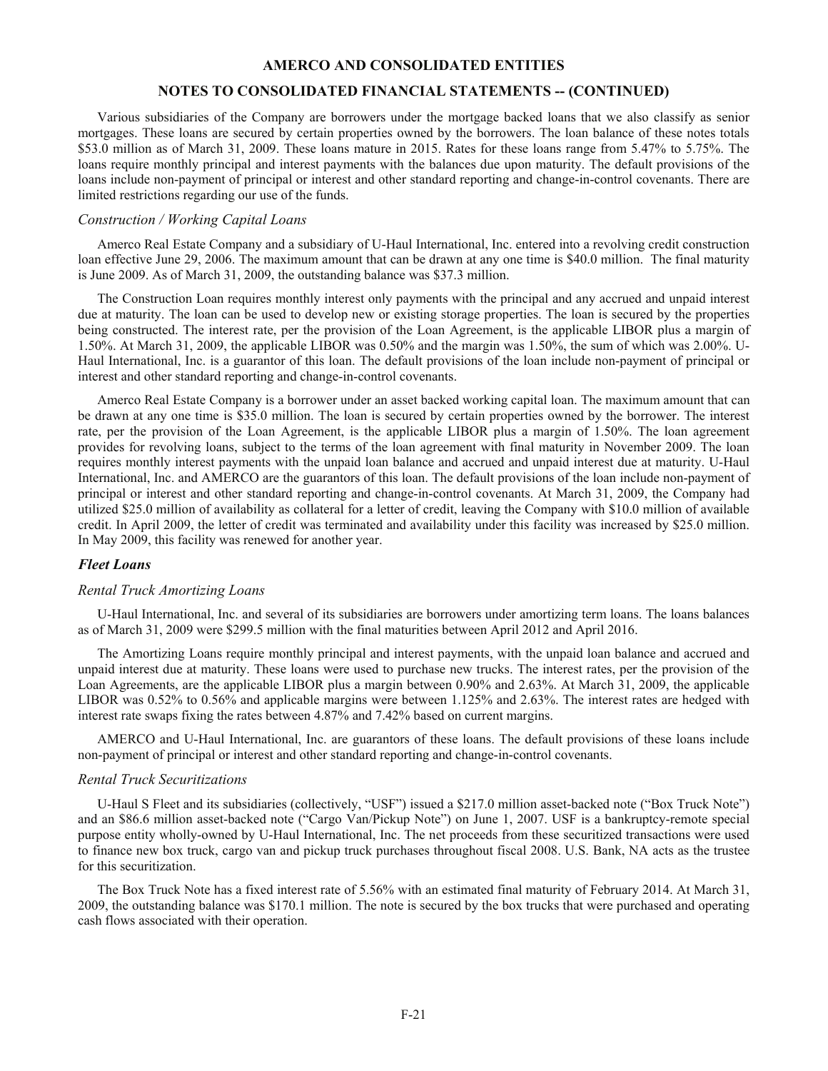Various subsidiaries of the Company are borrowers under the mortgage backed loans that we also classify as senior mortgages. These loans are secured by certain properties owned by the borrowers. The loan balance of these notes totals $53.0 million as of March 31, 2009. These loans mature in 2015. Rates for these loans range from 5.47% to 5.75%. The loans require monthly principal and interest payments with the balances due upon maturity. The default provisions of the loans include non-payment of principal or interest and other standard reporting and change-in-control covenants. There are limited restrictions regarding our use of the funds.

### *Construction / Working Capital Loans*

Amerco Real Estate Company and a subsidiary of U-Haul International, Inc. entered into a revolving credit construction loan effective June 29, 2006. The maximum amount that can be drawn at any one time is $40.0 million. The final maturity is June 2009. As of March 31, 2009, the outstanding balance was $37.3 million.

The Construction Loan requires monthly interest only payments with the principal and any accrued and unpaid interest due at maturity. The loan can be used to develop new or existing storage properties. The loan is secured by the properties being constructed. The interest rate, per the provision of the Loan Agreement, is the applicable LIBOR plus a margin of 1.50%. At March 31, 2009, the applicable LIBOR was 0.50% and the margin was 1.50%, the sum of which was 2.00%. U-Haul International, Inc. is a guarantor of this loan. The default provisions of the loan include non-payment of principal or interest and other standard reporting and change-in-control covenants.

Amerco Real Estate Company is a borrower under an asset backed working capital loan. The maximum amount that can be drawn at any one time is $35.0 million. The loan is secured by certain properties owned by the borrower. The interest rate, per the provision of the Loan Agreement, is the applicable LIBOR plus a margin of 1.50%. The loan agreement provides for revolving loans, subject to the terms of the loan agreement with final maturity in November 2009. The loan requires monthly interest payments with the unpaid loan balance and accrued and unpaid interest due at maturity. U-Haul International, Inc. and AMERCO are the guarantors of this loan. The default provisions of the loan include non-payment of principal or interest and other standard reporting and change-in-control covenants. At March 31, 2009, the Company had utilized $25.0 million of availability as collateral for a letter of credit, leaving the Company with $10.0 million of available credit. In April 2009, the letter of credit was terminated and availability under this facility was increased by $25.0 million. In May 2009, this facility was renewed for another year.

## ***Fleet Loans***

### *Rental Truck Amortizing Loans*

U-Haul International, Inc. and several of its subsidiaries are borrowers under amortizing term loans. The loans balances as of March 31, 2009 were $299.5 million with the final maturities between April 2012 and April 2016.

The Amortizing Loans require monthly principal and interest payments, with the unpaid loan balance and accrued and unpaid interest due at maturity. These loans were used to purchase new trucks. The interest rates, per the provision of the Loan Agreements, are the applicable LIBOR plus a margin between 0.90% and 2.63%. At March 31, 2009, the applicable LIBOR was 0.52% to 0.56% and applicable margins were between 1.125% and 2.63%. The interest rates are hedged with interest rate swaps fixing the rates between 4.87% and 7.42% based on current margins.

AMERCO and U-Haul International, Inc. are guarantors of these loans. The default provisions of these loans include non-payment of principal or interest and other standard reporting and change-in-control covenants.

### *Rental Truck Securitizations*

U-Haul S Fleet and its subsidiaries (collectively, "USF") issued a $217.0 million asset-backed note ("Box Truck Note") and an $86.6 million asset-backed note ("Cargo Van/Pickup Note") on June 1, 2007. USF is a bankruptcy-remote special purpose entity wholly-owned by U-Haul International, Inc. The net proceeds from these securitized transactions were used to finance new box truck, cargo van and pickup truck purchases throughout fiscal 2008. U.S. Bank, NA acts as the trustee for this securitization.

The Box Truck Note has a fixed interest rate of 5.56% with an estimated final maturity of February 2014. At March 31, 2009, the outstanding balance was $170.1 million. The note is secured by the box trucks that were purchased and operating cash flows associated with their operation.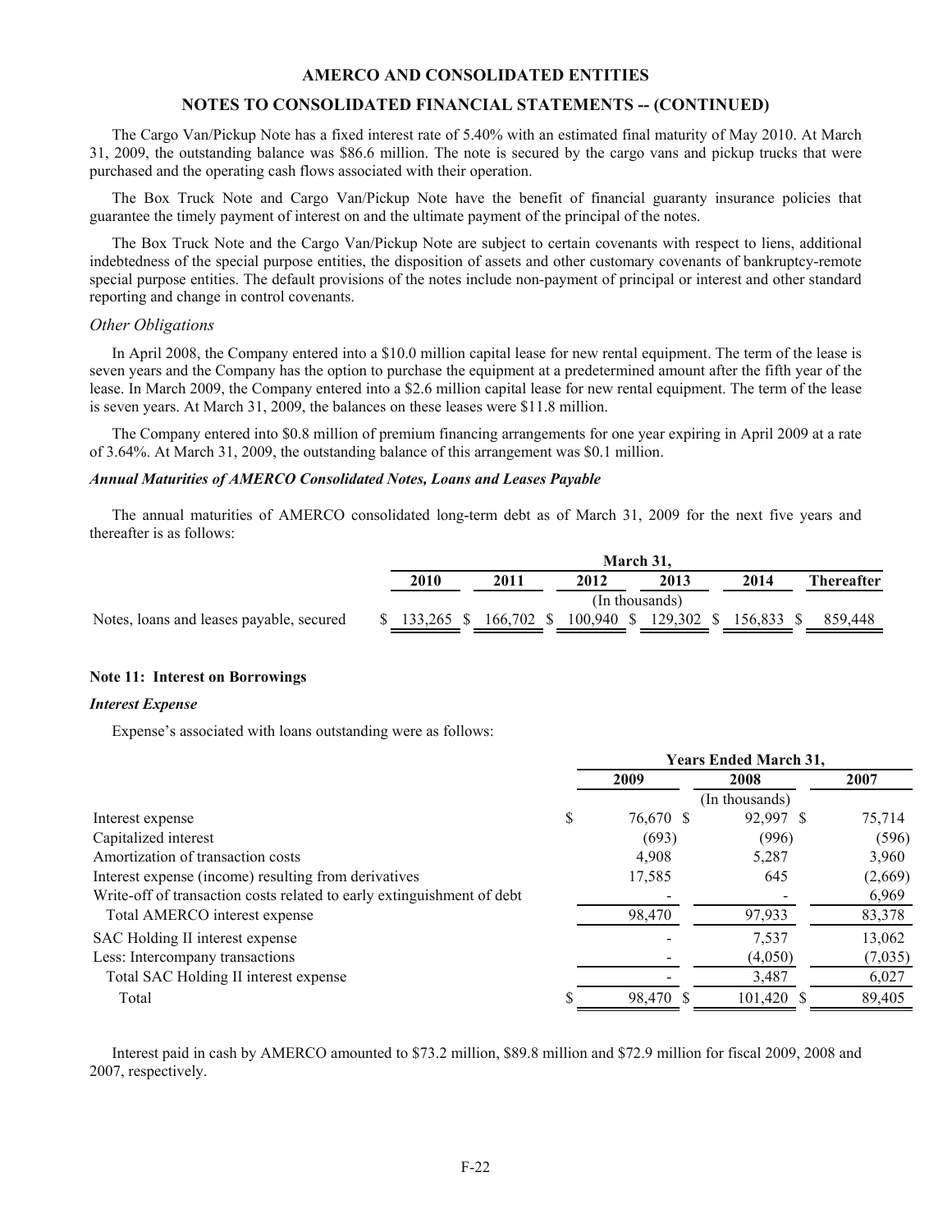The Cargo Van/Pickup Note has a fixed interest rate of 5.40% with an estimated final maturity of May 2010. At March 31, 2009, the outstanding balance was $86.6 million. The note is secured by the cargo vans and pickup trucks that were purchased and the operating cash flows associated with their operation.

The Box Truck Note and Cargo Van/Pickup Note have the benefit of financial guaranty insurance policies that guarantee the timely payment of interest on and the ultimate payment of the principal of the notes.

The Box Truck Note and the Cargo Van/Pickup Note are subject to certain covenants with respect to liens, additional indebtedness of the special purpose entities, the disposition of assets and other customary covenants of bankruptcy-remote special purpose entities. The default provisions of the notes include non-payment of principal or interest and other standard reporting and change in control covenants.

*Other Obligations*

In April 2008, the Company entered into a $10.0 million capital lease for new rental equipment. The term of the lease is seven years and the Company has the option to purchase the equipment at a predetermined amount after the fifth year of the lease. In March 2009, the Company entered into a $2.6 million capital lease for new rental equipment. The term of the lease is seven years. At March 31, 2009, the balances on these leases were $11.8 million.

The Company entered into $0.8 million of premium financing arrangements for one year expiring in April 2009 at a rate of 3.64%. At March 31, 2009, the outstanding balance of this arrangement was $0.1 million.

***Annual Maturities of AMERCO Consolidated Notes, Loans and Leases Payable***

The annual maturities of AMERCO consolidated long-term debt as of March 31, 2009 for the next five years and thereafter is as follows:

| | March 31, | | | | | |
|---|---|---|---|---|---|---|
| | 2010 | 2011 | 2012 | 2013 | 2014 | Thereafter |
| | (In thousands) | | | | | |
| Notes, loans and leases payable, secured | $ 133,265 | $ 166,702 | $ 100,940 | $ 129,302 | $ 156,833 | $ 859,448 |

**Note 11: Interest on Borrowings**

***Interest Expense***

Expense's associated with loans outstanding were as follows:

| | Years Ended March 31, | | |
|---|---|---|---|
| | 2009 | 2008 | 2007 |
| | | (In thousands) | |
| Interest expense | $ 76,670 | $ 92,997 | $ 75,714 |
| Capitalized interest | (693) | (996) | (596) |
| Amortization of transaction costs | 4,908 | 5,287 | 3,960 |
| Interest expense (income) resulting from derivatives | 17,585 | 645 | (2,669) |
| Write-off of transaction costs related to early extinguishment of debt | - | - | 6,969 |
| Total AMERCO interest expense | 98,470 | 97,933 | 83,378 |
| SAC Holding II interest expense | - | 7,537 | 13,062 |
| Less: Intercompany transactions | - | (4,050) | (7,035) |
| Total SAC Holding II interest expense | - | 3,487 | 6,027 |
| Total | $ 98,470 | $ 101,420 | $ 89,405 |

Interest paid in cash by AMERCO amounted to $73.2 million, $89.8 million and $72.9 million for fiscal 2009, 2008 and 2007, respectively.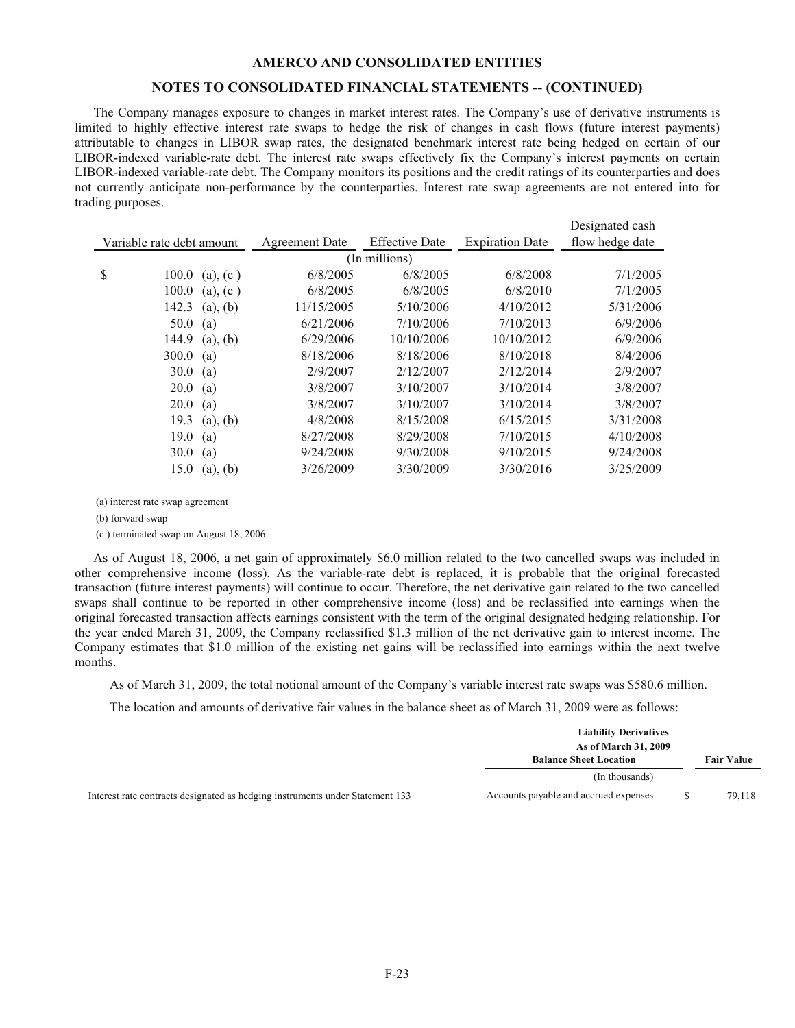**AMERCO AND CONSOLIDATED ENTITIES**

**NOTES TO CONSOLIDATED FINANCIAL STATEMENTS -- (CONTINUED)**

The Company manages exposure to changes in market interest rates. The Company's use of derivative instruments is limited to highly effective interest rate swaps to hedge the risk of changes in cash flows (future interest payments) attributable to changes in LIBOR swap rates, the designated benchmark interest rate being hedged on certain of our LIBOR-indexed variable-rate debt. The interest rate swaps effectively fix the Company's interest payments on certain LIBOR-indexed variable-rate debt. The Company monitors its positions and the credit ratings of its counterparties and does not currently anticipate non-performance by the counterparties. Interest rate swap agreements are not entered into for trading purposes.

| Variable rate debt amount | | Agreement Date | Effective Date | Expiration Date | Designated cash flow hedge date |
|---|---|---|---|---|---|
| (In millions) | | | | | |
| $ 100.0 | (a), (c ) | 6/8/2005 | 6/8/2005 | 6/8/2008 | 7/1/2005 |
| 100.0 | (a), (c ) | 6/8/2005 | 6/8/2005 | 6/8/2010 | 7/1/2005 |
| 142.3 | (a), (b) | 11/15/2005 | 5/10/2006 | 4/10/2012 | 5/31/2006 |
| 50.0 | (a) | 6/21/2006 | 7/10/2006 | 7/10/2013 | 6/9/2006 |
| 144.9 | (a), (b) | 6/29/2006 | 10/10/2006 | 10/10/2012 | 6/9/2006 |
| 300.0 | (a) | 8/18/2006 | 8/18/2006 | 8/10/2018 | 8/4/2006 |
| 30.0 | (a) | 2/9/2007 | 2/12/2007 | 2/12/2014 | 2/9/2007 |
| 20.0 | (a) | 3/8/2007 | 3/10/2007 | 3/10/2014 | 3/8/2007 |
| 20.0 | (a) | 3/8/2007 | 3/10/2007 | 3/10/2014 | 3/8/2007 |
| 19.3 | (a), (b) | 4/8/2008 | 8/15/2008 | 6/15/2015 | 3/31/2008 |
| 19.0 | (a) | 8/27/2008 | 8/29/2008 | 7/10/2015 | 4/10/2008 |
| 30.0 | (a) | 9/24/2008 | 9/30/2008 | 9/10/2015 | 9/24/2008 |
| 15.0 | (a), (b) | 3/26/2009 | 3/30/2009 | 3/30/2016 | 3/25/2009 |

(a) interest rate swap agreement

(b) forward swap

(c ) terminated swap on August 18, 2006

As of August 18, 2006, a net gain of approximately $6.0 million related to the two cancelled swaps was included in other comprehensive income (loss). As the variable-rate debt is replaced, it is probable that the original forecasted transaction (future interest payments) will continue to occur. Therefore, the net derivative gain related to the two cancelled swaps shall continue to be reported in other comprehensive income (loss) and be reclassified into earnings when the original forecasted transaction affects earnings consistent with the term of the original designated hedging relationship. For the year ended March 31, 2009, the Company reclassified $1.3 million of the net derivative gain to interest income. The Company estimates that $1.0 million of the existing net gains will be reclassified into earnings within the next twelve months.

As of March 31, 2009, the total notional amount of the Company's variable interest rate swaps was $580.6 million.

The location and amounts of derivative fair values in the balance sheet as of March 31, 2009 were as follows:

| | Liability Derivatives As of March 31, 2009 Balance Sheet Location | Fair Value |
|---|---|---|
| | (In thousands) | |
| Interest rate contracts designated as hedging instruments under Statement 133 | Accounts payable and accrued expenses | $ 79,118 |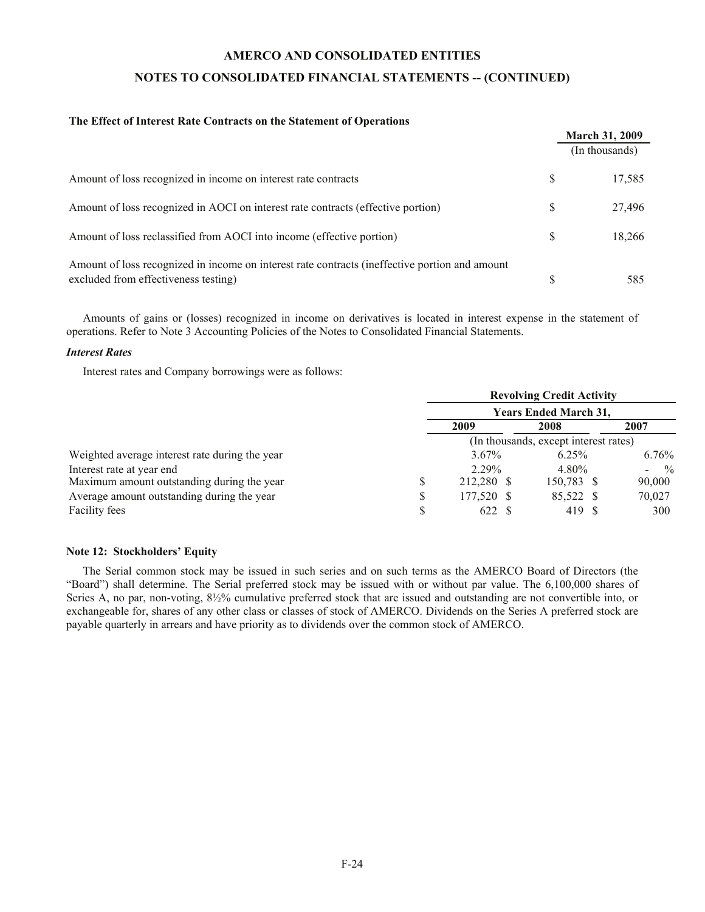**The Effect of Interest Rate Contracts on the Statement of Operations**

| | March 31, 2009 |
|---|---|
| | (In thousands) |
| Amount of loss recognized in income on interest rate contracts | $ 17,585 |
| Amount of loss recognized in AOCI on interest rate contracts (effective portion) | $ 27,496 |
| Amount of loss reclassified from AOCI into income (effective portion) | $ 18,266 |
| Amount of loss recognized in income on interest rate contracts (ineffective portion and amount excluded from effectiveness testing) | $ 585 |

Amounts of gains or (losses) recognized in income on derivatives is located in interest expense in the statement of operations. Refer to Note 3 Accounting Policies of the Notes to Consolidated Financial Statements.

***Interest Rates***

Interest rates and Company borrowings were as follows:

| | Revolving Credit Activity | | |
|---|---|---|---|
| | Years Ended March 31, | | |
| | 2009 | 2008 | 2007 |
| | (In thousands, except interest rates) | | |
| Weighted average interest rate during the year | 3.67% | 6.25% | 6.76% |
| Interest rate at year end | 2.29% | 4.80% | - % |
| Maximum amount outstanding during the year | $ 212,280 | $ 150,783 | $ 90,000 |
| Average amount outstanding during the year | $ 177,520 | $ 85,522 | $ 70,027 |
| Facility fees | $ 622 | $ 419 | $ 300 |

**Note 12: Stockholders' Equity**

The Serial common stock may be issued in such series and on such terms as the AMERCO Board of Directors (the "Board") shall determine. The Serial preferred stock may be issued with or without par value. The 6,100,000 shares of Series A, no par, non-voting, 8½% cumulative preferred stock that are issued and outstanding are not convertible into, or exchangeable for, shares of any other class or classes of stock of AMERCO. Dividends on the Series A preferred stock are payable quarterly in arrears and have priority as to dividends over the common stock of AMERCO.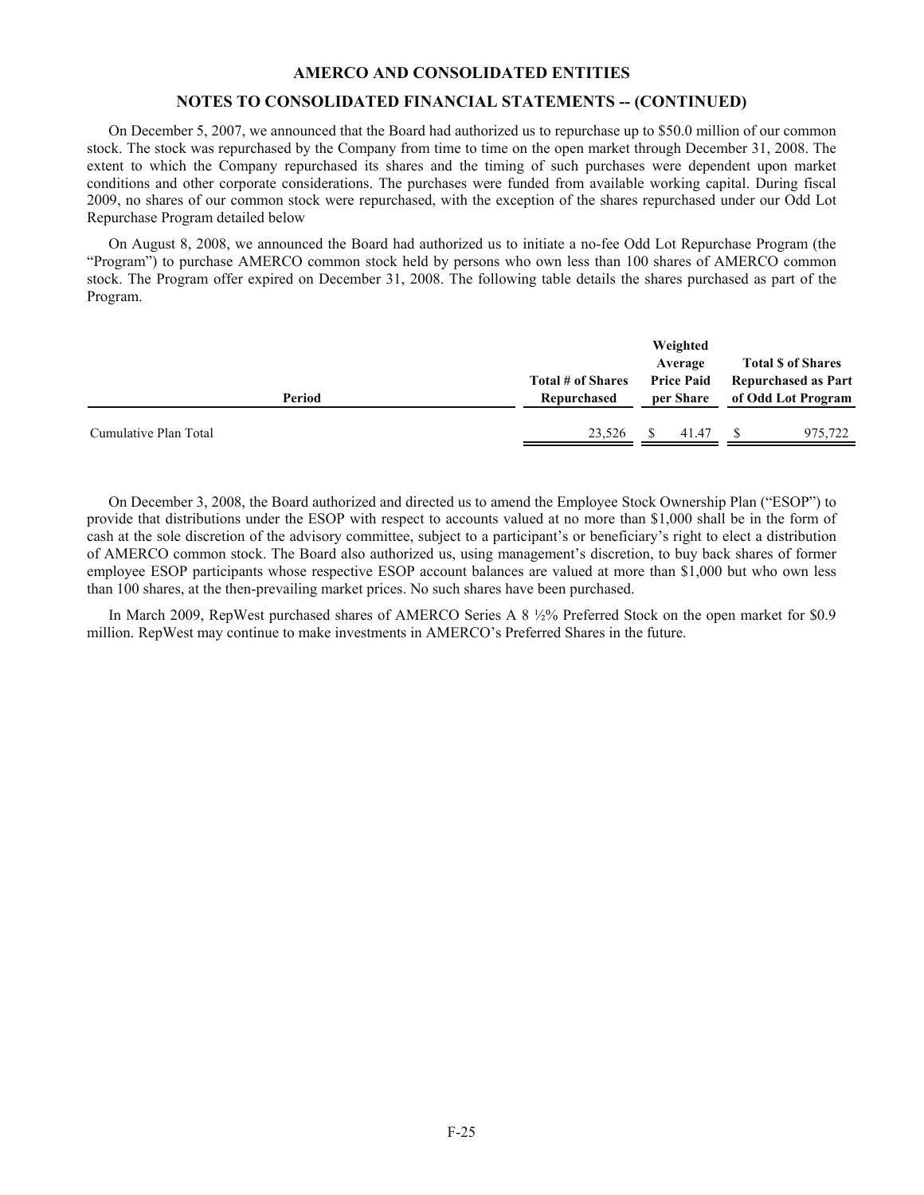## AMERCO AND CONSOLIDATED ENTITIES

## NOTES TO CONSOLIDATED FINANCIAL STATEMENTS -- (CONTINUED)

On December 5, 2007, we announced that the Board had authorized us to repurchase up to $50.0 million of our common stock. The stock was repurchased by the Company from time to time on the open market through December 31, 2008. The extent to which the Company repurchased its shares and the timing of such purchases were dependent upon market conditions and other corporate considerations. The purchases were funded from available working capital. During fiscal 2009, no shares of our common stock were repurchased, with the exception of the shares repurchased under our Odd Lot Repurchase Program detailed below

On August 8, 2008, we announced the Board had authorized us to initiate a no-fee Odd Lot Repurchase Program (the "Program") to purchase AMERCO common stock held by persons who own less than 100 shares of AMERCO common stock. The Program offer expired on December 31, 2008. The following table details the shares purchased as part of the Program.

| Period | Total # of Shares Repurchased | Weighted Average Price Paid per Share | Total $ of Shares Repurchased as Part of Odd Lot Program |
|---|---|---|---|
| Cumulative Plan Total | 23,526 | $ 41.47 | $ 975,722 |

On December 3, 2008, the Board authorized and directed us to amend the Employee Stock Ownership Plan ("ESOP") to provide that distributions under the ESOP with respect to accounts valued at no more than $1,000 shall be in the form of cash at the sole discretion of the advisory committee, subject to a participant's or beneficiary's right to elect a distribution of AMERCO common stock. The Board also authorized us, using management's discretion, to buy back shares of former employee ESOP participants whose respective ESOP account balances are valued at more than $1,000 but who own less than 100 shares, at the then-prevailing market prices. No such shares have been purchased.

In March 2009, RepWest purchased shares of AMERCO Series A 8 ½% Preferred Stock on the open market for $0.9 million. RepWest may continue to make investments in AMERCO's Preferred Shares in the future.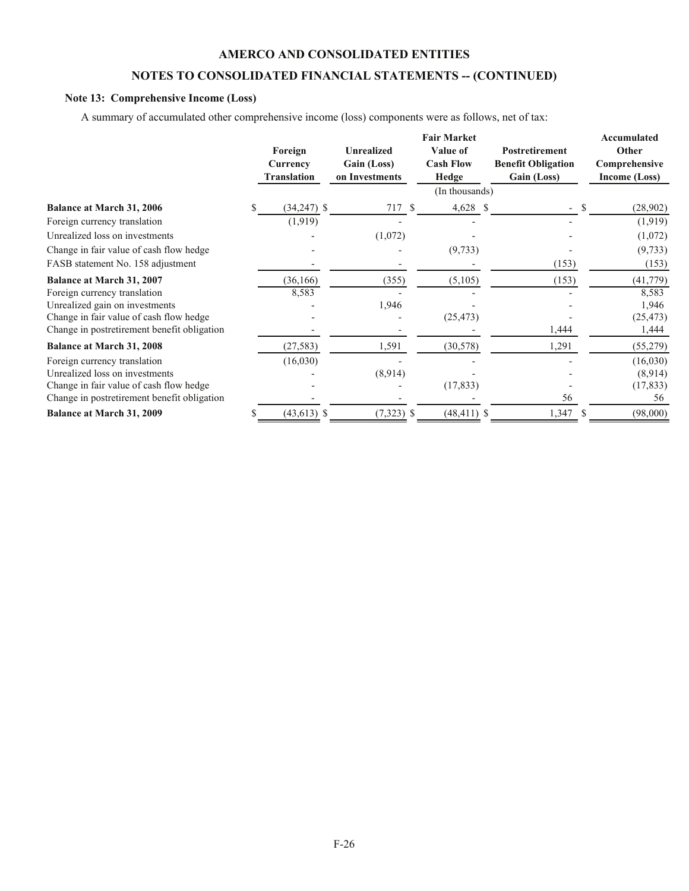## AMERCO AND CONSOLIDATED ENTITIES

## NOTES TO CONSOLIDATED FINANCIAL STATEMENTS -- (CONTINUED)

### Note 13: Comprehensive Income (Loss)

A summary of accumulated other comprehensive income (loss) components were as follows, net of tax:

| | Foreign Currency Translation | Unrealized Gain (Loss) on Investments | Fair Market Value of Cash Flow Hedge | Postretirement Benefit Obligation Gain (Loss) | Accumulated Other Comprehensive Income (Loss) |
|---|---|---|---|---|---|
| | | | (In thousands) | | |
| **Balance at March 31, 2006** | $ (34,247) | $ 717 | $ 4,628 | $ - | $ (28,902) |
| Foreign currency translation | (1,919) | - | - | - | (1,919) |
| Unrealized loss on investments | - | (1,072) | - | - | (1,072) |
| Change in fair value of cash flow hedge | - | - | (9,733) | - | (9,733) |
| FASB statement No. 158 adjustment | - | - | - | (153) | (153) |
| **Balance at March 31, 2007** | (36,166) | (355) | (5,105) | (153) | (41,779) |
| Foreign currency translation | 8,583 | - | - | - | 8,583 |
| Unrealized gain on investments | - | 1,946 | - | - | 1,946 |
| Change in fair value of cash flow hedge | - | - | (25,473) | - | (25,473) |
| Change in postretirement benefit obligation | - | - | - | 1,444 | 1,444 |
| **Balance at March 31, 2008** | (27,583) | 1,591 | (30,578) | 1,291 | (55,279) |
| Foreign currency translation | (16,030) | - | - | - | (16,030) |
| Unrealized loss on investments | - | (8,914) | - | - | (8,914) |
| Change in fair value of cash flow hedge | - | - | (17,833) | - | (17,833) |
| Change in postretirement benefit obligation | - | - | - | 56 | 56 |
| **Balance at March 31, 2009** | $ (43,613) | $ (7,323) | $ (48,411) | $ 1,347 | $ (98,000) |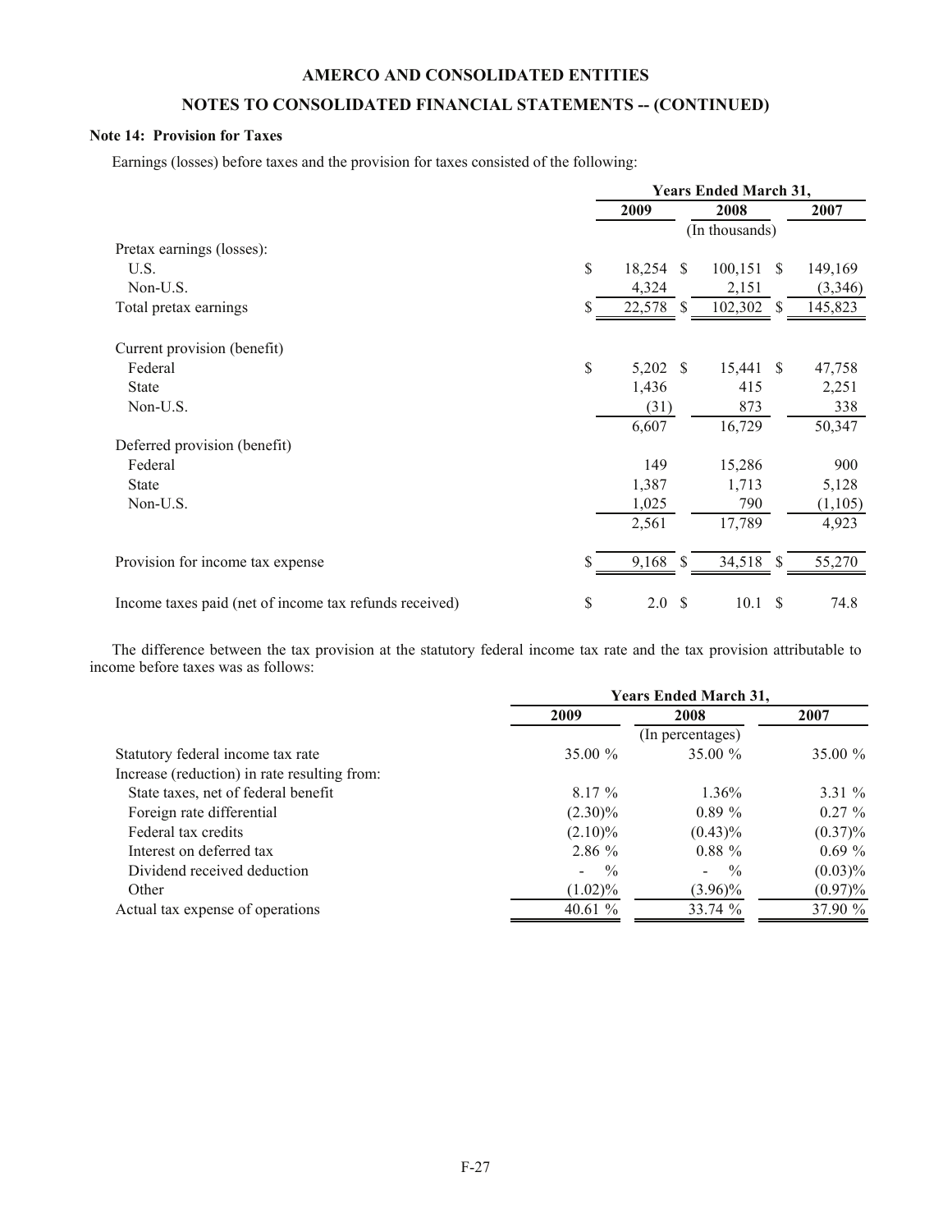**AMERCO AND CONSOLIDATED ENTITIES**

**NOTES TO CONSOLIDATED FINANCIAL STATEMENTS -- (CONTINUED)**

**Note 14: Provision for Taxes**

Earnings (losses) before taxes and the provision for taxes consisted of the following:

| | Years Ended March 31, | | |
|---|---|---|---|
| | 2009 | 2008 | 2007 |
| | | (In thousands) | |
| Pretax earnings (losses): | | | |
| U.S. | $ 18,254 | $ 100,151 | $ 149,169 |
| Non-U.S. | 4,324 | 2,151 | (3,346) |
| Total pretax earnings | $ 22,578 | $ 102,302 | $ 145,823 |
| Current provision (benefit) | | | |
| Federal | $ 5,202 | $ 15,441 | $ 47,758 |
| State | 1,436 | 415 | 2,251 |
| Non-U.S. | (31) | 873 | 338 |
| | 6,607 | 16,729 | 50,347 |
| Deferred provision (benefit) | | | |
| Federal | 149 | 15,286 | 900 |
| State | 1,387 | 1,713 | 5,128 |
| Non-U.S. | 1,025 | 790 | (1,105) |
| | 2,561 | 17,789 | 4,923 |
| Provision for income tax expense | $ 9,168 | $ 34,518 | $ 55,270 |
| Income taxes paid (net of income tax refunds received) | $ 2.0 | $ 10.1 | $ 74.8 |

The difference between the tax provision at the statutory federal income tax rate and the tax provision attributable to income before taxes was as follows:

| | Years Ended March 31, | | |
|---|---|---|---|
| | 2009 | 2008 | 2007 |
| | | (In percentages) | |
| Statutory federal income tax rate | 35.00 % | 35.00 % | 35.00 % |
| Increase (reduction) in rate resulting from: | | | |
| State taxes, net of federal benefit | 8.17 % | 1.36% | 3.31 % |
| Foreign rate differential | (2.30)% | 0.89 % | 0.27 % |
| Federal tax credits | (2.10)% | (0.43)% | (0.37)% |
| Interest on deferred tax | 2.86 % | 0.88 % | 0.69 % |
| Dividend received deduction | - % | - % | (0.03)% |
| Other | (1.02)% | (3.96)% | (0.97)% |
| Actual tax expense of operations | 40.61 % | 33.74 % | 37.90 % |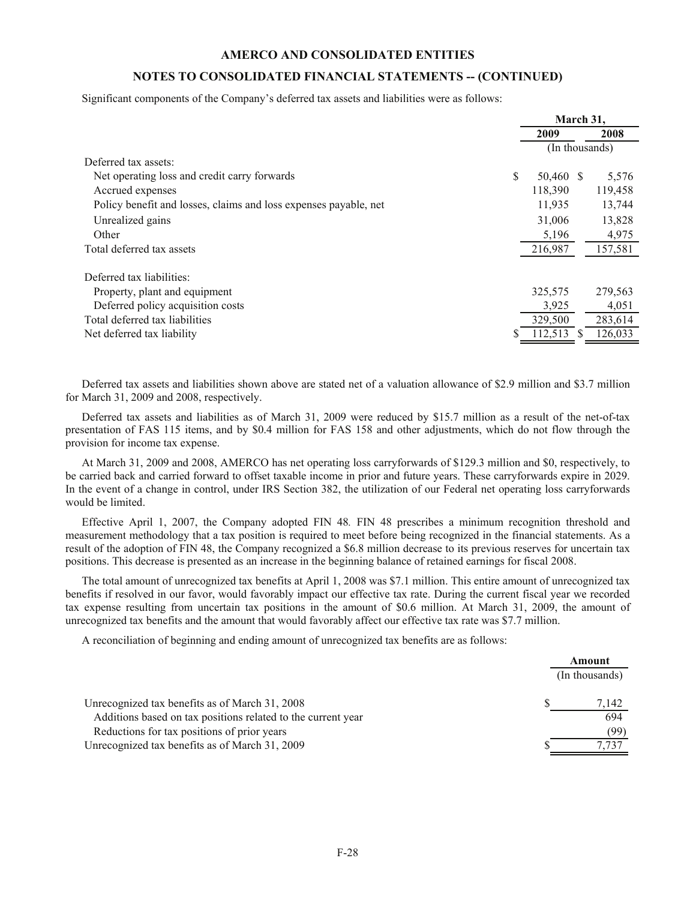## AMERCO AND CONSOLIDATED ENTITIES

## NOTES TO CONSOLIDATED FINANCIAL STATEMENTS -- (CONTINUED)

Significant components of the Company's deferred tax assets and liabilities were as follows:

| | March 31, | |
|---|---|---|
| | 2009 | 2008 |
| | (In thousands) | |
| Deferred tax assets: | | |
| Net operating loss and credit carry forwards | $ 50,460 | $ 5,576 |
| Accrued expenses | 118,390 | 119,458 |
| Policy benefit and losses, claims and loss expenses payable, net | 11,935 | 13,744 |
| Unrealized gains | 31,006 | 13,828 |
| Other | 5,196 | 4,975 |
| Total deferred tax assets | 216,987 | 157,581 |
| Deferred tax liabilities: | | |
| Property, plant and equipment | 325,575 | 279,563 |
| Deferred policy acquisition costs | 3,925 | 4,051 |
| Total deferred tax liabilities | 329,500 | 283,614 |
| Net deferred tax liability | $ 112,513 | $ 126,033 |

Deferred tax assets and liabilities shown above are stated net of a valuation allowance of $2.9 million and $3.7 million for March 31, 2009 and 2008, respectively.

Deferred tax assets and liabilities as of March 31, 2009 were reduced by $15.7 million as a result of the net-of-tax presentation of FAS 115 items, and by $0.4 million for FAS 158 and other adjustments, which do not flow through the provision for income tax expense.

At March 31, 2009 and 2008, AMERCO has net operating loss carryforwards of $129.3 million and $0, respectively, to be carried back and carried forward to offset taxable income in prior and future years. These carryforwards expire in 2029. In the event of a change in control, under IRS Section 382, the utilization of our Federal net operating loss carryforwards would be limited.

Effective April 1, 2007, the Company adopted FIN 48*.* FIN 48 prescribes a minimum recognition threshold and measurement methodology that a tax position is required to meet before being recognized in the financial statements. As a result of the adoption of FIN 48, the Company recognized a $6.8 million decrease to its previous reserves for uncertain tax positions. This decrease is presented as an increase in the beginning balance of retained earnings for fiscal 2008.

The total amount of unrecognized tax benefits at April 1, 2008 was $7.1 million. This entire amount of unrecognized tax benefits if resolved in our favor, would favorably impact our effective tax rate. During the current fiscal year we recorded tax expense resulting from uncertain tax positions in the amount of $0.6 million. At March 31, 2009, the amount of unrecognized tax benefits and the amount that would favorably affect our effective tax rate was $7.7 million.

A reconciliation of beginning and ending amount of unrecognized tax benefits are as follows:

| | Amount |
|---|---|
| | (In thousands) |
| Unrecognized tax benefits as of March 31, 2008 | $ 7,142 |
| Additions based on tax positions related to the current year | 694 |
| Reductions for tax positions of prior years | (99) |
| Unrecognized tax benefits as of March 31, 2009 | $ 7,737 |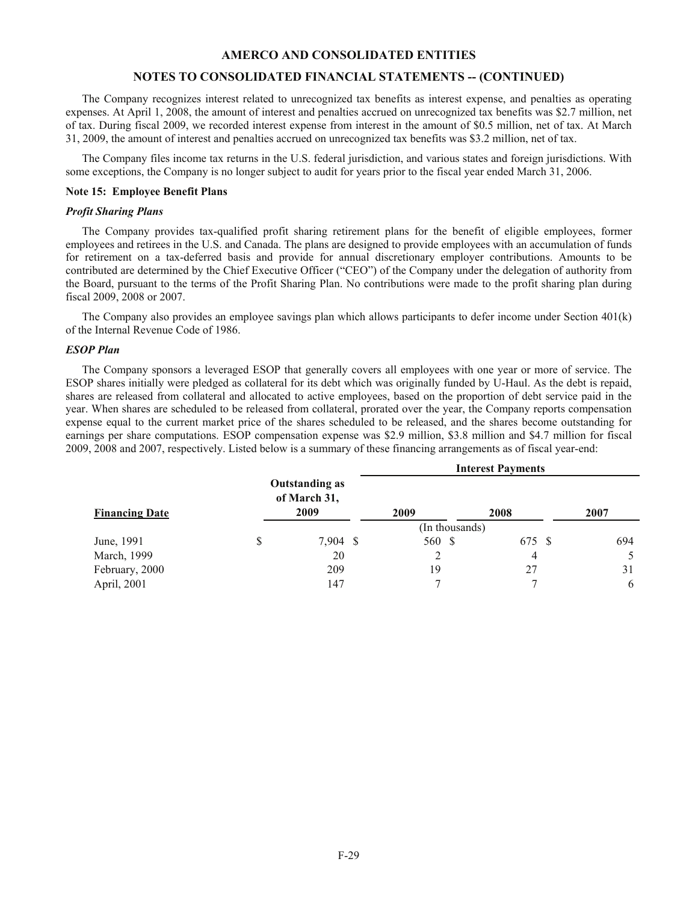The Company recognizes interest related to unrecognized tax benefits as interest expense, and penalties as operating expenses. At April 1, 2008, the amount of interest and penalties accrued on unrecognized tax benefits was $2.7 million, net of tax. During fiscal 2009, we recorded interest expense from interest in the amount of $0.5 million, net of tax. At March 31, 2009, the amount of interest and penalties accrued on unrecognized tax benefits was $3.2 million, net of tax.

The Company files income tax returns in the U.S. federal jurisdiction, and various states and foreign jurisdictions. With some exceptions, the Company is no longer subject to audit for years prior to the fiscal year ended March 31, 2006.

**Note 15: Employee Benefit Plans**

***Profit Sharing Plans***

The Company provides tax-qualified profit sharing retirement plans for the benefit of eligible employees, former employees and retirees in the U.S. and Canada. The plans are designed to provide employees with an accumulation of funds for retirement on a tax-deferred basis and provide for annual discretionary employer contributions. Amounts to be contributed are determined by the Chief Executive Officer ("CEO") of the Company under the delegation of authority from the Board, pursuant to the terms of the Profit Sharing Plan. No contributions were made to the profit sharing plan during fiscal 2009, 2008 or 2007.

The Company also provides an employee savings plan which allows participants to defer income under Section 401(k) of the Internal Revenue Code of 1986.

***ESOP Plan***

The Company sponsors a leveraged ESOP that generally covers all employees with one year or more of service. The ESOP shares initially were pledged as collateral for its debt which was originally funded by U-Haul. As the debt is repaid, shares are released from collateral and allocated to active employees, based on the proportion of debt service paid in the year. When shares are scheduled to be released from collateral, prorated over the year, the Company reports compensation expense equal to the current market price of the shares scheduled to be released, and the shares become outstanding for earnings per share computations. ESOP compensation expense was $2.9 million, $3.8 million and $4.7 million for fiscal 2009, 2008 and 2007, respectively. Listed below is a summary of these financing arrangements as of fiscal year-end:

| Financing Date | Outstanding as of March 31, 2009 | Interest Payments 2009 | 2008 | 2007 |
|---|---|---|---|---|
| | | (In thousands) | | |
| June, 1991 | $ 7,904 | $ 560 | $ 675 | $ 694 |
| March, 1999 | 20 | 2 | 4 | 5 |
| February, 2000 | 209 | 19 | 27 | 31 |
| April, 2001 | 147 | 7 | 7 | 6 |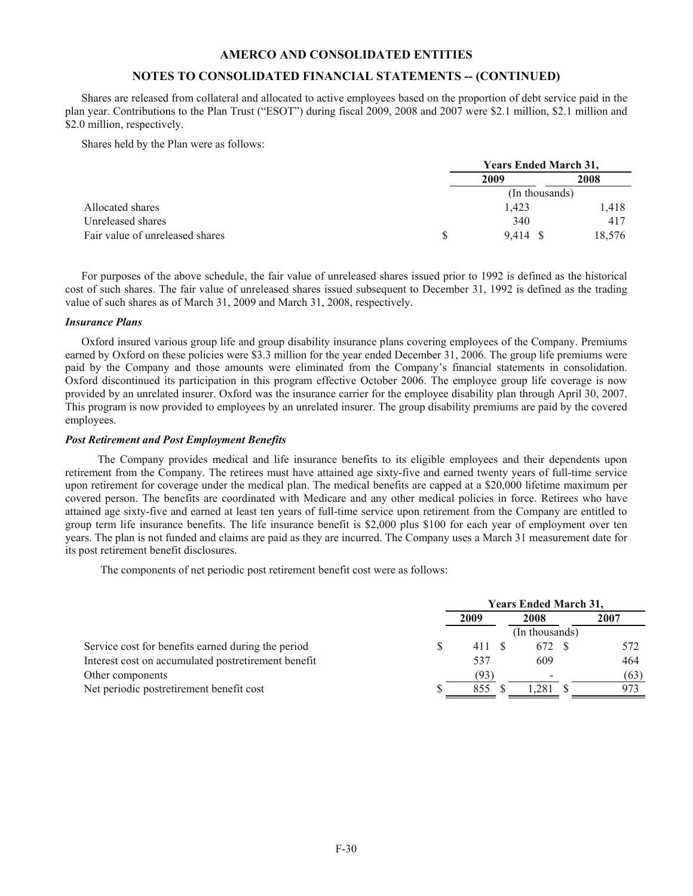Shares are released from collateral and allocated to active employees based on the proportion of debt service paid in the plan year. Contributions to the Plan Trust ("ESOT") during fiscal 2009, 2008 and 2007 were $2.1 million, $2.1 million and $2.0 million, respectively.

Shares held by the Plan were as follows:

| | Years Ended March 31, | |
|---|---|---|
| | 2009 | 2008 |
| | (In thousands) | |
| Allocated shares | 1,423 | 1,418 |
| Unreleased shares | 340 | 417 |
| Fair value of unreleased shares | $ 9,414 | $ 18,576 |

For purposes of the above schedule, the fair value of unreleased shares issued prior to 1992 is defined as the historical cost of such shares. The fair value of unreleased shares issued subsequent to December 31, 1992 is defined as the trading value of such shares as of March 31, 2009 and March 31, 2008, respectively.

***Insurance Plans***

Oxford insured various group life and group disability insurance plans covering employees of the Company. Premiums earned by Oxford on these policies were $3.3 million for the year ended December 31, 2006. The group life premiums were paid by the Company and those amounts were eliminated from the Company's financial statements in consolidation. Oxford discontinued its participation in this program effective October 2006. The employee group life coverage is now provided by an unrelated insurer. Oxford was the insurance carrier for the employee disability plan through April 30, 2007. This program is now provided to employees by an unrelated insurer. The group disability premiums are paid by the covered employees.

***Post Retirement and Post Employment Benefits***

The Company provides medical and life insurance benefits to its eligible employees and their dependents upon retirement from the Company. The retirees must have attained age sixty-five and earned twenty years of full-time service upon retirement for coverage under the medical plan. The medical benefits are capped at a $20,000 lifetime maximum per covered person. The benefits are coordinated with Medicare and any other medical policies in force. Retirees who have attained age sixty-five and earned at least ten years of full-time service upon retirement from the Company are entitled to group term life insurance benefits. The life insurance benefit is $2,000 plus $100 for each year of employment over ten years. The plan is not funded and claims are paid as they are incurred. The Company uses a March 31 measurement date for its post retirement benefit disclosures.

The components of net periodic post retirement benefit cost were as follows:

| | Years Ended March 31, | | |
|---|---|---|---|
| | 2009 | 2008 | 2007 |
| | (In thousands) | | |
| Service cost for benefits earned during the period | $ 411 | $ 672 | $ 572 |
| Interest cost on accumulated postretirement benefit | 537 | 609 | 464 |
| Other components | (93) | - | (63) |
| Net periodic postretirement benefit cost | $ 855 | $ 1,281 | $ 973 |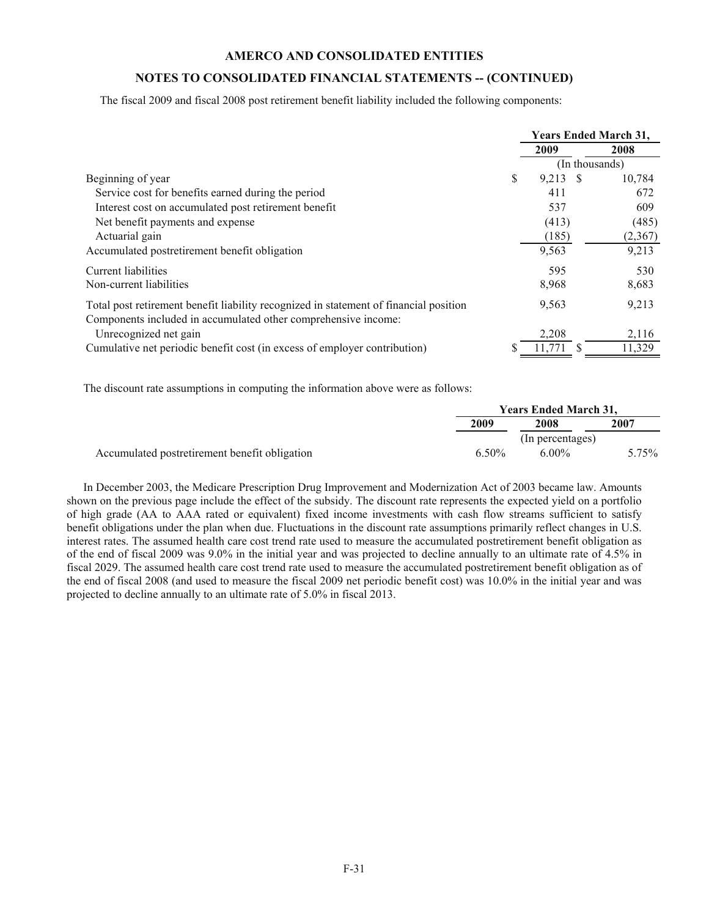**AMERCO AND CONSOLIDATED ENTITIES**

**NOTES TO CONSOLIDATED FINANCIAL STATEMENTS -- (CONTINUED)**

The fiscal 2009 and fiscal 2008 post retirement benefit liability included the following components:

| | Years Ended March 31, | |
|---|---|---|
| | 2009 | 2008 |
| | (In thousands) | |
| Beginning of year | $ 9,213 | $ 10,784 |
| Service cost for benefits earned during the period | 411 | 672 |
| Interest cost on accumulated post retirement benefit | 537 | 609 |
| Net benefit payments and expense | (413) | (485) |
| Actuarial gain | (185) | (2,367) |
| Accumulated postretirement benefit obligation | 9,563 | 9,213 |
| Current liabilities | 595 | 530 |
| Non-current liabilities | 8,968 | 8,683 |
| Total post retirement benefit liability recognized in statement of financial position | 9,563 | 9,213 |
| Components included in accumulated other comprehensive income: | | |
| Unrecognized net gain | 2,208 | 2,116 |
| Cumulative net periodic benefit cost (in excess of employer contribution) | $ 11,771 | $ 11,329 |

The discount rate assumptions in computing the information above were as follows:

| | Years Ended March 31, | | |
|---|---|---|---|
| | 2009 | 2008 | 2007 |
| | (In percentages) | | |
| Accumulated postretirement benefit obligation | 6.50% | 6.00% | 5.75% |

In December 2003, the Medicare Prescription Drug Improvement and Modernization Act of 2003 became law. Amounts shown on the previous page include the effect of the subsidy. The discount rate represents the expected yield on a portfolio of high grade (AA to AAA rated or equivalent) fixed income investments with cash flow streams sufficient to satisfy benefit obligations under the plan when due. Fluctuations in the discount rate assumptions primarily reflect changes in U.S. interest rates. The assumed health care cost trend rate used to measure the accumulated postretirement benefit obligation as of the end of fiscal 2009 was 9.0% in the initial year and was projected to decline annually to an ultimate rate of 4.5% in fiscal 2029. The assumed health care cost trend rate used to measure the accumulated postretirement benefit obligation as of the end of fiscal 2008 (and used to measure the fiscal 2009 net periodic benefit cost) was 10.0% in the initial year and was projected to decline annually to an ultimate rate of 5.0% in fiscal 2013.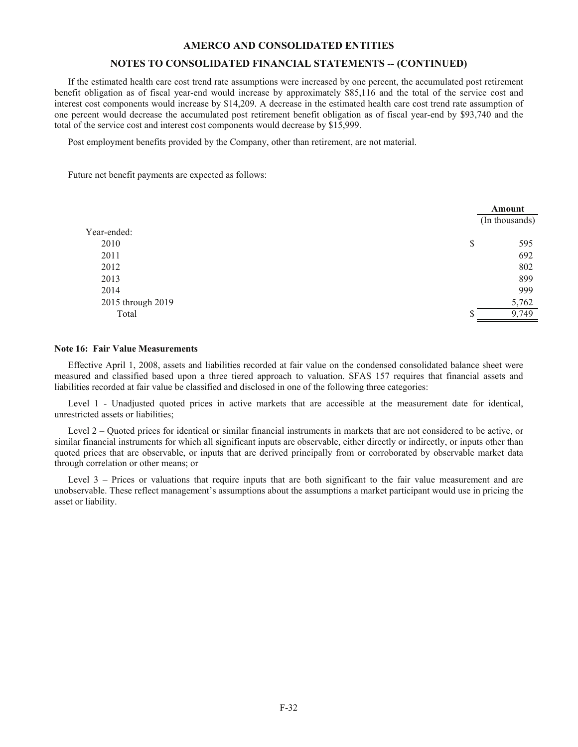If the estimated health care cost trend rate assumptions were increased by one percent, the accumulated post retirement benefit obligation as of fiscal year-end would increase by approximately $85,116 and the total of the service cost and interest cost components would increase by $14,209. A decrease in the estimated health care cost trend rate assumption of one percent would decrease the accumulated post retirement benefit obligation as of fiscal year-end by $93,740 and the total of the service cost and interest cost components would decrease by $15,999.

Post employment benefits provided by the Company, other than retirement, are not material.

Future net benefit payments are expected as follows:

| | Amount |
|---|---|
| | (In thousands) |
| Year-ended: | |
| 2010 | $ 595 |
| 2011 | 692 |
| 2012 | 802 |
| 2013 | 899 |
| 2014 | 999 |
| 2015 through 2019 | 5,762 |
| Total | $ 9,749 |

**Note 16: Fair Value Measurements**

Effective April 1, 2008, assets and liabilities recorded at fair value on the condensed consolidated balance sheet were measured and classified based upon a three tiered approach to valuation. SFAS 157 requires that financial assets and liabilities recorded at fair value be classified and disclosed in one of the following three categories:

Level 1 - Unadjusted quoted prices in active markets that are accessible at the measurement date for identical, unrestricted assets or liabilities;

Level 2 – Quoted prices for identical or similar financial instruments in markets that are not considered to be active, or similar financial instruments for which all significant inputs are observable, either directly or indirectly, or inputs other than quoted prices that are observable, or inputs that are derived principally from or corroborated by observable market data through correlation or other means; or

Level 3 – Prices or valuations that require inputs that are both significant to the fair value measurement and are unobservable. These reflect management's assumptions about the assumptions a market participant would use in pricing the asset or liability.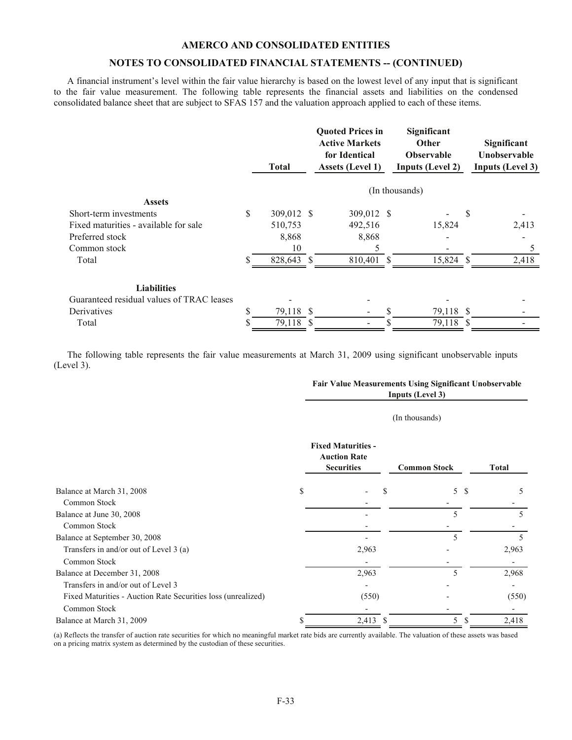**AMERCO AND CONSOLIDATED ENTITIES**

**NOTES TO CONSOLIDATED FINANCIAL STATEMENTS -- (CONTINUED)**

A financial instrument's level within the fair value hierarchy is based on the lowest level of any input that is significant to the fair value measurement. The following table represents the financial assets and liabilities on the condensed consolidated balance sheet that are subject to SFAS 157 and the valuation approach applied to each of these items.

| | Total | Quoted Prices in Active Markets for Identical Assets (Level 1) | Significant Other Observable Inputs (Level 2) | Significant Unobservable Inputs (Level 3) |
|---|---|---|---|---|
| | (In thousands) | | | |
| **Assets** | | | | |
| Short-term investments | $ 309,012 | $ 309,012 | $ - | $ - |
| Fixed maturities - available for sale | 510,753 | 492,516 | 15,824 | 2,413 |
| Preferred stock | 8,868 | 8,868 | - | - |
| Common stock | 10 | 5 | - | 5 |
| Total | $ 828,643 | $ 810,401 | $ 15,824 | $ 2,418 |
| **Liabilities** | | | | |
| Guaranteed residual values of TRAC leases | - | - | - | - |
| Derivatives | $ 79,118 | $ - | $ 79,118 | $ - |
| Total | $ 79,118 | $ - | $ 79,118 | $ - |

The following table represents the fair value measurements at March 31, 2009 using significant unobservable inputs (Level 3).

| | Fair Value Measurements Using Significant Unobservable Inputs (Level 3) | | |
|---|---|---|---|
| | (In thousands) | | |
| | Fixed Maturities - Auction Rate Securities | Common Stock | Total |
| Balance at March 31, 2008 | $ - | $ 5 | $ 5 |
| Common Stock | - | - | - |
| Balance at June 30, 2008 | - | 5 | 5 |
| Common Stock | - | - | - |
| Balance at September 30, 2008 | - | 5 | 5 |
| Transfers in and/or out of Level 3 (a) | 2,963 | - | 2,963 |
| Common Stock | - | - | - |
| Balance at December 31, 2008 | 2,963 | 5 | 2,968 |
| Transfers in and/or out of Level 3 | - | - | - |
| Fixed Maturities - Auction Rate Securities loss (unrealized) | (550) | - | (550) |
| Common Stock | - | - | - |
| Balance at March 31, 2009 | $ 2,413 | $ 5 | $ 2,418 |

(a) Reflects the transfer of auction rate securities for which no meaningful market rate bids are currently available. The valuation of these assets was based on a pricing matrix system as determined by the custodian of these securities.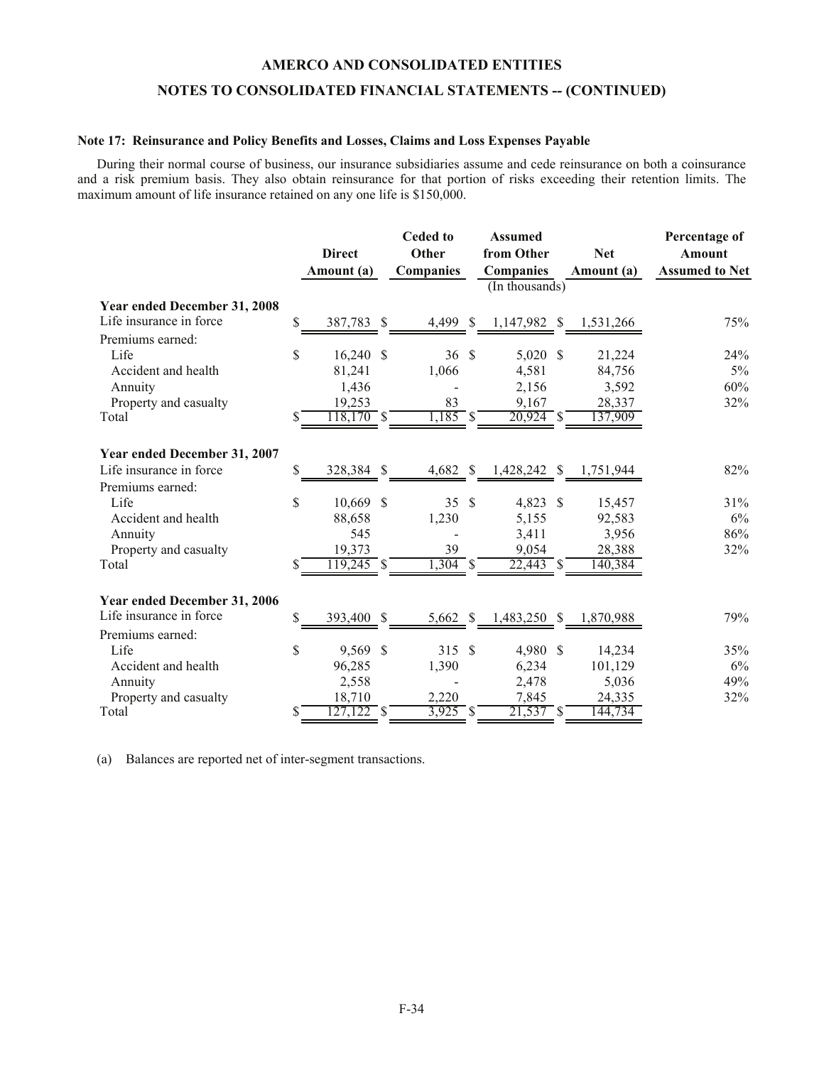## AMERCO AND CONSOLIDATED ENTITIES

## NOTES TO CONSOLIDATED FINANCIAL STATEMENTS -- (CONTINUED)

### Note 17: Reinsurance and Policy Benefits and Losses, Claims and Loss Expenses Payable

During their normal course of business, our insurance subsidiaries assume and cede reinsurance on both a coinsurance and a risk premium basis. They also obtain reinsurance for that portion of risks exceeding their retention limits. The maximum amount of life insurance retained on any one life is $150,000.

| | Direct Amount (a) | Ceded to Other Companies | Assumed from Other Companies | Net Amount (a) | Percentage of Amount Assumed to Net |
|---|---|---|---|---|---|
| | | | (In thousands) | | |
| **Year ended December 31, 2008** | | | | | |
| Life insurance in force | $ 387,783 | $ 4,499 | $ 1,147,982 | $ 1,531,266 | 75% |
| Premiums earned: | | | | | |
| Life | $ 16,240 | $ 36 | $ 5,020 | $ 21,224 | 24% |
| Accident and health | 81,241 | 1,066 | 4,581 | 84,756 | 5% |
| Annuity | 1,436 | - | 2,156 | 3,592 | 60% |
| Property and casualty | 19,253 | 83 | 9,167 | 28,337 | 32% |
| Total | $ 118,170 | $ 1,185 | $ 20,924 | $ 137,909 | |
| **Year ended December 31, 2007** | | | | | |
| Life insurance in force | $ 328,384 | $ 4,682 | $ 1,428,242 | $ 1,751,944 | 82% |
| Premiums earned: | | | | | |
| Life | $ 10,669 | $ 35 | $ 4,823 | $ 15,457 | 31% |
| Accident and health | 88,658 | 1,230 | 5,155 | 92,583 | 6% |
| Annuity | 545 | - | 3,411 | 3,956 | 86% |
| Property and casualty | 19,373 | 39 | 9,054 | 28,388 | 32% |
| Total | $ 119,245 | $ 1,304 | $ 22,443 | $ 140,384 | |
| **Year ended December 31, 2006** | | | | | |
| Life insurance in force | $ 393,400 | $ 5,662 | $ 1,483,250 | $ 1,870,988 | 79% |
| Premiums earned: | | | | | |
| Life | $ 9,569 | $ 315 | $ 4,980 | $ 14,234 | 35% |
| Accident and health | 96,285 | 1,390 | 6,234 | 101,129 | 6% |
| Annuity | 2,558 | - | 2,478 | 5,036 | 49% |
| Property and casualty | 18,710 | 2,220 | 7,845 | 24,335 | 32% |
| Total | $ 127,122 | $ 3,925 | $ 21,537 | $ 144,734 | |

(a) Balances are reported net of inter-segment transactions.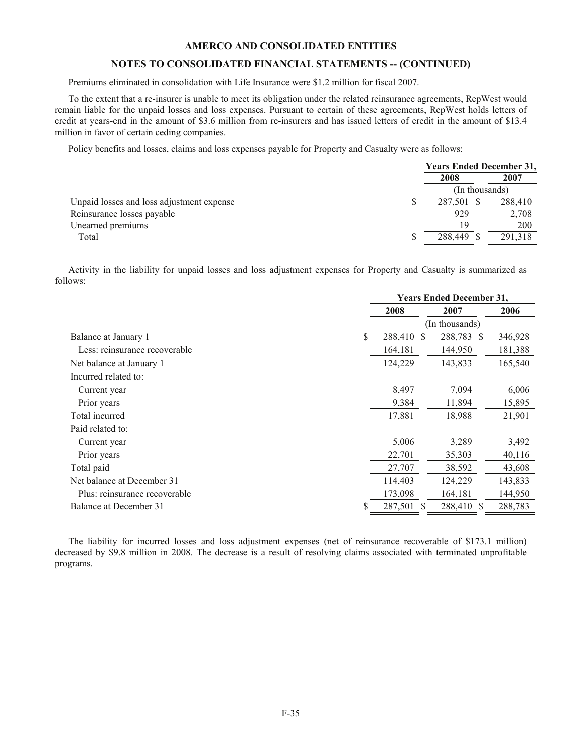**AMERCO AND CONSOLIDATED ENTITIES**

**NOTES TO CONSOLIDATED FINANCIAL STATEMENTS -- (CONTINUED)**

Premiums eliminated in consolidation with Life Insurance were $1.2 million for fiscal 2007.

To the extent that a re-insurer is unable to meet its obligation under the related reinsurance agreements, RepWest would remain liable for the unpaid losses and loss expenses. Pursuant to certain of these agreements, RepWest holds letters of credit at years-end in the amount of $3.6 million from re-insurers and has issued letters of credit in the amount of $13.4 million in favor of certain ceding companies.

Policy benefits and losses, claims and loss expenses payable for Property and Casualty were as follows:

| | Years Ended December 31, | |
|---|---|---|
| | 2008 | 2007 |
| | (In thousands) | |
| Unpaid losses and loss adjustment expense | $ 287,501 | $ 288,410 |
| Reinsurance losses payable | 929 | 2,708 |
| Unearned premiums | 19 | 200 |
| Total | $ 288,449 | $ 291,318 |

Activity in the liability for unpaid losses and loss adjustment expenses for Property and Casualty is summarized as follows:

| | Years Ended December 31, | | |
|---|---|---|---|
| | 2008 | 2007 | 2006 |
| | (In thousands) | | |
| Balance at January 1 | $ 288,410 | $ 288,783 | $ 346,928 |
| Less: reinsurance recoverable | 164,181 | 144,950 | 181,388 |
| Net balance at January 1 | 124,229 | 143,833 | 165,540 |
| Incurred related to: | | | |
| Current year | 8,497 | 7,094 | 6,006 |
| Prior years | 9,384 | 11,894 | 15,895 |
| Total incurred | 17,881 | 18,988 | 21,901 |
| Paid related to: | | | |
| Current year | 5,006 | 3,289 | 3,492 |
| Prior years | 22,701 | 35,303 | 40,116 |
| Total paid | 27,707 | 38,592 | 43,608 |
| Net balance at December 31 | 114,403 | 124,229 | 143,833 |
| Plus: reinsurance recoverable | 173,098 | 164,181 | 144,950 |
| Balance at December 31 | $ 287,501 | $ 288,410 | $ 288,783 |

The liability for incurred losses and loss adjustment expenses (net of reinsurance recoverable of $173.1 million) decreased by $9.8 million in 2008. The decrease is a result of resolving claims associated with terminated unprofitable programs.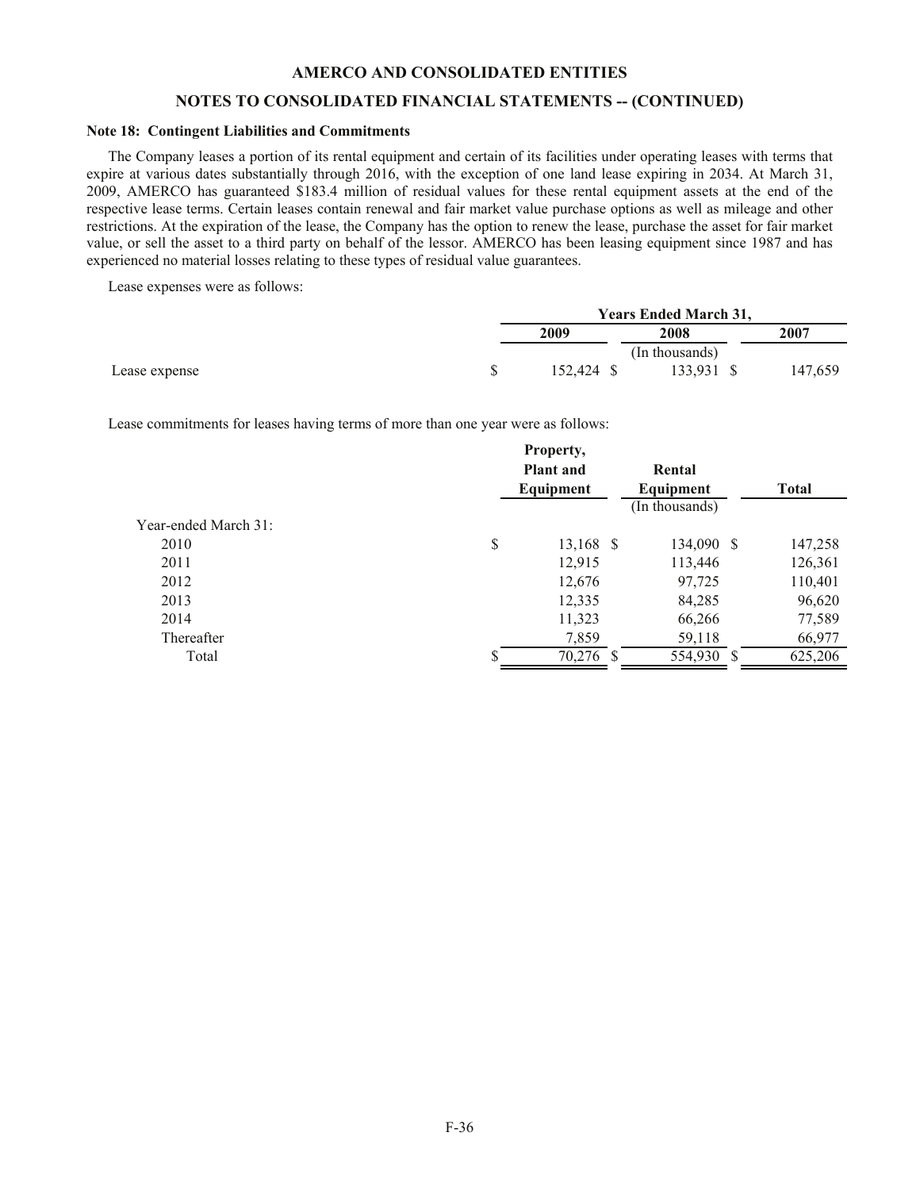## AMERCO AND CONSOLIDATED ENTITIES

## NOTES TO CONSOLIDATED FINANCIAL STATEMENTS -- (CONTINUED)

### Note 18: Contingent Liabilities and Commitments

The Company leases a portion of its rental equipment and certain of its facilities under operating leases with terms that expire at various dates substantially through 2016, with the exception of one land lease expiring in 2034. At March 31, 2009, AMERCO has guaranteed $183.4 million of residual values for these rental equipment assets at the end of the respective lease terms. Certain leases contain renewal and fair market value purchase options as well as mileage and other restrictions. At the expiration of the lease, the Company has the option to renew the lease, purchase the asset for fair market value, or sell the asset to a third party on behalf of the lessor. AMERCO has been leasing equipment since 1987 and has experienced no material losses relating to these types of residual value guarantees.

Lease expenses were as follows:

| | Years Ended March 31, | | |
|---|---|---|---|
| | 2009 | 2008 | 2007 |
| | | (In thousands) | |
| Lease expense | $ 152,424 | $ 133,931 | $ 147,659 |

Lease commitments for leases having terms of more than one year were as follows:

| | Property, Plant and Equipment | Rental Equipment | Total |
|---|---|---|---|
| | | (In thousands) | |
| Year-ended March 31: | | | |
| 2010 | $ 13,168 | $ 134,090 | $ 147,258 |
| 2011 | 12,915 | 113,446 | 126,361 |
| 2012 | 12,676 | 97,725 | 110,401 |
| 2013 | 12,335 | 84,285 | 96,620 |
| 2014 | 11,323 | 66,266 | 77,589 |
| Thereafter | 7,859 | 59,118 | 66,977 |
| Total | $ 70,276 | $ 554,930 | $ 625,206 |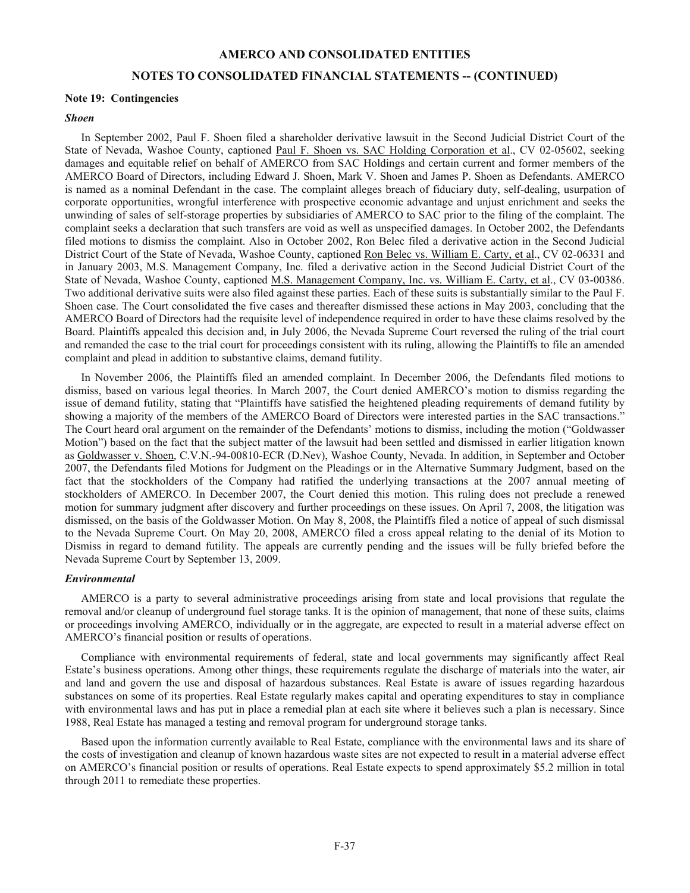# AMERCO AND CONSOLIDATED ENTITIES

## NOTES TO CONSOLIDATED FINANCIAL STATEMENTS -- (CONTINUED)

**Note 19: Contingencies**

***Shoen***

In September 2002, Paul F. Shoen filed a shareholder derivative lawsuit in the Second Judicial District Court of the State of Nevada, Washoe County, captioned Paul F. Shoen vs. SAC Holding Corporation et al., CV 02-05602, seeking damages and equitable relief on behalf of AMERCO from SAC Holdings and certain current and former members of the AMERCO Board of Directors, including Edward J. Shoen, Mark V. Shoen and James P. Shoen as Defendants. AMERCO is named as a nominal Defendant in the case. The complaint alleges breach of fiduciary duty, self-dealing, usurpation of corporate opportunities, wrongful interference with prospective economic advantage and unjust enrichment and seeks the unwinding of sales of self-storage properties by subsidiaries of AMERCO to SAC prior to the filing of the complaint. The complaint seeks a declaration that such transfers are void as well as unspecified damages. In October 2002, the Defendants filed motions to dismiss the complaint. Also in October 2002, Ron Belec filed a derivative action in the Second Judicial District Court of the State of Nevada, Washoe County, captioned Ron Belec vs. William E. Carty, et al., CV 02-06331 and in January 2003, M.S. Management Company, Inc. filed a derivative action in the Second Judicial District Court of the State of Nevada, Washoe County, captioned M.S. Management Company, Inc. vs. William E. Carty, et al., CV 03-00386. Two additional derivative suits were also filed against these parties. Each of these suits is substantially similar to the Paul F. Shoen case. The Court consolidated the five cases and thereafter dismissed these actions in May 2003, concluding that the AMERCO Board of Directors had the requisite level of independence required in order to have these claims resolved by the Board. Plaintiffs appealed this decision and, in July 2006, the Nevada Supreme Court reversed the ruling of the trial court and remanded the case to the trial court for proceedings consistent with its ruling, allowing the Plaintiffs to file an amended complaint and plead in addition to substantive claims, demand futility.

In November 2006, the Plaintiffs filed an amended complaint. In December 2006, the Defendants filed motions to dismiss, based on various legal theories. In March 2007, the Court denied AMERCO's motion to dismiss regarding the issue of demand futility, stating that "Plaintiffs have satisfied the heightened pleading requirements of demand futility by showing a majority of the members of the AMERCO Board of Directors were interested parties in the SAC transactions." The Court heard oral argument on the remainder of the Defendants' motions to dismiss, including the motion ("Goldwasser Motion") based on the fact that the subject matter of the lawsuit had been settled and dismissed in earlier litigation known as Goldwasser v. Shoen, C.V.N.-94-00810-ECR (D.Nev), Washoe County, Nevada. In addition, in September and October 2007, the Defendants filed Motions for Judgment on the Pleadings or in the Alternative Summary Judgment, based on the fact that the stockholders of the Company had ratified the underlying transactions at the 2007 annual meeting of stockholders of AMERCO. In December 2007, the Court denied this motion. This ruling does not preclude a renewed motion for summary judgment after discovery and further proceedings on these issues. On April 7, 2008, the litigation was dismissed, on the basis of the Goldwasser Motion. On May 8, 2008, the Plaintiffs filed a notice of appeal of such dismissal to the Nevada Supreme Court. On May 20, 2008, AMERCO filed a cross appeal relating to the denial of its Motion to Dismiss in regard to demand futility. The appeals are currently pending and the issues will be fully briefed before the Nevada Supreme Court by September 13, 2009.

***Environmental***

AMERCO is a party to several administrative proceedings arising from state and local provisions that regulate the removal and/or cleanup of underground fuel storage tanks. It is the opinion of management, that none of these suits, claims or proceedings involving AMERCO, individually or in the aggregate, are expected to result in a material adverse effect on AMERCO's financial position or results of operations.

Compliance with environmental requirements of federal, state and local governments may significantly affect Real Estate's business operations. Among other things, these requirements regulate the discharge of materials into the water, air and land and govern the use and disposal of hazardous substances. Real Estate is aware of issues regarding hazardous substances on some of its properties. Real Estate regularly makes capital and operating expenditures to stay in compliance with environmental laws and has put in place a remedial plan at each site where it believes such a plan is necessary. Since 1988, Real Estate has managed a testing and removal program for underground storage tanks.

Based upon the information currently available to Real Estate, compliance with the environmental laws and its share of the costs of investigation and cleanup of known hazardous waste sites are not expected to result in a material adverse effect on AMERCO's financial position or results of operations. Real Estate expects to spend approximately $5.2 million in total through 2011 to remediate these properties.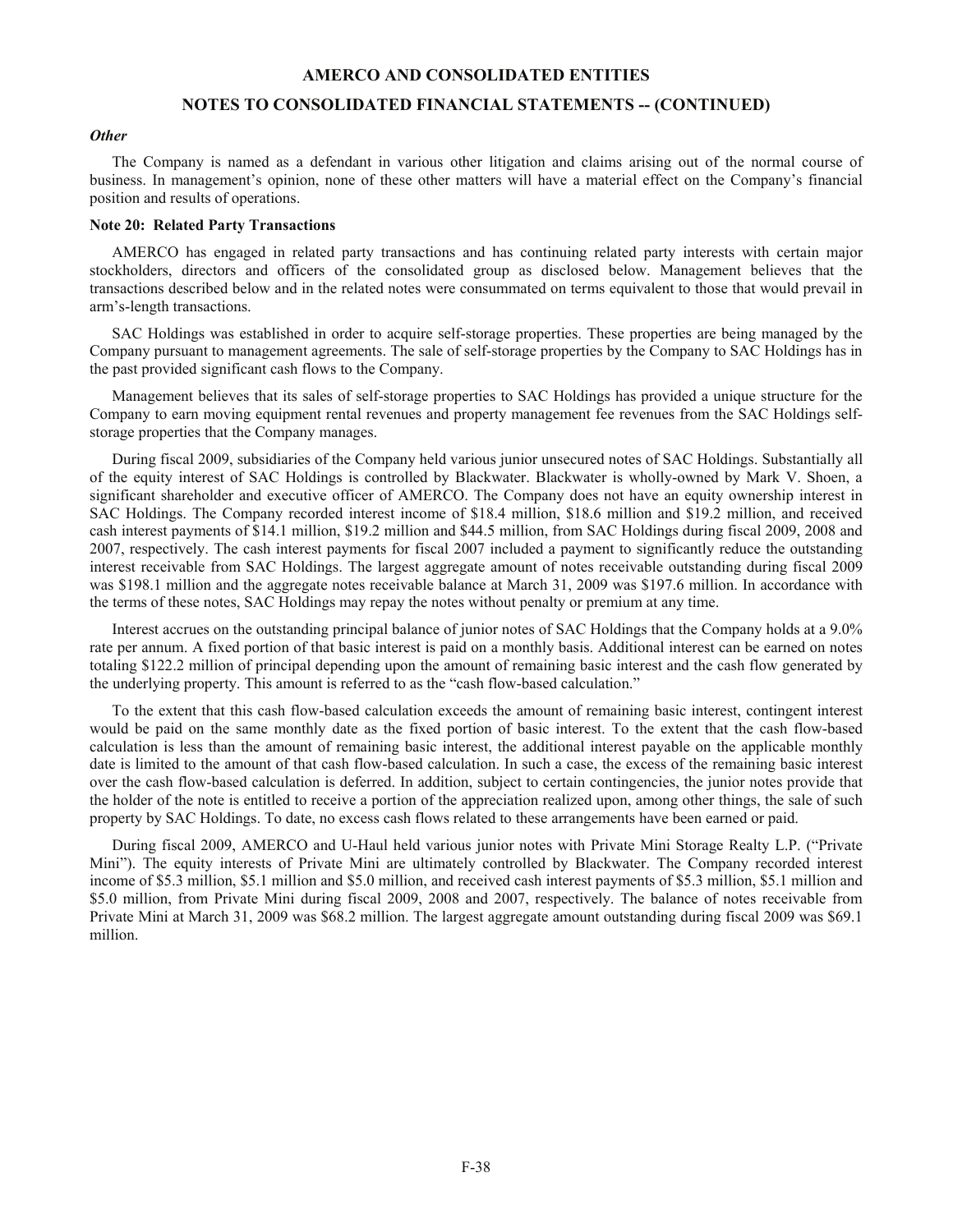***Other***

The Company is named as a defendant in various other litigation and claims arising out of the normal course of business. In management's opinion, none of these other matters will have a material effect on the Company's financial position and results of operations.

**Note 20: Related Party Transactions**

AMERCO has engaged in related party transactions and has continuing related party interests with certain major stockholders, directors and officers of the consolidated group as disclosed below. Management believes that the transactions described below and in the related notes were consummated on terms equivalent to those that would prevail in arm's-length transactions.

SAC Holdings was established in order to acquire self-storage properties. These properties are being managed by the Company pursuant to management agreements. The sale of self-storage properties by the Company to SAC Holdings has in the past provided significant cash flows to the Company.

Management believes that its sales of self-storage properties to SAC Holdings has provided a unique structure for the Company to earn moving equipment rental revenues and property management fee revenues from the SAC Holdings self-storage properties that the Company manages.

During fiscal 2009, subsidiaries of the Company held various junior unsecured notes of SAC Holdings. Substantially all of the equity interest of SAC Holdings is controlled by Blackwater. Blackwater is wholly-owned by Mark V. Shoen, a significant shareholder and executive officer of AMERCO. The Company does not have an equity ownership interest in SAC Holdings. The Company recorded interest income of $18.4 million, $18.6 million and $19.2 million, and received cash interest payments of $14.1 million, $19.2 million and $44.5 million, from SAC Holdings during fiscal 2009, 2008 and 2007, respectively. The cash interest payments for fiscal 2007 included a payment to significantly reduce the outstanding interest receivable from SAC Holdings. The largest aggregate amount of notes receivable outstanding during fiscal 2009 was $198.1 million and the aggregate notes receivable balance at March 31, 2009 was $197.6 million. In accordance with the terms of these notes, SAC Holdings may repay the notes without penalty or premium at any time.

Interest accrues on the outstanding principal balance of junior notes of SAC Holdings that the Company holds at a 9.0% rate per annum. A fixed portion of that basic interest is paid on a monthly basis. Additional interest can be earned on notes totaling $122.2 million of principal depending upon the amount of remaining basic interest and the cash flow generated by the underlying property. This amount is referred to as the "cash flow-based calculation."

To the extent that this cash flow-based calculation exceeds the amount of remaining basic interest, contingent interest would be paid on the same monthly date as the fixed portion of basic interest. To the extent that the cash flow-based calculation is less than the amount of remaining basic interest, the additional interest payable on the applicable monthly date is limited to the amount of that cash flow-based calculation. In such a case, the excess of the remaining basic interest over the cash flow-based calculation is deferred. In addition, subject to certain contingencies, the junior notes provide that the holder of the note is entitled to receive a portion of the appreciation realized upon, among other things, the sale of such property by SAC Holdings. To date, no excess cash flows related to these arrangements have been earned or paid.

During fiscal 2009, AMERCO and U-Haul held various junior notes with Private Mini Storage Realty L.P. ("Private Mini"). The equity interests of Private Mini are ultimately controlled by Blackwater. The Company recorded interest income of $5.3 million, $5.1 million and $5.0 million, and received cash interest payments of $5.3 million, $5.1 million and $5.0 million, from Private Mini during fiscal 2009, 2008 and 2007, respectively. The balance of notes receivable from Private Mini at March 31, 2009 was $68.2 million. The largest aggregate amount outstanding during fiscal 2009 was $69.1 million.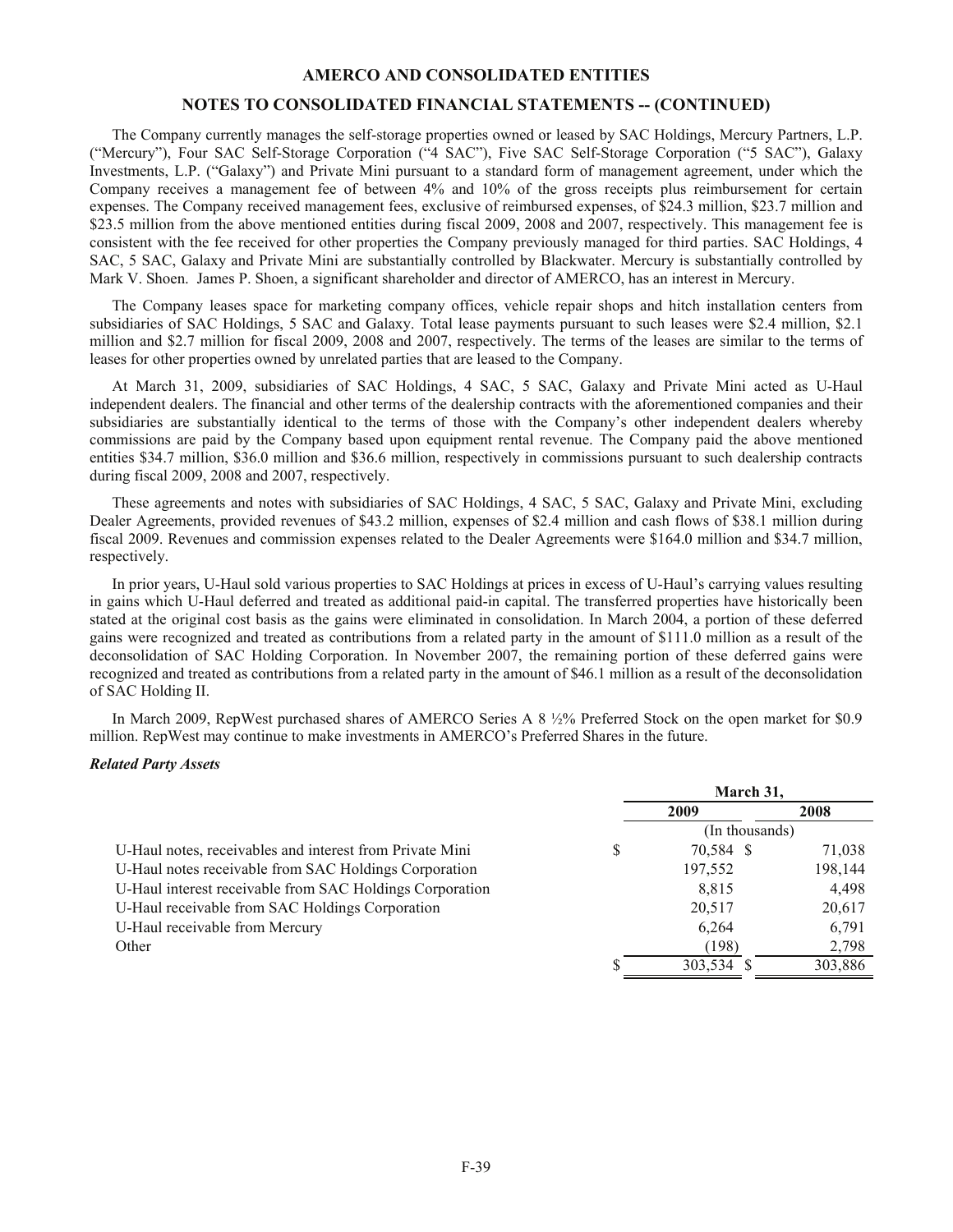## AMERCO AND CONSOLIDATED ENTITIES

## NOTES TO CONSOLIDATED FINANCIAL STATEMENTS -- (CONTINUED)

The Company currently manages the self-storage properties owned or leased by SAC Holdings, Mercury Partners, L.P. ("Mercury"), Four SAC Self-Storage Corporation ("4 SAC"), Five SAC Self-Storage Corporation ("5 SAC"), Galaxy Investments, L.P. ("Galaxy") and Private Mini pursuant to a standard form of management agreement, under which the Company receives a management fee of between 4% and 10% of the gross receipts plus reimbursement for certain expenses. The Company received management fees, exclusive of reimbursed expenses, of $24.3 million, $23.7 million and $23.5 million from the above mentioned entities during fiscal 2009, 2008 and 2007, respectively. This management fee is consistent with the fee received for other properties the Company previously managed for third parties. SAC Holdings, 4 SAC, 5 SAC, Galaxy and Private Mini are substantially controlled by Blackwater. Mercury is substantially controlled by Mark V. Shoen. James P. Shoen, a significant shareholder and director of AMERCO, has an interest in Mercury.

The Company leases space for marketing company offices, vehicle repair shops and hitch installation centers from subsidiaries of SAC Holdings, 5 SAC and Galaxy. Total lease payments pursuant to such leases were $2.4 million, $2.1 million and $2.7 million for fiscal 2009, 2008 and 2007, respectively. The terms of the leases are similar to the terms of leases for other properties owned by unrelated parties that are leased to the Company.

At March 31, 2009, subsidiaries of SAC Holdings, 4 SAC, 5 SAC, Galaxy and Private Mini acted as U-Haul independent dealers. The financial and other terms of the dealership contracts with the aforementioned companies and their subsidiaries are substantially identical to the terms of those with the Company's other independent dealers whereby commissions are paid by the Company based upon equipment rental revenue. The Company paid the above mentioned entities $34.7 million, $36.0 million and $36.6 million, respectively in commissions pursuant to such dealership contracts during fiscal 2009, 2008 and 2007, respectively.

These agreements and notes with subsidiaries of SAC Holdings, 4 SAC, 5 SAC, Galaxy and Private Mini, excluding Dealer Agreements, provided revenues of $43.2 million, expenses of $2.4 million and cash flows of $38.1 million during fiscal 2009. Revenues and commission expenses related to the Dealer Agreements were $164.0 million and $34.7 million, respectively.

In prior years, U-Haul sold various properties to SAC Holdings at prices in excess of U-Haul's carrying values resulting in gains which U-Haul deferred and treated as additional paid-in capital. The transferred properties have historically been stated at the original cost basis as the gains were eliminated in consolidation. In March 2004, a portion of these deferred gains were recognized and treated as contributions from a related party in the amount of $111.0 million as a result of the deconsolidation of SAC Holding Corporation. In November 2007, the remaining portion of these deferred gains were recognized and treated as contributions from a related party in the amount of $46.1 million as a result of the deconsolidation of SAC Holding II.

In March 2009, RepWest purchased shares of AMERCO Series A 8 ½% Preferred Stock on the open market for $0.9 million. RepWest may continue to make investments in AMERCO's Preferred Shares in the future.

***Related Party Assets***

| | March 31, 2009 | March 31, 2008 |
|---|---|---|
| | (In thousands) | |
| U-Haul notes, receivables and interest from Private Mini | $ 70,584 | $ 71,038 |
| U-Haul notes receivable from SAC Holdings Corporation | 197,552 | 198,144 |
| U-Haul interest receivable from SAC Holdings Corporation | 8,815 | 4,498 |
| U-Haul receivable from SAC Holdings Corporation | 20,517 | 20,617 |
| U-Haul receivable from Mercury | 6,264 | 6,791 |
| Other | (198) | 2,798 |
| | $ 303,534 | $ 303,886 |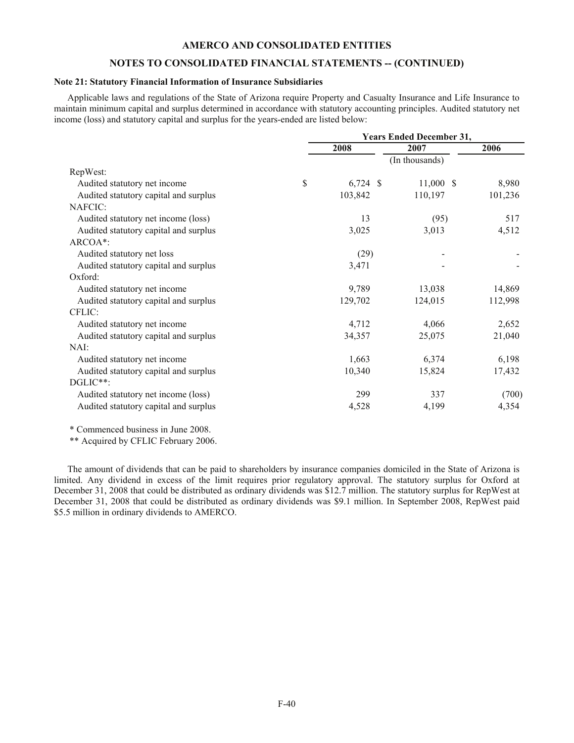AMERCO AND CONSOLIDATED ENTITIES

NOTES TO CONSOLIDATED FINANCIAL STATEMENTS -- (CONTINUED)

**Note 21: Statutory Financial Information of Insurance Subsidiaries**

Applicable laws and regulations of the State of Arizona require Property and Casualty Insurance and Life Insurance to maintain minimum capital and surplus determined in accordance with statutory accounting principles. Audited statutory net income (loss) and statutory capital and surplus for the years-ended are listed below:

| | Years Ended December 31, | | |
|---|---|---|---|
| | 2008 | 2007 | 2006 |
| | | (In thousands) | |
| RepWest: | | | |
| Audited statutory net income | $ 6,724 | $ 11,000 | $ 8,980 |
| Audited statutory capital and surplus | 103,842 | 110,197 | 101,236 |
| NAFCIC: | | | |
| Audited statutory net income (loss) | 13 | (95) | 517 |
| Audited statutory capital and surplus | 3,025 | 3,013 | 4,512 |
| ARCOA*: | | | |
| Audited statutory net loss | (29) | - | - |
| Audited statutory capital and surplus | 3,471 | - | - |
| Oxford: | | | |
| Audited statutory net income | 9,789 | 13,038 | 14,869 |
| Audited statutory capital and surplus | 129,702 | 124,015 | 112,998 |
| CFLIC: | | | |
| Audited statutory net income | 4,712 | 4,066 | 2,652 |
| Audited statutory capital and surplus | 34,357 | 25,075 | 21,040 |
| NAI: | | | |
| Audited statutory net income | 1,663 | 6,374 | 6,198 |
| Audited statutory capital and surplus | 10,340 | 15,824 | 17,432 |
| DGLIC**: | | | |
| Audited statutory net income (loss) | 299 | 337 | (700) |
| Audited statutory capital and surplus | 4,528 | 4,199 | 4,354 |

\* Commenced business in June 2008.

\** Acquired by CFLIC February 2006.

The amount of dividends that can be paid to shareholders by insurance companies domiciled in the State of Arizona is limited. Any dividend in excess of the limit requires prior regulatory approval. The statutory surplus for Oxford at December 31, 2008 that could be distributed as ordinary dividends was $12.7 million. The statutory surplus for RepWest at December 31, 2008 that could be distributed as ordinary dividends was $9.1 million. In September 2008, RepWest paid $5.5 million in ordinary dividends to AMERCO.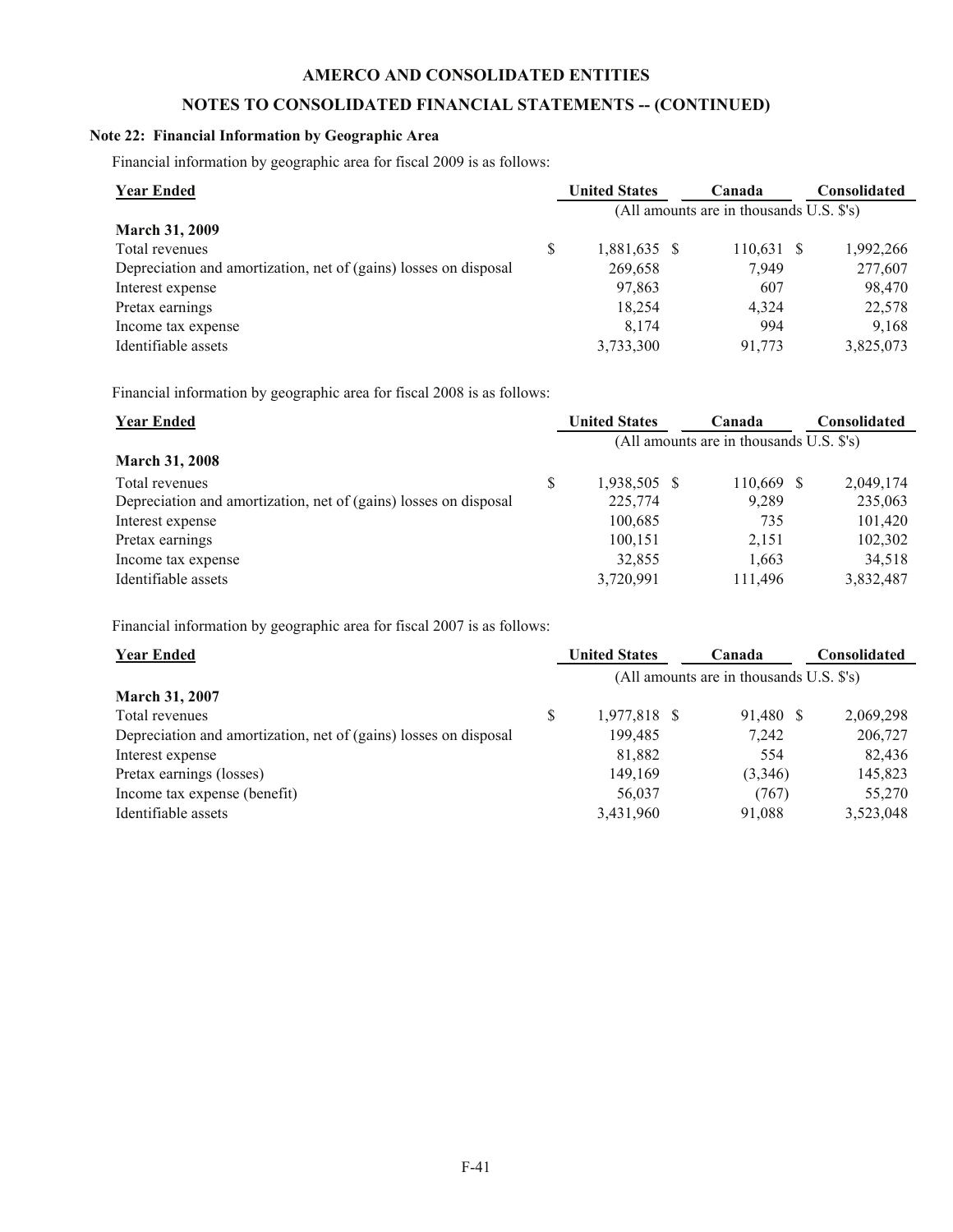## AMERCO AND CONSOLIDATED ENTITIES

## NOTES TO CONSOLIDATED FINANCIAL STATEMENTS -- (CONTINUED)

### Note 22: Financial Information by Geographic Area

Financial information by geographic area for fiscal 2009 is as follows:

| Year Ended | United States | Canada | Consolidated |
|---|---|---|---|
| | (All amounts are in thousands U.S. $'s) | | |
| **March 31, 2009** | | | |
| Total revenues | $ 1,881,635 | $ 110,631 | $ 1,992,266 |
| Depreciation and amortization, net of (gains) losses on disposal | 269,658 | 7,949 | 277,607 |
| Interest expense | 97,863 | 607 | 98,470 |
| Pretax earnings | 18,254 | 4,324 | 22,578 |
| Income tax expense | 8,174 | 994 | 9,168 |
| Identifiable assets | 3,733,300 | 91,773 | 3,825,073 |

Financial information by geographic area for fiscal 2008 is as follows:

| Year Ended | United States | Canada | Consolidated |
|---|---|---|---|
| | (All amounts are in thousands U.S. $'s) | | |
| **March 31, 2008** | | | |
| Total revenues | $ 1,938,505 | $ 110,669 | $ 2,049,174 |
| Depreciation and amortization, net of (gains) losses on disposal | 225,774 | 9,289 | 235,063 |
| Interest expense | 100,685 | 735 | 101,420 |
| Pretax earnings | 100,151 | 2,151 | 102,302 |
| Income tax expense | 32,855 | 1,663 | 34,518 |
| Identifiable assets | 3,720,991 | 111,496 | 3,832,487 |

Financial information by geographic area for fiscal 2007 is as follows:

| Year Ended | United States | Canada | Consolidated |
|---|---|---|---|
| | (All amounts are in thousands U.S. $'s) | | |
| **March 31, 2007** | | | |
| Total revenues | $ 1,977,818 | $ 91,480 | $ 2,069,298 |
| Depreciation and amortization, net of (gains) losses on disposal | 199,485 | 7,242 | 206,727 |
| Interest expense | 81,882 | 554 | 82,436 |
| Pretax earnings (losses) | 149,169 | (3,346) | 145,823 |
| Income tax expense (benefit) | 56,037 | (767) | 55,270 |
| Identifiable assets | 3,431,960 | 91,088 | 3,523,048 |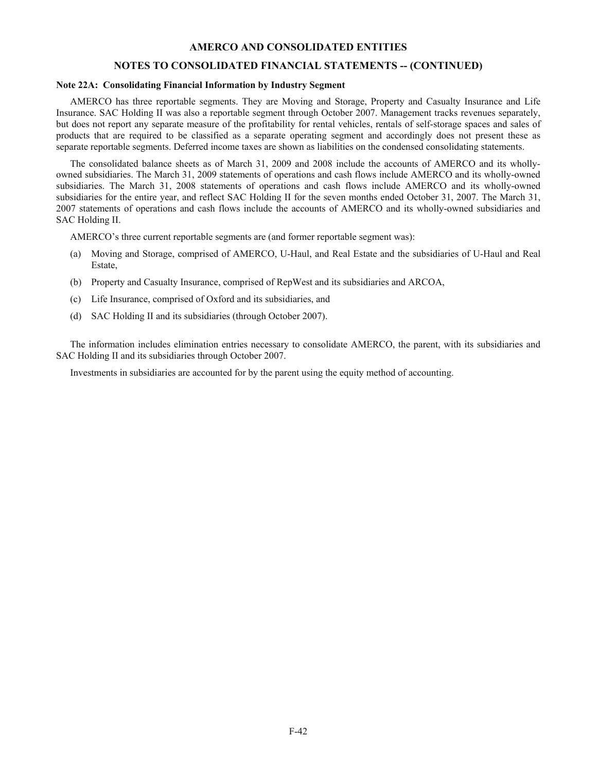# AMERCO AND CONSOLIDATED ENTITIES

## NOTES TO CONSOLIDATED FINANCIAL STATEMENTS -- (CONTINUED)

**Note 22A: Consolidating Financial Information by Industry Segment**

AMERCO has three reportable segments. They are Moving and Storage, Property and Casualty Insurance and Life Insurance. SAC Holding II was also a reportable segment through October 2007. Management tracks revenues separately, but does not report any separate measure of the profitability for rental vehicles, rentals of self-storage spaces and sales of products that are required to be classified as a separate operating segment and accordingly does not present these as separate reportable segments. Deferred income taxes are shown as liabilities on the condensed consolidating statements.

The consolidated balance sheets as of March 31, 2009 and 2008 include the accounts of AMERCO and its wholly-owned subsidiaries. The March 31, 2009 statements of operations and cash flows include AMERCO and its wholly-owned subsidiaries. The March 31, 2008 statements of operations and cash flows include AMERCO and its wholly-owned subsidiaries for the entire year, and reflect SAC Holding II for the seven months ended October 31, 2007. The March 31, 2007 statements of operations and cash flows include the accounts of AMERCO and its wholly-owned subsidiaries and SAC Holding II.

AMERCO's three current reportable segments are (and former reportable segment was):

(a) Moving and Storage, comprised of AMERCO, U-Haul, and Real Estate and the subsidiaries of U-Haul and Real Estate,

(b) Property and Casualty Insurance, comprised of RepWest and its subsidiaries and ARCOA,

(c) Life Insurance, comprised of Oxford and its subsidiaries, and

(d) SAC Holding II and its subsidiaries (through October 2007).

The information includes elimination entries necessary to consolidate AMERCO, the parent, with its subsidiaries and SAC Holding II and its subsidiaries through October 2007.

Investments in subsidiaries are accounted for by the parent using the equity method of accounting.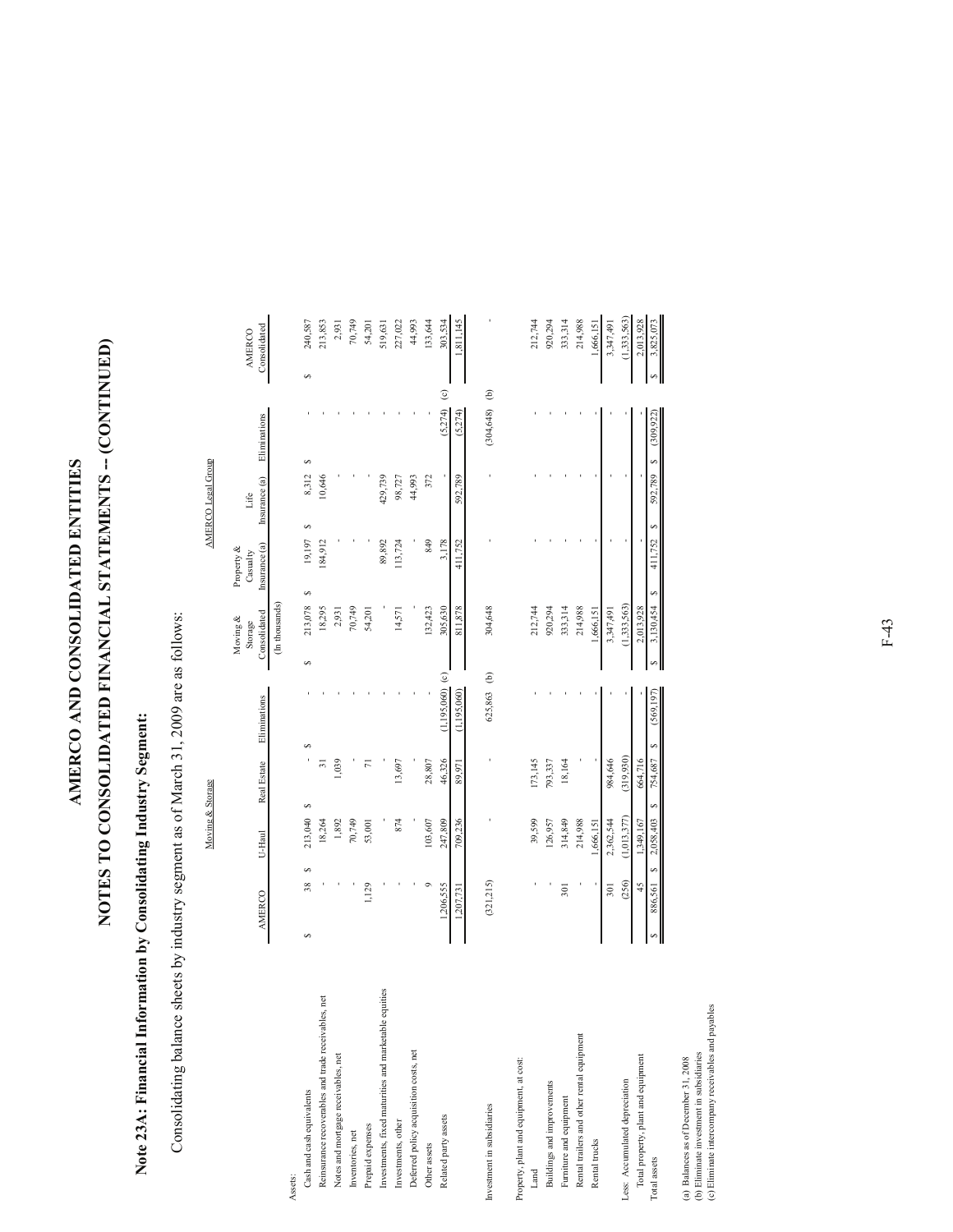# AMERCO AND CONSOLIDATED ENTITIES

# NOTES TO CONSOLIDATED FINANCIAL STATEMENTS -- (CONTINUED)

## Note 23A: Financial Information by Consolidating Industry Segment:

Consolidating balance sheets by industry segment as of March 31, 2009 are as follows:

| | Moving & Storage | | | | | | AMERCO Legal Group | | | |
|---|---|---|---|---|---|---|---|---|---|---|
| | AMERCO | U-Haul | Real Estate | Eliminations | | Moving & Storage Consolidated | Property & Casualty Insurance (a) | Life Insurance (a) | Eliminations | | AMERCO Consolidated |
| | | | | | | (In thousands) | | | | | |
| Assets: | | | | | | | | | | | |
| Cash and cash equivalents | $ 38 | $ 213,040 | $ - | $ - | | $ 213,078 | $ 19,197 | $ 8,312 | $ - | | $ 240,587 |
| Reinsurance recoverables and trade receivables, net | - | 18,264 | 31 | - | | 18,295 | 184,912 | 10,646 | - | | 213,853 |
| Notes and mortgage receivables, net | - | 1,892 | 1,039 | - | | 2,931 | - | - | - | | 2,931 |
| Inventories, net | - | 70,749 | - | - | | 70,749 | - | - | - | | 70,749 |
| Prepaid expenses | 1,129 | 53,001 | 71 | - | | 54,201 | - | - | - | | 54,201 |
| Investments, fixed maturities and marketable equities | - | - | - | - | | - | 89,892 | 429,739 | - | | 519,631 |
| Investments, other | - | 874 | 13,697 | - | | 14,571 | 113,724 | 98,727 | - | | 227,022 |
| Deferred policy acquisition costs, net | - | - | - | - | | - | - | 44,993 | - | | 44,993 |
| Other assets | 9 | 103,607 | 28,807 | - | | 132,423 | 849 | 372 | - | | 133,644 |
| Related party assets | 1,206,555 | 247,809 | 46,326 | (1,195,060) | (c) | 305,630 | 3,178 | - | (5,274) | (c) | 303,534 |
| | 1,207,731 | 709,236 | 89,971 | (1,195,060) | | 811,878 | 411,752 | 592,789 | (5,274) | | 1,811,145 |
| Investment in subsidiaries | (321,215) | - | - | 625,863 | (b) | 304,648 | - | - | (304,648) | (b) | - |
| Property, plant and equipment, at cost: | | | | | | | | | | | |
| Land | - | 39,599 | 173,145 | - | | 212,744 | - | - | - | | 212,744 |
| Buildings and improvements | - | 126,957 | 793,337 | - | | 920,294 | - | - | - | | 920,294 |
| Furniture and equipment | 301 | 314,849 | 18,164 | - | | 333,314 | - | - | - | | 333,314 |
| Rental trailers and other rental equipment | - | 214,988 | - | - | | 214,988 | - | - | - | | 214,988 |
| Rental trucks | - | 1,666,151 | - | - | | 1,666,151 | - | - | - | | 1,666,151 |
| | 301 | 2,362,544 | 984,646 | - | | 3,347,491 | - | - | - | | 3,347,491 |
| Less: Accumulated depreciation | (256) | (1,013,377) | (319,930) | - | | (1,333,563) | - | - | - | | (1,333,563) |
| Total property, plant and equipment | 45 | 1,349,167 | 664,716 | - | | 2,013,928 | - | - | - | | 2,013,928 |
| Total assets | $ 886,561 | $ 2,058,403 | $ 754,687 | $ (569,197) | | $ 3,130,454 | $ 411,752 | $ 592,789 | $ (309,922) | | $ 3,825,073 |

(a) Balances as of December 31, 2008
(b) Eliminate investment in subsidiaries
(c) Eliminate intercompany receivables and payables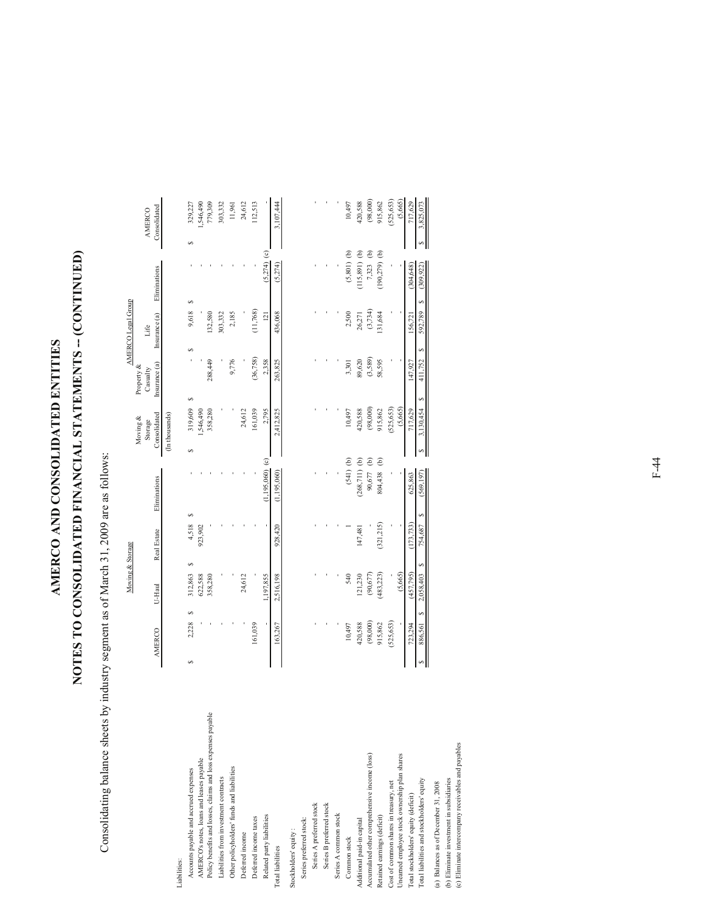# AMERCO AND CONSOLIDATED ENTITIES

# NOTES TO CONSOLIDATED FINANCIAL STATEMENTS -- (CONTINUED)

Consolidating balance sheets by industry segment as of March 31, 2009 are as follows:

| | Moving & Storage | | | | | | AMERCO Legal Group | | | |
|---|---|---|---|---|---|---|---|---|---|---|
| | AMERCO | U-Haul | Real Estate | Eliminations | | Moving & Storage Consolidated | Property & Casualty Insurance (a) | Life Insurance (a) | Eliminations | | AMERCO Consolidated |
| | | | | | | (In thousands) | | | | | |
| Liabilities: | | | | | | | | | | | |
| Accounts payable and accrued expenses | $ 2,228 | $ 312,863 | $ 4,518 | $ - | | $ 319,609 | $ - | $ 9,618 | $ - | | $ 329,227 |
| AMERCO's notes, loans and leases payable | - | 622,588 | 923,902 | - | | 1,546,490 | - | - | - | | 1,546,490 |
| Policy benefits and losses, claims and loss expenses payable | - | 358,280 | - | - | | 358,280 | 288,449 | 132,580 | - | | 779,309 |
| Liabilities from investment contracts | - | - | - | - | | - | - | 303,332 | - | | 303,332 |
| Other policyholders' funds and liabilities | - | - | - | - | | - | 9,776 | 2,185 | - | | 11,961 |
| Deferred income | - | 24,612 | - | - | | 24,612 | - | - | - | | 24,612 |
| Deferred income taxes | 161,039 | - | - | - | | 161,039 | (36,758) | (11,768) | - | | 112,513 |
| Related party liabilities | - | 1,197,855 | - | (1,195,060) | (c) | 2,795 | 2,358 | 121 | (5,274) | (c) | - |
| Total liabilities | 163,267 | 2,516,198 | 928,420 | (1,195,060) | | 2,412,825 | 263,825 | 436,068 | (5,274) | | 3,107,444 |
| Stockholders' equity : | | | | | | | | | | | |
| Series preferred stock: | | | | | | | | | | | |
| Series A preferred stock | - | - | - | - | | - | - | - | - | | - |
| Series B preferred stock | - | - | - | - | | - | - | - | - | | - |
| Series A common stock | - | - | - | - | | - | - | - | - | | - |
| Common stock | 10,497 | 540 | 1 | (541) | (b) | 10,497 | 3,301 | 2,500 | (5,801) | (b) | 10,497 |
| Additional paid-in capital | 420,588 | 121,230 | 147,481 | (268,711) | (b) | 420,588 | 89,620 | 26,271 | (115,891) | (b) | 420,588 |
| Accumulated other comprehensive income (loss) | (98,000) | (90,677) | - | 90,677 | (b) | (98,000) | (3,589) | (3,734) | 7,323 | (b) | (98,000) |
| Retained earnings (deficit) | 915,862 | (483,223) | (321,215) | 804,438 | (b) | 915,862 | 58,595 | 131,684 | (190,279) | (b) | 915,862 |
| Cost of common shares in treasury, net | (525,653) | - | - | - | | (525,653) | - | - | - | | (525,653) |
| Unearned employee stock ownership plan shares | - | (5,665) | - | - | | (5,665) | - | - | - | | (5,665) |
| Total stockholders' equity (deficit) | 723,294 | (457,795) | (173,733) | 625,863 | | 717,629 | 147,927 | 156,721 | (304,648) | | 717,629 |
| Total liabilities and stockholders' equity | $ 886,561 | $ 2,058,403 | $ 754,687 | $ (569,197) | | $ 3,130,454 | $ 411,752 | $ 592,789 | $ (309,922) | | $ 3,825,073 |

(a) Balances as of December 31, 2008

(b) Eliminate investment in subsidiaries

(c) Eliminate intercompany receivables and payables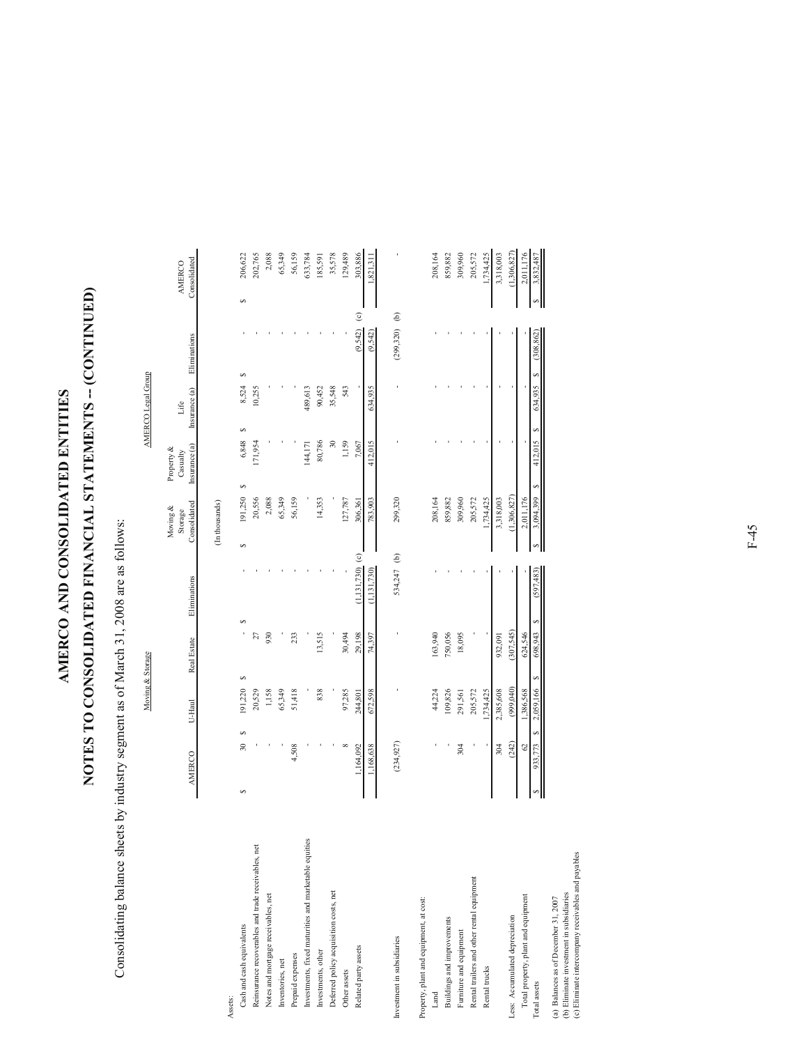# AMERCO AND CONSOLIDATED ENTITIES

# NOTES TO CONSOLIDATED FINANCIAL STATEMENTS -- (CONTINUED)

Consolidating balance sheets by industry segment as of March 31, 2008 are as follows:

| | Moving & Storage | | | | | AMERCO Legal Group | | | | |
|---|---|---|---|---|---|---|---|---|---|---|
| | AMERCO | U-Haul | Real Estate | Eliminations | | Moving & Storage Consolidated | Property & Casualty Insurance (a) | Life Insurance (a) | Eliminations | | AMERCO Consolidated |
| | | | | | (In thousands) | | | | | |
| Assets: | | | | | | | | | | |
| Cash and cash equivalents | $ 30 | $ 191,220 | $ - | $ - | | $ 191,250 | $ 6,848 | $ 8,524 | $ - | | $ 206,622 |
| Reinsurance recoverables and trade receivables, net | - | 20,529 | 27 | - | | 20,556 | 171,954 | 10,255 | - | | 202,765 |
| Notes and mortgage receivables, net | - | 1,158 | 930 | - | | 2,088 | - | - | - | | 2,088 |
| Inventories, net | - | 65,349 | - | - | | 65,349 | - | - | - | | 65,349 |
| Prepaid expenses | 4,508 | 51,418 | 233 | - | | 56,159 | - | - | - | | 56,159 |
| Investments, fixed maturities and marketable equities | - | - | - | - | | - | 144,171 | 489,613 | - | | 633,784 |
| Investments, other | - | 838 | 13,515 | - | | 14,353 | 80,786 | 90,452 | - | | 185,591 |
| Deferred policy acquisition costs, net | - | - | - | - | | - | 30 | 35,548 | - | | 35,578 |
| Other assets | 8 | 97,285 | 30,494 | - | | 127,787 | 1,159 | 543 | - | | 129,489 |
| Related party assets | 1,164,092 | 244,801 | 29,198 | (1,131,730) | (c) | 306,361 | 7,067 | - | (9,542) | (c) | 303,886 |
| | 1,168,638 | 672,598 | 74,397 | (1,131,730) | | 783,903 | 412,015 | 634,935 | (9,542) | | 1,821,311 |
| Investment in subsidiaries | (234,927) | - | - | 534,247 | (b) | 299,320 | - | - | (299,320) | (b) | - |
| Property, plant and equipment, at cost: | | | | | | | | | | |
| Land | - | 44,224 | 163,940 | - | | 208,164 | - | - | - | | 208,164 |
| Buildings and improvements | - | 109,826 | 750,056 | - | | 859,882 | - | - | - | | 859,882 |
| Furniture and equipment | 304 | 291,561 | 18,095 | - | | 309,960 | - | - | - | | 309,960 |
| Rental trailers and other rental equipment | - | 205,572 | - | - | | 205,572 | - | - | - | | 205,572 |
| Rental trucks | - | 1,734,425 | - | - | | 1,734,425 | - | - | - | | 1,734,425 |
| | 304 | 2,385,608 | 932,091 | - | | 3,318,003 | - | - | - | | 3,318,003 |
| Less: Accumulated depreciation | (242) | (999,040) | (307,545) | - | | (1,306,827) | - | - | - | | (1,306,827) |
| Total property, plant and equipment | 62 | 1,386,568 | 624,546 | - | | 2,011,176 | - | - | - | | 2,011,176 |
| Total assets | $ 933,773 | $ 2,059,166 | $ 698,943 | $ (597,483) | | $ 3,094,399 | $ 412,015 | $ 634,935 | $ (308,862) | | $ 3,832,487 |

(a) Balances as of December 31, 2007
(b) Eliminate investment in subsidiaries
(c) Eliminate intercompany receivables and payables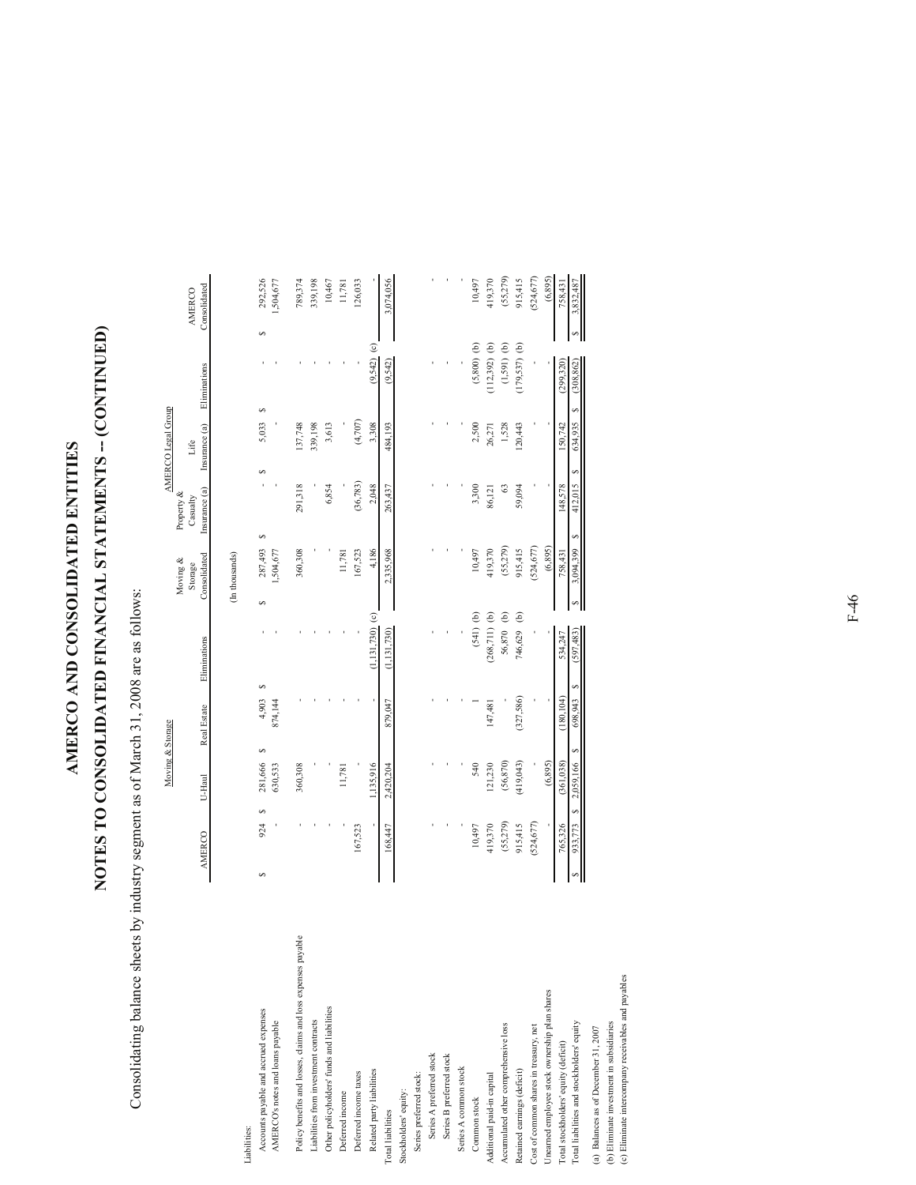# AMERCO AND CONSOLIDATED ENTITIES

# NOTES TO CONSOLIDATED FINANCIAL STATEMENTS -- (CONTINUED)

Consolidating balance sheets by industry segment as of March 31, 2008 are as follows:

| | Moving & Storage | | | | | AMERCO Legal Group | | | |
|---|---|---|---|---|---|---|---|---|---|
| | AMERCO | U-Haul | Real Estate | Eliminations | Moving & Storage Consolidated | Property & Casualty Insurance (a) | Life Insurance (a) | Eliminations | AMERCO Consolidated |
| | | | | | (In thousands) | | | | |
| Liabilities: | | | | | | | | | |
| Accounts payable and accrued expenses | $ 924 | $ 281,666 | $ 4,903 | $ - | $ 287,493 | $ - | $ 5,033 | $ - | $ 292,526 |
| AMERCO's notes and loans payable | - | 630,533 | 874,144 | - | 1,504,677 | - | - | - | 1,504,677 |
| Policy benefits and losses, claims and loss expenses payable | - | 360,308 | - | - | 360,308 | 291,318 | 137,748 | - | 789,374 |
| Liabilities from investment contracts | - | - | - | - | - | - | 339,198 | - | 339,198 |
| Other policyholders' funds and liabilities | - | - | - | - | - | 6,854 | 3,613 | - | 10,467 |
| Deferred income | - | 11,781 | - | - | 11,781 | - | - | - | 11,781 |
| Deferred income taxes | 167,523 | - | - | - | 167,523 | (36,783) | (4,707) | - | 126,033 |
| Related party liabilities | - | 1,135,916 | - | (1,131,730) (c) | 4,186 | 2,048 | 3,308 | (9,542) (c) | - |
| Total liabilities | 168,447 | 2,420,204 | 879,047 | (1,131,730) | 2,335,968 | 263,437 | 484,193 | (9,542) | 3,074,056 |
| Stockholders' equity: | | | | | | | | | |
| Series preferred stock: | | | | | | | | | |
| Series A preferred stock | - | - | - | - | - | - | - | - | - |
| Series B preferred stock | - | - | - | - | - | - | - | - | - |
| Series A common stock | - | - | - | - | - | - | - | - | - |
| Common stock | 10,497 | 540 | 1 | (541) (b) | 10,497 | 3,300 | 2,500 | (5,800) (b) | 10,497 |
| Additional paid-in capital | 419,370 | 121,230 | 147,481 | (268,711) (b) | 419,370 | 86,121 | 26,271 | (112,392) (b) | 419,370 |
| Accumulated other comprehensive loss | (55,279) | (56,870) | - | 56,870 (b) | (55,279) | 63 | 1,528 | (1,591) (b) | (55,279) |
| Retained earnings (deficit) | 915,415 | (419,043) | (327,586) | 746,629 (b) | 915,415 | 59,094 | 120,443 | (179,537) (b) | 915,415 |
| Cost of common shares in treasury, net | (524,677) | - | - | - | (524,677) | - | - | - | (524,677) |
| Unearned employee stock ownership plan shares | - | (6,895) | - | - | (6,895) | - | - | - | (6,895) |
| Total stockholders' equity (deficit) | 765,326 | (361,038) | (180,104) | 534,247 | 758,431 | 148,578 | 150,742 | (299,320) | 758,431 |
| Total liabilities and stockholders' equity | $ 933,773 | $ 2,059,166 | $ 698,943 | $ (597,483) | $ 3,094,399 | $ 412,015 | $ 634,935 | $ (308,862) | $ 3,832,487 |

(a) Balances as of December 31, 2007

(b) Eliminate investment in subsidiaries

(c) Eliminate intercompany receivables and payables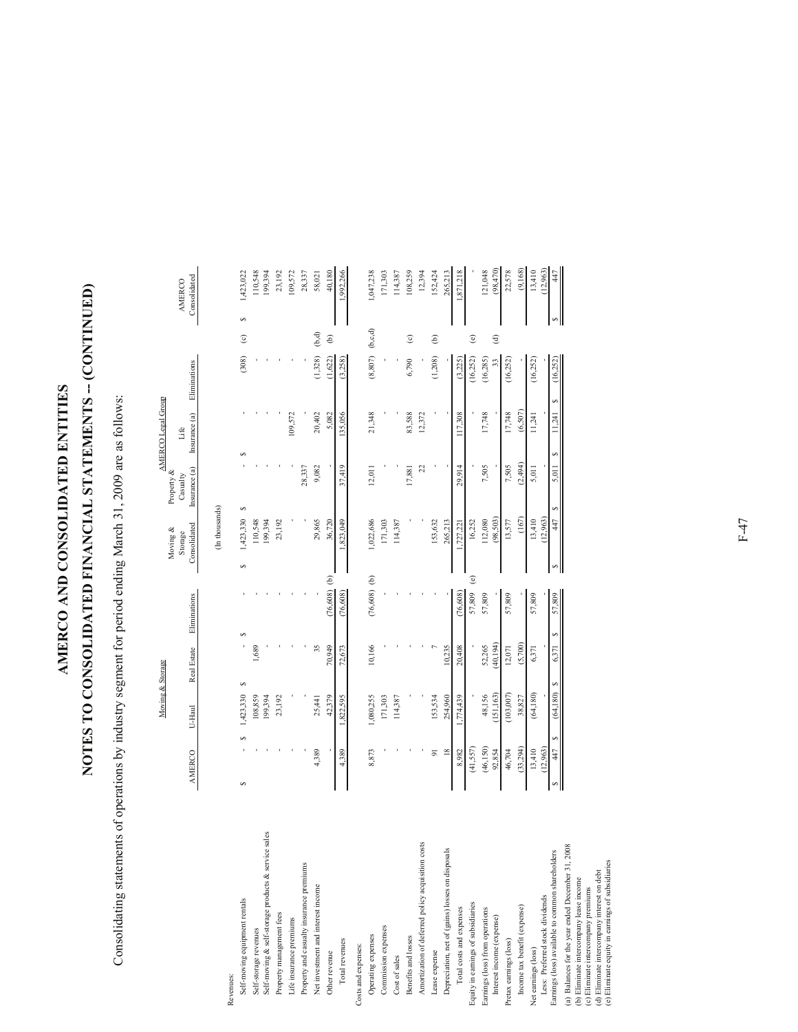# AMERCO AND CONSOLIDATED ENTITIES

# NOTES TO CONSOLIDATED FINANCIAL STATEMENTS -- (CONTINUED)

Consolidating statements of operations by industry segment for period ending March 31, 2009 are as follows:

| | Moving & Storage | | | | | | AMERCO Legal Group | | | | |
|---|---|---|---|---|---|---|---|---|---|---|---|
| | AMERCO | U-Haul | Real Estate | Eliminations | | Moving & Storage Consolidated | Property & Casualty Insurance (a) | Life Insurance (a) | Eliminations | | AMERCO Consolidated |
| | | | | | | (In thousands) | | | | | |
| Revenues: | | | | | | | | | | | |
| Self-moving equipment rentals | $ - | $ 1,423,330 | $ - | $ - | | $ 1,423,330 | $ - | $ - | (308) | (c) | $ 1,423,022 |
| Self-storage revenues | - | 108,859 | 1,689 | - | | 110,548 | - | - | - | | 110,548 |
| Self-moving & self-storage products & service sales | - | 199,394 | - | - | | 199,394 | - | - | - | | 199,394 |
| Property management fees | - | 23,192 | - | - | | 23,192 | - | - | - | | 23,192 |
| Life insurance premiums | - | - | - | - | | - | - | 109,572 | - | | 109,572 |
| Property and casualty insurance premiums | - | - | - | - | | - | 28,337 | - | - | | 28,337 |
| Net investment and interest income | 4,389 | 25,441 | 35 | - | | 29,865 | 9,082 | 20,402 | (1,328) | (b,d) | 58,021 |
| Other revenue | - | 42,379 | 70,949 | (76,608) | (b) | 36,720 | - | 5,082 | (1,622) | (b) | 40,180 |
| Total revenues | 4,389 | 1,822,595 | 72,673 | (76,608) | | 1,823,049 | 37,419 | 135,056 | (3,258) | | 1,992,266 |
| Costs and expenses: | | | | | | | | | | | |
| Operating expenses | 8,873 | 1,080,255 | 10,166 | (76,608) | (b) | 1,022,686 | 12,011 | 21,348 | (8,807) | (b,c,d) | 1,047,238 |
| Commission expenses | - | 171,303 | - | - | | 171,303 | - | - | - | | 171,303 |
| Cost of sales | - | 114,387 | - | - | | 114,387 | - | - | - | | 114,387 |
| Benefits and losses | - | - | - | - | | - | 17,881 | 83,588 | 6,790 | (c) | 108,259 |
| Amortization of deferred policy acquisition costs | - | - | - | - | | - | 22 | 12,372 | - | | 12,394 |
| Lease expense | 91 | 153,534 | 7 | - | | 153,632 | - | - | (1,208) | (b) | 152,424 |
| Depreciation, net of (gains) losses on disposals | 18 | 254,960 | 10,235 | - | | 265,213 | - | - | - | | 265,213 |
| Total costs and expenses | 8,982 | 1,774,439 | 20,408 | (76,608) | | 1,727,221 | 29,914 | 117,308 | (3,225) | | 1,871,218 |
| Equity in earnings of subsidiaries | (41,557) | - | - | 57,809 | (e) | 16,252 | - | - | (16,252) | (e) | - |
| Earnings (loss) from operations | (46,150) | 48,156 | 52,265 | 57,809 | | 112,080 | 7,505 | 17,748 | (16,285) | | 121,048 |
| Interest income (expense) | 92,854 | (151,163) | (40,194) | - | | (98,503) | - | - | 33 | (d) | (98,470) |
| Pretax earnings (loss) | 46,704 | (103,007) | 12,071 | 57,809 | | 13,577 | 7,505 | 17,748 | (16,252) | | 22,578 |
| Income tax benefit (expense) | (33,294) | 38,827 | (5,700) | - | | (167) | (2,494) | (6,507) | - | | (9,168) |
| Net earnings (loss) | 13,410 | (64,180) | 6,371 | 57,809 | | 13,410 | 5,011 | 11,241 | (16,252) | | 13,410 |
| Less: Preferred stock dividends | (12,963) | - | - | - | | (12,963) | - | - | - | | (12,963) |
| Earnings (loss) available to common shareholders | $ 447 | $ (64,180) | $ 6,371 | $ 57,809 | | $ 447 | $ 5,011 | $ 11,241 | $ (16,252) | | $ 447 |

(a) Balances for the year ended December 31, 2008
(b) Eliminate intercompany lease income
(c) Eliminate intercompany premiums
(d) Eliminate intercompany interest on debt
(e) Eliminate equity in earnings of subsidiaries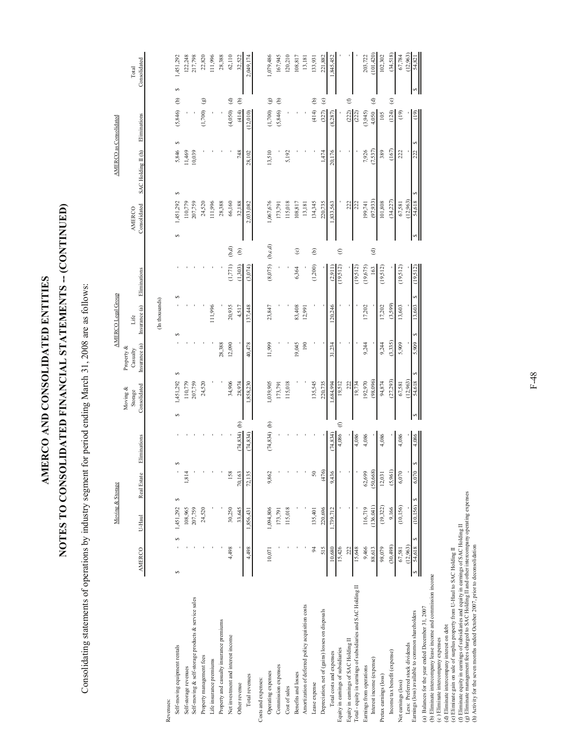# AMERCO AND CONSOLIDATED ENTITIES

# NOTES TO CONSOLIDATED FINANCIAL STATEMENTS -- (CONTINUED)

Consolidating statements of operations by industry segment for period ending March 31, 2008 are as follows:

| | Moving & Storage | | | | | AMERCO Legal Group | | | | AMERCO as Consolidated | | | |
|---|---|---|---|---|---|---|---|---|---|---|---|---|---|
| | AMERCO | U-Haul | Real Estate | Eliminations | Moving & Storage Consolidated | Property & Casualty Insurance (a) | Life Insurance (a) | Eliminations | AMERCO Consolidated | SAC Holding II (h) | Eliminations | | Total Consolidated |
| | (In thousands) | | | | | | | | | | | | |
| Revenues: | | | | | | | | | | | | | |
| Self-moving equipment rentals | $ - | $ 1,451,292 | $ - | $ - | $ 1,451,292 | $ - | $ - | $ - | $ 1,451,292 | $ 5,846 | $ (5,846) (b) | | $ 1,451,292 |
| Self-storage revenues | - | 108,965 | 1,814 | - | 110,779 | - | - | - | 110,779 | 11,469 | - | | 122,248 |
| Self-moving & self-storage products & service sales | - | 207,759 | - | - | 207,759 | - | - | - | 207,759 | 10,039 | - | | 217,798 |
| Property management fees | - | 24,520 | - | - | 24,520 | - | - | - | 24,520 | - | (1,700) (g) | | 22,820 |
| Life insurance premiums | - | - | - | - | - | - | 111,996 | - | 111,996 | - | - | | 111,996 |
| Property and casualty insurance premiums | - | - | - | - | - | 28,388 | - | - | 28,388 | - | - | | 28,388 |
| Net investment and interest income | 4,498 | 30,250 | 158 | - | 34,906 | 12,090 | 20,935 | (1,771) (b,d) | 66,160 | - | (4,050) (d) | | 62,110 |
| Other revenue | - | 33,645 | 70,163 | (74,834) (b) | 28,974 | - | 4,517 | (1,303) (b) | 32,188 | 748 | (414) (b) | | 32,522 |
| Total revenues | 4,498 | 1,856,431 | 72,135 | (74,834) | 1,858,230 | 40,478 | 137,448 | (3,074) | 2,033,082 | 28,102 | (12,010) | | 2,049,174 |
| Costs and expenses: | | | | | | | | | | | | | |
| Operating expenses | 10,071 | 1,094,806 | 9,862 | (74,834) (b) | 1,039,905 | 11,999 | 23,847 | (8,075) (b,c,d) | 1,067,676 | 13,510 | (1,700) (g) | | 1,079,486 |
| Commission expenses | - | 173,791 | - | - | 173,791 | - | - | - | 173,791 | - | (5,846) (b) | | 167,945 |
| Cost of sales | - | 115,018 | - | - | 115,018 | - | - | - | 115,018 | 5,192 | - | | 120,210 |
| Benefits and losses | - | - | - | - | - | 19,045 | 83,408 | 6,364 (c) | 108,817 | - | - | | 108,817 |
| Amortization of deferred policy acquisition costs | - | - | - | - | - | 190 | 12,991 | - | 13,181 | - | - | | 13,181 |
| Lease expense | 94 | 135,401 | 50 | - | 135,545 | - | - | (1,200) (b) | 134,345 | - | (414) (b) | | 133,931 |
| Depreciation, net of (gains) losses on disposals | 515 | 220,696 | (476) | - | 220,735 | - | - | - | 220,735 | 1,474 | (327) (e) | | 221,882 |
| Total costs and expenses | 10,680 | 1,739,712 | 9,436 | (74,834) | 1,684,994 | 31,234 | 120,246 | (2,911) | 1,833,563 | 20,176 | (8,287) | | 1,845,452 |
| Equity in earnings of subsidiaries | 15,426 | - | - | 4,086 (f) | 19,512 | - | - | (19,512) (f) | - | - | - | | - |
| Equity in earnings of SAC Holding II | 222 | - | - | - | 222 | - | - | - | 222 | - | (222) (f) | | - |
| Total - equity in earnings of subsidiaries and SAC Holding II | 15,648 | - | - | 4,086 | 19,734 | - | - | (19,512) | 222 | - | (222) | | - |
| Earnings from operations | 9,466 | 116,719 | 62,699 | 4,086 | 192,970 | 9,244 | 17,202 | (19,675) | 199,741 | 7,926 | (3,945) | | 203,722 |
| Interest income (expense) | 88,613 | (136,041) | (50,668) | - | (98,096) | - | - | 163 (d) | (97,933) | (7,537) | 4,050 (d) | | (101,420) |
| Pretax earnings (loss) | 98,079 | (19,322) | 12,031 | 4,086 | 94,874 | 9,244 | 17,202 | (19,512) | 101,808 | 389 | 105 | | 102,302 |
| Income tax benefit (expense) | (30,498) | 9,166 | (5,961) | - | (27,293) | (3,335) | (3,599) | - | (34,227) | (167) | (124) (e) | | (34,518) |
| Net earnings (loss) | 67,581 | (10,156) | 6,070 | 4,086 | 67,581 | 5,909 | 13,603 | (19,512) | 67,581 | 222 | (19) | | 67,784 |
| Less: Preferred stock dividends | (12,963) | - | - | - | (12,963) | - | - | - | (12,963) | - | - | | (12,963) |
| Earnings (loss) available to common shareholders | $ 54,618 | $ (10,156) | $ 6,070 | $ 4,086 | $ 54,618 | $ 5,909 | $ 13,603 | $ (19,512) | $ 54,618 | $ 222 | $ (19) | | $ 54,821 |

(a) Balances for the year ended December 31, 2007
(b) Eliminate intercompany lease income and commission income
(c) Eliminate intercompany expenses
(d) Eliminate intercompany interest on debt
(e) Eliminate gain on sale of surplus property from U-Haul to SAC Holding II
(f) Eliminate equity in earnings of subsidiaries and equity in earnings of SAC Holding II
(g) Eliminate management fees charged to SAC Holding II and other intercompany operating expenses
(h) Activity for the seven months ended October 2007, prior to deconsolidation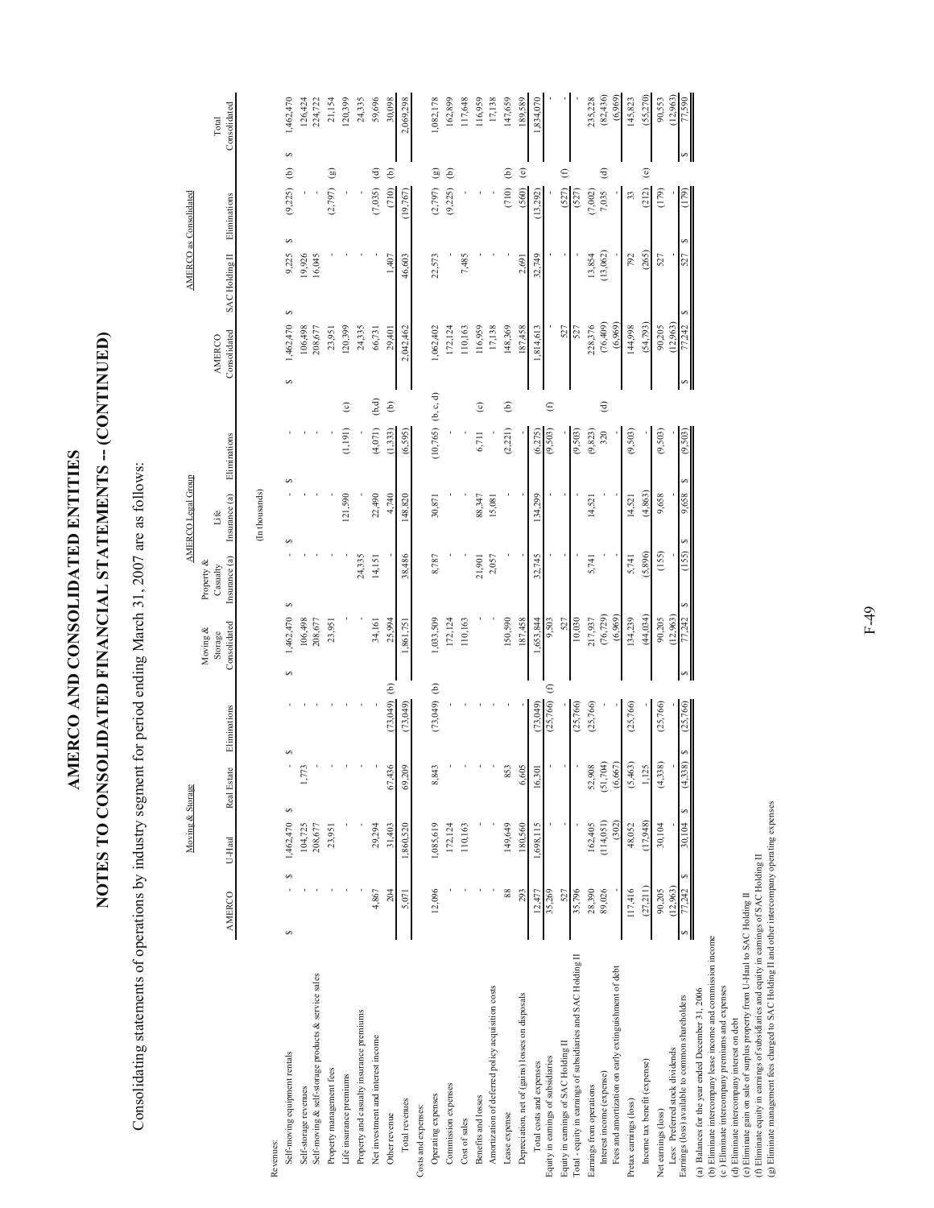# AMERCO AND CONSOLIDATED ENTITIES

# NOTES TO CONSOLIDATED FINANCIAL STATEMENTS -- (CONTINUED)

Consolidating statements of operations by industry segment for period ending March 31, 2007 are as follows:

| | Moving & Storage | | | | | AMERCO Legal Group | | | | AMERCO as Consolidated | | |
|---|---|---|---|---|---|---|---|---|---|---|---|---|
| | AMERCO | U-Haul | Real Estate | Eliminations | Moving & Storage Consolidated | Property & Casualty Insurance (a) | Life Insurance (a) | Eliminations | AMERCO Consolidated | SAC Holding II | Eliminations | Total Consolidated |
| | (In thousands) | | | | | | | | | | | |
| Revenues: | | | | | | | | | | | | |
| Self-moving equipment rentals | $ - | $ 1,462,470 | $ - | $ - | $ 1,462,470 | $ - | $ - | $ - | $ 1,462,470 | $ 9,225 | $ (9,225) (b) | $ 1,462,470 |
| Self-storage revenues | - | 104,725 | 1,773 | - | 106,498 | - | - | - | 106,498 | 19,926 | - | 126,424 |
| Self-moving & self-storage products & service sales | - | 208,677 | - | - | 208,677 | - | - | - | 208,677 | 16,045 | - | 224,722 |
| Property management fees | - | 23,951 | - | - | 23,951 | - | - | - | 23,951 | - | (2,797) (g) | 21,154 |
| Life insurance premiums | - | - | - | - | - | - | 121,590 | (1,191) (c) | 120,399 | - | - | 120,399 |
| Property and casualty insurance premiums | - | - | - | - | - | 24,335 | - | - | 24,335 | - | - | 24,335 |
| Net investment and interest income | 4,867 | 29,294 | - | - | 34,161 | 14,151 | 22,490 | (4,071) (b,d) | 66,731 | - | (7,035) (d) | 59,696 |
| Other revenue | 204 | 31,403 | 67,436 | (73,049) (b) | 25,994 | - | 4,740 | (1,333) (b) | 29,401 | 1,407 | (710) (b) | 30,098 |
| Total revenues | 5,071 | 1,860,520 | 69,209 | (73,049) | 1,861,751 | 38,486 | 148,820 | (6,595) | 2,042,462 | 46,603 | (19,767) | 2,069,298 |
| Costs and expenses: | | | | | | | | | | | | |
| Operating expenses | 12,096 | 1,085,619 | 8,843 | (73,049) (b) | 1,033,509 | 8,787 | 30,871 | (10,765) (b, c, d) | 1,062,402 | 22,573 | (2,797) (g) | 1,082,178 |
| Commission expenses | - | 172,124 | - | - | 172,124 | - | - | - | 172,124 | - | (9,225) (b) | 162,899 |
| Cost of sales | - | 110,163 | - | - | 110,163 | - | - | - | 110,163 | 7,485 | - | 117,648 |
| Benefits and losses | - | - | - | - | - | 21,901 | 88,347 | 6,711 (c) | 116,959 | - | - | 116,959 |
| Amortization of deferred policy acquisition costs | - | - | - | - | - | 2,057 | 15,081 | - | 17,138 | - | - | 17,138 |
| Lease expense | 88 | 149,649 | 853 | - | 150,590 | - | - | (2,221) (b) | 148,369 | - | (710) (b) | 147,659 |
| Depreciation, net of (gains) losses on disposals | 293 | 180,560 | 6,605 | - | 187,458 | - | - | - | 187,458 | 2,691 | (560) (e) | 189,589 |
| Total costs and expenses | 12,477 | 1,698,115 | 16,301 | (73,049) | 1,653,844 | 32,745 | 134,299 | (6,275) | 1,814,613 | 32,749 | (13,292) | 1,834,070 |
| Equity in earnings of subsidiaries | 35,269 | - | - | (25,766) (f) | 9,503 | - | - | (9,503) (f) | - | - | - | - |
| Equity in earnings of SAC Holding II | 527 | - | - | - | 527 | - | - | - | 527 | - | (527) (f) | - |
| Total - equity in earnings of subsidiaries and SAC Holding II | 35,796 | - | - | (25,766) | 10,030 | - | - | (9,503) | 527 | - | (527) | - |
| Earnings from operations | 28,390 | 162,405 | 52,908 | (25,766) | 217,937 | 5,741 | 14,521 | (9,823) | 228,376 | 13,854 | (7,002) | 235,228 |
| Interest income (expense) | 89,026 | (114,051) | (51,704) | - | (76,729) | - | - | 320 (d) | (76,409) | (13,062) | 7,035 (d) | (82,436) |
| Fees and amortization on early extinguishment of debt | - | (302) | (6,667) | - | (6,969) | - | - | - | (6,969) | - | - | (6,969) |
| Pretax earnings (loss) | 117,416 | 48,052 | (5,463) | (25,766) | 134,239 | 5,741 | 14,521 | (9,503) | 144,998 | 792 | 33 | 145,823 |
| Income tax benefit (expense) | (27,211) | (17,948) | 1,125 | - | (44,034) | (5,896) | (4,863) | - | (54,793) | (265) | (212) (e) | (55,270) |
| Net earnings (loss) | 90,205 | 30,104 | (4,338) | (25,766) | 90,205 | (155) | 9,658 | (9,503) | 90,205 | 527 | (179) | 90,553 |
| Less: Preferred stock dividends | (12,963) | - | - | - | (12,963) | - | - | - | (12,963) | - | - | (12,963) |
| Earnings (loss) available to common shareholders | $ 77,242 | $ 30,104 | $ (4,338) | $ (25,766) | $ 77,242 | $ (155) | $ 9,658 | $ (9,503) | $ 77,242 | $ 527 | $ (179) | $ 77,590 |

(a) Balances for the year ended December 31, 2006
(b) Eliminate intercompany lease income and commission income
(c) Eliminate intercompany premiums and expenses
(d) Eliminate intercompany interest on debt
(e) Eliminate gain on sale of surplus property from U-Haul to SAC Holding II
(f) Eliminate equity in earnings of subsidiaries and equity in earnings of SAC Holding II
(g) Eliminate management fees charged to SAC Holding II and other intercompany operating expenses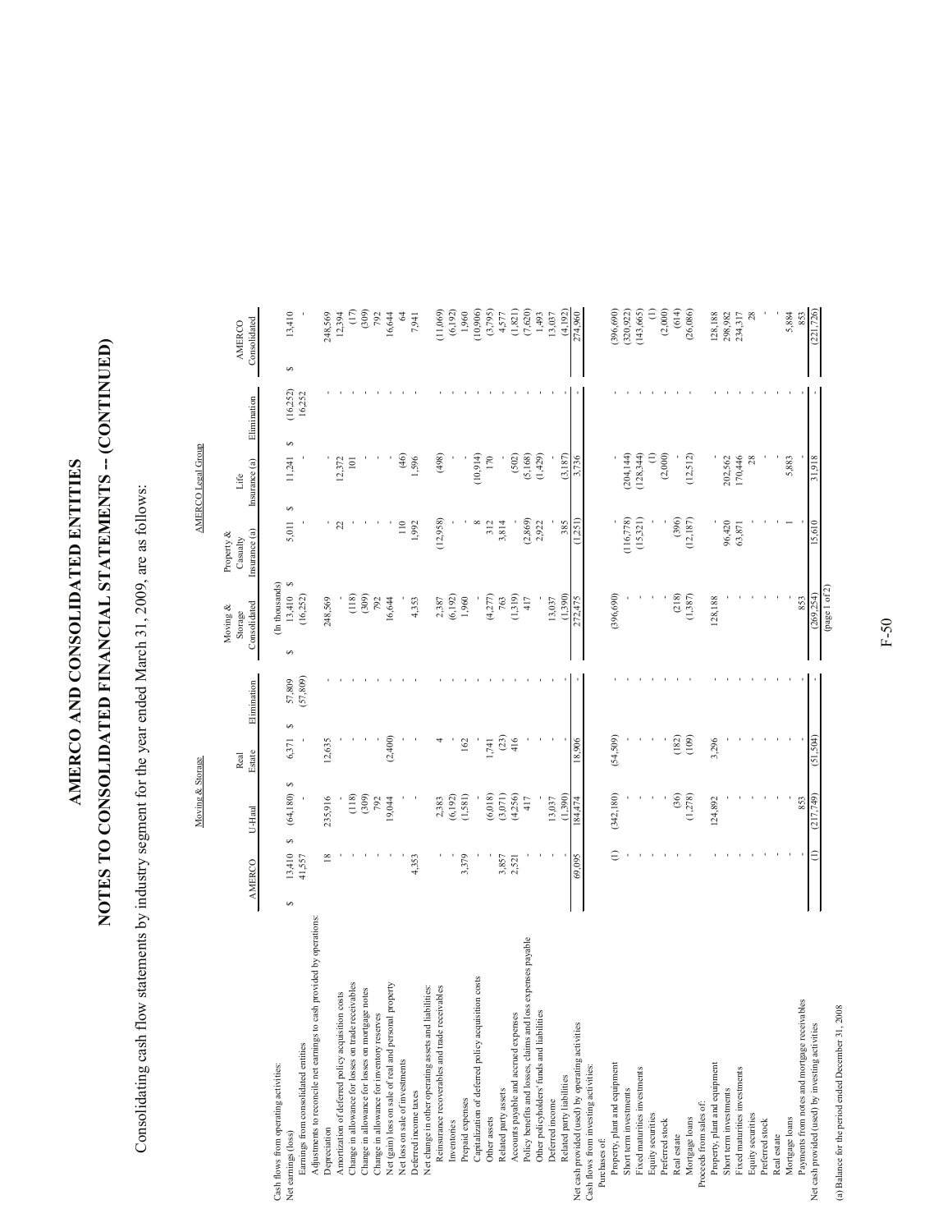# AMERCO AND CONSOLIDATED ENTITIES

# NOTES TO CONSOLIDATED FINANCIAL STATEMENTS -- (CONTINUED)

Consolidating cash flow statements by industry segment for the year ended March 31, 2009, are as follows:

| | Moving & Storage | | | | | AMERCO Legal Group | | | |
|---|---|---|---|---|---|---|---|---|---|
| | AMERCO | U-Haul | Real Estate | Elimination | Moving & Storage Consolidated | Property & Casualty Insurance (a) | Life Insurance (a) | Elimination | AMERCO Consolidated |
| | | | | | (In thousands) | | | | |
| Cash flows from operating activities: | | | | | | | | | |
| Net earnings (loss) | $ 13,410 | $ (64,180) | $ 6,371 | $ 57,809 | $ 13,410 | $ 5,011 | $ 11,241 | $ (16,252) | $ 13,410 |
| Earnings from consolidated entities | 41,557 | - | - | (57,809) | (16,252) | - | - | 16,252 | - |
| Adjustments to reconcile net earnings to cash provided by operations: | | | | | | | | | |
| Depreciation | 18 | 235,916 | 12,635 | - | 248,569 | - | - | - | 248,569 |
| Amortization of deferred policy acquisition costs | - | - | - | - | - | 22 | 12,372 | - | 12,394 |
| Change in allowance for losses on trade receivables | - | (118) | - | - | (118) | - | 101 | - | (17) |
| Change in allowance for losses on mortgage notes | - | (309) | - | - | (309) | - | - | - | (309) |
| Change in allowance for inventory reserves | - | 792 | - | - | 792 | - | - | - | 792 |
| Net (gain) loss on sale of real and personal property | - | 19,044 | (2,400) | - | 16,644 | - | - | - | 16,644 |
| Net loss on sale of investments | - | - | - | - | - | 110 | (46) | - | 64 |
| Deferred income taxes | 4,353 | - | - | - | 4,353 | 1,992 | 1,596 | - | 7,941 |
| Net change in other operating assets and liabilities: | | | | | | | | | |
| Reinsurance recoverables and trade receivables | - | 2,383 | 4 | - | 2,387 | (12,958) | (498) | - | (11,069) |
| Inventories | - | (6,192) | - | - | (6,192) | - | - | - | (6,192) |
| Prepaid expenses | 3,379 | (1,581) | 162 | - | 1,960 | - | - | - | 1,960 |
| Capitalization of deferred policy acquisition costs | - | - | - | - | - | 8 | (10,914) | - | (10,906) |
| Other assets | - | (6,018) | 1,741 | - | (4,277) | 312 | 170 | - | (3,795) |
| Related party assets | 3,857 | (3,071) | (23) | - | 763 | 3,814 | - | - | 4,577 |
| Accounts payable and accrued expenses | 2,521 | (4,256) | 416 | - | (1,319) | - | (502) | - | (1,821) |
| Policy benefits and losses, claims and loss expenses payable | - | 417 | - | - | 417 | (2,869) | (5,168) | - | (7,620) |
| Other policyholders' funds and liabilities | - | - | - | - | - | 2,922 | (1,429) | - | 1,493 |
| Deferred income | - | 13,037 | - | - | 13,037 | - | - | - | 13,037 |
| Related party liabilities | - | (1,390) | - | - | (1,390) | 385 | (3,187) | - | (4,192) |
| Net cash provided (used) by operating activities | 69,095 | 184,474 | 18,906 | - | 272,475 | (1,251) | 3,736 | - | 274,960 |
| Cash flows from investing activities: | | | | | | | | | |
| Purchases of: | | | | | | | | | |
| Property, plant and equipment | (1) | (342,180) | (54,509) | - | (396,690) | - | - | - | (396,690) |
| Short term investments | - | - | - | - | - | (116,778) | (204,144) | - | (320,922) |
| Fixed maturities investments | - | - | - | - | - | (15,321) | (128,344) | - | (143,665) |
| Equity securities | - | - | - | - | - | - | (1) | - | (1) |
| Preferred stock | - | - | - | - | - | - | (2,000) | - | (2,000) |
| Real estate | - | (36) | (182) | - | (218) | (396) | - | - | (614) |
| Mortgage loans | - | (1,278) | (109) | - | (1,387) | (12,187) | (12,512) | - | (26,086) |
| Proceeds from sales of: | | | | | | | | | |
| Property, plant and equipment | - | 124,892 | 3,296 | - | 128,188 | - | - | - | 128,188 |
| Short term investments | - | - | - | - | - | 96,420 | 202,562 | - | 298,982 |
| Fixed maturities investments | - | - | - | - | - | 63,871 | 170,446 | - | 234,317 |
| Equity securities | - | - | - | - | - | - | 28 | - | 28 |
| Preferred stock | - | - | - | - | - | - | - | - | - |
| Real estate | - | - | - | - | - | - | - | - | - |
| Mortgage loans | - | - | - | - | - | 1 | 5,883 | - | 5,884 |
| Payments from notes and mortgage receivables | - | 853 | - | - | 853 | - | - | - | 853 |
| Net cash provided (used) by investing activities | (1) | (217,749) | (51,504) | - | (269,254) | 15,610 | 31,918 | - | (221,726) |

(page 1 of 2)

(a) Balance for the period ended December 31, 2008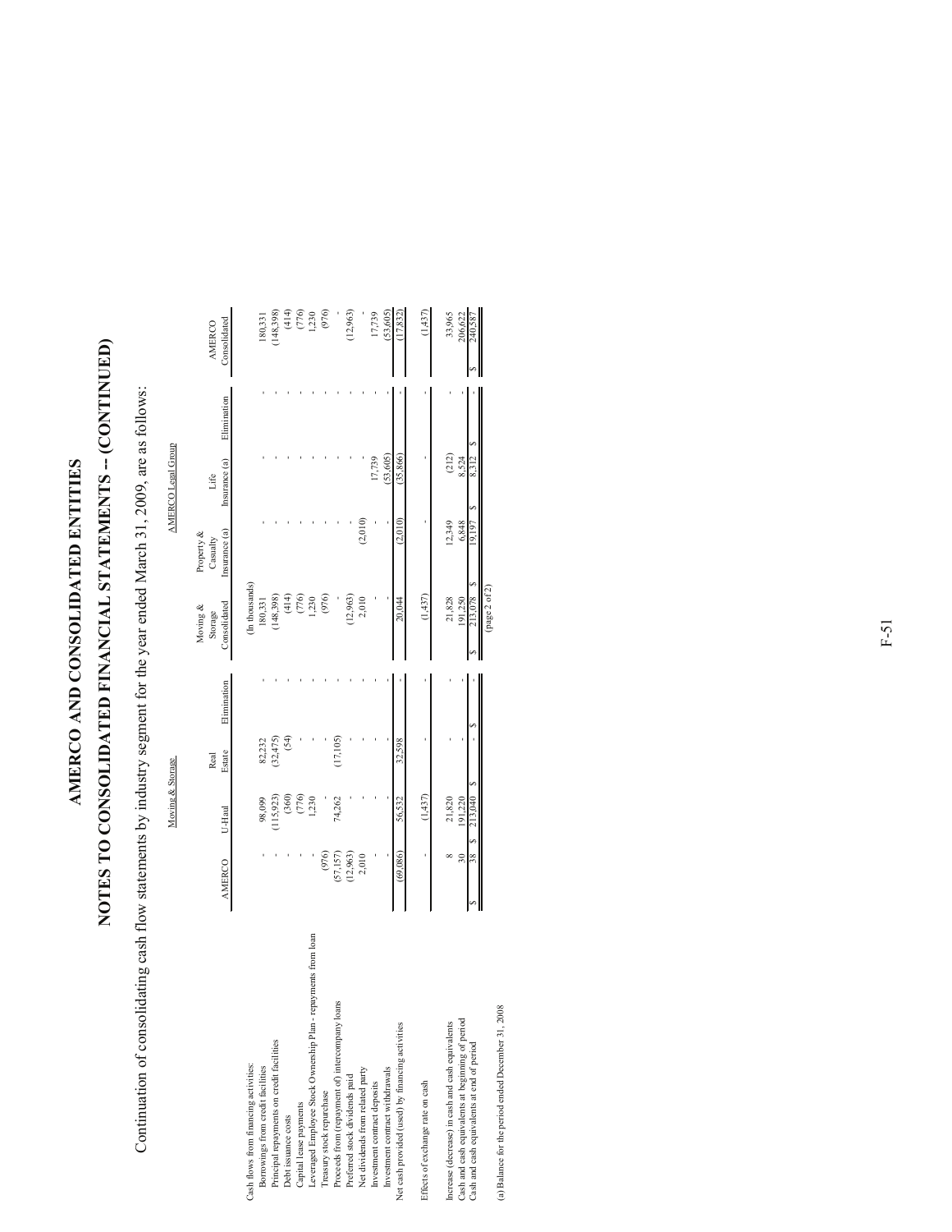# AMERCO AND CONSOLIDATED ENTITIES

# NOTES TO CONSOLIDATED FINANCIAL STATEMENTS -- (CONTINUED)

Continuation of consolidating cash flow statements by industry segment for the year ended March 31, 2009, are as follows:

| | Moving & Storage | | | | | AMERCO Legal Group | | | |
|---|---|---|---|---|---|---|---|---|---|
| | AMERCO | U-Haul | Real Estate | Elimination | Moving & Storage Consolidated | Property & Casualty Insurance (a) | Life Insurance (a) | Elimination | AMERCO Consolidated |
| | | | | | (In thousands) | | | | |
| Cash flows from financing activities: | | | | | | | | | |
| Borrowings from credit facilities | - | 98,099 | 82,232 | - | 180,331 | - | - | - | 180,331 |
| Principal repayments on credit facilities | - | (115,923) | (32,475) | - | (148,398) | - | - | - | (148,398) |
| Debt issuance costs | - | (360) | (54) | - | (414) | - | - | - | (414) |
| Capital lease payments | - | (776) | - | - | (776) | - | - | - | (776) |
| Leveraged Employee Stock Ownership Plan - repayments from loan | - | 1,230 | - | - | 1,230 | - | - | - | 1,230 |
| Treasury stock repurchase | (976) | - | - | - | (976) | - | - | - | (976) |
| Proceeds from (repayment of) intercompany loans | (57,157) | 74,262 | (17,105) | - | - | - | - | - | - |
| Preferred stock dividends paid | (12,963) | - | - | - | (12,963) | - | - | - | (12,963) |
| Net dividends from related party | 2,010 | - | - | - | 2,010 | (2,010) | - | - | - |
| Investment contract deposits | - | - | - | - | - | - | 17,739 | - | 17,739 |
| Investment contract withdrawals | - | - | - | - | - | - | (53,605) | - | (53,605) |
| Net cash provided (used) by financing activities | (69,086) | 56,532 | 32,598 | - | 20,044 | (2,010) | (35,866) | - | (17,832) |
| | | | | | | | | | |
| Effects of exchange rate on cash | - | (1,437) | - | - | (1,437) | - | - | - | (1,437) |
| | | | | | | | | | |
| Increase (decrease) in cash and cash equivalents | 8 | 21,820 | - | - | 21,828 | 12,349 | (212) | - | 33,965 |
| Cash and cash equivalents at beginning of period | 30 | 191,220 | - | - | 191,250 | 6,848 | 8,524 | - | 206,622 |
| Cash and cash equivalents at end of period | $ 38 | $ 213,040 | $ - | $ - | $ 213,078 | $ 19,197 | $ 8,312 | $ - | $ 240,587 |

(page 2 of 2)

(a) Balance for the period ended December 31, 2008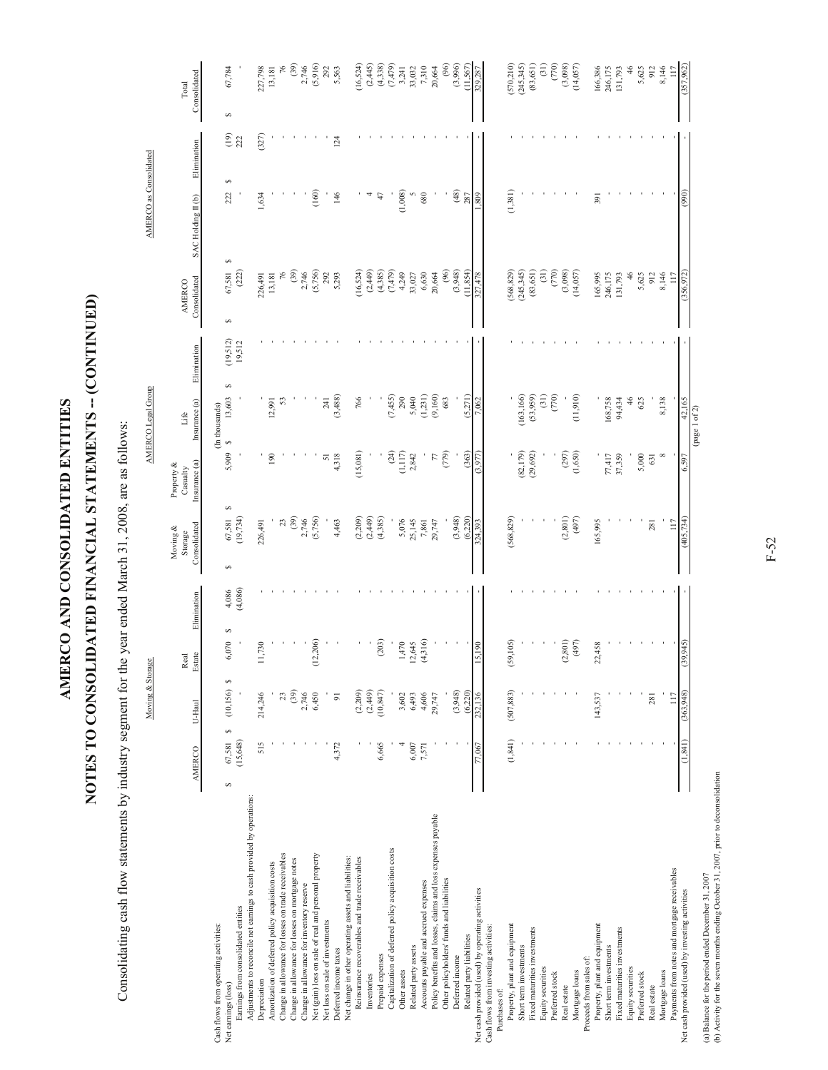# AMERCO AND CONSOLIDATED ENTITIES

# NOTES TO CONSOLIDATED FINANCIAL STATEMENTS -- (CONTINUED)

Consolidating cash flow statements by industry segment for the year ended March 31, 2008, are as follows:

| | Moving & Storage | | | | | AMERCO Legal Group | | | | AMERCO as Consolidated | | |
|---|---|---|---|---|---|---|---|---|---|---|---|---|
| | AMERCO | U-Haul | Real Estate | Elimination | Moving & Storage Consolidated | Property & Casualty Insurance (a) | Life Insurance (a) | Elimination | AMERCO Consolidated | SAC Holding II (b) | Elimination | Total Consolidated |
| | | | | | | (In thousands) | | | | | | |
| Cash flows from operating activities: | | | | | | | | | | | | |
| Net earnings (loss) | $ 67,581 | $ (10,156) | $ 6,070 | $ 4,086 | $ 67,581 | $ 5,909 | $ 13,603 | $ (19,512) | $ 67,581 | $ 222 | $ (19) | $ 67,784 |
| Earnings from consolidated entities | (15,648) | - | - | (4,086) | (19,734) | - | - | 19,512 | (222) | - | 222 | - |
| Adjustments to reconcile net earnings to cash provided by operations: | | | | | | | | | | | | |
| Depreciation | 515 | 214,246 | 11,730 | - | 226,491 | - | - | - | 226,491 | 1,634 | (327) | 227,798 |
| Amortization of deferred policy acquisition costs | - | - | - | - | - | 190 | 12,991 | - | 13,181 | - | - | 13,181 |
| Change in allowance for losses on trade receivables | - | 23 | - | - | 23 | - | 53 | - | 76 | - | - | 76 |
| Change in allowance for losses on mortgage notes | - | (39) | - | - | (39) | - | - | - | (39) | - | - | (39) |
| Change in allowance for inventory reserve | - | 2,746 | - | - | 2,746 | - | - | - | 2,746 | - | - | 2,746 |
| Net (gain) loss on sale of real and personal property | - | 6,450 | (12,206) | - | (5,756) | - | - | - | (5,756) | (160) | - | (5,916) |
| Net loss on sale of investments | - | - | - | - | - | 51 | 241 | - | 292 | - | - | 292 |
| Deferred income taxes | 4,372 | 91 | - | - | 4,463 | 4,318 | (3,488) | - | 5,293 | 146 | 124 | 5,563 |
| Net change in other operating assets and liabilities: | | | | | | | | | | | | |
| Reinsurance recoverables and trade receivables | - | (2,209) | - | - | (2,209) | (15,081) | 766 | - | (16,524) | - | - | (16,524) |
| Inventories | - | (2,449) | - | - | (2,449) | - | - | - | (2,449) | 4 | - | (2,445) |
| Prepaid expenses | 6,665 | (10,847) | (203) | - | (4,385) | - | - | - | (4,385) | 47 | - | (4,338) |
| Capitalization of deferred policy acquisition costs | - | - | - | - | - | (24) | (7,455) | - | (7,479) | - | - | (7,479) |
| Other assets | 4 | 3,602 | 1,470 | - | 5,076 | (1,117) | 290 | - | 4,249 | (1,008) | - | 3,241 |
| Related party assets | 6,007 | 6,493 | 12,645 | - | 25,145 | 2,842 | 5,040 | - | 33,027 | 5 | - | 33,032 |
| Accounts payable and accrued expenses | 7,571 | 4,606 | (4,316) | - | 7,861 | - | (1,231) | - | 6,630 | 680 | - | 7,310 |
| Policy benefits and losses, claims and loss expenses payable | - | 29,747 | - | - | 29,747 | 77 | (9,160) | - | 20,664 | - | - | 20,664 |
| Other policyholders' funds and liabilities | - | - | - | - | - | (779) | 683 | - | (96) | - | - | (96) |
| Deferred income | - | (3,948) | - | - | (3,948) | - | - | - | (3,948) | (48) | - | (3,996) |
| Related party liabilities | - | (6,220) | - | - | (6,220) | (363) | (5,271) | - | (11,854) | 287 | - | (11,567) |
| Net cash provided (used) by operating activities | 77,067 | 232,136 | 15,190 | - | 324,393 | (3,977) | 7,062 | - | 327,478 | 1,809 | - | 329,287 |
| Cash flows from investing activities: | | | | | | | | | | | | |
| Purchases of: | | | | | | | | | | | | |
| Property, plant and equipment | (1,841) | (507,883) | (59,105) | - | (568,829) | - | - | - | (568,829) | (1,381) | - | (570,210) |
| Short term investments | - | - | - | - | - | (82,179) | (163,166) | - | (245,345) | - | - | (245,345) |
| Fixed maturities investments | - | - | - | - | - | (29,692) | (53,959) | - | (83,651) | - | - | (83,651) |
| Equity securities | - | - | - | - | - | - | (31) | - | (31) | - | - | (31) |
| Preferred stock | - | - | - | - | - | - | (770) | - | (770) | - | - | (770) |
| Real estate | - | - | (2,801) | - | (2,801) | (297) | - | - | (3,098) | - | - | (3,098) |
| Mortgage loans | - | - | (497) | - | (497) | (1,650) | (11,910) | - | (14,057) | - | - | (14,057) |
| Proceeds from sales of: | | | | | | | | | | | | |
| Property, plant and equipment | - | 143,537 | 22,458 | - | 165,995 | - | - | - | 165,995 | 391 | - | 166,386 |
| Short term investments | - | - | - | - | - | 77,417 | 168,758 | - | 246,175 | - | - | 246,175 |
| Fixed maturities investments | - | - | - | - | - | 37,359 | 94,434 | - | 131,793 | - | - | 131,793 |
| Equity securities | - | - | - | - | - | - | 46 | - | 46 | - | - | 46 |
| Preferred stock | - | - | - | - | - | 5,000 | 625 | - | 5,625 | - | - | 5,625 |
| Real estate | - | 281 | - | - | 281 | 631 | - | - | 912 | - | - | 912 |
| Mortgage loans | - | - | - | - | - | 8 | 8,138 | - | 8,146 | - | - | 8,146 |
| Payments from notes and mortgage receivables | - | 117 | - | - | 117 | - | - | - | 117 | - | - | 117 |
| Net cash provided (used) by investing activities | (1,841) | (363,948) | (39,945) | - | (405,734) | 6,597 | 42,165 | - | (356,972) | (990) | - | (357,962) |

(page 1 of 2)

(a) Balance for the period ended December 31, 2007

(b) Activity for the seven months ending October 31, 2007, prior to deconsolidation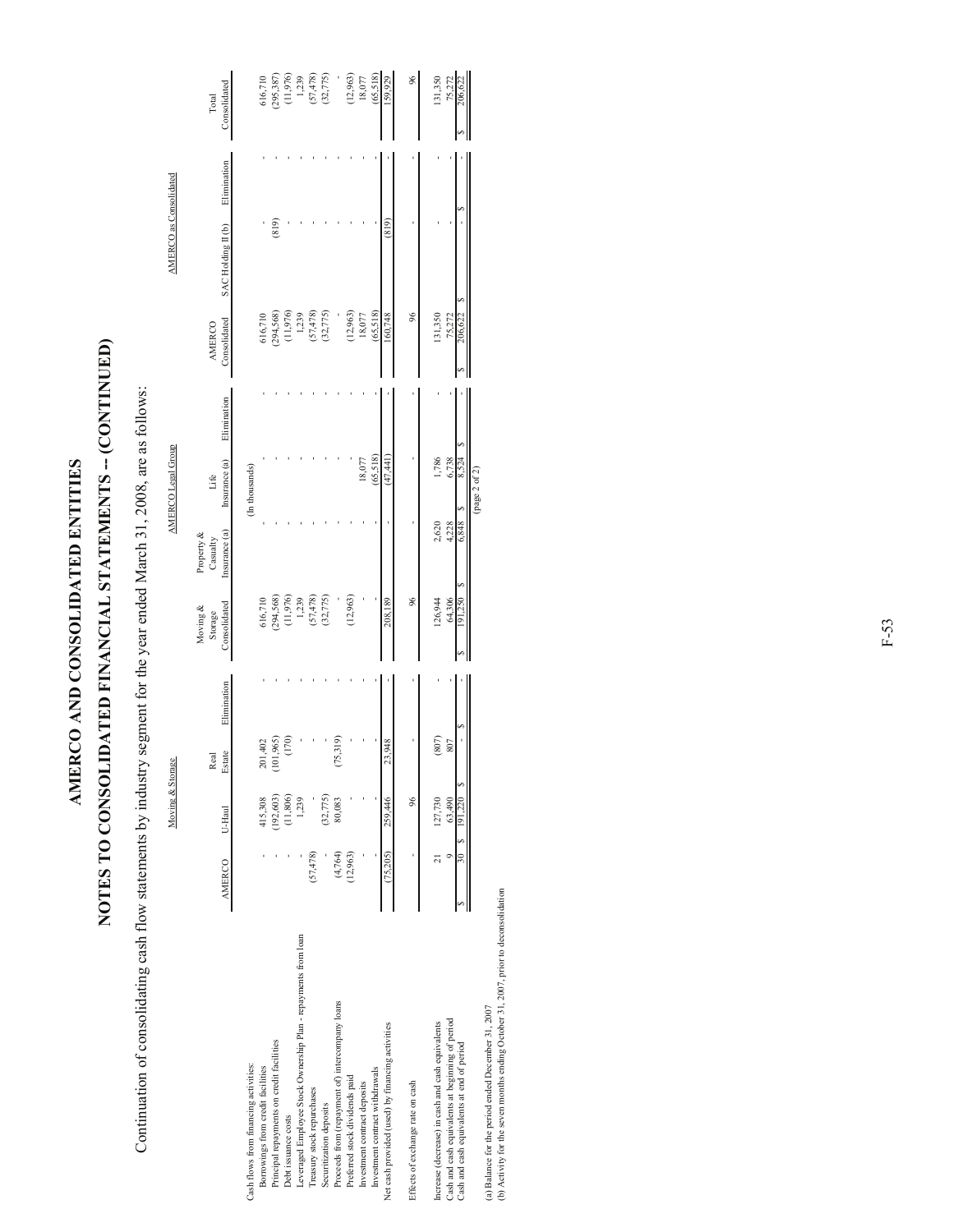# AMERCO AND CONSOLIDATED ENTITIES

# NOTES TO CONSOLIDATED FINANCIAL STATEMENTS -- (CONTINUED)

Continuation of consolidating cash flow statements by industry segment for the year ended March 31, 2008, are as follows:

| | Moving & Storage | | | | | AMERCO Legal Group | | | | AMERCO as Consolidated | | | |
|---|---|---|---|---|---|---|---|---|---|---|---|---|---|
| | AMERCO | U-Haul | Real Estate | Elimination | Moving & Storage Consolidated | Property & Casualty Insurance (a) | Life Insurance (a) | Elimination | AMERCO Consolidated | SAC Holding II (b) | Elimination | Total Consolidated |
| | | | | | | | (In thousands) | | | | | |
| Cash flows from financing activities: | | | | | | | | | | | | |
| Borrowings from credit facilities | - | 415,308 | 201,402 | - | 616,710 | - | - | - | 616,710 | - | - | 616,710 |
| Principal repayments on credit facilities | - | (192,603) | (101,965) | - | (294,568) | - | - | - | (294,568) | (819) | - | (295,387) |
| Debt issuance costs | - | (11,806) | (170) | - | (11,976) | - | - | - | (11,976) | - | - | (11,976) |
| Leveraged Employee Stock Ownership Plan - repayments from loan | - | 1,239 | - | - | 1,239 | - | - | - | 1,239 | - | - | 1,239 |
| Treasury stock repurchases | (57,478) | - | - | - | (57,478) | - | - | - | (57,478) | - | - | (57,478) |
| Securitization deposits | - | (32,775) | - | - | (32,775) | - | - | - | (32,775) | - | - | (32,775) |
| Proceeds from (repayment of) intercompany loans | (4,764) | 80,083 | (75,319) | - | - | - | - | - | - | - | - | - |
| Preferred stock dividends paid | (12,963) | - | - | - | (12,963) | - | - | - | (12,963) | - | - | (12,963) |
| Investment contract deposits | - | - | - | - | - | - | 18,077 | - | 18,077 | - | - | 18,077 |
| Investment contract withdrawals | - | - | - | - | - | - | (65,518) | - | (65,518) | - | - | (65,518) |
| Net cash provided (used) by financing activities | (75,205) | 259,446 | 23,948 | - | 208,189 | - | (47,441) | - | 160,748 | (819) | - | 159,929 |
| | | | | | | | | | | | | |
| Effects of exchange rate on cash | - | 96 | - | - | 96 | - | - | - | 96 | - | - | 96 |
| | | | | | | | | | | | | |
| Increase (decrease) in cash and cash equivalents | 21 | 127,730 | (807) | - | 126,944 | 2,620 | 1,786 | - | 131,350 | - | - | 131,350 |
| Cash and cash equivalents at beginning of period | 9 | 63,490 | 807 | - | 64,306 | 4,228 | 6,738 | - | 75,272 | - | - | 75,272 |
| Cash and cash equivalents at end of period | $ 30 | $ 191,220 | $ - | $ - | $ 191,250 | $ 6,848 | $ 8,524 | $ - | $ 206,622 | $ - | $ - | $ 206,622 |

(page 2 of 2)

(a) Balance for the period ended December 31, 2007

(b) Activity for the seven months ending October 31, 2007, prior to deconsolidation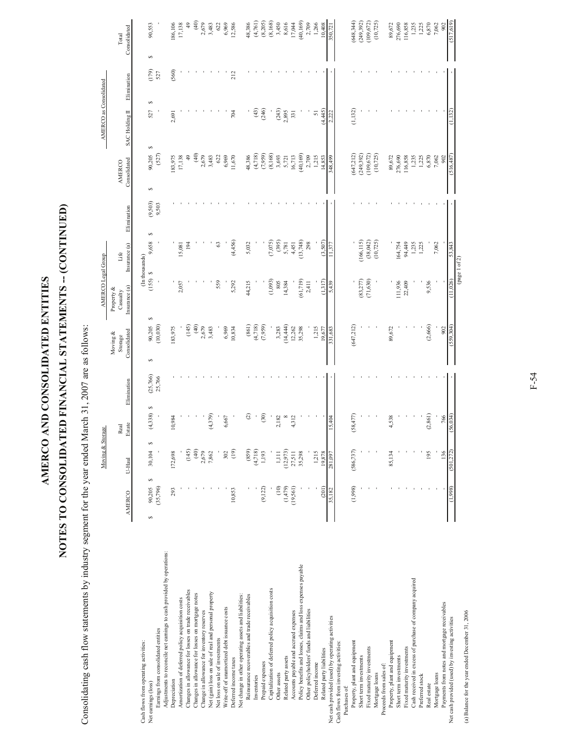# AMERCO AND CONSOLIDATED ENTITIES

# NOTES TO CONSOLIDATED FINANCIAL STATEMENTS -- (CONTINUED)

Consolidating cash flow statements by industry segment for the year ended March 31, 2007 are as follows:

| | Moving & Storage | | | | | AMERCO Legal Group | | | | AMERCO as Consolidated | | | |
|---|---|---|---|---|---|---|---|---|---|---|---|---|---|
| | AMERCO | U-Haul | Real Estate | Elimination | Moving & Storage Consolidated | Property & Casualty Insurance (a) | Life Insurance (a) | Elimination | AMERCO Consolidated | SAC Holding II | Elimination | Total Consolidated |
| | | | | | | (In thousands) | | | | | | |
| Cash flows from operating activities: | | | | | | | | | | | | |
| Net earnings (loss) | $ 90,205 | $ 30,104 | $ (4,338) | $ (25,766) | $ 90,205 | $ (155) | $ 9,658 | $ (9,503) | $ 90,205 | $ 527 | $ (179) | $ 90,553 |
| Earnings from consolidated entities | (35,796) | - | - | 25,766 | (10,030) | - | - | 9,503 | (527) | - | 527 | - |
| Adjustments to reconcile net earnings to cash provided by operations: | | | | | | | | | | | | |
| Depreciation | 293 | 172,698 | 10,984 | - | 183,975 | - | - | - | 183,975 | 2,691 | (560) | 186,106 |
| Amortization of deferred policy acquisition costs | - | - | - | - | - | 2,057 | 15,081 | - | 17,138 | - | - | 17,138 |
| Changes in allowance for losses on trade receivables | - | (145) | - | - | (145) | - | 194 | - | 49 | - | - | 49 |
| Changes in allowance for losses on mortgage notes | - | (40) | - | - | (40) | - | - | - | (40) | - | - | (40) |
| Change in allowance for inventory reserves | - | 2,679 | - | - | 2,679 | - | - | - | 2,679 | - | - | 2,679 |
| Net (gain) loss on sale of real and personal property | - | 7,862 | (4,379) | - | 3,483 | - | - | - | 3,483 | - | - | 3,483 |
| Net loss on sale of investments | - | - | - | - | - | 559 | 63 | - | 622 | - | - | 622 |
| Write-off of unamortized debt issuance costs | - | 302 | 6,667 | - | 6,969 | - | - | - | 6,969 | - | - | 6,969 |
| Deferred income taxes | 10,853 | (19) | - | - | 10,834 | 5,292 | (4,456) | - | 11,670 | 704 | 212 | 12,586 |
| Net change in other operating assets and liabilities: | | | | | | | | | | | | |
| Reinsurance recoverables and trade receivables | - | (859) | (2) | - | (861) | 44,215 | 5,032 | - | 48,386 | - | - | 48,386 |
| Inventories | - | (4,718) | - | - | (4,718) | - | - | - | (4,718) | (43) | - | (4,761) |
| Prepaid expenses | (9,122) | 1,193 | (30) | - | (7,959) | - | - | - | (7,959) | (246) | - | (8,205) |
| Capitalization of deferred policy acquisition costs | - | - | - | - | - | (1,093) | (7,075) | - | (8,168) | - | - | (8,168) |
| Other assets | (10) | 1,111 | 2,182 | - | 3,283 | 805 | (395) | - | 3,693 | (243) | - | 3,450 |
| Related party assets | (1,479) | (12,973) | 8 | - | (14,444) | 14,384 | 5,781 | - | 5,721 | 2,895 | - | 8,616 |
| Accounts payable and accrued expenses | (19,561) | 27,511 | 4,312 | - | 12,262 | - | 4,451 | - | 16,713 | 331 | - | 17,044 |
| Policy benefits and losses, claims and loss expenses payable | - | 35,298 | - | - | 35,298 | (61,719) | (13,748) | - | (40,169) | - | - | (40,169) |
| Other policyholders' funds and liabilities | - | - | - | - | - | 2,411 | 298 | - | 2,709 | - | - | 2,709 |
| Deferred income | - | 1,215 | - | - | 1,215 | - | - | - | 1,215 | 51 | - | 1,266 |
| Related party liabilities | (201) | 19,878 | - | - | 19,677 | (1,317) | (3,507) | - | 14,853 | (4,445) | - | 10,408 |
| Net cash provided (used) by operating activities | 35,182 | 281,097 | 15,404 | - | 331,683 | 5,439 | 11,377 | - | 348,499 | 2,222 | - | 350,721 |
| Cash flows from investing activities: | | | | | | | | | | | | |
| Purchases of: | | | | | | | | | | | | |
| Property, plant and equipment | (1,998) | (586,737) | (58,477) | - | (647,212) | - | - | - | (647,212) | (1,132) | - | (648,344) |
| Short term investments | - | - | - | - | - | (83,277) | (166,115) | - | (249,392) | - | - | (249,392) |
| Fixed maturity investments | - | - | - | - | - | (71,630) | (38,042) | - | (109,672) | - | - | (109,672) |
| Mortgage loans | - | - | - | - | - | - | (10,725) | - | (10,725) | - | - | (10,725) |
| Proceeds from sales of: | | | | | | | | | | | | |
| Property, plant and equipment | - | 85,134 | 4,538 | - | 89,672 | - | - | - | 89,672 | - | - | 89,672 |
| Short term investments | - | - | - | - | - | 111,936 | 164,754 | - | 276,690 | - | - | 276,690 |
| Fixed maturity investments | - | - | - | - | - | 22,409 | 94,449 | - | 116,858 | - | - | 116,858 |
| Cash received in excess of purchase of company acquired | - | - | - | - | - | - | 1,235 | - | 1,235 | - | - | 1,235 |
| Preferred stock | - | - | - | - | - | - | 1,225 | - | 1,225 | - | - | 1,225 |
| Real estate | - | 195 | (2,861) | - | (2,666) | 9,536 | - | - | 6,870 | - | - | 6,870 |
| Mortgage loans | - | - | - | - | - | - | 7,062 | - | 7,062 | - | - | 7,062 |
| Payments from notes and mortgage receivables | - | 136 | 766 | - | 902 | - | - | - | 902 | - | - | 902 |
| Net cash provided (used) by investing activities | (1,998) | (501,272) | (56,034) | - | (559,304) | (11,026) | 53,843 | - | (516,487) | (1,132) | - | (517,619) |

(page 1 of 2)

(a) Balance for the year ended December 31, 2006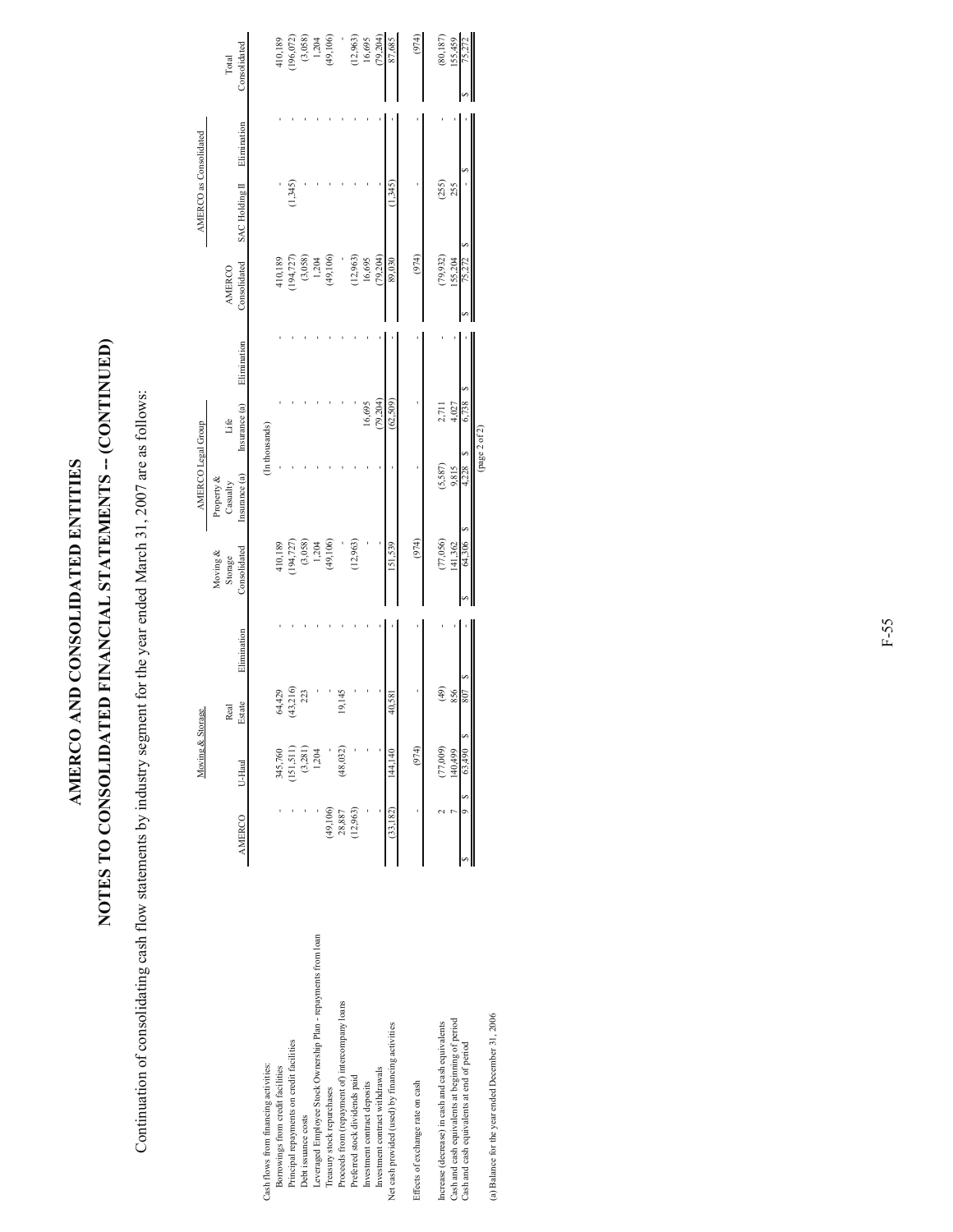# AMERCO AND CONSOLIDATED ENTITIES

# NOTES TO CONSOLIDATED FINANCIAL STATEMENTS -- (CONTINUED)

Continuation of consolidating cash flow statements by industry segment for the year ended March 31, 2007 are as follows:

| | Moving & Storage | | | | | AMERCO Legal Group | | | | AMERCO as Consolidated | | |
|---|---|---|---|---|---|---|---|---|---|---|---|---|
| | AMERCO | U-Haul | Real Estate | Elimination | Moving & Storage Consolidated | Property & Casualty Insurance (a) | Life Insurance (a) | Elimination | AMERCO Consolidated | SAC Holding II | Elimination | Total Consolidated |
| | | | | | | (In thousands) | | | | | | |
| Cash flows from financing activities: | | | | | | | | | | | | |
| Borrowings from credit facilities | - | 345,760 | 64,429 | - | 410,189 | - | - | - | 410,189 | - | - | 410,189 |
| Principal repayments on credit facilities | - | (151,511) | (43,216) | - | (194,727) | - | - | - | (194,727) | (1,345) | - | (196,072) |
| Debt issuance costs | - | (3,281) | 223 | - | (3,058) | - | - | - | (3,058) | - | - | (3,058) |
| Leveraged Employee Stock Ownership Plan - repayments from loan | - | 1,204 | - | - | 1,204 | - | - | - | 1,204 | - | - | 1,204 |
| Treasury stock repurchases | (49,106) | - | - | - | (49,106) | - | - | - | (49,106) | - | - | (49,106) |
| Proceeds from (repayment of) intercompany loans | 28,887 | (48,032) | 19,145 | - | - | - | - | - | - | - | - | - |
| Preferred stock dividends paid | (12,963) | - | - | - | (12,963) | - | - | - | (12,963) | - | - | (12,963) |
| Investment contract deposits | - | - | - | - | - | - | 16,695 | - | 16,695 | - | - | 16,695 |
| Investment contract withdrawals | - | - | - | - | - | - | (79,204) | - | (79,204) | - | - | (79,204) |
| Net cash provided (used) by financing activities | (33,182) | 144,140 | 40,581 | - | 151,539 | - | (62,509) | - | 89,030 | (1,345) | - | 87,685 |
| Effects of exchange rate on cash | - | (974) | - | - | (974) | - | - | - | (974) | - | - | (974) |
| Increase (decrease) in cash and cash equivalents | 2 | (77,009) | (49) | - | (77,056) | (5,587) | 2,711 | - | (79,932) | (255) | - | (80,187) |
| Cash and cash equivalents at beginning of period | 7 | 140,499 | 856 | - | 141,362 | 9,815 | 4,027 | - | 155,204 | 255 | - | 155,459 |
| Cash and cash equivalents at end of period | $ 9 | $ 63,490 | $ 807 | $ - | $ 64,306 | $ 4,228 | $ 6,738 | $ - | $ 75,272 | $ - | $ - | $ 75,272 |

(page 2 of 2)

(a) Balance for the year ended December 31, 2006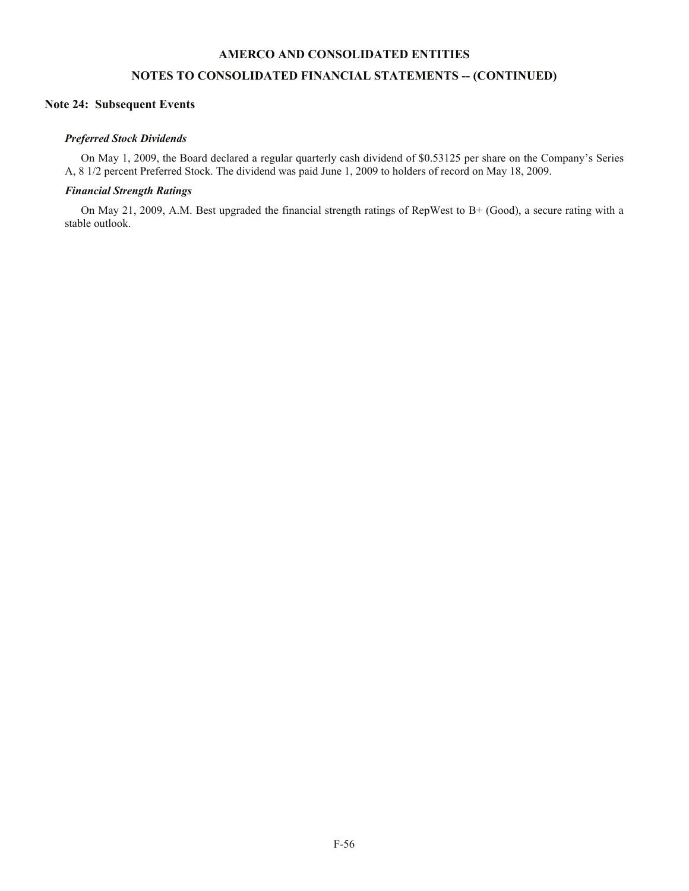## AMERCO AND CONSOLIDATED ENTITIES

## NOTES TO CONSOLIDATED FINANCIAL STATEMENTS -- (CONTINUED)

### Note 24: Subsequent Events

***Preferred Stock Dividends***

On May 1, 2009, the Board declared a regular quarterly cash dividend of $0.53125 per share on the Company's Series A, 8 1/2 percent Preferred Stock. The dividend was paid June 1, 2009 to holders of record on May 18, 2009.

***Financial Strength Ratings***

On May 21, 2009, A.M. Best upgraded the financial strength ratings of RepWest to B+ (Good), a secure rating with a stable outlook.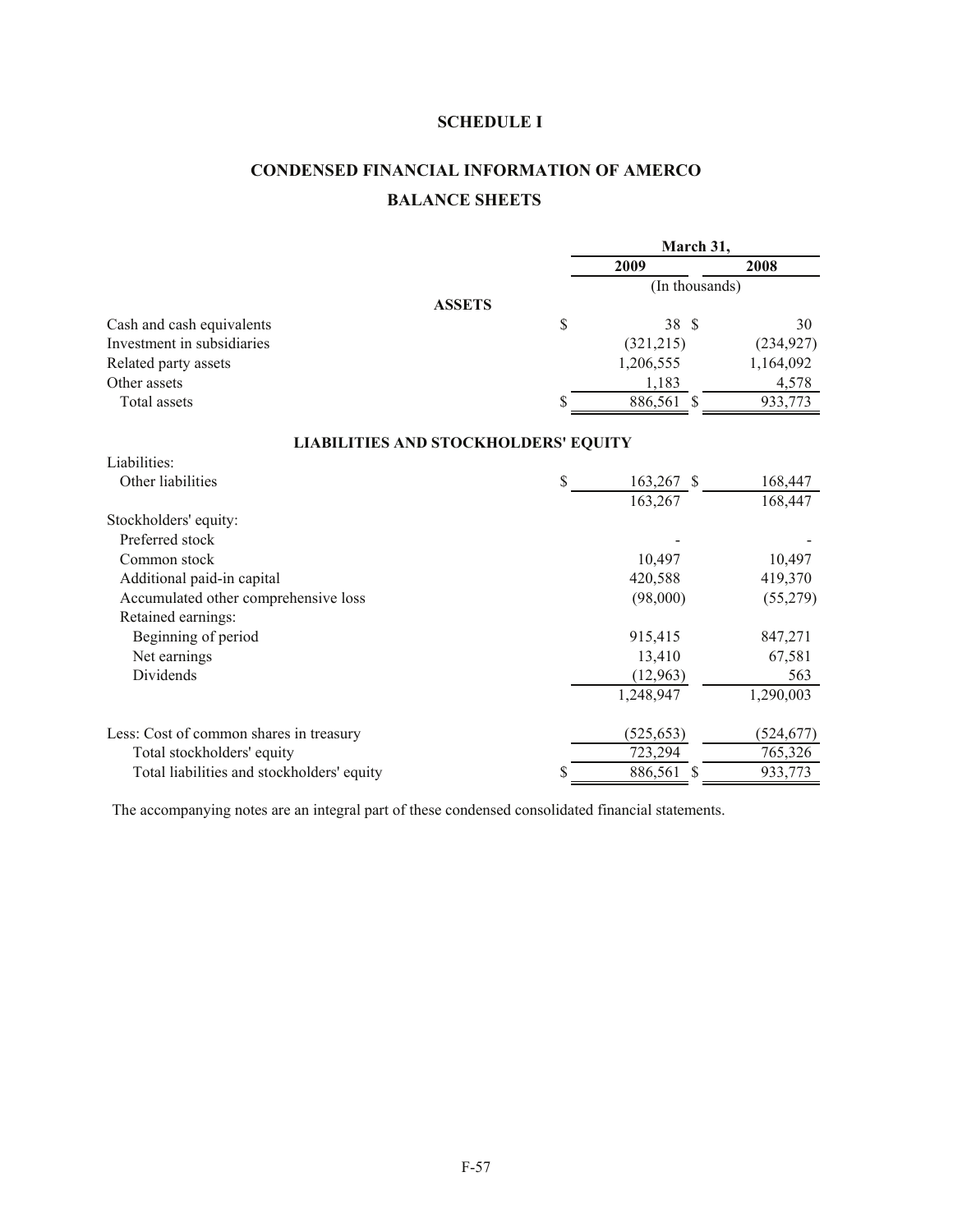# SCHEDULE I

# CONDENSED FINANCIAL INFORMATION OF AMERCO

## BALANCE SHEETS

| | March 31, 2009 | March 31, 2008 |
|---|---|---|
| | (In thousands) | |
| **ASSETS** | | |
| Cash and cash equivalents | $ 38 | $ 30 |
| Investment in subsidiaries | (321,215) | (234,927) |
| Related party assets | 1,206,555 | 1,164,092 |
| Other assets | 1,183 | 4,578 |
| Total assets | $ 886,561 | $ 933,773 |
| **LIABILITIES AND STOCKHOLDERS' EQUITY** | | |
| Liabilities: | | |
| Other liabilities | $ 163,267 | $ 168,447 |
| | 163,267 | 168,447 |
| Stockholders' equity: | | |
| Preferred stock | - | - |
| Common stock | 10,497 | 10,497 |
| Additional paid-in capital | 420,588 | 419,370 |
| Accumulated other comprehensive loss | (98,000) | (55,279) |
| Retained earnings: | | |
| Beginning of period | 915,415 | 847,271 |
| Net earnings | 13,410 | 67,581 |
| Dividends | (12,963) | 563 |
| | 1,248,947 | 1,290,003 |
| Less: Cost of common shares in treasury | (525,653) | (524,677) |
| Total stockholders' equity | 723,294 | 765,326 |
| Total liabilities and stockholders' equity | $ 886,561 | $ 933,773 |

The accompanying notes are an integral part of these condensed consolidated financial statements.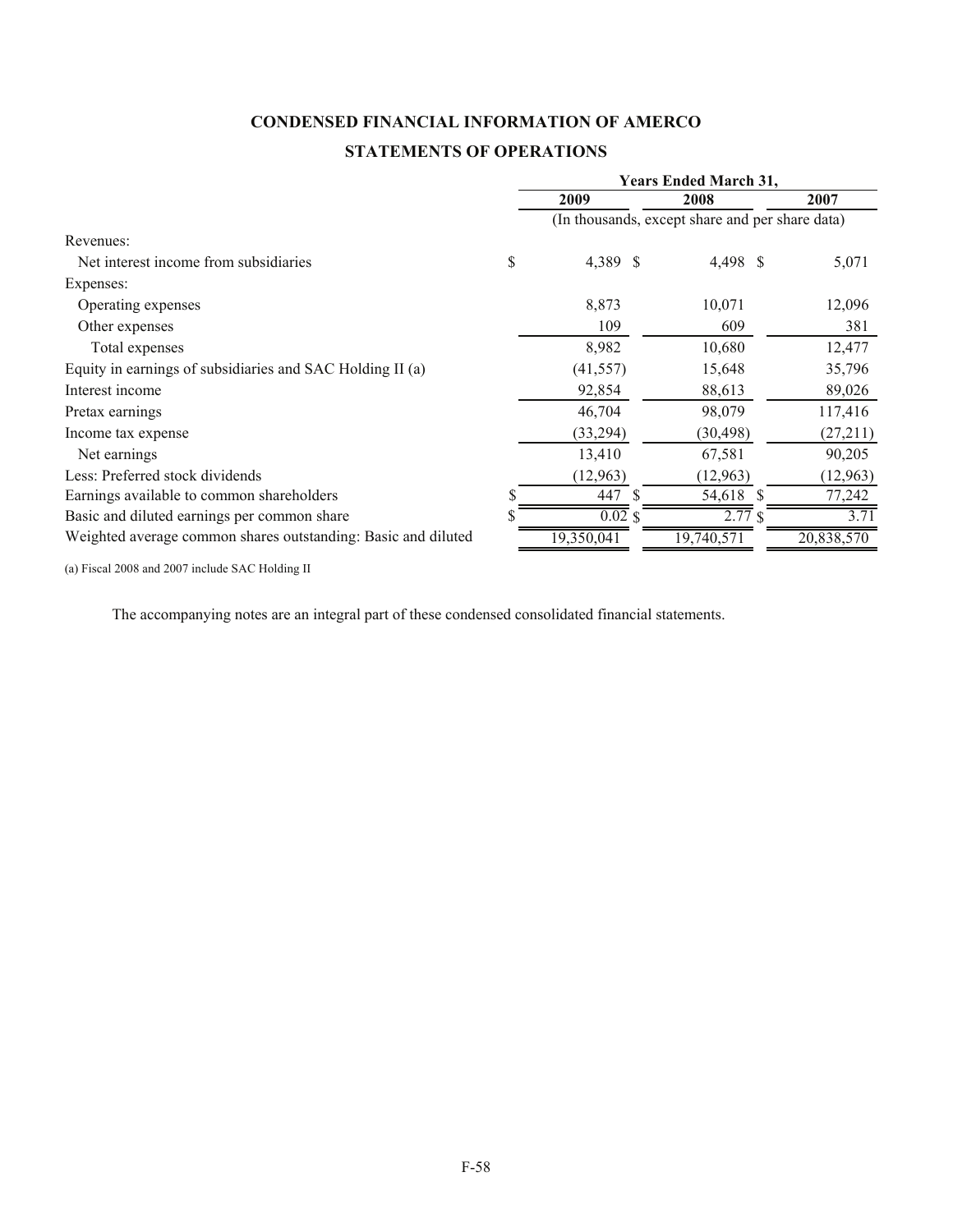# CONDENSED FINANCIAL INFORMATION OF AMERCO

## STATEMENTS OF OPERATIONS

| | Years Ended March 31, | | |
|---|---|---|---|
| | 2009 | 2008 | 2007 |
| | (In thousands, except share and per share data) | | |
| Revenues: | | | |
| Net interest income from subsidiaries | $ 4,389 | $ 4,498 | $ 5,071 |
| Expenses: | | | |
| Operating expenses | 8,873 | 10,071 | 12,096 |
| Other expenses | 109 | 609 | 381 |
| Total expenses | 8,982 | 10,680 | 12,477 |
| Equity in earnings of subsidiaries and SAC Holding II (a) | (41,557) | 15,648 | 35,796 |
| Interest income | 92,854 | 88,613 | 89,026 |
| Pretax earnings | 46,704 | 98,079 | 117,416 |
| Income tax expense | (33,294) | (30,498) | (27,211) |
| Net earnings | 13,410 | 67,581 | 90,205 |
| Less: Preferred stock dividends | (12,963) | (12,963) | (12,963) |
| Earnings available to common shareholders | $ 447 | $ 54,618 | $ 77,242 |
| Basic and diluted earnings per common share | $ 0.02 | $ 2.77 | $ 3.71 |
| Weighted average common shares outstanding: Basic and diluted | 19,350,041 | 19,740,571 | 20,838,570 |

(a) Fiscal 2008 and 2007 include SAC Holding II

The accompanying notes are an integral part of these condensed consolidated financial statements.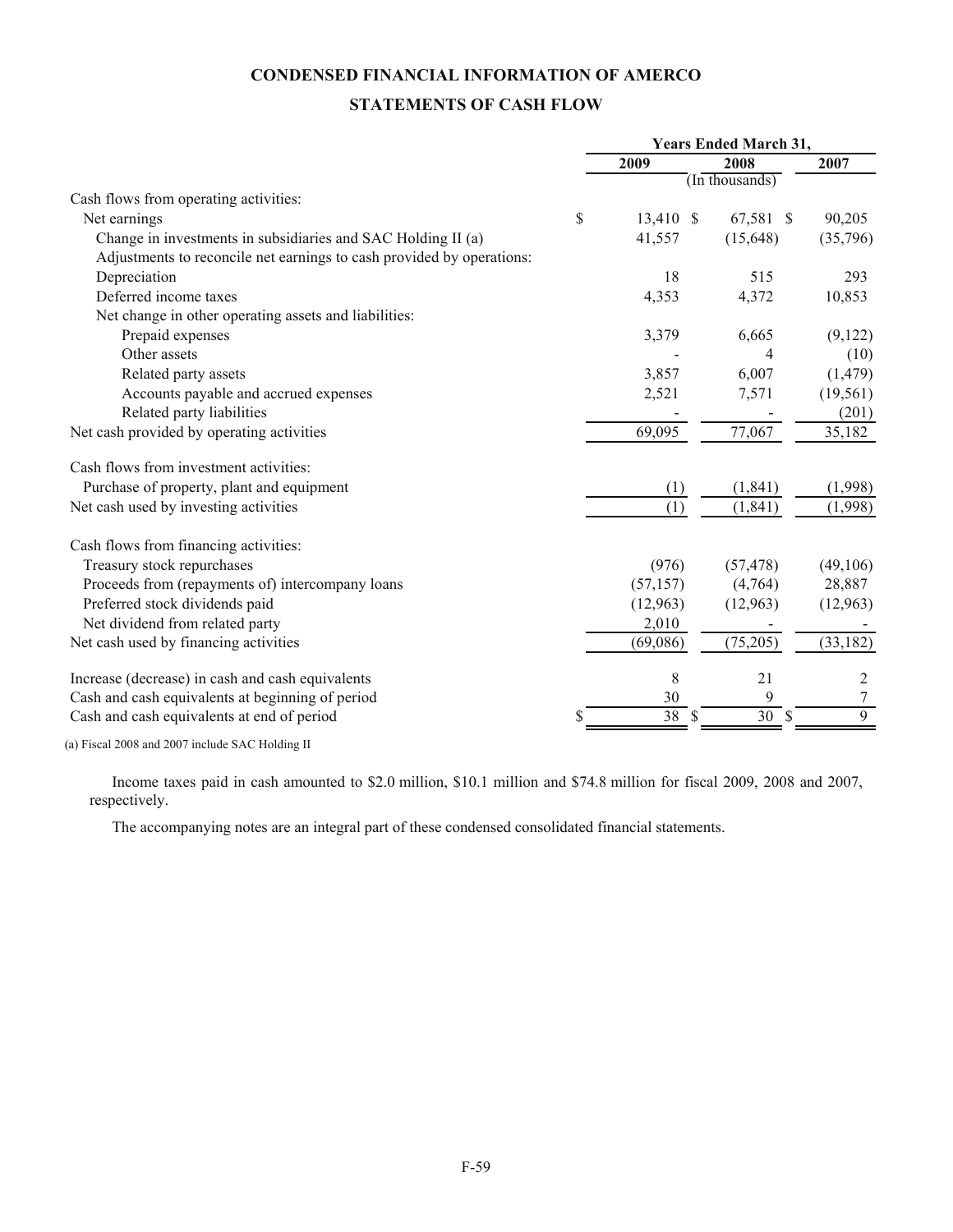# CONDENSED FINANCIAL INFORMATION OF AMERCO

## STATEMENTS OF CASH FLOW

| | Years Ended March 31, | | |
|---|---|---|---|
| | 2009 | 2008 | 2007 |
| | (In thousands) | | |
| Cash flows from operating activities: | | | |
| Net earnings | $ 13,410 | $ 67,581 | $ 90,205 |
| Change in investments in subsidiaries and SAC Holding II (a) | 41,557 | (15,648) | (35,796) |
| Adjustments to reconcile net earnings to cash provided by operations: | | | |
| Depreciation | 18 | 515 | 293 |
| Deferred income taxes | 4,353 | 4,372 | 10,853 |
| Net change in other operating assets and liabilities: | | | |
| Prepaid expenses | 3,379 | 6,665 | (9,122) |
| Other assets | - | 4 | (10) |
| Related party assets | 3,857 | 6,007 | (1,479) |
| Accounts payable and accrued expenses | 2,521 | 7,571 | (19,561) |
| Related party liabilities | - | - | (201) |
| Net cash provided by operating activities | 69,095 | 77,067 | 35,182 |
| Cash flows from investment activities: | | | |
| Purchase of property, plant and equipment | (1) | (1,841) | (1,998) |
| Net cash used by investing activities | (1) | (1,841) | (1,998) |
| Cash flows from financing activities: | | | |
| Treasury stock repurchases | (976) | (57,478) | (49,106) |
| Proceeds from (repayments of) intercompany loans | (57,157) | (4,764) | 28,887 |
| Preferred stock dividends paid | (12,963) | (12,963) | (12,963) |
| Net dividend from related party | 2,010 | - | - |
| Net cash used by financing activities | (69,086) | (75,205) | (33,182) |
| Increase (decrease) in cash and cash equivalents | 8 | 21 | 2 |
| Cash and cash equivalents at beginning of period | 30 | 9 | 7 |
| Cash and cash equivalents at end of period | $ 38 | $ 30 | $ 9 |

(a) Fiscal 2008 and 2007 include SAC Holding II

Income taxes paid in cash amounted to $2.0 million, $10.1 million and $74.8 million for fiscal 2009, 2008 and 2007, respectively.

The accompanying notes are an integral part of these condensed consolidated financial statements.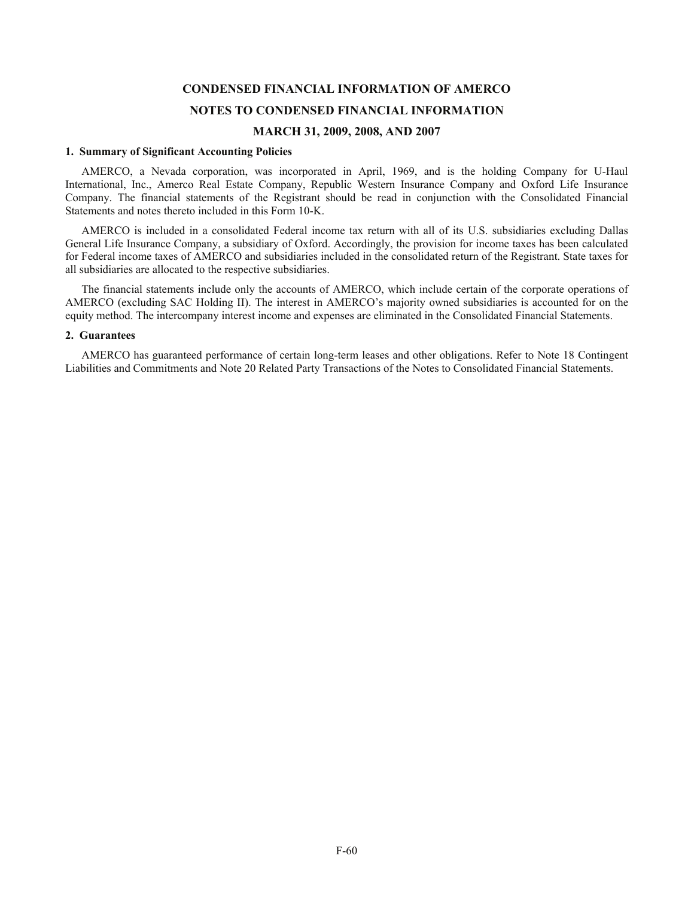# CONDENSED FINANCIAL INFORMATION OF AMERCO

## NOTES TO CONDENSED FINANCIAL INFORMATION

## MARCH 31, 2009, 2008, AND 2007

### 1. Summary of Significant Accounting Policies

AMERCO, a Nevada corporation, was incorporated in April, 1969, and is the holding Company for U-Haul International, Inc., Amerco Real Estate Company, Republic Western Insurance Company and Oxford Life Insurance Company. The financial statements of the Registrant should be read in conjunction with the Consolidated Financial Statements and notes thereto included in this Form 10-K.

AMERCO is included in a consolidated Federal income tax return with all of its U.S. subsidiaries excluding Dallas General Life Insurance Company, a subsidiary of Oxford. Accordingly, the provision for income taxes has been calculated for Federal income taxes of AMERCO and subsidiaries included in the consolidated return of the Registrant. State taxes for all subsidiaries are allocated to the respective subsidiaries.

The financial statements include only the accounts of AMERCO, which include certain of the corporate operations of AMERCO (excluding SAC Holding II). The interest in AMERCO's majority owned subsidiaries is accounted for on the equity method. The intercompany interest income and expenses are eliminated in the Consolidated Financial Statements.

### 2. Guarantees

AMERCO has guaranteed performance of certain long-term leases and other obligations. Refer to Note 18 Contingent Liabilities and Commitments and Note 20 Related Party Transactions of the Notes to Consolidated Financial Statements.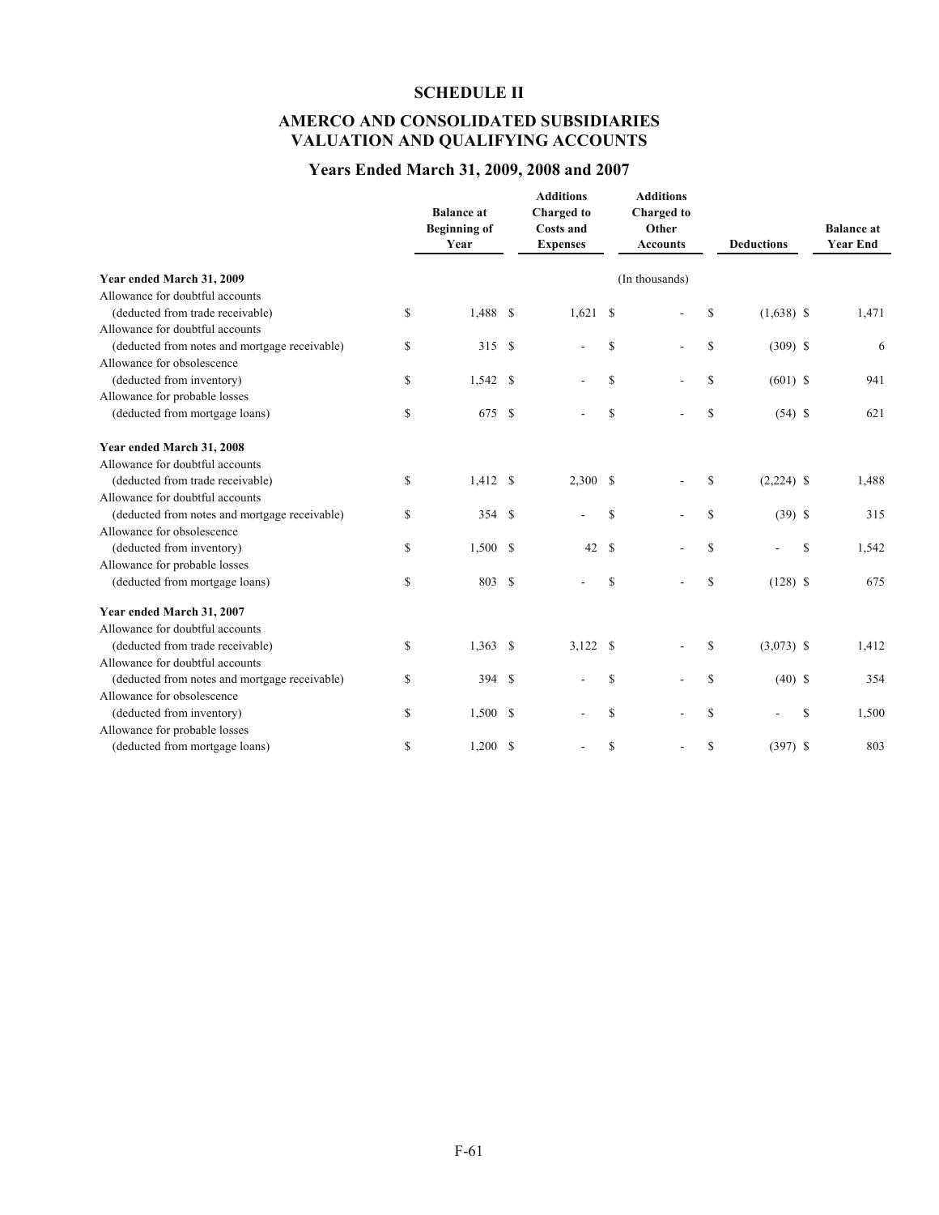## SCHEDULE II

## AMERCO AND CONSOLIDATED SUBSIDIARIES VALUATION AND QUALIFYING ACCOUNTS

### Years Ended March 31, 2009, 2008 and 2007

| | Balance at Beginning of Year | Additions Charged to Costs and Expenses | Additions Charged to Other Accounts | Deductions | Balance at Year End |
|---|---|---|---|---|---|
| | | | (In thousands) | | |
| **Year ended March 31, 2009** | | | | | |
| Allowance for doubtful accounts (deducted from trade receivable) | $ 1,488 | $ 1,621 | $ - | $ (1,638) | $ 1,471 |
| Allowance for doubtful accounts (deducted from notes and mortgage receivable) | $ 315 | $ - | $ - | $ (309) | $ 6 |
| Allowance for obsolescence (deducted from inventory) | $ 1,542 | $ - | $ - | $ (601) | $ 941 |
| Allowance for probable losses (deducted from mortgage loans) | $ 675 | $ - | $ - | $ (54) | $ 621 |
| **Year ended March 31, 2008** | | | | | |
| Allowance for doubtful accounts (deducted from trade receivable) | $ 1,412 | $ 2,300 | $ - | $ (2,224) | $ 1,488 |
| Allowance for doubtful accounts (deducted from notes and mortgage receivable) | $ 354 | $ - | $ - | $ (39) | $ 315 |
| Allowance for obsolescence (deducted from inventory) | $ 1,500 | $ 42 | $ - | $ - | $ 1,542 |
| Allowance for probable losses (deducted from mortgage loans) | $ 803 | $ - | $ - | $ (128) | $ 675 |
| **Year ended March 31, 2007** | | | | | |
| Allowance for doubtful accounts (deducted from trade receivable) | $ 1,363 | $ 3,122 | $ - | $ (3,073) | $ 1,412 |
| Allowance for doubtful accounts (deducted from notes and mortgage receivable) | $ 394 | $ - | $ - | $ (40) | $ 354 |
| Allowance for obsolescence (deducted from inventory) | $ 1,500 | $ - | $ - | $ - | $ 1,500 |
| Allowance for probable losses (deducted from mortgage loans) | $ 1,200 | $ - | $ - | $ (397) | $ 803 |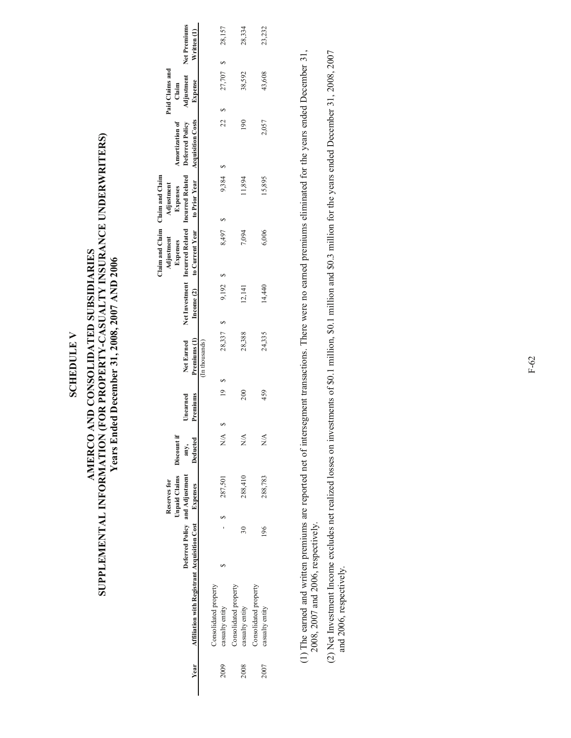# SCHEDULE V

## AMERCO AND CONSOLIDATED SUBSIDIARIES

## SUPPLEMENTAL INFORMATION (FOR PROPERTY-CASUALTY INSURANCE UNDERWRITERS)

### Years Ended December 31, 2008, 2007 AND 2006

| Year | Affiliation with Registrant | Deferred Policy Acquisition Cost | Reserves for Unpaid Claims and Adjustment Expenses | Discount if any, Deducted | Unearned Premiums | Net Earned Premiums (1) | Net Investment Income (2) | Claim and Claim Adjustment Expenses Incurred Related to Current Year | Claim and Claim Adjustment Expenses Incurred Related to Prior Year | Amortization of Deferred Policy Acquisition Costs | Paid Claims and Claim Adjustment Expense | Net Premiums Written (1) |
|---|---|---|---|---|---|---|---|---|---|---|---|---|
| | | | | | | (In thousands) | | | | | | |
| 2009 | Consolidated property casualty entity | $ - | $ 287,501 | N/A | $ 19 | $ 28,337 | $ 9,192 | $ 8,497 | $ 9,384 | $ 22 | $ 27,707 | $ 28,157 |
| 2008 | Consolidated property casualty entity | 30 | 288,410 | N/A | 200 | 28,388 | 12,141 | 7,094 | 11,894 | 190 | 38,592 | 28,334 |
| 2007 | Consolidated property casualty entity | 196 | 288,783 | N/A | 459 | 24,335 | 14,440 | 6,006 | 15,895 | 2,057 | 43,608 | 23,232 |

(1) The earned and written premiums are reported net of intersegment transactions. There were no earned premiums eliminated for the years ended December 31, 2008, 2007 and 2006, respectively.

(2) Net Investment Income excludes net realized losses on investments of \$0.1 million, \$0.1 million and \$0.3 million for the years ended December 31, 2008, 2007 and 2006, respectively.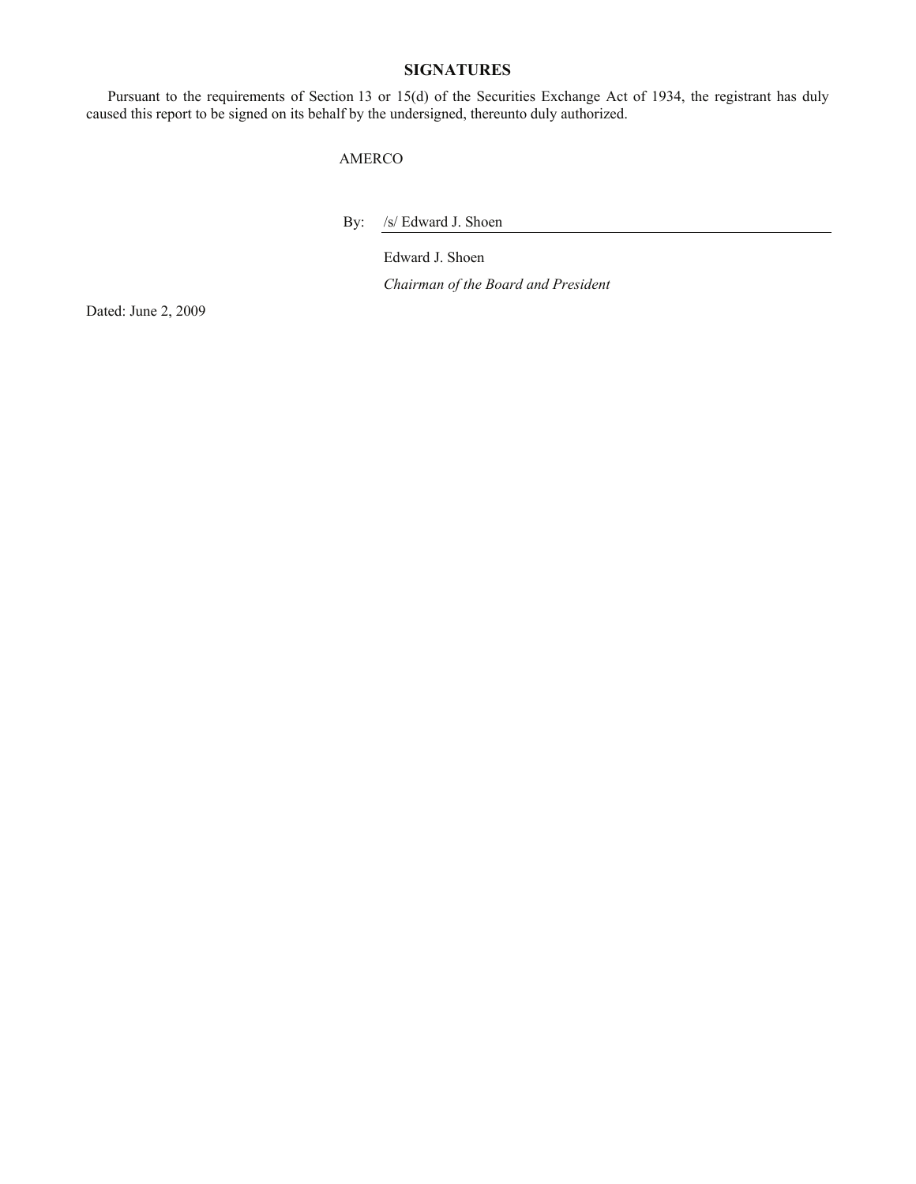# SIGNATURES

Pursuant to the requirements of Section 13 or 15(d) of the Securities Exchange Act of 1934, the registrant has duly caused this report to be signed on its behalf by the undersigned, thereunto duly authorized.

AMERCO

By: /s/ Edward J. Shoen

Edward J. Shoen

*Chairman of the Board and President*

Dated: June 2, 2009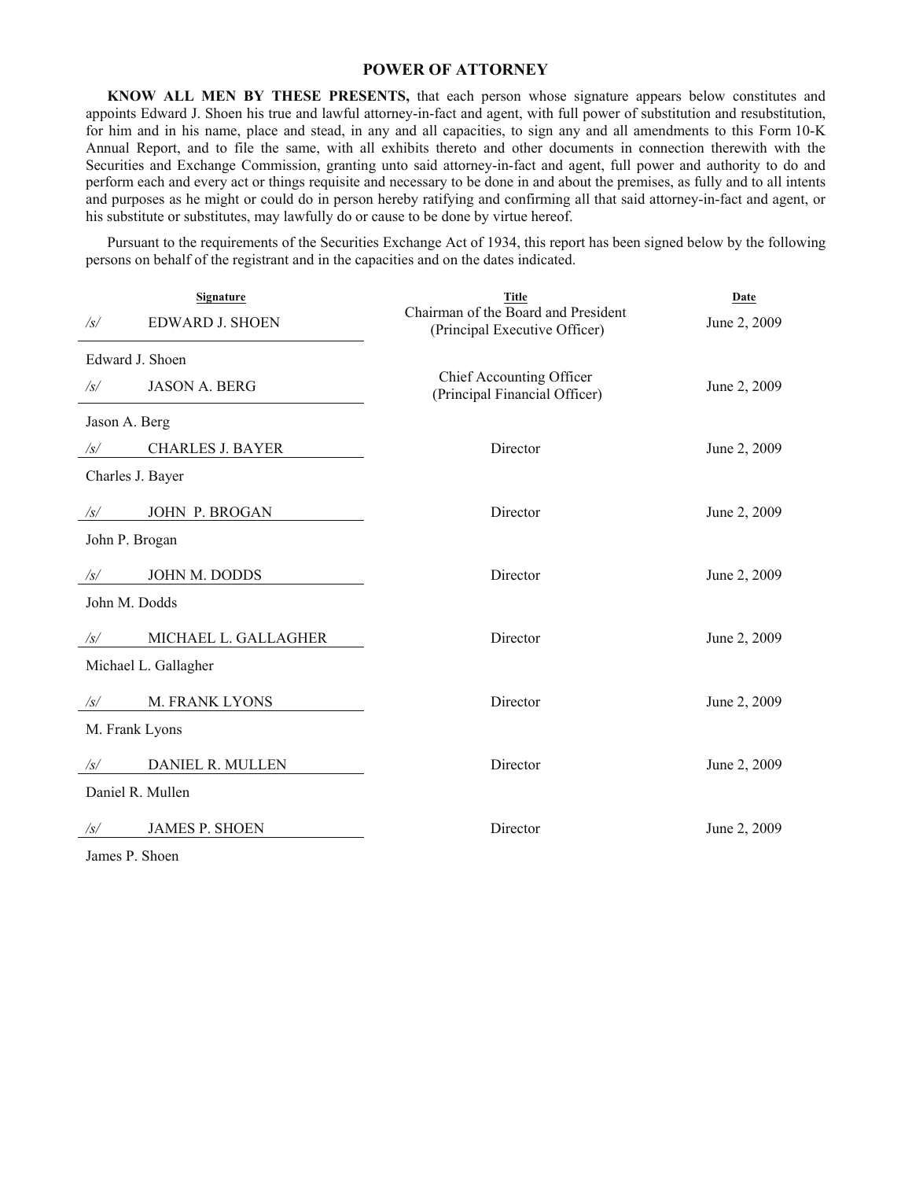## POWER OF ATTORNEY

**KNOW ALL MEN BY THESE PRESENTS,** that each person whose signature appears below constitutes and appoints Edward J. Shoen his true and lawful attorney-in-fact and agent, with full power of substitution and resubstitution, for him and in his name, place and stead, in any and all capacities, to sign any and all amendments to this Form 10-K Annual Report, and to file the same, with all exhibits thereto and other documents in connection therewith with the Securities and Exchange Commission, granting unto said attorney-in-fact and agent, full power and authority to do and perform each and every act or things requisite and necessary to be done in and about the premises, as fully and to all intents and purposes as he might or could do in person hereby ratifying and confirming all that said attorney-in-fact and agent, or his substitute or substitutes, may lawfully do or cause to be done by virtue hereof.

Pursuant to the requirements of the Securities Exchange Act of 1934, this report has been signed below by the following persons on behalf of the registrant and in the capacities and on the dates indicated.

| Signature | Title | Date |
|---|---|---|
| /s/ EDWARD J. SHOEN<br>Edward J. Shoen | Chairman of the Board and President (Principal Executive Officer) | June 2, 2009 |
| /s/ JASON A. BERG<br>Jason A. Berg | Chief Accounting Officer (Principal Financial Officer) | June 2, 2009 |
| /s/ CHARLES J. BAYER<br>Charles J. Bayer | Director | June 2, 2009 |
| /s/ JOHN P. BROGAN<br>John P. Brogan | Director | June 2, 2009 |
| /s/ JOHN M. DODDS<br>John M. Dodds | Director | June 2, 2009 |
| /s/ MICHAEL L. GALLAGHER<br>Michael L. Gallagher | Director | June 2, 2009 |
| /s/ M. FRANK LYONS<br>M. Frank Lyons | Director | June 2, 2009 |
| /s/ DANIEL R. MULLEN<br>Daniel R. Mullen | Director | June 2, 2009 |
| /s/ JAMES P. SHOEN<br>James P. Shoen | Director | June 2, 2009 |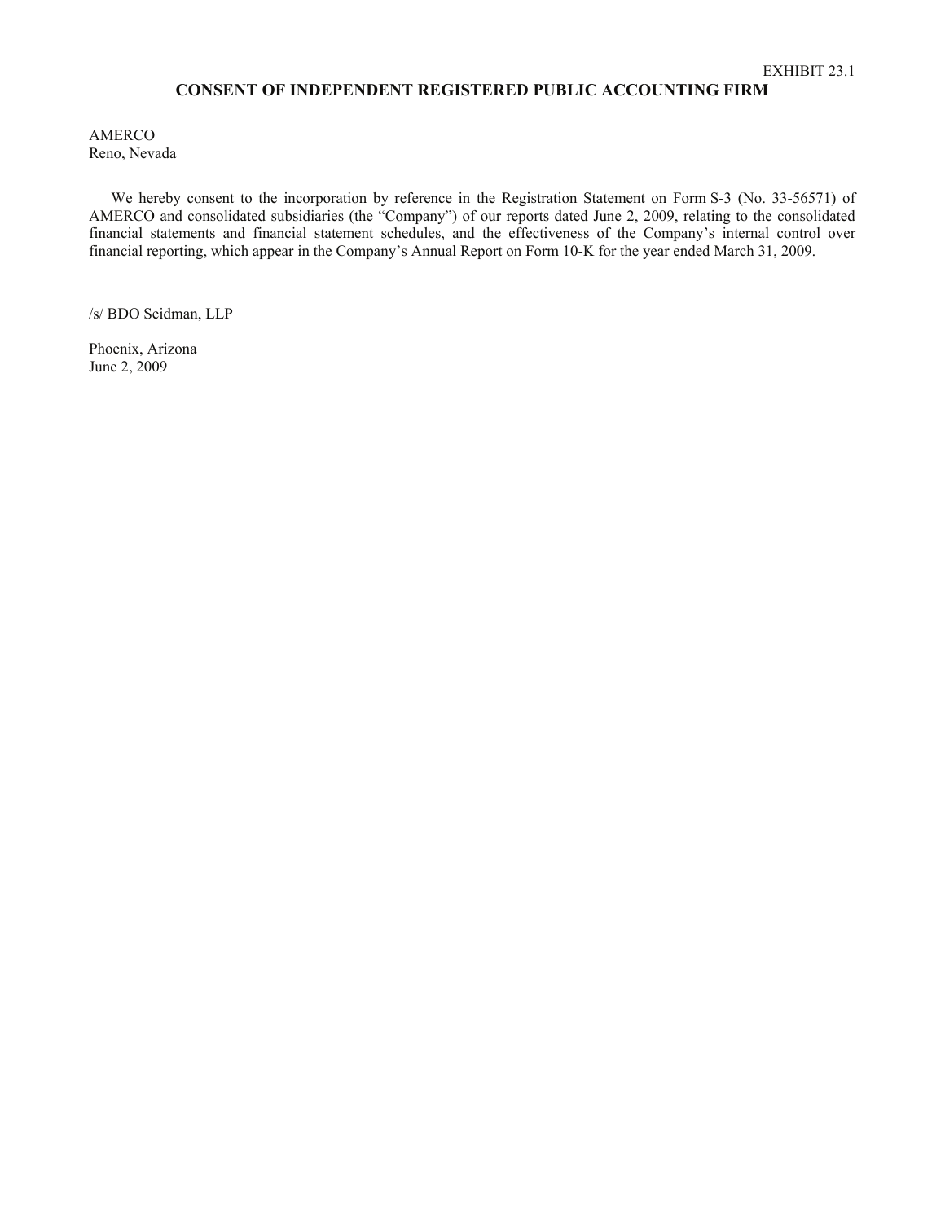EXHIBIT 23.1

## CONSENT OF INDEPENDENT REGISTERED PUBLIC ACCOUNTING FIRM

AMERCO
Reno, Nevada

We hereby consent to the incorporation by reference in the Registration Statement on Form S-3 (No. 33-56571) of AMERCO and consolidated subsidiaries (the "Company") of our reports dated June 2, 2009, relating to the consolidated financial statements and financial statement schedules, and the effectiveness of the Company's internal control over financial reporting, which appear in the Company's Annual Report on Form 10-K for the year ended March 31, 2009.

/s/ BDO Seidman, LLP

Phoenix, Arizona
June 2, 2009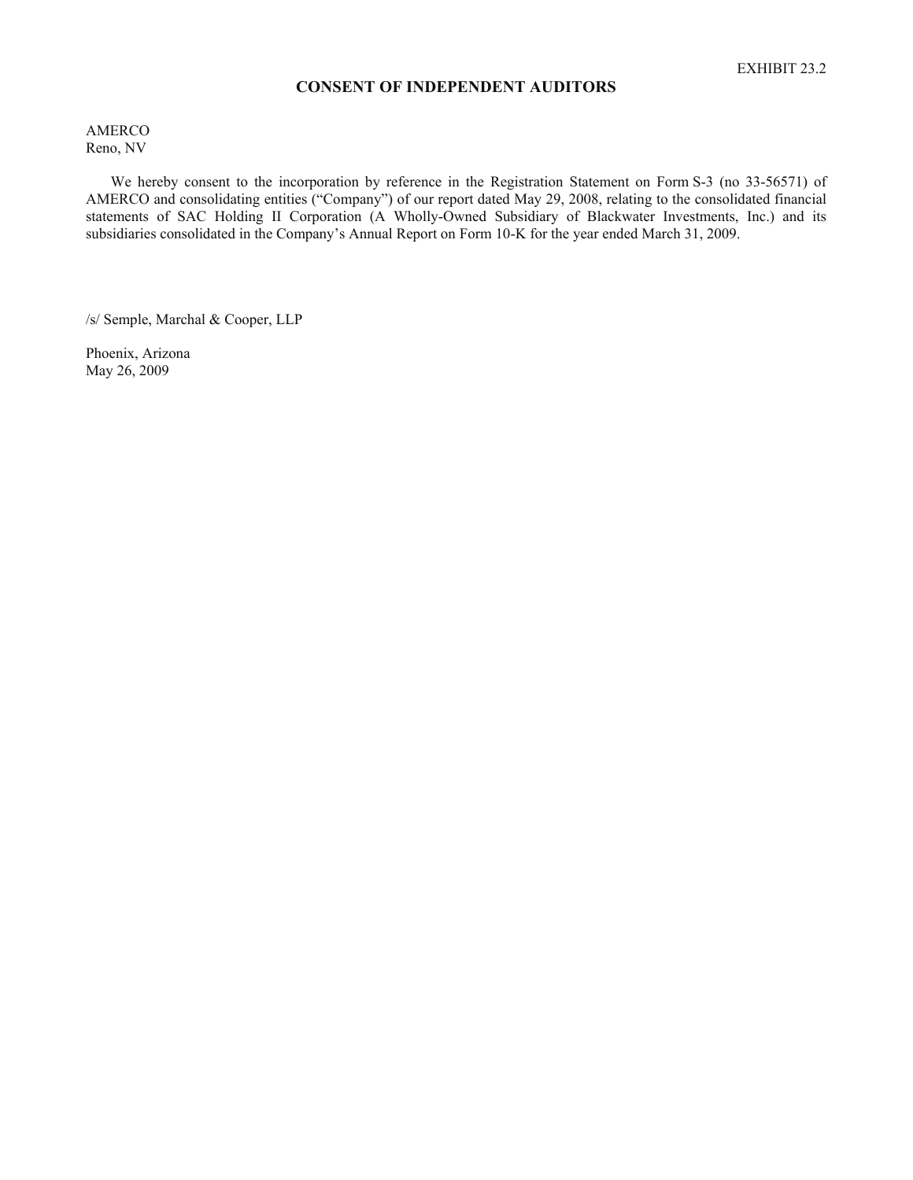EXHIBIT 23.2

## CONSENT OF INDEPENDENT AUDITORS

AMERCO
Reno, NV

We hereby consent to the incorporation by reference in the Registration Statement on Form S-3 (no 33-56571) of AMERCO and consolidating entities ("Company") of our report dated May 29, 2008, relating to the consolidated financial statements of SAC Holding II Corporation (A Wholly-Owned Subsidiary of Blackwater Investments, Inc.) and its subsidiaries consolidated in the Company's Annual Report on Form 10-K for the year ended March 31, 2009.

/s/ Semple, Marchal & Cooper, LLP

Phoenix, Arizona
May 26, 2009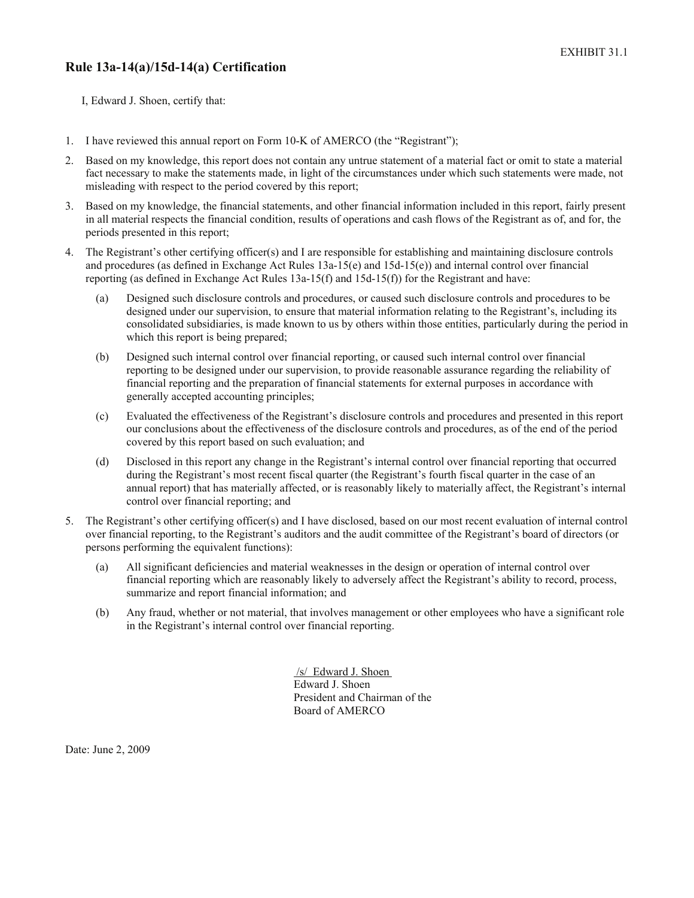EXHIBIT 31.1

## Rule 13a-14(a)/15d-14(a) Certification

I, Edward J. Shoen, certify that:

1. I have reviewed this annual report on Form 10-K of AMERCO (the "Registrant");
2. Based on my knowledge, this report does not contain any untrue statement of a material fact or omit to state a material fact necessary to make the statements made, in light of the circumstances under which such statements were made, not misleading with respect to the period covered by this report;
3. Based on my knowledge, the financial statements, and other financial information included in this report, fairly present in all material respects the financial condition, results of operations and cash flows of the Registrant as of, and for, the periods presented in this report;
4. The Registrant's other certifying officer(s) and I are responsible for establishing and maintaining disclosure controls and procedures (as defined in Exchange Act Rules 13a-15(e) and 15d-15(e)) and internal control over financial reporting (as defined in Exchange Act Rules 13a-15(f) and 15d-15(f)) for the Registrant and have:
   - (a) Designed such disclosure controls and procedures, or caused such disclosure controls and procedures to be designed under our supervision, to ensure that material information relating to the Registrant's, including its consolidated subsidiaries, is made known to us by others within those entities, particularly during the period in which this report is being prepared;
   - (b) Designed such internal control over financial reporting, or caused such internal control over financial reporting to be designed under our supervision, to provide reasonable assurance regarding the reliability of financial reporting and the preparation of financial statements for external purposes in accordance with generally accepted accounting principles;
   - (c) Evaluated the effectiveness of the Registrant's disclosure controls and procedures and presented in this report our conclusions about the effectiveness of the disclosure controls and procedures, as of the end of the period covered by this report based on such evaluation; and
   - (d) Disclosed in this report any change in the Registrant's internal control over financial reporting that occurred during the Registrant's most recent fiscal quarter (the Registrant's fourth fiscal quarter in the case of an annual report) that has materially affected, or is reasonably likely to materially affect, the Registrant's internal control over financial reporting; and
5. The Registrant's other certifying officer(s) and I have disclosed, based on our most recent evaluation of internal control over financial reporting, to the Registrant's auditors and the audit committee of the Registrant's board of directors (or persons performing the equivalent functions):
   - (a) All significant deficiencies and material weaknesses in the design or operation of internal control over financial reporting which are reasonably likely to adversely affect the Registrant's ability to record, process, summarize and report financial information; and
   - (b) Any fraud, whether or not material, that involves management or other employees who have a significant role in the Registrant's internal control over financial reporting.

/s/ Edward J. Shoen
Edward J. Shoen
President and Chairman of the
Board of AMERCO

Date: June 2, 2009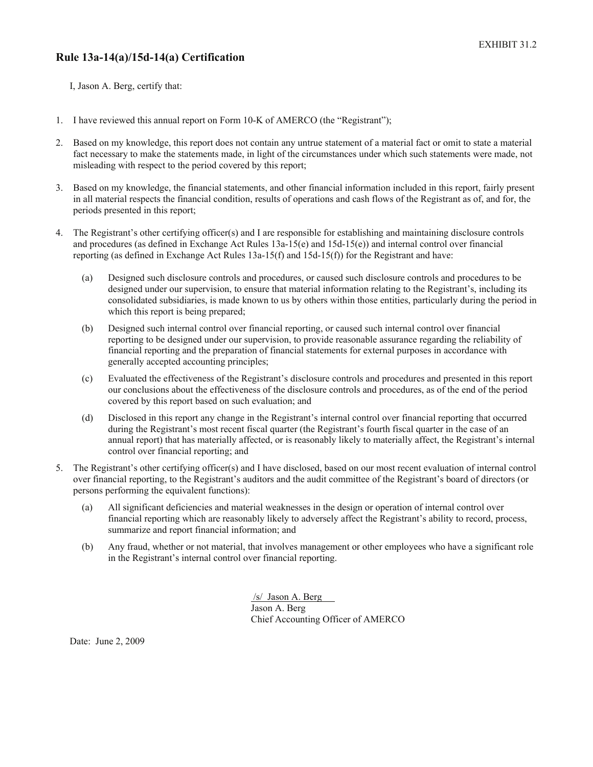EXHIBIT 31.2

## Rule 13a-14(a)/15d-14(a) Certification

I, Jason A. Berg, certify that:

1. I have reviewed this annual report on Form 10-K of AMERCO (the "Registrant");

2. Based on my knowledge, this report does not contain any untrue statement of a material fact or omit to state a material fact necessary to make the statements made, in light of the circumstances under which such statements were made, not misleading with respect to the period covered by this report;

3. Based on my knowledge, the financial statements, and other financial information included in this report, fairly present in all material respects the financial condition, results of operations and cash flows of the Registrant as of, and for, the periods presented in this report;

4. The Registrant's other certifying officer(s) and I are responsible for establishing and maintaining disclosure controls and procedures (as defined in Exchange Act Rules 13a-15(e) and 15d-15(e)) and internal control over financial reporting (as defined in Exchange Act Rules 13a-15(f) and 15d-15(f)) for the Registrant and have:

   (a) Designed such disclosure controls and procedures, or caused such disclosure controls and procedures to be designed under our supervision, to ensure that material information relating to the Registrant's, including its consolidated subsidiaries, is made known to us by others within those entities, particularly during the period in which this report is being prepared;

   (b) Designed such internal control over financial reporting, or caused such internal control over financial reporting to be designed under our supervision, to provide reasonable assurance regarding the reliability of financial reporting and the preparation of financial statements for external purposes in accordance with generally accepted accounting principles;

   (c) Evaluated the effectiveness of the Registrant's disclosure controls and procedures and presented in this report our conclusions about the effectiveness of the disclosure controls and procedures, as of the end of the period covered by this report based on such evaluation; and

   (d) Disclosed in this report any change in the Registrant's internal control over financial reporting that occurred during the Registrant's most recent fiscal quarter (the Registrant's fourth fiscal quarter in the case of an annual report) that has materially affected, or is reasonably likely to materially affect, the Registrant's internal control over financial reporting; and

5. The Registrant's other certifying officer(s) and I have disclosed, based on our most recent evaluation of internal control over financial reporting, to the Registrant's auditors and the audit committee of the Registrant's board of directors (or persons performing the equivalent functions):

   (a) All significant deficiencies and material weaknesses in the design or operation of internal control over financial reporting which are reasonably likely to adversely affect the Registrant's ability to record, process, summarize and report financial information; and

   (b) Any fraud, whether or not material, that involves management or other employees who have a significant role in the Registrant's internal control over financial reporting.

/s/ Jason A. Berg
Jason A. Berg
Chief Accounting Officer of AMERCO

Date: June 2, 2009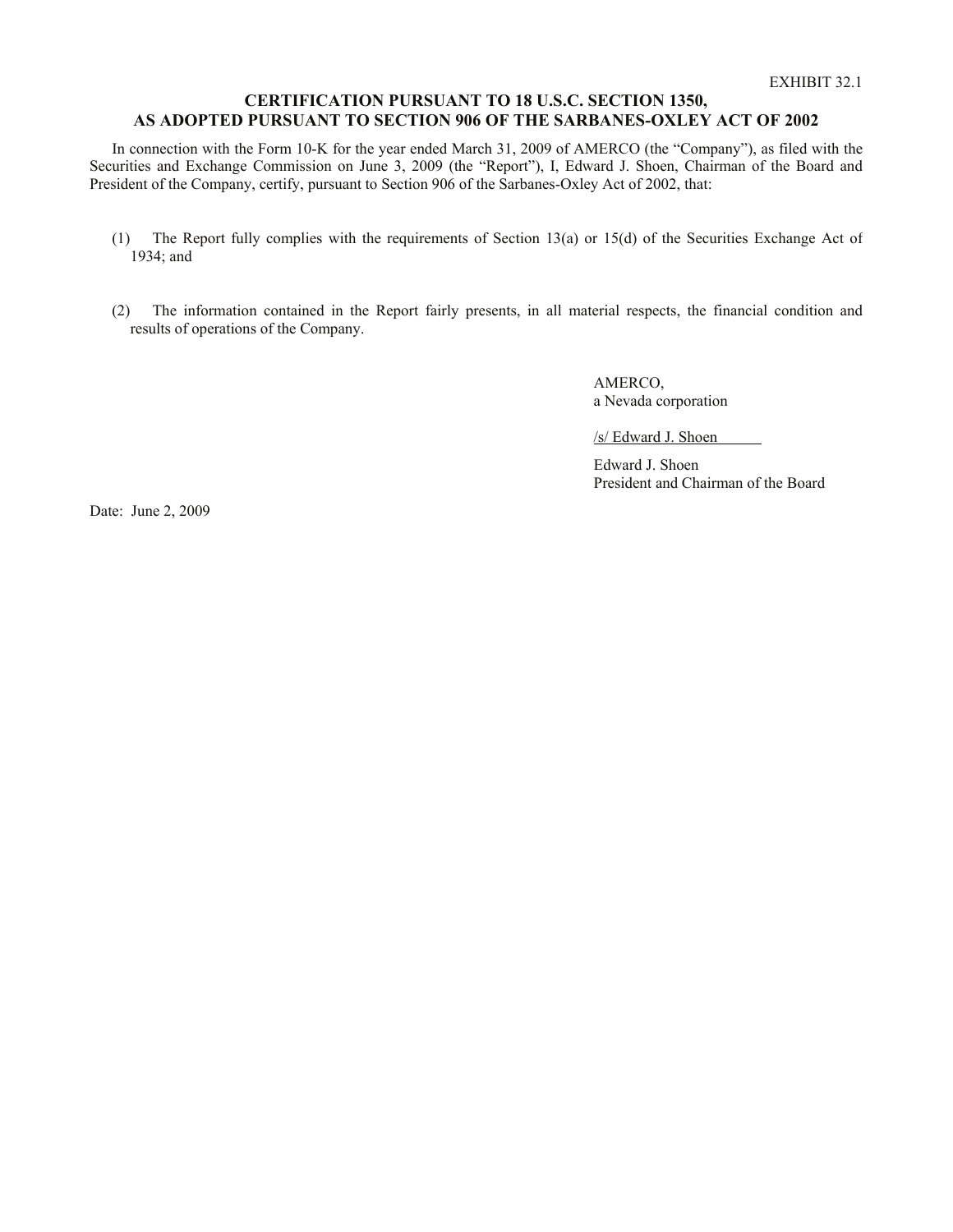EXHIBIT 32.1

# CERTIFICATION PURSUANT TO 18 U.S.C. SECTION 1350, AS ADOPTED PURSUANT TO SECTION 906 OF THE SARBANES-OXLEY ACT OF 2002

In connection with the Form 10-K for the year ended March 31, 2009 of AMERCO (the "Company"), as filed with the Securities and Exchange Commission on June 3, 2009 (the "Report"), I, Edward J. Shoen, Chairman of the Board and President of the Company, certify, pursuant to Section 906 of the Sarbanes-Oxley Act of 2002, that:

(1) The Report fully complies with the requirements of Section 13(a) or 15(d) of the Securities Exchange Act of 1934; and

(2) The information contained in the Report fairly presents, in all material respects, the financial condition and results of operations of the Company.

AMERCO,
a Nevada corporation

/s/ Edward J. Shoen

Edward J. Shoen
President and Chairman of the Board

Date: June 2, 2009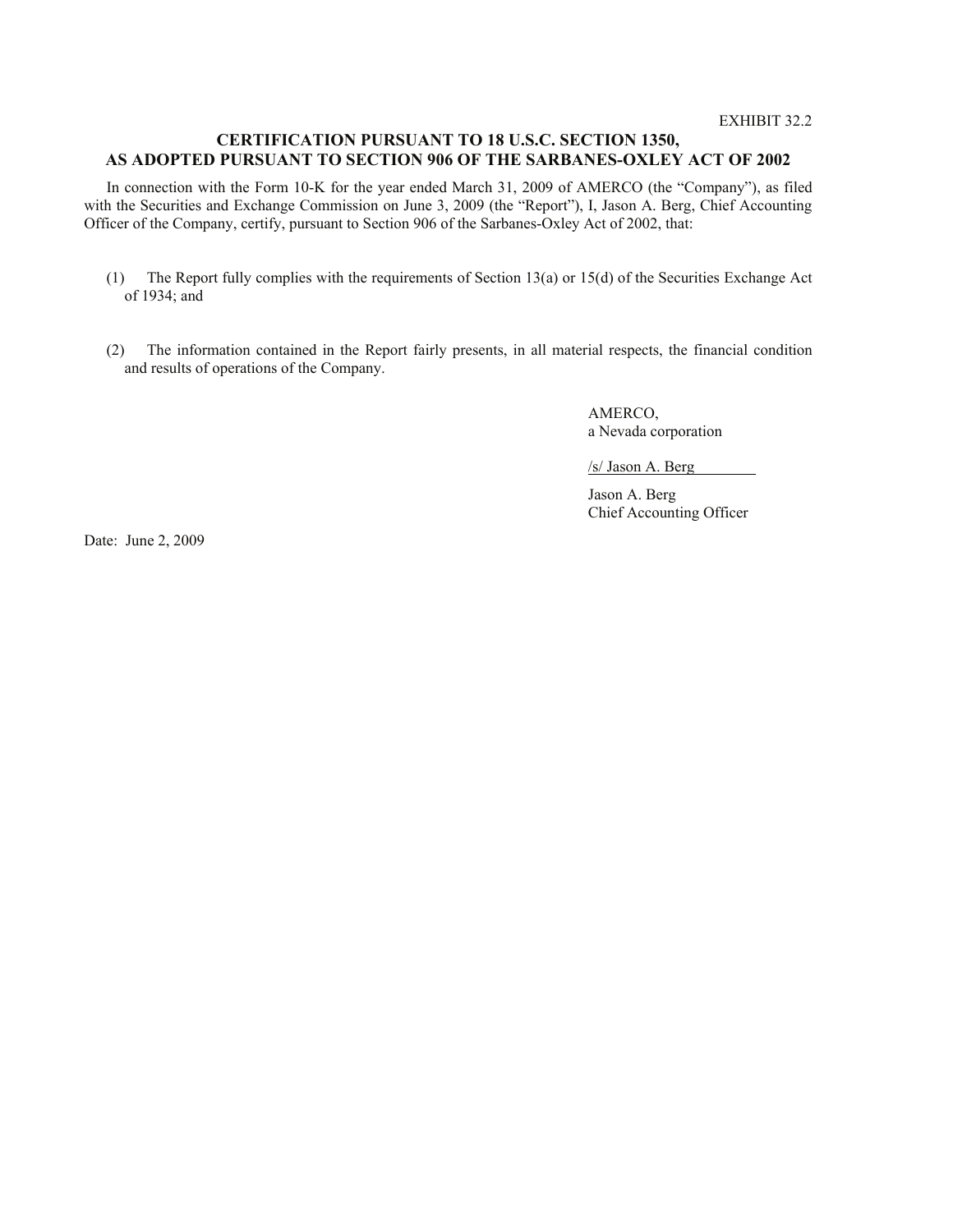EXHIBIT 32.2

## CERTIFICATION PURSUANT TO 18 U.S.C. SECTION 1350, AS ADOPTED PURSUANT TO SECTION 906 OF THE SARBANES-OXLEY ACT OF 2002

In connection with the Form 10-K for the year ended March 31, 2009 of AMERCO (the "Company"), as filed with the Securities and Exchange Commission on June 3, 2009 (the "Report"), I, Jason A. Berg, Chief Accounting Officer of the Company, certify, pursuant to Section 906 of the Sarbanes-Oxley Act of 2002, that:

(1) The Report fully complies with the requirements of Section 13(a) or 15(d) of the Securities Exchange Act of 1934; and

(2) The information contained in the Report fairly presents, in all material respects, the financial condition and results of operations of the Company.

AMERCO,
a Nevada corporation

/s/ Jason A. Berg

Jason A. Berg
Chief Accounting Officer

Date: June 2, 2009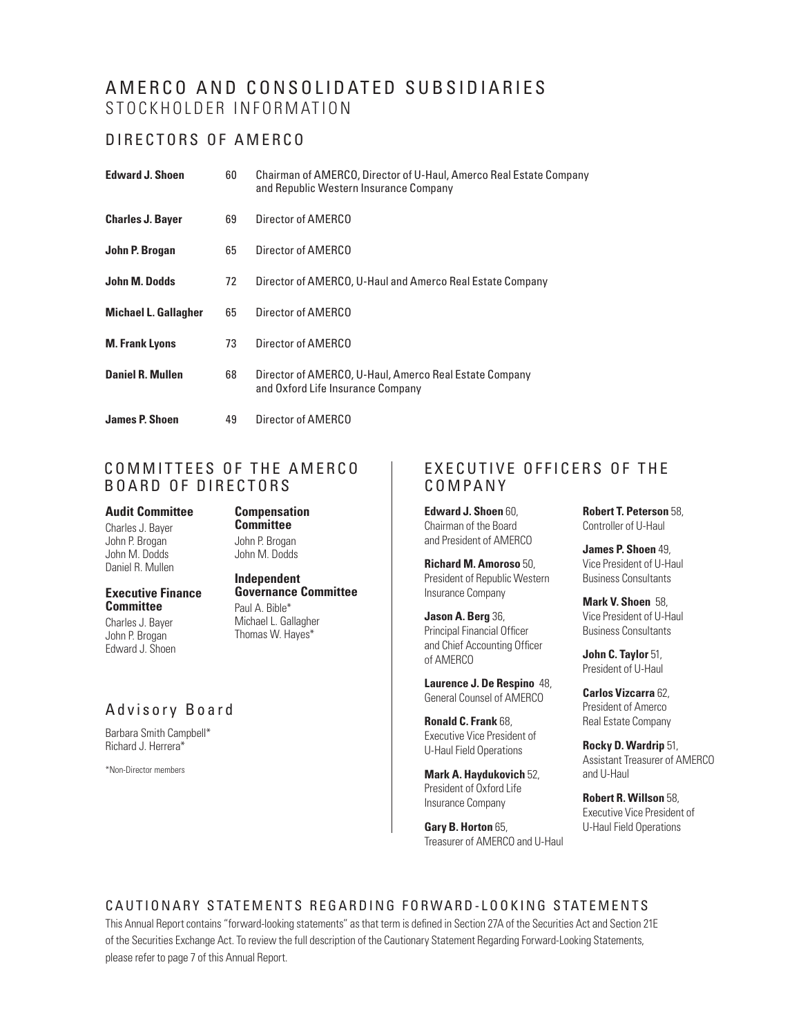# AMERCO AND CONSOLIDATED SUBSIDIARIES
## STOCKHOLDER INFORMATION

## DIRECTORS OF AMERCO

| | | |
|---|---|---|
| **Edward J. Shoen** | 60 | Chairman of AMERCO, Director of U-Haul, Amerco Real Estate Company and Republic Western Insurance Company |
| **Charles J. Bayer** | 69 | Director of AMERCO |
| **John P. Brogan** | 65 | Director of AMERCO |
| **John M. Dodds** | 72 | Director of AMERCO, U-Haul and Amerco Real Estate Company |
| **Michael L. Gallagher** | 65 | Director of AMERCO |
| **M. Frank Lyons** | 73 | Director of AMERCO |
| **Daniel R. Mullen** | 68 | Director of AMERCO, U-Haul, Amerco Real Estate Company and Oxford Life Insurance Company |
| **James P. Shoen** | 49 | Director of AMERCO |

## COMMITTEES OF THE AMERCO BOARD OF DIRECTORS

**Audit Committee**
Charles J. Bayer
John P. Brogan
John M. Dodds
Daniel R. Mullen

**Executive Finance Committee**
Charles J. Bayer
John P. Brogan
Edward J. Shoen

**Compensation Committee**
John P. Brogan
John M. Dodds

**Independent Governance Committee**
Paul A. Bible*
Michael L. Gallagher
Thomas W. Hayes*

## Advisory Board

Barbara Smith Campbell*
Richard J. Herrera*

*Non-Director members

## EXECUTIVE OFFICERS OF THE COMPANY

**Edward J. Shoen** 60,
Chairman of the Board and President of AMERCO

**Richard M. Amoroso** 50,
President of Republic Western Insurance Company

**Jason A. Berg** 36,
Principal Financial Officer and Chief Accounting Officer of AMERCO

**Laurence J. De Respino** 48,
General Counsel of AMERCO

**Ronald C. Frank** 68,
Executive Vice President of U-Haul Field Operations

**Mark A. Haydukovich** 52,
President of Oxford Life Insurance Company

**Gary B. Horton** 65,
Treasurer of AMERCO and U-Haul

**Robert T. Peterson** 58,
Controller of U-Haul

**James P. Shoen** 49,
Vice President of U-Haul Business Consultants

**Mark V. Shoen** 58,
Vice President of U-Haul Business Consultants

**John C. Taylor** 51,
President of U-Haul

**Carlos Vizcarra** 62,
President of Amerco Real Estate Company

**Rocky D. Wardrip** 51,
Assistant Treasurer of AMERCO and U-Haul

**Robert R. Willson** 58,
Executive Vice President of U-Haul Field Operations

## CAUTIONARY STATEMENTS REGARDING FORWARD-LOOKING STATEMENTS

This Annual Report contains "forward-looking statements" as that term is defined in Section 27A of the Securities Act and Section 21E of the Securities Exchange Act. To review the full description of the Cautionary Statement Regarding Forward-Looking Statements, please refer to page 7 of this Annual Report.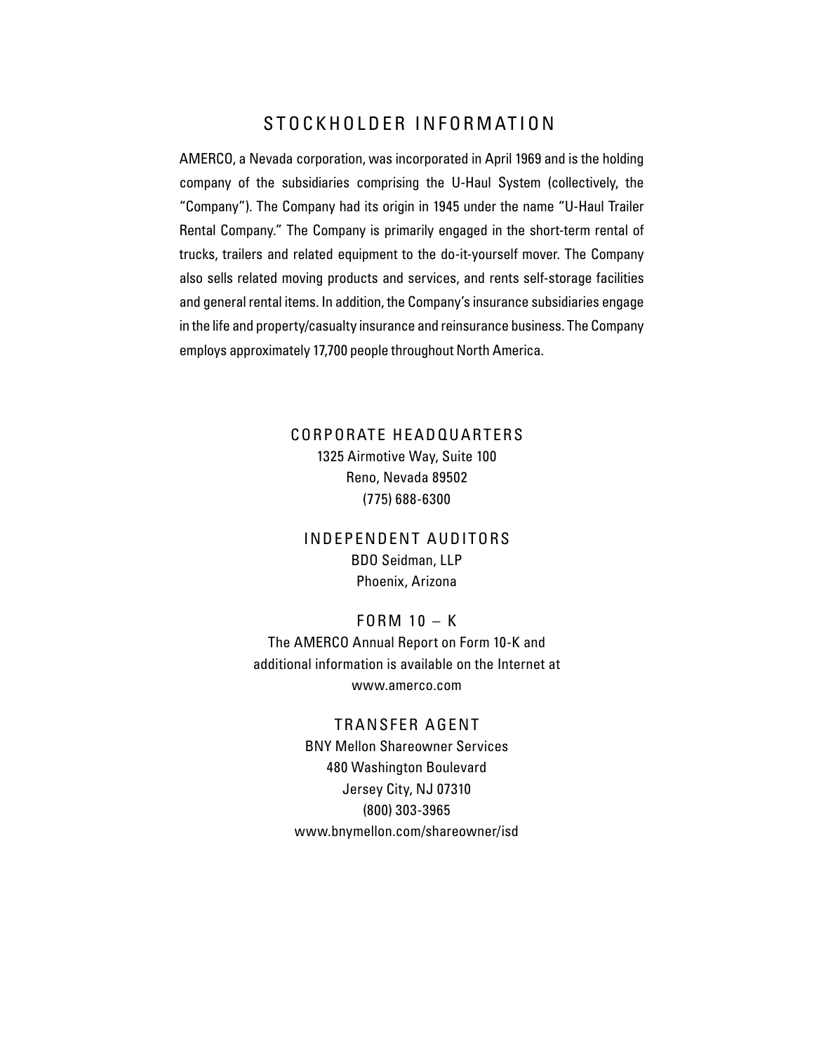# STOCKHOLDER INFORMATION

AMERCO, a Nevada corporation, was incorporated in April 1969 and is the holding company of the subsidiaries comprising the U-Haul System (collectively, the "Company"). The Company had its origin in 1945 under the name "U-Haul Trailer Rental Company." The Company is primarily engaged in the short-term rental of trucks, trailers and related equipment to the do-it-yourself mover. The Company also sells related moving products and services, and rents self-storage facilities and general rental items. In addition, the Company's insurance subsidiaries engage in the life and property/casualty insurance and reinsurance business. The Company employs approximately 17,700 people throughout North America.

## CORPORATE HEADQUARTERS

1325 Airmotive Way, Suite 100
Reno, Nevada 89502
(775) 688-6300

## INDEPENDENT AUDITORS

BDO Seidman, LLP
Phoenix, Arizona

## FORM 10 – K

The AMERCO Annual Report on Form 10-K and additional information is available on the Internet at www.amerco.com

## TRANSFER AGENT

BNY Mellon Shareowner Services
480 Washington Boulevard
Jersey City, NJ 07310
(800) 303-3965
www.bnymellon.com/shareowner/isd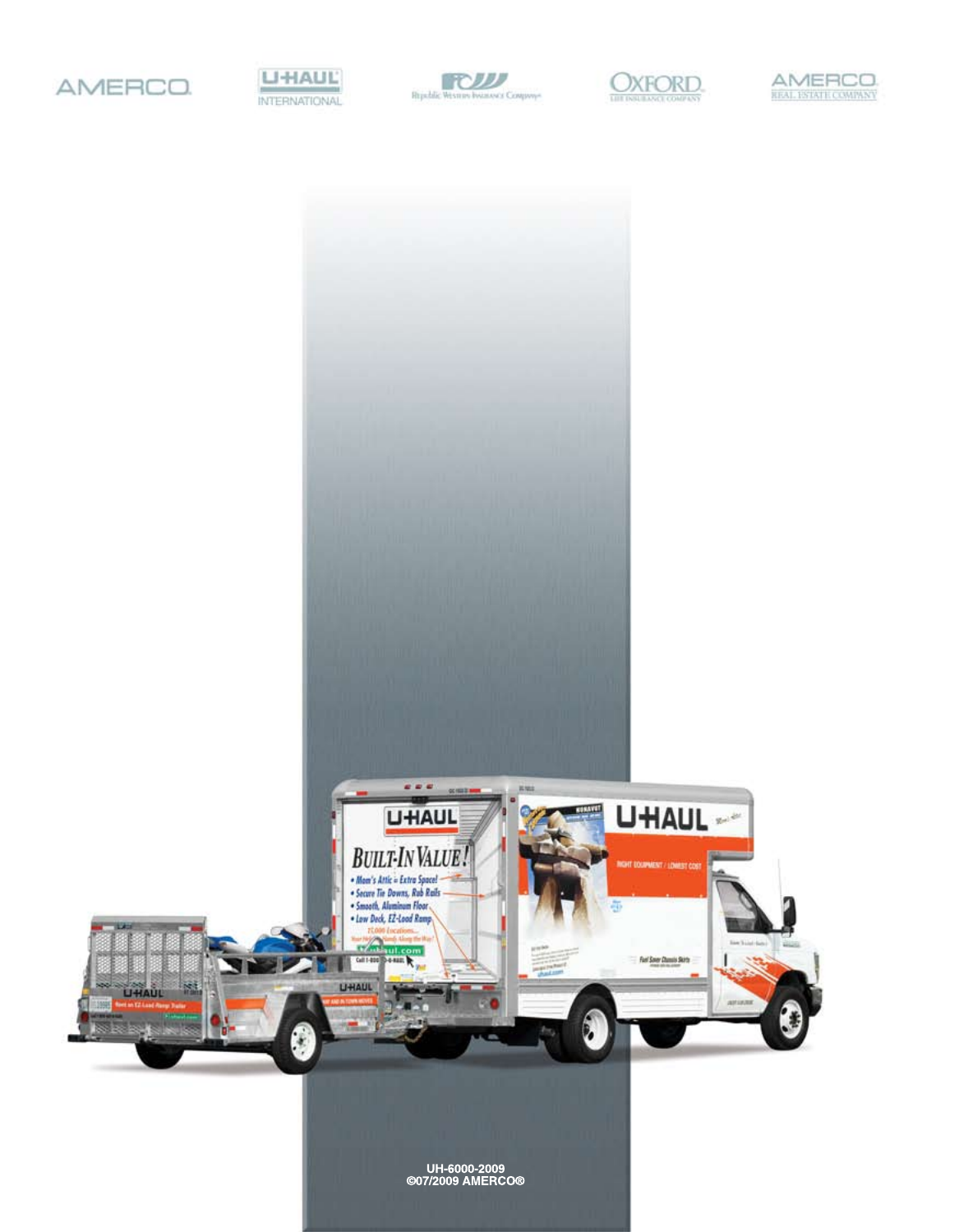AMERCO

U-HAUL INTERNATIONAL

Republic Western Insurance Company

OXFORD LIFE INSURANCE COMPANY

AMERCO REAL ESTATE COMPANY

UH-6000-2009
©07/2009 AMERCO®